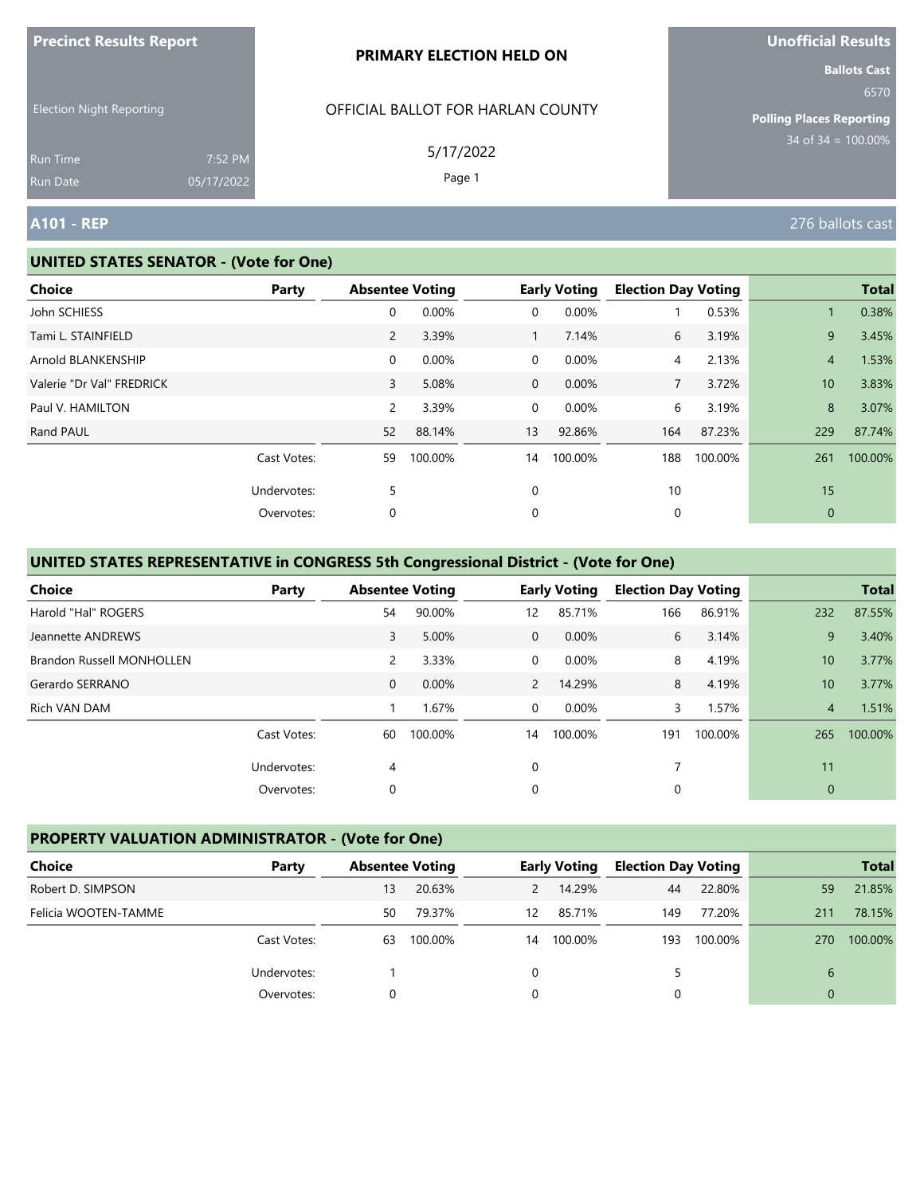**Precinct Results Report**

Election Night Reporting

Run Time 7:52 PM
Run Date 05/17/2022

**PRIMARY ELECTION HELD ON**

OFFICIAL BALLOT FOR HARLAN COUNTY

5/17/2022

**Unofficial Results**

**Ballots Cast**
6570

**Polling Places Reporting**
34 of 34 = 100.00%

## A101 - REP

276 ballots cast

### UNITED STATES SENATOR - (Vote for One)

| Choice | Party | Absentee Voting | | Early Voting | | Election Day Voting | | Total | |
|---|---|---|---|---|---|---|---|---|---|
| John SCHIESS | | 0 | 0.00% | 0 | 0.00% | 1 | 0.53% | 1 | 0.38% |
| Tami L. STAINFIELD | | 2 | 3.39% | 1 | 7.14% | 6 | 3.19% | 9 | 3.45% |
| Arnold BLANKENSHIP | | 0 | 0.00% | 0 | 0.00% | 4 | 2.13% | 4 | 1.53% |
| Valerie "Dr Val" FREDRICK | | 3 | 5.08% | 0 | 0.00% | 7 | 3.72% | 10 | 3.83% |
| Paul V. HAMILTON | | 2 | 3.39% | 0 | 0.00% | 6 | 3.19% | 8 | 3.07% |
| Rand PAUL | | 52 | 88.14% | 13 | 92.86% | 164 | 87.23% | 229 | 87.74% |
| | Cast Votes: | 59 | 100.00% | 14 | 100.00% | 188 | 100.00% | 261 | 100.00% |
| | Undervotes: | 5 | | 0 | | 10 | | 15 | |
| | Overvotes: | 0 | | 0 | | 0 | | 0 | |

### UNITED STATES REPRESENTATIVE in CONGRESS 5th Congressional District - (Vote for One)

| Choice | Party | Absentee Voting | | Early Voting | | Election Day Voting | | Total | |
|---|---|---|---|---|---|---|---|---|---|
| Harold "Hal" ROGERS | | 54 | 90.00% | 12 | 85.71% | 166 | 86.91% | 232 | 87.55% |
| Jeannette ANDREWS | | 3 | 5.00% | 0 | 0.00% | 6 | 3.14% | 9 | 3.40% |
| Brandon Russell MONHOLLEN | | 2 | 3.33% | 0 | 0.00% | 8 | 4.19% | 10 | 3.77% |
| Gerardo SERRANO | | 0 | 0.00% | 2 | 14.29% | 8 | 4.19% | 10 | 3.77% |
| Rich VAN DAM | | 1 | 1.67% | 0 | 0.00% | 3 | 1.57% | 4 | 1.51% |
| | Cast Votes: | 60 | 100.00% | 14 | 100.00% | 191 | 100.00% | 265 | 100.00% |
| | Undervotes: | 4 | | 0 | | 7 | | 11 | |
| | Overvotes: | 0 | | 0 | | 0 | | 0 | |

### PROPERTY VALUATION ADMINISTRATOR - (Vote for One)

| Choice | Party | Absentee Voting | | Early Voting | | Election Day Voting | | Total | |
|---|---|---|---|---|---|---|---|---|---|
| Robert D. SIMPSON | | 13 | 20.63% | 2 | 14.29% | 44 | 22.80% | 59 | 21.85% |
| Felicia WOOTEN-TAMME | | 50 | 79.37% | 12 | 85.71% | 149 | 77.20% | 211 | 78.15% |
| | Cast Votes: | 63 | 100.00% | 14 | 100.00% | 193 | 100.00% | 270 | 100.00% |
| | Undervotes: | 1 | | 0 | | 5 | | 6 | |
| | Overvotes: | 0 | | 0 | | 0 | | 0 | |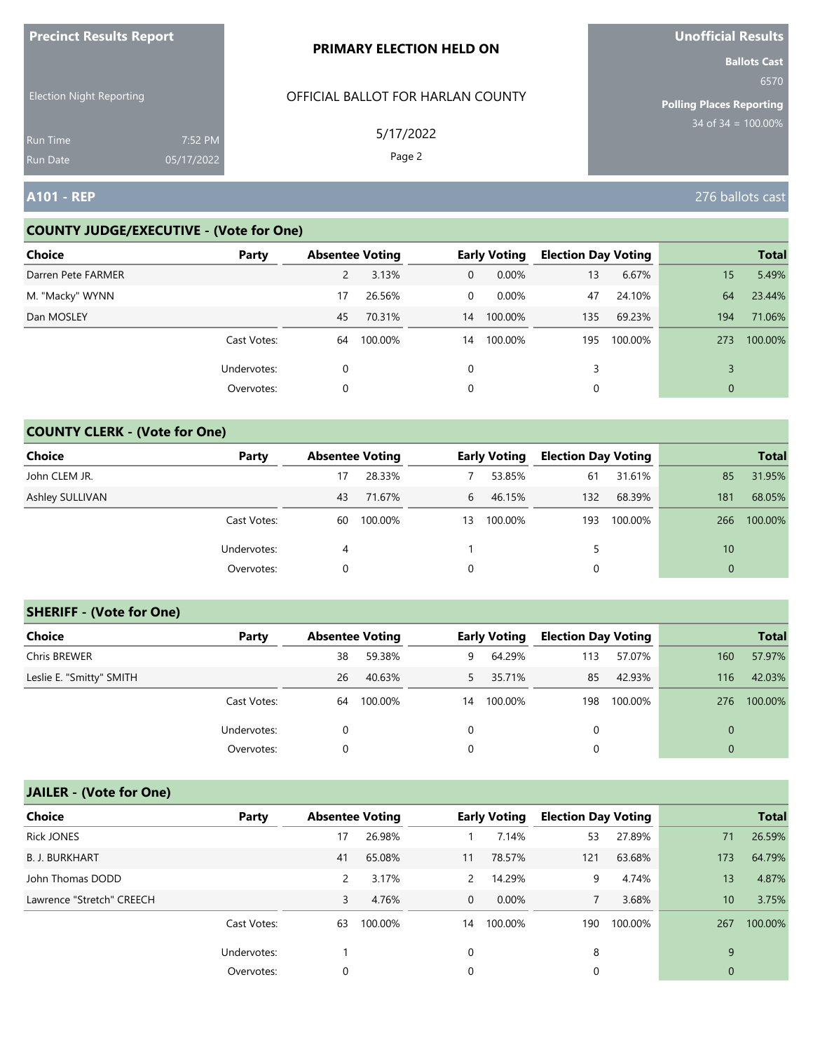**Precinct Results Report**

Election Night Reporting

Run Time 7:52 PM
Run Date 05/17/2022

**PRIMARY ELECTION HELD ON**

OFFICIAL BALLOT FOR HARLAN COUNTY

5/17/2022

**Unofficial Results**

**Ballots Cast**
6570

**Polling Places Reporting**
34 of 34 = 100.00%

## A101 - REP

276 ballots cast

### COUNTY JUDGE/EXECUTIVE - (Vote for One)

| Choice | Party | Absentee Voting | | Early Voting | | Election Day Voting | | Total | |
|---|---|---|---|---|---|---|---|---|---|
| Darren Pete FARMER | | 2 | 3.13% | 0 | 0.00% | 13 | 6.67% | 15 | 5.49% |
| M. "Macky" WYNN | | 17 | 26.56% | 0 | 0.00% | 47 | 24.10% | 64 | 23.44% |
| Dan MOSLEY | | 45 | 70.31% | 14 | 100.00% | 135 | 69.23% | 194 | 71.06% |
| | Cast Votes: | 64 | 100.00% | 14 | 100.00% | 195 | 100.00% | 273 | 100.00% |
| | Undervotes: | 0 | | 0 | | 3 | | 3 | |
| | Overvotes: | 0 | | 0 | | 0 | | 0 | |

### COUNTY CLERK - (Vote for One)

| Choice | Party | Absentee Voting | | Early Voting | | Election Day Voting | | Total | |
|---|---|---|---|---|---|---|---|---|---|
| John CLEM JR. | | 17 | 28.33% | 7 | 53.85% | 61 | 31.61% | 85 | 31.95% |
| Ashley SULLIVAN | | 43 | 71.67% | 6 | 46.15% | 132 | 68.39% | 181 | 68.05% |
| | Cast Votes: | 60 | 100.00% | 13 | 100.00% | 193 | 100.00% | 266 | 100.00% |
| | Undervotes: | 4 | | 1 | | 5 | | 10 | |
| | Overvotes: | 0 | | 0 | | 0 | | 0 | |

### SHERIFF - (Vote for One)

| Choice | Party | Absentee Voting | | Early Voting | | Election Day Voting | | Total | |
|---|---|---|---|---|---|---|---|---|---|
| Chris BREWER | | 38 | 59.38% | 9 | 64.29% | 113 | 57.07% | 160 | 57.97% |
| Leslie E. "Smitty" SMITH | | 26 | 40.63% | 5 | 35.71% | 85 | 42.93% | 116 | 42.03% |
| | Cast Votes: | 64 | 100.00% | 14 | 100.00% | 198 | 100.00% | 276 | 100.00% |
| | Undervotes: | 0 | | 0 | | 0 | | 0 | |
| | Overvotes: | 0 | | 0 | | 0 | | 0 | |

### JAILER - (Vote for One)

| Choice | Party | Absentee Voting | | Early Voting | | Election Day Voting | | Total | |
|---|---|---|---|---|---|---|---|---|---|
| Rick JONES | | 17 | 26.98% | 1 | 7.14% | 53 | 27.89% | 71 | 26.59% |
| B. J. BURKHART | | 41 | 65.08% | 11 | 78.57% | 121 | 63.68% | 173 | 64.79% |
| John Thomas DODD | | 2 | 3.17% | 2 | 14.29% | 9 | 4.74% | 13 | 4.87% |
| Lawrence "Stretch" CREECH | | 3 | 4.76% | 0 | 0.00% | 7 | 3.68% | 10 | 3.75% |
| | Cast Votes: | 63 | 100.00% | 14 | 100.00% | 190 | 100.00% | 267 | 100.00% |
| | Undervotes: | 1 | | 0 | | 8 | | 9 | |
| | Overvotes: | 0 | | 0 | | 0 | | 0 | |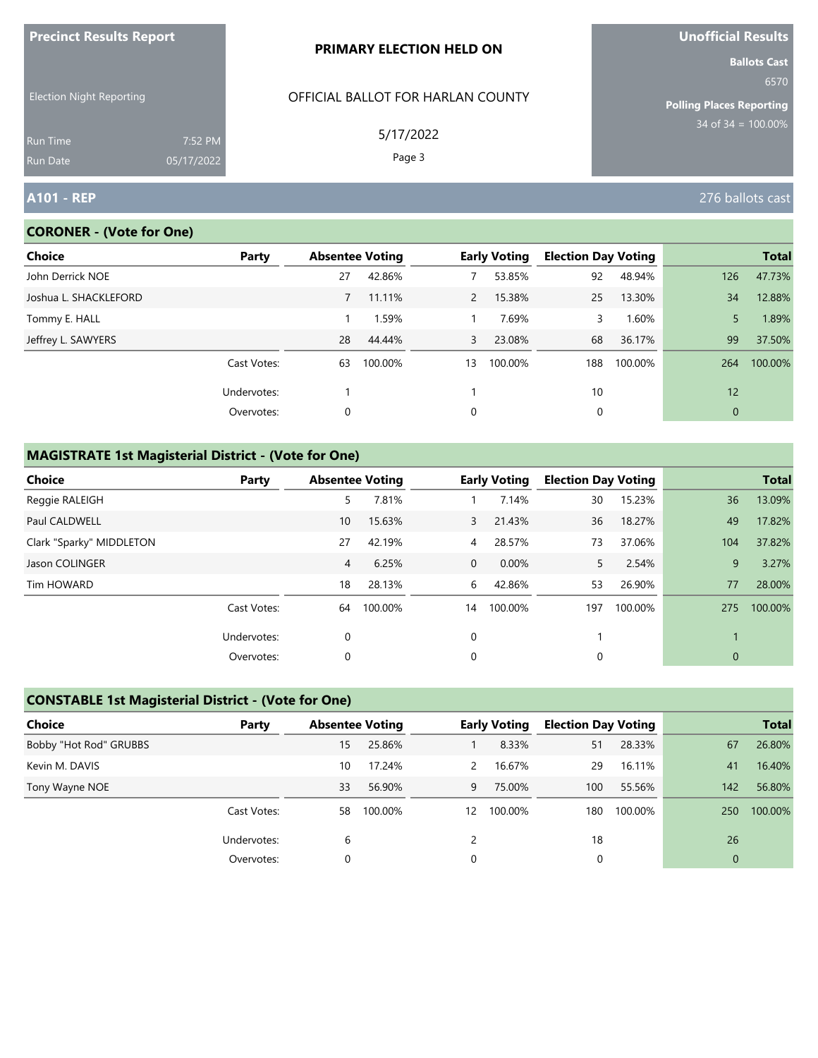**Precinct Results Report**

Election Night Reporting

Run Time 7:52 PM
Run Date 05/17/2022

**PRIMARY ELECTION HELD ON**

OFFICIAL BALLOT FOR HARLAN COUNTY

5/17/2022

**Unofficial Results**

**Ballots Cast** 6570

**Polling Places Reporting** 34 of 34 = 100.00%

## A101 - REP

276 ballots cast

### CORONER - (Vote for One)

| Choice | Party | Absentee Voting | | Early Voting | | Election Day Voting | | Total | |
|---|---|---|---|---|---|---|---|---|---|
| John Derrick NOE | | 27 | 42.86% | 7 | 53.85% | 92 | 48.94% | 126 | 47.73% |
| Joshua L. SHACKLEFORD | | 7 | 11.11% | 2 | 15.38% | 25 | 13.30% | 34 | 12.88% |
| Tommy E. HALL | | 1 | 1.59% | 1 | 7.69% | 3 | 1.60% | 5 | 1.89% |
| Jeffrey L. SAWYERS | | 28 | 44.44% | 3 | 23.08% | 68 | 36.17% | 99 | 37.50% |
| | Cast Votes: | 63 | 100.00% | 13 | 100.00% | 188 | 100.00% | 264 | 100.00% |
| | Undervotes: | 1 | | 1 | | 10 | | 12 | |
| | Overvotes: | 0 | | 0 | | 0 | | 0 | |

### MAGISTRATE 1st Magisterial District - (Vote for One)

| Choice | Party | Absentee Voting | | Early Voting | | Election Day Voting | | Total | |
|---|---|---|---|---|---|---|---|---|---|
| Reggie RALEIGH | | 5 | 7.81% | 1 | 7.14% | 30 | 15.23% | 36 | 13.09% |
| Paul CALDWELL | | 10 | 15.63% | 3 | 21.43% | 36 | 18.27% | 49 | 17.82% |
| Clark "Sparky" MIDDLETON | | 27 | 42.19% | 4 | 28.57% | 73 | 37.06% | 104 | 37.82% |
| Jason COLINGER | | 4 | 6.25% | 0 | 0.00% | 5 | 2.54% | 9 | 3.27% |
| Tim HOWARD | | 18 | 28.13% | 6 | 42.86% | 53 | 26.90% | 77 | 28.00% |
| | Cast Votes: | 64 | 100.00% | 14 | 100.00% | 197 | 100.00% | 275 | 100.00% |
| | Undervotes: | 0 | | 0 | | 1 | | 1 | |
| | Overvotes: | 0 | | 0 | | 0 | | 0 | |

### CONSTABLE 1st Magisterial District - (Vote for One)

| Choice | Party | Absentee Voting | | Early Voting | | Election Day Voting | | Total | |
|---|---|---|---|---|---|---|---|---|---|
| Bobby "Hot Rod" GRUBBS | | 15 | 25.86% | 1 | 8.33% | 51 | 28.33% | 67 | 26.80% |
| Kevin M. DAVIS | | 10 | 17.24% | 2 | 16.67% | 29 | 16.11% | 41 | 16.40% |
| Tony Wayne NOE | | 33 | 56.90% | 9 | 75.00% | 100 | 55.56% | 142 | 56.80% |
| | Cast Votes: | 58 | 100.00% | 12 | 100.00% | 180 | 100.00% | 250 | 100.00% |
| | Undervotes: | 6 | | 2 | | 18 | | 26 | |
| | Overvotes: | 0 | | 0 | | 0 | | 0 | |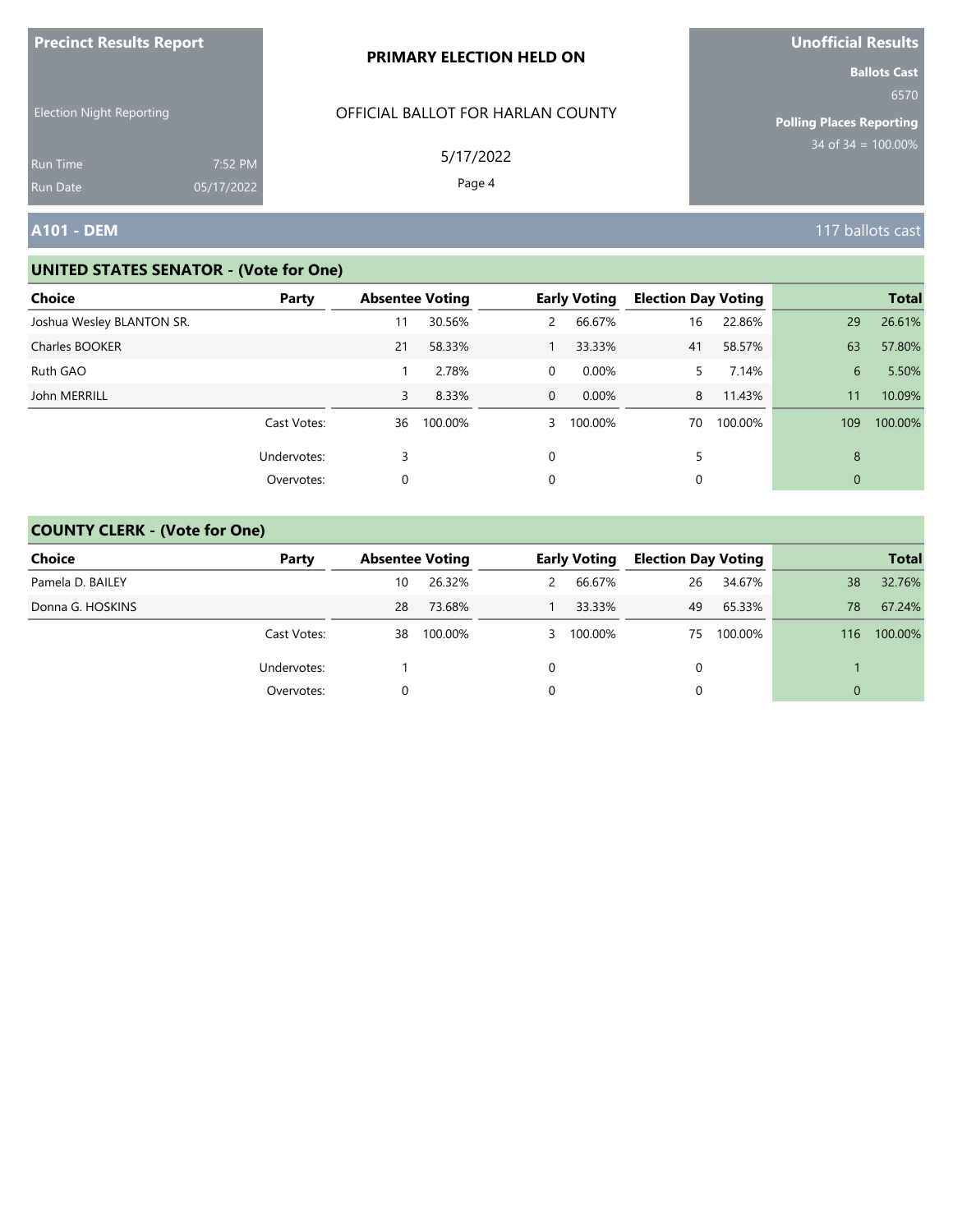**Precinct Results Report**

Election Night Reporting

Run Time 7:52 PM
Run Date 05/17/2022

**PRIMARY ELECTION HELD ON**

OFFICIAL BALLOT FOR HARLAN COUNTY

5/17/2022

**Unofficial Results**

**Ballots Cast**
6570

**Polling Places Reporting**
34 of 34 = 100.00%

## A101 - DEM

117 ballots cast

### UNITED STATES SENATOR - (Vote for One)

| Choice | Party | Absentee Voting | | Early Voting | | Election Day Voting | | Total | |
|---|---|---|---|---|---|---|---|---|---|
| Joshua Wesley BLANTON SR. | | 11 | 30.56% | 2 | 66.67% | 16 | 22.86% | 29 | 26.61% |
| Charles BOOKER | | 21 | 58.33% | 1 | 33.33% | 41 | 58.57% | 63 | 57.80% |
| Ruth GAO | | 1 | 2.78% | 0 | 0.00% | 5 | 7.14% | 6 | 5.50% |
| John MERRILL | | 3 | 8.33% | 0 | 0.00% | 8 | 11.43% | 11 | 10.09% |
| | Cast Votes: | 36 | 100.00% | 3 | 100.00% | 70 | 100.00% | 109 | 100.00% |
| | Undervotes: | 3 | | 0 | | 5 | | 8 | |
| | Overvotes: | 0 | | 0 | | 0 | | 0 | |

### COUNTY CLERK - (Vote for One)

| Choice | Party | Absentee Voting | | Early Voting | | Election Day Voting | | Total | |
|---|---|---|---|---|---|---|---|---|---|
| Pamela D. BAILEY | | 10 | 26.32% | 2 | 66.67% | 26 | 34.67% | 38 | 32.76% |
| Donna G. HOSKINS | | 28 | 73.68% | 1 | 33.33% | 49 | 65.33% | 78 | 67.24% |
| | Cast Votes: | 38 | 100.00% | 3 | 100.00% | 75 | 100.00% | 116 | 100.00% |
| | Undervotes: | 1 | | 0 | | 0 | | 1 | |
| | Overvotes: | 0 | | 0 | | 0 | | 0 | |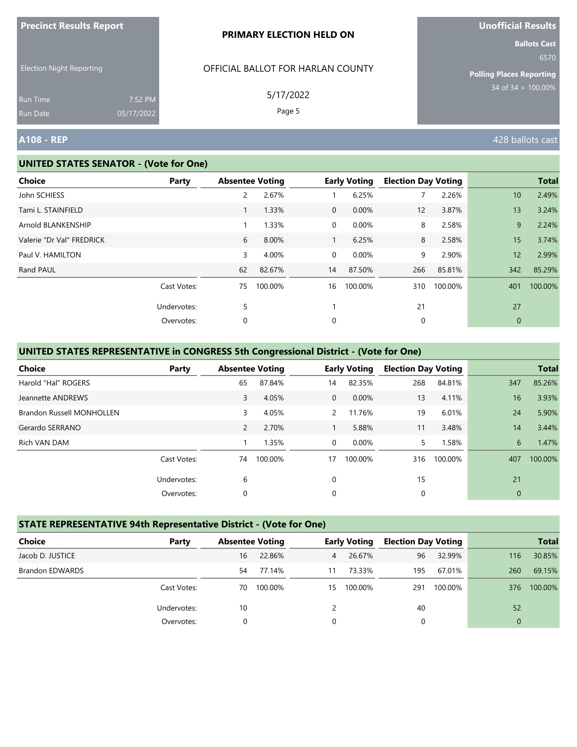**Precinct Results Report**

Election Night Reporting

Run Time 7:52 PM
Run Date 05/17/2022

**PRIMARY ELECTION HELD ON**

OFFICIAL BALLOT FOR HARLAN COUNTY

5/17/2022

**Unofficial Results**

**Ballots Cast**
6570

**Polling Places Reporting**
34 of 34 = 100.00%

## A108 - REP

428 ballots cast

### UNITED STATES SENATOR - (Vote for One)

| Choice | Party | Absentee Voting | | Early Voting | | Election Day Voting | | Total | |
|---|---|---|---|---|---|---|---|---|---|
| John SCHIESS | | 2 | 2.67% | 1 | 6.25% | 7 | 2.26% | 10 | 2.49% |
| Tami L. STAINFIELD | | 1 | 1.33% | 0 | 0.00% | 12 | 3.87% | 13 | 3.24% |
| Arnold BLANKENSHIP | | 1 | 1.33% | 0 | 0.00% | 8 | 2.58% | 9 | 2.24% |
| Valerie "Dr Val" FREDRICK | | 6 | 8.00% | 1 | 6.25% | 8 | 2.58% | 15 | 3.74% |
| Paul V. HAMILTON | | 3 | 4.00% | 0 | 0.00% | 9 | 2.90% | 12 | 2.99% |
| Rand PAUL | | 62 | 82.67% | 14 | 87.50% | 266 | 85.81% | 342 | 85.29% |
| | Cast Votes: | 75 | 100.00% | 16 | 100.00% | 310 | 100.00% | 401 | 100.00% |
| | Undervotes: | 5 | | 1 | | 21 | | 27 | |
| | Overvotes: | 0 | | 0 | | 0 | | 0 | |

### UNITED STATES REPRESENTATIVE in CONGRESS 5th Congressional District - (Vote for One)

| Choice | Party | Absentee Voting | | Early Voting | | Election Day Voting | | Total | |
|---|---|---|---|---|---|---|---|---|---|
| Harold "Hal" ROGERS | | 65 | 87.84% | 14 | 82.35% | 268 | 84.81% | 347 | 85.26% |
| Jeannette ANDREWS | | 3 | 4.05% | 0 | 0.00% | 13 | 4.11% | 16 | 3.93% |
| Brandon Russell MONHOLLEN | | 3 | 4.05% | 2 | 11.76% | 19 | 6.01% | 24 | 5.90% |
| Gerardo SERRANO | | 2 | 2.70% | 1 | 5.88% | 11 | 3.48% | 14 | 3.44% |
| Rich VAN DAM | | 1 | 1.35% | 0 | 0.00% | 5 | 1.58% | 6 | 1.47% |
| | Cast Votes: | 74 | 100.00% | 17 | 100.00% | 316 | 100.00% | 407 | 100.00% |
| | Undervotes: | 6 | | 0 | | 15 | | 21 | |
| | Overvotes: | 0 | | 0 | | 0 | | 0 | |

### STATE REPRESENTATIVE 94th Representative District - (Vote for One)

| Choice | Party | Absentee Voting | | Early Voting | | Election Day Voting | | Total | |
|---|---|---|---|---|---|---|---|---|---|
| Jacob D. JUSTICE | | 16 | 22.86% | 4 | 26.67% | 96 | 32.99% | 116 | 30.85% |
| Brandon EDWARDS | | 54 | 77.14% | 11 | 73.33% | 195 | 67.01% | 260 | 69.15% |
| | Cast Votes: | 70 | 100.00% | 15 | 100.00% | 291 | 100.00% | 376 | 100.00% |
| | Undervotes: | 10 | | 2 | | 40 | | 52 | |
| | Overvotes: | 0 | | 0 | | 0 | | 0 | |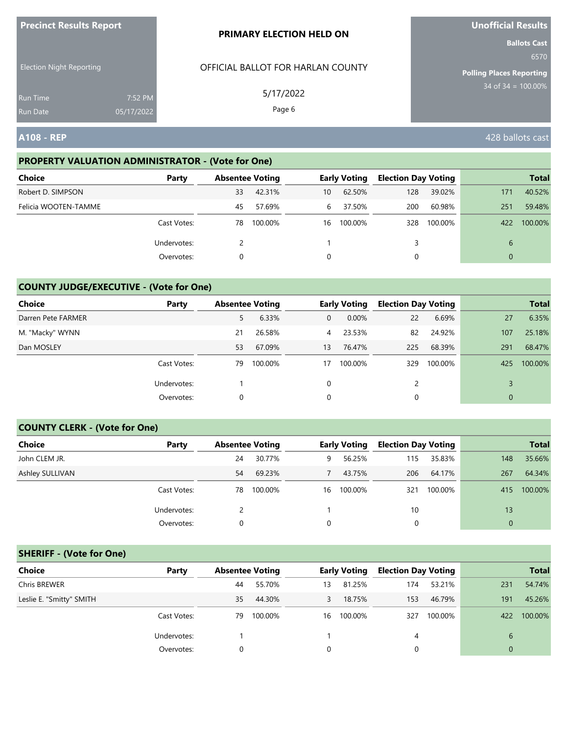**Precinct Results Report**

Election Night Reporting

Run Time 7:52 PM
Run Date 05/17/2022

**PRIMARY ELECTION HELD ON**

OFFICIAL BALLOT FOR HARLAN COUNTY

5/17/2022

**Unofficial Results**

**Ballots Cast**
6570

**Polling Places Reporting**
34 of 34 = 100.00%

## A108 - REP

428 ballots cast

### PROPERTY VALUATION ADMINISTRATOR - (Vote for One)

| Choice | Party | Absentee Voting | | Early Voting | | Election Day Voting | | Total | |
|---|---|---|---|---|---|---|---|---|---|
| Robert D. SIMPSON | | 33 | 42.31% | 10 | 62.50% | 128 | 39.02% | 171 | 40.52% |
| Felicia WOOTEN-TAMME | | 45 | 57.69% | 6 | 37.50% | 200 | 60.98% | 251 | 59.48% |
| | Cast Votes: | 78 | 100.00% | 16 | 100.00% | 328 | 100.00% | 422 | 100.00% |
| | Undervotes: | 2 | | 1 | | 3 | | 6 | |
| | Overvotes: | 0 | | 0 | | 0 | | 0 | |

### COUNTY JUDGE/EXECUTIVE - (Vote for One)

| Choice | Party | Absentee Voting | | Early Voting | | Election Day Voting | | Total | |
|---|---|---|---|---|---|---|---|---|---|
| Darren Pete FARMER | | 5 | 6.33% | 0 | 0.00% | 22 | 6.69% | 27 | 6.35% |
| M. "Macky" WYNN | | 21 | 26.58% | 4 | 23.53% | 82 | 24.92% | 107 | 25.18% |
| Dan MOSLEY | | 53 | 67.09% | 13 | 76.47% | 225 | 68.39% | 291 | 68.47% |
| | Cast Votes: | 79 | 100.00% | 17 | 100.00% | 329 | 100.00% | 425 | 100.00% |
| | Undervotes: | 1 | | 0 | | 2 | | 3 | |
| | Overvotes: | 0 | | 0 | | 0 | | 0 | |

### COUNTY CLERK - (Vote for One)

| Choice | Party | Absentee Voting | | Early Voting | | Election Day Voting | | Total | |
|---|---|---|---|---|---|---|---|---|---|
| John CLEM JR. | | 24 | 30.77% | 9 | 56.25% | 115 | 35.83% | 148 | 35.66% |
| Ashley SULLIVAN | | 54 | 69.23% | 7 | 43.75% | 206 | 64.17% | 267 | 64.34% |
| | Cast Votes: | 78 | 100.00% | 16 | 100.00% | 321 | 100.00% | 415 | 100.00% |
| | Undervotes: | 2 | | 1 | | 10 | | 13 | |
| | Overvotes: | 0 | | 0 | | 0 | | 0 | |

### SHERIFF - (Vote for One)

| Choice | Party | Absentee Voting | | Early Voting | | Election Day Voting | | Total | |
|---|---|---|---|---|---|---|---|---|---|
| Chris BREWER | | 44 | 55.70% | 13 | 81.25% | 174 | 53.21% | 231 | 54.74% |
| Leslie E. "Smitty" SMITH | | 35 | 44.30% | 3 | 18.75% | 153 | 46.79% | 191 | 45.26% |
| | Cast Votes: | 79 | 100.00% | 16 | 100.00% | 327 | 100.00% | 422 | 100.00% |
| | Undervotes: | 1 | | 1 | | 4 | | 6 | |
| | Overvotes: | 0 | | 0 | | 0 | | 0 | |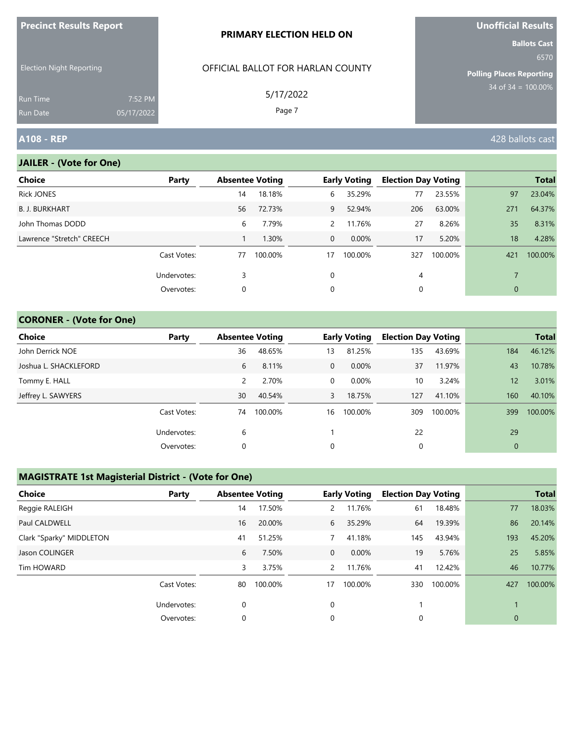Precinct Results Report

Election Night Reporting

Run Time 7:52 PM
Run Date 05/17/2022

PRIMARY ELECTION HELD ON

OFFICIAL BALLOT FOR HARLAN COUNTY

5/17/2022

Unofficial Results

Ballots Cast 6570

Polling Places Reporting 34 of 34 = 100.00%

## A108 - REP

428 ballots cast

### JAILER - (Vote for One)

| Choice | Party | Absentee Voting | | Early Voting | | Election Day Voting | | Total | |
|---|---|---|---|---|---|---|---|---|---|
| Rick JONES | | 14 | 18.18% | 6 | 35.29% | 77 | 23.55% | 97 | 23.04% |
| B. J. BURKHART | | 56 | 72.73% | 9 | 52.94% | 206 | 63.00% | 271 | 64.37% |
| John Thomas DODD | | 6 | 7.79% | 2 | 11.76% | 27 | 8.26% | 35 | 8.31% |
| Lawrence "Stretch" CREECH | | 1 | 1.30% | 0 | 0.00% | 17 | 5.20% | 18 | 4.28% |
| | Cast Votes: | 77 | 100.00% | 17 | 100.00% | 327 | 100.00% | 421 | 100.00% |
| | Undervotes: | 3 | | 0 | | 4 | | 7 | |
| | Overvotes: | 0 | | 0 | | 0 | | 0 | |

### CORONER - (Vote for One)

| Choice | Party | Absentee Voting | | Early Voting | | Election Day Voting | | Total | |
|---|---|---|---|---|---|---|---|---|---|
| John Derrick NOE | | 36 | 48.65% | 13 | 81.25% | 135 | 43.69% | 184 | 46.12% |
| Joshua L. SHACKLEFORD | | 6 | 8.11% | 0 | 0.00% | 37 | 11.97% | 43 | 10.78% |
| Tommy E. HALL | | 2 | 2.70% | 0 | 0.00% | 10 | 3.24% | 12 | 3.01% |
| Jeffrey L. SAWYERS | | 30 | 40.54% | 3 | 18.75% | 127 | 41.10% | 160 | 40.10% |
| | Cast Votes: | 74 | 100.00% | 16 | 100.00% | 309 | 100.00% | 399 | 100.00% |
| | Undervotes: | 6 | | 1 | | 22 | | 29 | |
| | Overvotes: | 0 | | 0 | | 0 | | 0 | |

### MAGISTRATE 1st Magisterial District - (Vote for One)

| Choice | Party | Absentee Voting | | Early Voting | | Election Day Voting | | Total | |
|---|---|---|---|---|---|---|---|---|---|
| Reggie RALEIGH | | 14 | 17.50% | 2 | 11.76% | 61 | 18.48% | 77 | 18.03% |
| Paul CALDWELL | | 16 | 20.00% | 6 | 35.29% | 64 | 19.39% | 86 | 20.14% |
| Clark "Sparky" MIDDLETON | | 41 | 51.25% | 7 | 41.18% | 145 | 43.94% | 193 | 45.20% |
| Jason COLINGER | | 6 | 7.50% | 0 | 0.00% | 19 | 5.76% | 25 | 5.85% |
| Tim HOWARD | | 3 | 3.75% | 2 | 11.76% | 41 | 12.42% | 46 | 10.77% |
| | Cast Votes: | 80 | 100.00% | 17 | 100.00% | 330 | 100.00% | 427 | 100.00% |
| | Undervotes: | 0 | | 0 | | 1 | | 1 | |
| | Overvotes: | 0 | | 0 | | 0 | | 0 | |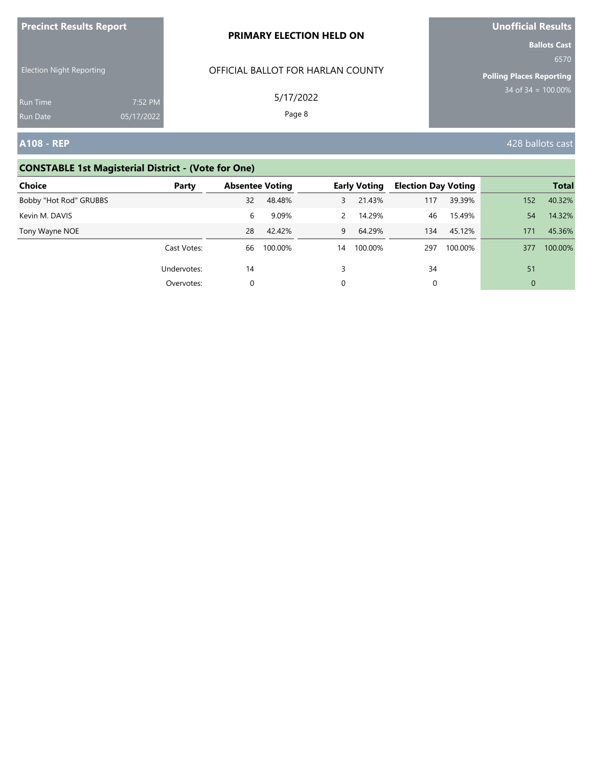**Precinct Results Report**

Election Night Reporting

Run Time 7:52 PM
Run Date 05/17/2022

**PRIMARY ELECTION HELD ON**

OFFICIAL BALLOT FOR HARLAN COUNTY

5/17/2022

**Unofficial Results**

**Ballots Cast**
6570

**Polling Places Reporting**
34 of 34 = 100.00%

## A108 - REP

428 ballots cast

### CONSTABLE 1st Magisterial District - (Vote for One)

| Choice | Party | Absentee Voting | | Early Voting | | Election Day Voting | | Total | |
|---|---|---|---|---|---|---|---|---|---|
| Bobby "Hot Rod" GRUBBS | | 32 | 48.48% | 3 | 21.43% | 117 | 39.39% | 152 | 40.32% |
| Kevin M. DAVIS | | 6 | 9.09% | 2 | 14.29% | 46 | 15.49% | 54 | 14.32% |
| Tony Wayne NOE | | 28 | 42.42% | 9 | 64.29% | 134 | 45.12% | 171 | 45.36% |
| | Cast Votes: | 66 | 100.00% | 14 | 100.00% | 297 | 100.00% | 377 | 100.00% |
| | Undervotes: | 14 | | 3 | | 34 | | 51 | |
| | Overvotes: | 0 | | 0 | | 0 | | 0 | |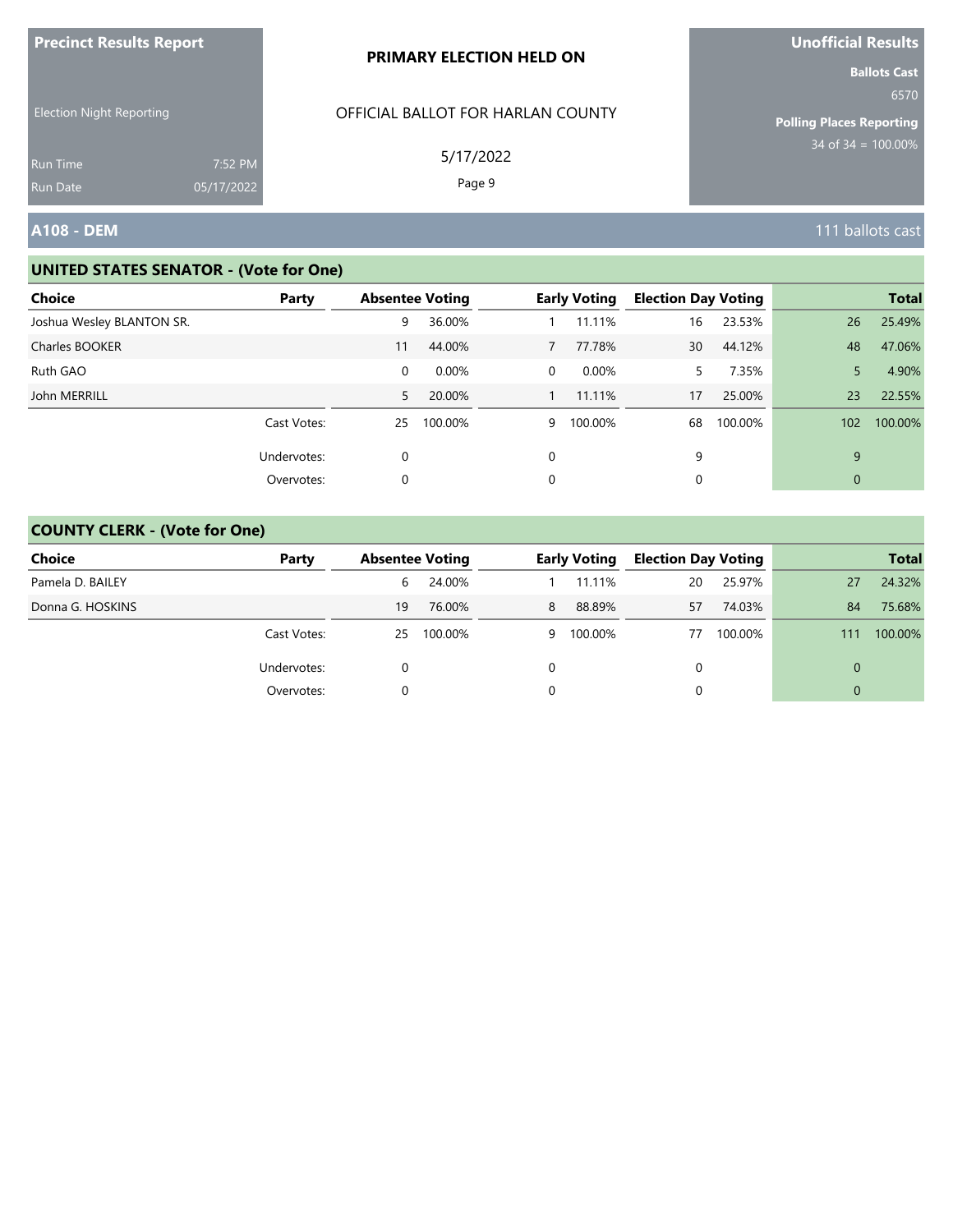**Precinct Results Report**

Election Night Reporting

Run Time 7:52 PM
Run Date 05/17/2022

**PRIMARY ELECTION HELD ON**

OFFICIAL BALLOT FOR HARLAN COUNTY

5/17/2022

**Unofficial Results**

**Ballots Cast**
6570

**Polling Places Reporting**
34 of 34 = 100.00%

## A108 - DEM

111 ballots cast

### UNITED STATES SENATOR - (Vote for One)

| Choice | Party | Absentee Voting | | Early Voting | | Election Day Voting | | Total | |
|---|---|---|---|---|---|---|---|---|---|
| Joshua Wesley BLANTON SR. | | 9 | 36.00% | 1 | 11.11% | 16 | 23.53% | 26 | 25.49% |
| Charles BOOKER | | 11 | 44.00% | 7 | 77.78% | 30 | 44.12% | 48 | 47.06% |
| Ruth GAO | | 0 | 0.00% | 0 | 0.00% | 5 | 7.35% | 5 | 4.90% |
| John MERRILL | | 5 | 20.00% | 1 | 11.11% | 17 | 25.00% | 23 | 22.55% |
| | Cast Votes: | 25 | 100.00% | 9 | 100.00% | 68 | 100.00% | 102 | 100.00% |
| | Undervotes: | 0 | | 0 | | 9 | | 9 | |
| | Overvotes: | 0 | | 0 | | 0 | | 0 | |

### COUNTY CLERK - (Vote for One)

| Choice | Party | Absentee Voting | | Early Voting | | Election Day Voting | | Total | |
|---|---|---|---|---|---|---|---|---|---|
| Pamela D. BAILEY | | 6 | 24.00% | 1 | 11.11% | 20 | 25.97% | 27 | 24.32% |
| Donna G. HOSKINS | | 19 | 76.00% | 8 | 88.89% | 57 | 74.03% | 84 | 75.68% |
| | Cast Votes: | 25 | 100.00% | 9 | 100.00% | 77 | 100.00% | 111 | 100.00% |
| | Undervotes: | 0 | | 0 | | 0 | | 0 | |
| | Overvotes: | 0 | | 0 | | 0 | | 0 | |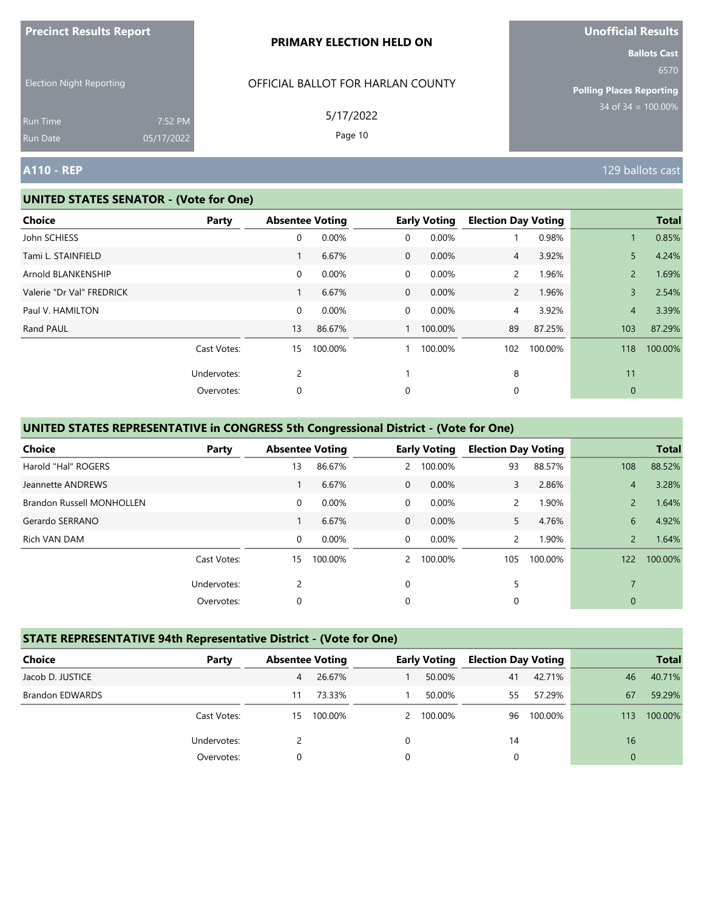Precinct Results Report

Election Night Reporting

Run Time 7:52 PM
Run Date 05/17/2022

**PRIMARY ELECTION HELD ON**

OFFICIAL BALLOT FOR HARLAN COUNTY

5/17/2022

**Unofficial Results**

**Ballots Cast**
6570

**Polling Places Reporting**
34 of 34 = 100.00%

## A110 - REP

129 ballots cast

### UNITED STATES SENATOR - (Vote for One)

| Choice | Party | Absentee Voting | | Early Voting | | Election Day Voting | | Total | |
|---|---|---|---|---|---|---|---|---|---|
| John SCHIESS | | 0 | 0.00% | 0 | 0.00% | 1 | 0.98% | 1 | 0.85% |
| Tami L. STAINFIELD | | 1 | 6.67% | 0 | 0.00% | 4 | 3.92% | 5 | 4.24% |
| Arnold BLANKENSHIP | | 0 | 0.00% | 0 | 0.00% | 2 | 1.96% | 2 | 1.69% |
| Valerie "Dr Val" FREDRICK | | 1 | 6.67% | 0 | 0.00% | 2 | 1.96% | 3 | 2.54% |
| Paul V. HAMILTON | | 0 | 0.00% | 0 | 0.00% | 4 | 3.92% | 4 | 3.39% |
| Rand PAUL | | 13 | 86.67% | 1 | 100.00% | 89 | 87.25% | 103 | 87.29% |
| | Cast Votes: | 15 | 100.00% | 1 | 100.00% | 102 | 100.00% | 118 | 100.00% |
| | Undervotes: | 2 | | 1 | | 8 | | 11 | |
| | Overvotes: | 0 | | 0 | | 0 | | 0 | |

### UNITED STATES REPRESENTATIVE in CONGRESS 5th Congressional District - (Vote for One)

| Choice | Party | Absentee Voting | | Early Voting | | Election Day Voting | | Total | |
|---|---|---|---|---|---|---|---|---|---|
| Harold "Hal" ROGERS | | 13 | 86.67% | 2 | 100.00% | 93 | 88.57% | 108 | 88.52% |
| Jeannette ANDREWS | | 1 | 6.67% | 0 | 0.00% | 3 | 2.86% | 4 | 3.28% |
| Brandon Russell MONHOLLEN | | 0 | 0.00% | 0 | 0.00% | 2 | 1.90% | 2 | 1.64% |
| Gerardo SERRANO | | 1 | 6.67% | 0 | 0.00% | 5 | 4.76% | 6 | 4.92% |
| Rich VAN DAM | | 0 | 0.00% | 0 | 0.00% | 2 | 1.90% | 2 | 1.64% |
| | Cast Votes: | 15 | 100.00% | 2 | 100.00% | 105 | 100.00% | 122 | 100.00% |
| | Undervotes: | 2 | | 0 | | 5 | | 7 | |
| | Overvotes: | 0 | | 0 | | 0 | | 0 | |

### STATE REPRESENTATIVE 94th Representative District - (Vote for One)

| Choice | Party | Absentee Voting | | Early Voting | | Election Day Voting | | Total | |
|---|---|---|---|---|---|---|---|---|---|
| Jacob D. JUSTICE | | 4 | 26.67% | 1 | 50.00% | 41 | 42.71% | 46 | 40.71% |
| Brandon EDWARDS | | 11 | 73.33% | 1 | 50.00% | 55 | 57.29% | 67 | 59.29% |
| | Cast Votes: | 15 | 100.00% | 2 | 100.00% | 96 | 100.00% | 113 | 100.00% |
| | Undervotes: | 2 | | 0 | | 14 | | 16 | |
| | Overvotes: | 0 | | 0 | | 0 | | 0 | |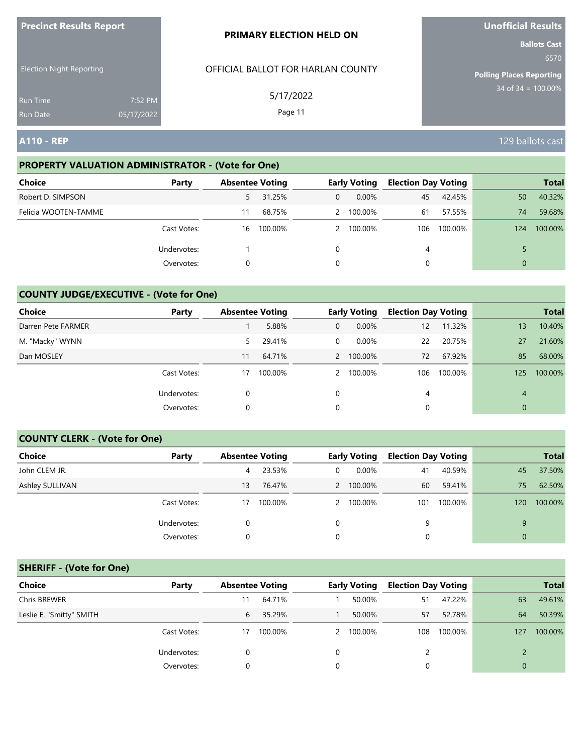**Precinct Results Report**

Election Night Reporting

Run Time 7:52 PM
Run Date 05/17/2022

**PRIMARY ELECTION HELD ON**

OFFICIAL BALLOT FOR HARLAN COUNTY

5/17/2022

**Unofficial Results**

**Ballots Cast**
6570

**Polling Places Reporting**
34 of 34 = 100.00%

## A110 - REP

129 ballots cast

### PROPERTY VALUATION ADMINISTRATOR - (Vote for One)

| Choice | Party | Absentee Voting | | Early Voting | | Election Day Voting | | Total | |
|---|---|---|---|---|---|---|---|---|---|
| Robert D. SIMPSON | | 5 | 31.25% | 0 | 0.00% | 45 | 42.45% | 50 | 40.32% |
| Felicia WOOTEN-TAMME | | 11 | 68.75% | 2 | 100.00% | 61 | 57.55% | 74 | 59.68% |
| | Cast Votes: | 16 | 100.00% | 2 | 100.00% | 106 | 100.00% | 124 | 100.00% |
| | Undervotes: | 1 | | 0 | | 4 | | 5 | |
| | Overvotes: | 0 | | 0 | | 0 | | 0 | |

### COUNTY JUDGE/EXECUTIVE - (Vote for One)

| Choice | Party | Absentee Voting | | Early Voting | | Election Day Voting | | Total | |
|---|---|---|---|---|---|---|---|---|---|
| Darren Pete FARMER | | 1 | 5.88% | 0 | 0.00% | 12 | 11.32% | 13 | 10.40% |
| M. "Macky" WYNN | | 5 | 29.41% | 0 | 0.00% | 22 | 20.75% | 27 | 21.60% |
| Dan MOSLEY | | 11 | 64.71% | 2 | 100.00% | 72 | 67.92% | 85 | 68.00% |
| | Cast Votes: | 17 | 100.00% | 2 | 100.00% | 106 | 100.00% | 125 | 100.00% |
| | Undervotes: | 0 | | 0 | | 4 | | 4 | |
| | Overvotes: | 0 | | 0 | | 0 | | 0 | |

### COUNTY CLERK - (Vote for One)

| Choice | Party | Absentee Voting | | Early Voting | | Election Day Voting | | Total | |
|---|---|---|---|---|---|---|---|---|---|
| John CLEM JR. | | 4 | 23.53% | 0 | 0.00% | 41 | 40.59% | 45 | 37.50% |
| Ashley SULLIVAN | | 13 | 76.47% | 2 | 100.00% | 60 | 59.41% | 75 | 62.50% |
| | Cast Votes: | 17 | 100.00% | 2 | 100.00% | 101 | 100.00% | 120 | 100.00% |
| | Undervotes: | 0 | | 0 | | 9 | | 9 | |
| | Overvotes: | 0 | | 0 | | 0 | | 0 | |

### SHERIFF - (Vote for One)

| Choice | Party | Absentee Voting | | Early Voting | | Election Day Voting | | Total | |
|---|---|---|---|---|---|---|---|---|---|
| Chris BREWER | | 11 | 64.71% | 1 | 50.00% | 51 | 47.22% | 63 | 49.61% |
| Leslie E. "Smitty" SMITH | | 6 | 35.29% | 1 | 50.00% | 57 | 52.78% | 64 | 50.39% |
| | Cast Votes: | 17 | 100.00% | 2 | 100.00% | 108 | 100.00% | 127 | 100.00% |
| | Undervotes: | 0 | | 0 | | 2 | | 2 | |
| | Overvotes: | 0 | | 0 | | 0 | | 0 | |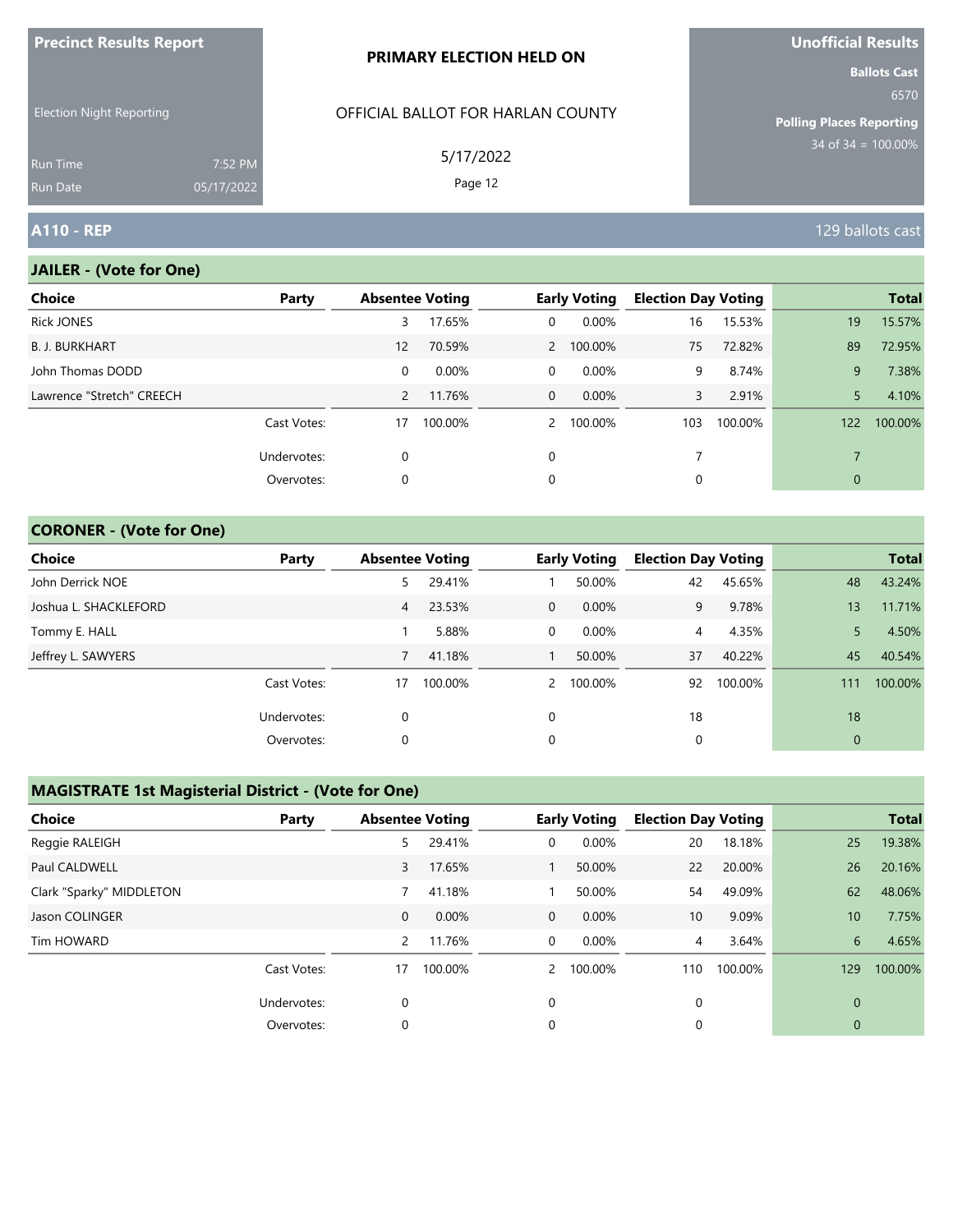**Precinct Results Report**

Election Night Reporting

Run Time 7:52 PM
Run Date 05/17/2022

**PRIMARY ELECTION HELD ON**

OFFICIAL BALLOT FOR HARLAN COUNTY

5/17/2022

**Unofficial Results**

**Ballots Cast** 6570

**Polling Places Reporting** 34 of 34 = 100.00%

## A110 - REP

129 ballots cast

### JAILER - (Vote for One)

| Choice | Party | Absentee Voting | | Early Voting | | Election Day Voting | | Total | |
|---|---|---|---|---|---|---|---|---|---|
| Rick JONES | | 3 | 17.65% | 0 | 0.00% | 16 | 15.53% | 19 | 15.57% |
| B. J. BURKHART | | 12 | 70.59% | 2 | 100.00% | 75 | 72.82% | 89 | 72.95% |
| John Thomas DODD | | 0 | 0.00% | 0 | 0.00% | 9 | 8.74% | 9 | 7.38% |
| Lawrence "Stretch" CREECH | | 2 | 11.76% | 0 | 0.00% | 3 | 2.91% | 5 | 4.10% |
| | Cast Votes: | 17 | 100.00% | 2 | 100.00% | 103 | 100.00% | 122 | 100.00% |
| | Undervotes: | 0 | | 0 | | 7 | | 7 | |
| | Overvotes: | 0 | | 0 | | 0 | | 0 | |

### CORONER - (Vote for One)

| Choice | Party | Absentee Voting | | Early Voting | | Election Day Voting | | Total | |
|---|---|---|---|---|---|---|---|---|---|
| John Derrick NOE | | 5 | 29.41% | 1 | 50.00% | 42 | 45.65% | 48 | 43.24% |
| Joshua L. SHACKLEFORD | | 4 | 23.53% | 0 | 0.00% | 9 | 9.78% | 13 | 11.71% |
| Tommy E. HALL | | 1 | 5.88% | 0 | 0.00% | 4 | 4.35% | 5 | 4.50% |
| Jeffrey L. SAWYERS | | 7 | 41.18% | 1 | 50.00% | 37 | 40.22% | 45 | 40.54% |
| | Cast Votes: | 17 | 100.00% | 2 | 100.00% | 92 | 100.00% | 111 | 100.00% |
| | Undervotes: | 0 | | 0 | | 18 | | 18 | |
| | Overvotes: | 0 | | 0 | | 0 | | 0 | |

### MAGISTRATE 1st Magisterial District - (Vote for One)

| Choice | Party | Absentee Voting | | Early Voting | | Election Day Voting | | Total | |
|---|---|---|---|---|---|---|---|---|---|
| Reggie RALEIGH | | 5 | 29.41% | 0 | 0.00% | 20 | 18.18% | 25 | 19.38% |
| Paul CALDWELL | | 3 | 17.65% | 1 | 50.00% | 22 | 20.00% | 26 | 20.16% |
| Clark "Sparky" MIDDLETON | | 7 | 41.18% | 1 | 50.00% | 54 | 49.09% | 62 | 48.06% |
| Jason COLINGER | | 0 | 0.00% | 0 | 0.00% | 10 | 9.09% | 10 | 7.75% |
| Tim HOWARD | | 2 | 11.76% | 0 | 0.00% | 4 | 3.64% | 6 | 4.65% |
| | Cast Votes: | 17 | 100.00% | 2 | 100.00% | 110 | 100.00% | 129 | 100.00% |
| | Undervotes: | 0 | | 0 | | 0 | | 0 | |
| | Overvotes: | 0 | | 0 | | 0 | | 0 | |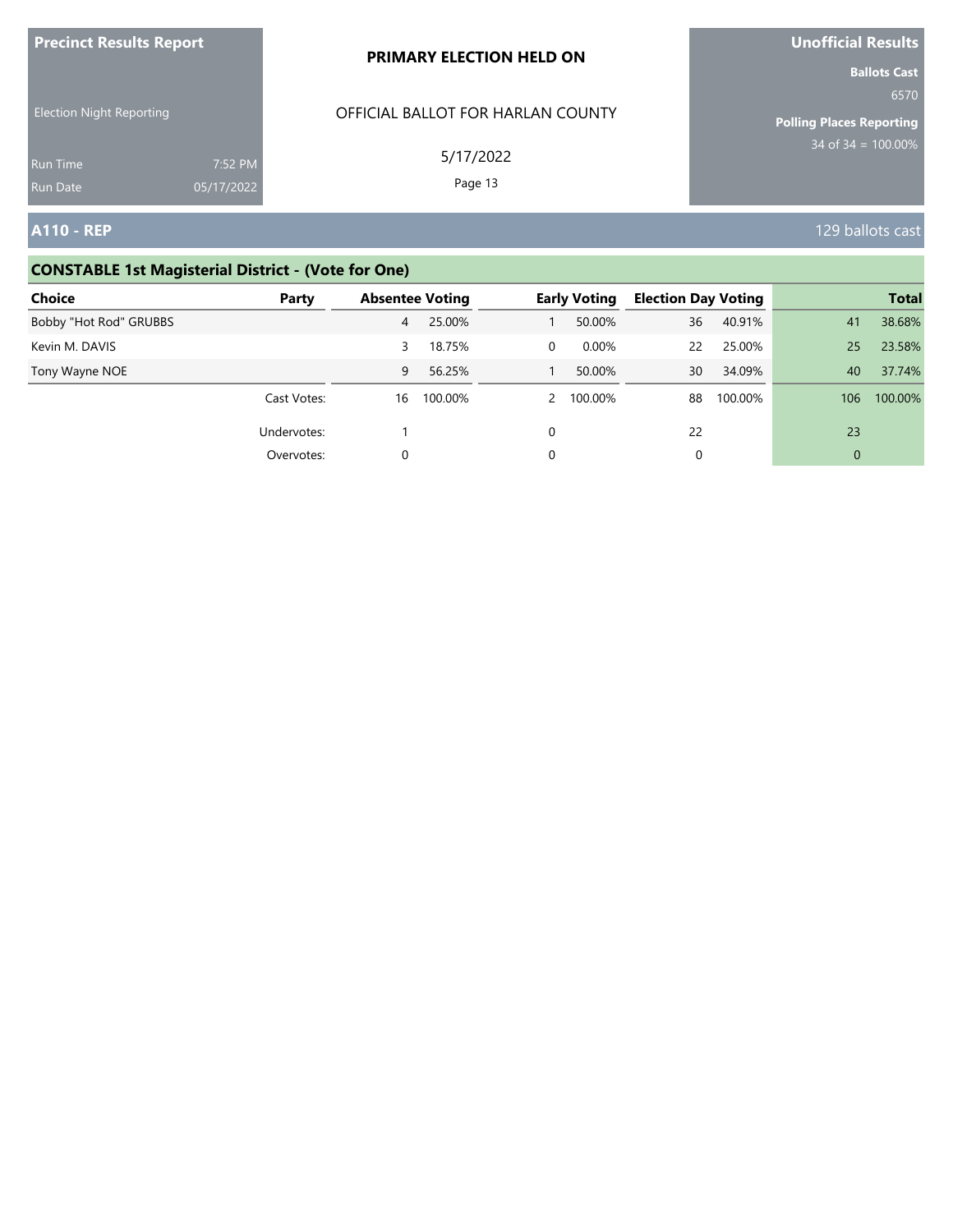**Precinct Results Report**

Election Night Reporting

Run Time 7:52 PM
Run Date 05/17/2022

**PRIMARY ELECTION HELD ON**

OFFICIAL BALLOT FOR HARLAN COUNTY

5/17/2022

**Unofficial Results**

**Ballots Cast**
6570

**Polling Places Reporting**
34 of 34 = 100.00%

## A110 - REP

129 ballots cast

### CONSTABLE 1st Magisterial District - (Vote for One)

| Choice | Party | Absentee Voting | | Early Voting | | Election Day Voting | | Total | |
|---|---|---|---|---|---|---|---|---|---|
| Bobby "Hot Rod" GRUBBS | | 4 | 25.00% | 1 | 50.00% | 36 | 40.91% | 41 | 38.68% |
| Kevin M. DAVIS | | 3 | 18.75% | 0 | 0.00% | 22 | 25.00% | 25 | 23.58% |
| Tony Wayne NOE | | 9 | 56.25% | 1 | 50.00% | 30 | 34.09% | 40 | 37.74% |
| | Cast Votes: | 16 | 100.00% | 2 | 100.00% | 88 | 100.00% | 106 | 100.00% |
| | Undervotes: | 1 | | 0 | | 22 | | 23 | |
| | Overvotes: | 0 | | 0 | | 0 | | 0 | |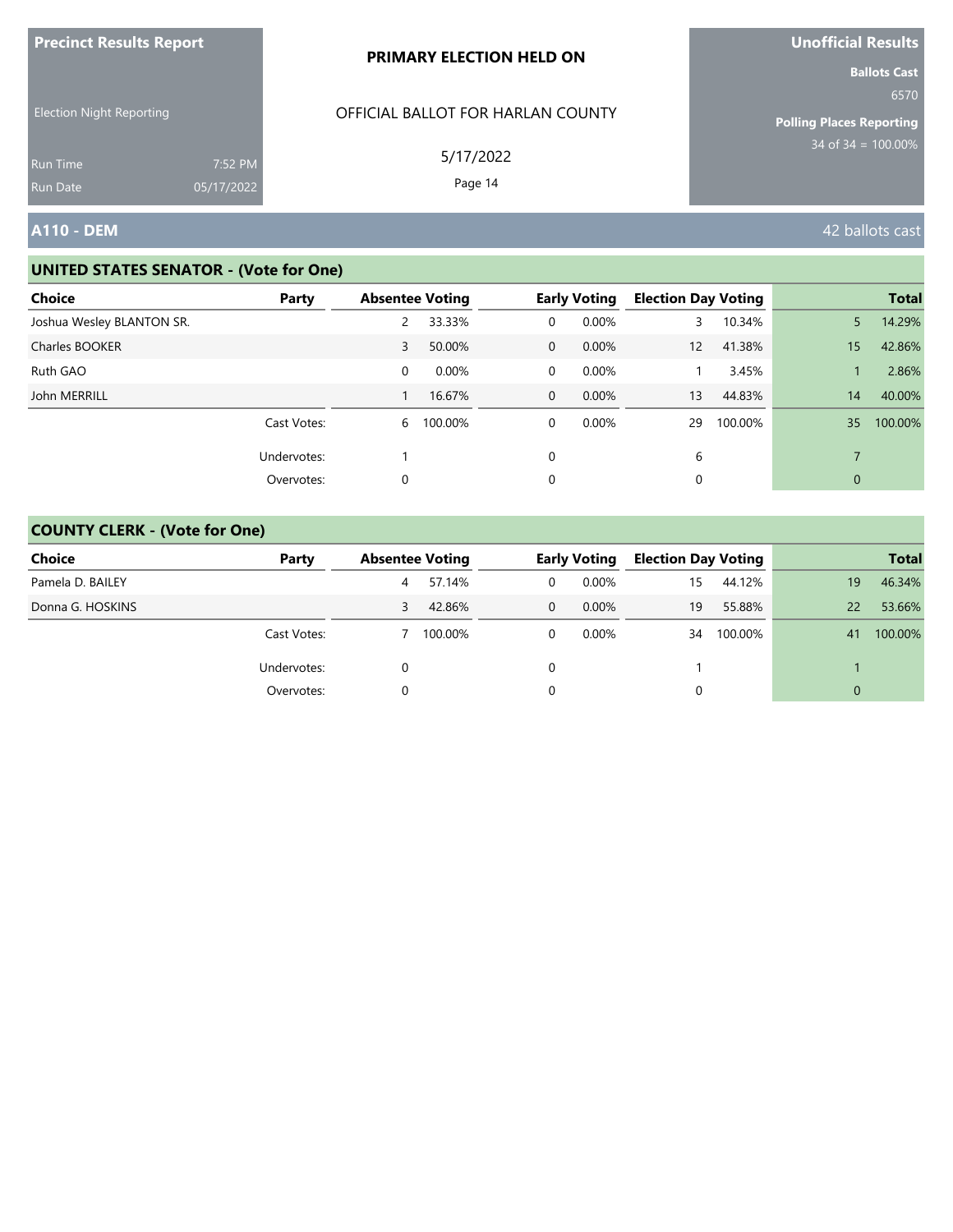**Precinct Results Report**

Election Night Reporting

Run Time 7:52 PM
Run Date 05/17/2022

**PRIMARY ELECTION HELD ON**

OFFICIAL BALLOT FOR HARLAN COUNTY

5/17/2022

**Unofficial Results**

**Ballots Cast**
6570

**Polling Places Reporting**
34 of 34 = 100.00%

## A110 - DEM

42 ballots cast

### UNITED STATES SENATOR - (Vote for One)

| Choice | Party | Absentee Voting | | Early Voting | | Election Day Voting | | Total | |
|---|---|---|---|---|---|---|---|---|---|
| Joshua Wesley BLANTON SR. | | 2 | 33.33% | 0 | 0.00% | 3 | 10.34% | 5 | 14.29% |
| Charles BOOKER | | 3 | 50.00% | 0 | 0.00% | 12 | 41.38% | 15 | 42.86% |
| Ruth GAO | | 0 | 0.00% | 0 | 0.00% | 1 | 3.45% | 1 | 2.86% |
| John MERRILL | | 1 | 16.67% | 0 | 0.00% | 13 | 44.83% | 14 | 40.00% |
| | Cast Votes: | 6 | 100.00% | 0 | 0.00% | 29 | 100.00% | 35 | 100.00% |
| | Undervotes: | 1 | | 0 | | 6 | | 7 | |
| | Overvotes: | 0 | | 0 | | 0 | | 0 | |

### COUNTY CLERK - (Vote for One)

| Choice | Party | Absentee Voting | | Early Voting | | Election Day Voting | | Total | |
|---|---|---|---|---|---|---|---|---|---|
| Pamela D. BAILEY | | 4 | 57.14% | 0 | 0.00% | 15 | 44.12% | 19 | 46.34% |
| Donna G. HOSKINS | | 3 | 42.86% | 0 | 0.00% | 19 | 55.88% | 22 | 53.66% |
| | Cast Votes: | 7 | 100.00% | 0 | 0.00% | 34 | 100.00% | 41 | 100.00% |
| | Undervotes: | 0 | | 0 | | 1 | | 1 | |
| | Overvotes: | 0 | | 0 | | 0 | | 0 | |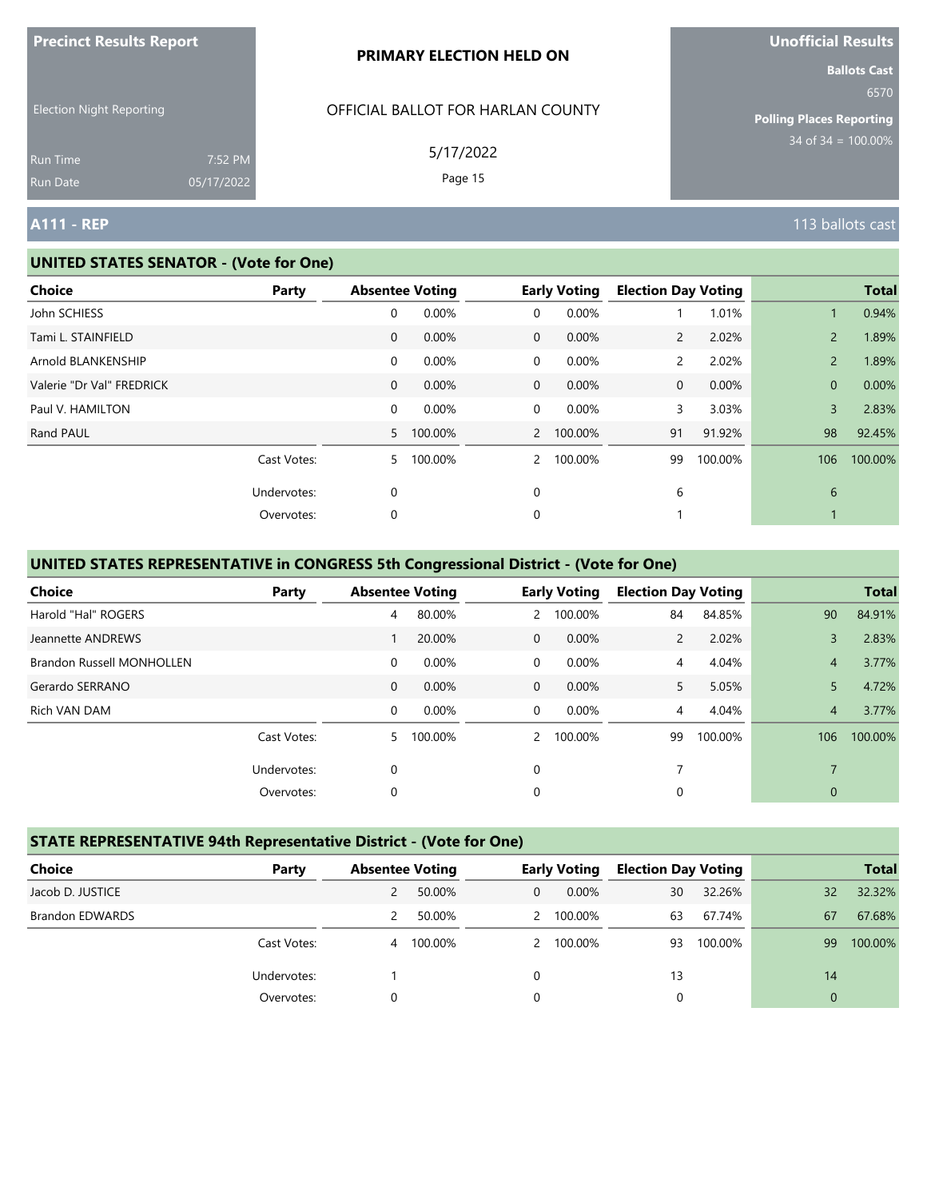**Precinct Results Report**

Election Night Reporting

Run Time 7:52 PM
Run Date 05/17/2022

**PRIMARY ELECTION HELD ON**

OFFICIAL BALLOT FOR HARLAN COUNTY

5/17/2022

**Unofficial Results**

**Ballots Cast**
6570

**Polling Places Reporting**
34 of 34 = 100.00%

## A111 - REP

113 ballots cast

### UNITED STATES SENATOR - (Vote for One)

| Choice | Party | Absentee Voting | | Early Voting | | Election Day Voting | | Total | |
|---|---|---|---|---|---|---|---|---|---|
| John SCHIESS | | 0 | 0.00% | 0 | 0.00% | 1 | 1.01% | 1 | 0.94% |
| Tami L. STAINFIELD | | 0 | 0.00% | 0 | 0.00% | 2 | 2.02% | 2 | 1.89% |
| Arnold BLANKENSHIP | | 0 | 0.00% | 0 | 0.00% | 2 | 2.02% | 2 | 1.89% |
| Valerie "Dr Val" FREDRICK | | 0 | 0.00% | 0 | 0.00% | 0 | 0.00% | 0 | 0.00% |
| Paul V. HAMILTON | | 0 | 0.00% | 0 | 0.00% | 3 | 3.03% | 3 | 2.83% |
| Rand PAUL | | 5 | 100.00% | 2 | 100.00% | 91 | 91.92% | 98 | 92.45% |
| | Cast Votes: | 5 | 100.00% | 2 | 100.00% | 99 | 100.00% | 106 | 100.00% |
| | Undervotes: | 0 | | 0 | | 6 | | 6 | |
| | Overvotes: | 0 | | 0 | | 1 | | 1 | |

### UNITED STATES REPRESENTATIVE in CONGRESS 5th Congressional District - (Vote for One)

| Choice | Party | Absentee Voting | | Early Voting | | Election Day Voting | | Total | |
|---|---|---|---|---|---|---|---|---|---|
| Harold "Hal" ROGERS | | 4 | 80.00% | 2 | 100.00% | 84 | 84.85% | 90 | 84.91% |
| Jeannette ANDREWS | | 1 | 20.00% | 0 | 0.00% | 2 | 2.02% | 3 | 2.83% |
| Brandon Russell MONHOLLEN | | 0 | 0.00% | 0 | 0.00% | 4 | 4.04% | 4 | 3.77% |
| Gerardo SERRANO | | 0 | 0.00% | 0 | 0.00% | 5 | 5.05% | 5 | 4.72% |
| Rich VAN DAM | | 0 | 0.00% | 0 | 0.00% | 4 | 4.04% | 4 | 3.77% |
| | Cast Votes: | 5 | 100.00% | 2 | 100.00% | 99 | 100.00% | 106 | 100.00% |
| | Undervotes: | 0 | | 0 | | 7 | | 7 | |
| | Overvotes: | 0 | | 0 | | 0 | | 0 | |

### STATE REPRESENTATIVE 94th Representative District - (Vote for One)

| Choice | Party | Absentee Voting | | Early Voting | | Election Day Voting | | Total | |
|---|---|---|---|---|---|---|---|---|---|
| Jacob D. JUSTICE | | 2 | 50.00% | 0 | 0.00% | 30 | 32.26% | 32 | 32.32% |
| Brandon EDWARDS | | 2 | 50.00% | 2 | 100.00% | 63 | 67.74% | 67 | 67.68% |
| | Cast Votes: | 4 | 100.00% | 2 | 100.00% | 93 | 100.00% | 99 | 100.00% |
| | Undervotes: | 1 | | 0 | | 13 | | 14 | |
| | Overvotes: | 0 | | 0 | | 0 | | 0 | |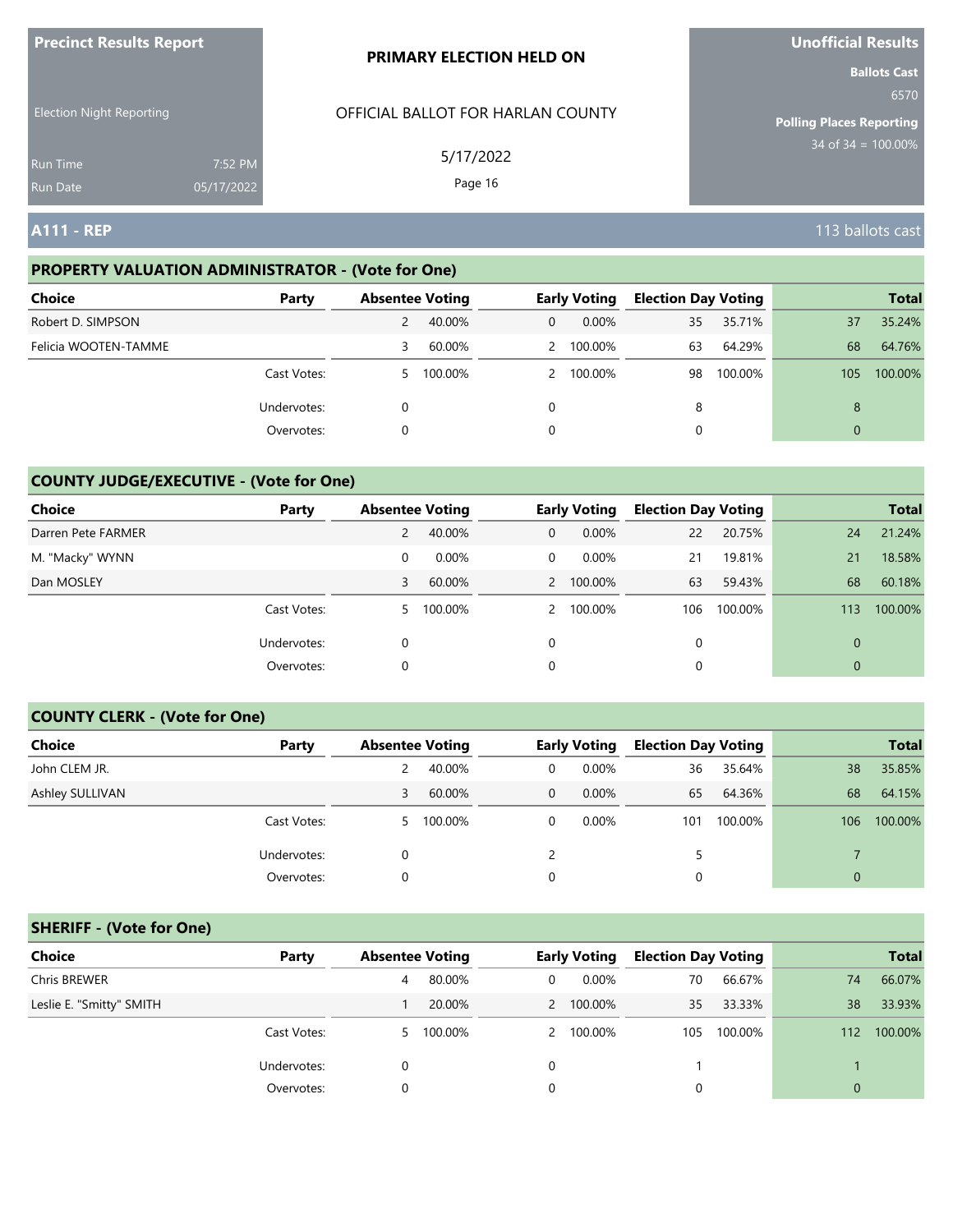**Precinct Results Report**

Election Night Reporting

Run Time 7:52 PM
Run Date 05/17/2022

**PRIMARY ELECTION HELD ON**

OFFICIAL BALLOT FOR HARLAN COUNTY

5/17/2022

**Unofficial Results**

**Ballots Cast**
6570

**Polling Places Reporting**
34 of 34 = 100.00%

## A111 - REP

113 ballots cast

### PROPERTY VALUATION ADMINISTRATOR - (Vote for One)

| Choice | Party | Absentee Voting | | Early Voting | | Election Day Voting | | Total | |
|---|---|---|---|---|---|---|---|---|---|
| Robert D. SIMPSON | | 2 | 40.00% | 0 | 0.00% | 35 | 35.71% | 37 | 35.24% |
| Felicia WOOTEN-TAMME | | 3 | 60.00% | 2 | 100.00% | 63 | 64.29% | 68 | 64.76% |
| | Cast Votes: | 5 | 100.00% | 2 | 100.00% | 98 | 100.00% | 105 | 100.00% |
| | Undervotes: | 0 | | 0 | | 8 | | 8 | |
| | Overvotes: | 0 | | 0 | | 0 | | 0 | |

### COUNTY JUDGE/EXECUTIVE - (Vote for One)

| Choice | Party | Absentee Voting | | Early Voting | | Election Day Voting | | Total | |
|---|---|---|---|---|---|---|---|---|---|
| Darren Pete FARMER | | 2 | 40.00% | 0 | 0.00% | 22 | 20.75% | 24 | 21.24% |
| M. "Macky" WYNN | | 0 | 0.00% | 0 | 0.00% | 21 | 19.81% | 21 | 18.58% |
| Dan MOSLEY | | 3 | 60.00% | 2 | 100.00% | 63 | 59.43% | 68 | 60.18% |
| | Cast Votes: | 5 | 100.00% | 2 | 100.00% | 106 | 100.00% | 113 | 100.00% |
| | Undervotes: | 0 | | 0 | | 0 | | 0 | |
| | Overvotes: | 0 | | 0 | | 0 | | 0 | |

### COUNTY CLERK - (Vote for One)

| Choice | Party | Absentee Voting | | Early Voting | | Election Day Voting | | Total | |
|---|---|---|---|---|---|---|---|---|---|
| John CLEM JR. | | 2 | 40.00% | 0 | 0.00% | 36 | 35.64% | 38 | 35.85% |
| Ashley SULLIVAN | | 3 | 60.00% | 0 | 0.00% | 65 | 64.36% | 68 | 64.15% |
| | Cast Votes: | 5 | 100.00% | 0 | 0.00% | 101 | 100.00% | 106 | 100.00% |
| | Undervotes: | 0 | | 2 | | 5 | | 7 | |
| | Overvotes: | 0 | | 0 | | 0 | | 0 | |

### SHERIFF - (Vote for One)

| Choice | Party | Absentee Voting | | Early Voting | | Election Day Voting | | Total | |
|---|---|---|---|---|---|---|---|---|---|
| Chris BREWER | | 4 | 80.00% | 0 | 0.00% | 70 | 66.67% | 74 | 66.07% |
| Leslie E. "Smitty" SMITH | | 1 | 20.00% | 2 | 100.00% | 35 | 33.33% | 38 | 33.93% |
| | Cast Votes: | 5 | 100.00% | 2 | 100.00% | 105 | 100.00% | 112 | 100.00% |
| | Undervotes: | 0 | | 0 | | 1 | | 1 | |
| | Overvotes: | 0 | | 0 | | 0 | | 0 | |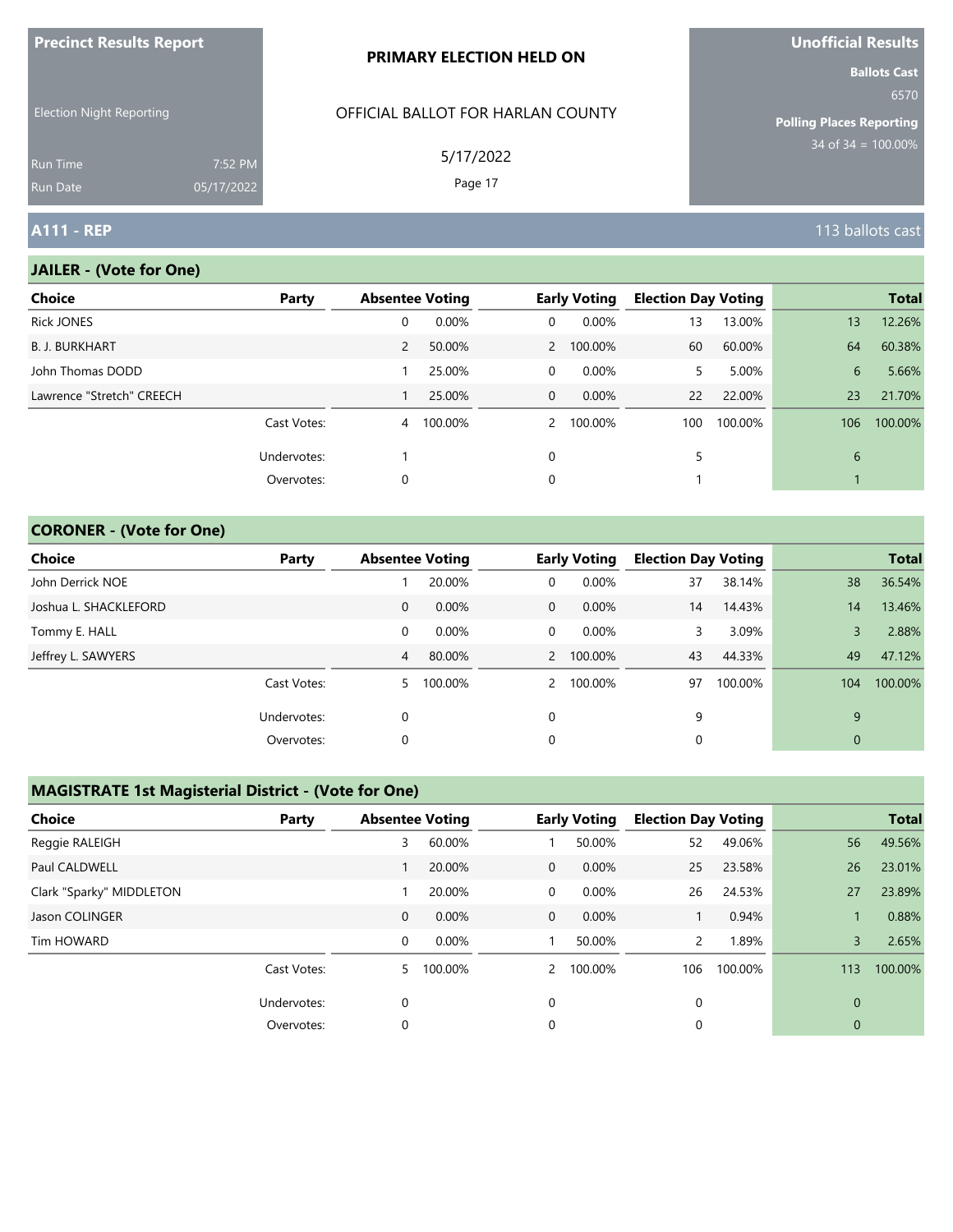Precinct Results Report

Election Night Reporting

Run Time 7:52 PM
Run Date 05/17/2022

**PRIMARY ELECTION HELD ON**

OFFICIAL BALLOT FOR HARLAN COUNTY

5/17/2022

Page 17

**Unofficial Results**

**Ballots Cast** 6570

**Polling Places Reporting** 34 of 34 = 100.00%

## A111 - REP

113 ballots cast

### JAILER - (Vote for One)

| Choice | Party | Absentee Voting | | Early Voting | | Election Day Voting | | Total | |
|---|---|---|---|---|---|---|---|---|---|
| Rick JONES | | 0 | 0.00% | 0 | 0.00% | 13 | 13.00% | 13 | 12.26% |
| B. J. BURKHART | | 2 | 50.00% | 2 | 100.00% | 60 | 60.00% | 64 | 60.38% |
| John Thomas DODD | | 1 | 25.00% | 0 | 0.00% | 5 | 5.00% | 6 | 5.66% |
| Lawrence "Stretch" CREECH | | 1 | 25.00% | 0 | 0.00% | 22 | 22.00% | 23 | 21.70% |
| | Cast Votes: | 4 | 100.00% | 2 | 100.00% | 100 | 100.00% | 106 | 100.00% |
| | Undervotes: | 1 | | 0 | | 5 | | 6 | |
| | Overvotes: | 0 | | 0 | | 1 | | 1 | |

### CORONER - (Vote for One)

| Choice | Party | Absentee Voting | | Early Voting | | Election Day Voting | | Total | |
|---|---|---|---|---|---|---|---|---|---|
| John Derrick NOE | | 1 | 20.00% | 0 | 0.00% | 37 | 38.14% | 38 | 36.54% |
| Joshua L. SHACKLEFORD | | 0 | 0.00% | 0 | 0.00% | 14 | 14.43% | 14 | 13.46% |
| Tommy E. HALL | | 0 | 0.00% | 0 | 0.00% | 3 | 3.09% | 3 | 2.88% |
| Jeffrey L. SAWYERS | | 4 | 80.00% | 2 | 100.00% | 43 | 44.33% | 49 | 47.12% |
| | Cast Votes: | 5 | 100.00% | 2 | 100.00% | 97 | 100.00% | 104 | 100.00% |
| | Undervotes: | 0 | | 0 | | 9 | | 9 | |
| | Overvotes: | 0 | | 0 | | 0 | | 0 | |

### MAGISTRATE 1st Magisterial District - (Vote for One)

| Choice | Party | Absentee Voting | | Early Voting | | Election Day Voting | | Total | |
|---|---|---|---|---|---|---|---|---|---|
| Reggie RALEIGH | | 3 | 60.00% | 1 | 50.00% | 52 | 49.06% | 56 | 49.56% |
| Paul CALDWELL | | 1 | 20.00% | 0 | 0.00% | 25 | 23.58% | 26 | 23.01% |
| Clark "Sparky" MIDDLETON | | 1 | 20.00% | 0 | 0.00% | 26 | 24.53% | 27 | 23.89% |
| Jason COLINGER | | 0 | 0.00% | 0 | 0.00% | 1 | 0.94% | 1 | 0.88% |
| Tim HOWARD | | 0 | 0.00% | 1 | 50.00% | 2 | 1.89% | 3 | 2.65% |
| | Cast Votes: | 5 | 100.00% | 2 | 100.00% | 106 | 100.00% | 113 | 100.00% |
| | Undervotes: | 0 | | 0 | | 0 | | 0 | |
| | Overvotes: | 0 | | 0 | | 0 | | 0 | |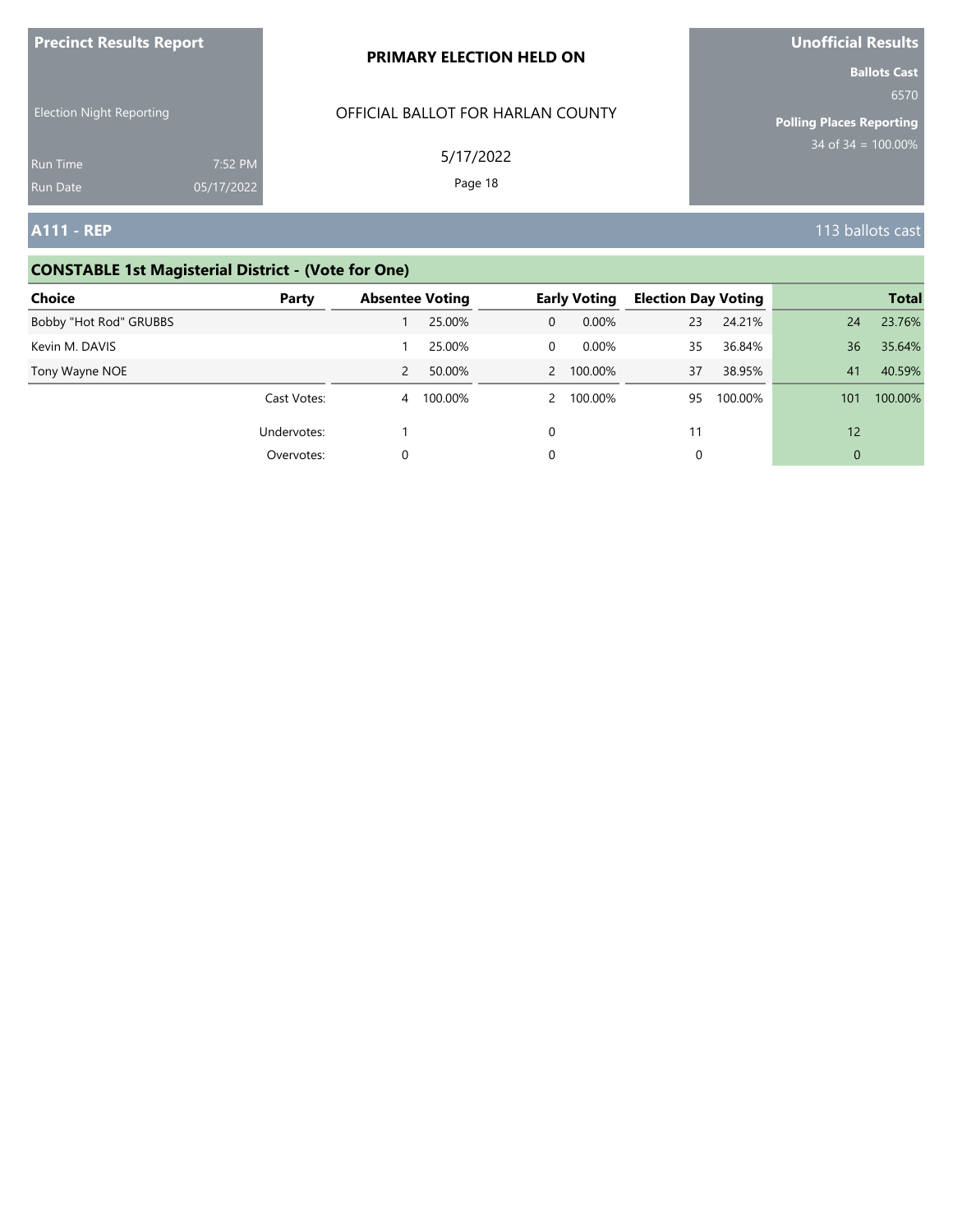**Precinct Results Report**

Election Night Reporting

Run Time 7:52 PM
Run Date 05/17/2022

**PRIMARY ELECTION HELD ON**

OFFICIAL BALLOT FOR HARLAN COUNTY

5/17/2022

**Unofficial Results**

**Ballots Cast**
6570

**Polling Places Reporting**
34 of 34 = 100.00%

## A111 - REP

113 ballots cast

### CONSTABLE 1st Magisterial District - (Vote for One)

| Choice | Party | Absentee Voting | | Early Voting | | Election Day Voting | | Total | |
|---|---|---|---|---|---|---|---|---|---|
| Bobby "Hot Rod" GRUBBS | | 1 | 25.00% | 0 | 0.00% | 23 | 24.21% | 24 | 23.76% |
| Kevin M. DAVIS | | 1 | 25.00% | 0 | 0.00% | 35 | 36.84% | 36 | 35.64% |
| Tony Wayne NOE | | 2 | 50.00% | 2 | 100.00% | 37 | 38.95% | 41 | 40.59% |
| | Cast Votes: | 4 | 100.00% | 2 | 100.00% | 95 | 100.00% | 101 | 100.00% |
| | Undervotes: | 1 | | 0 | | 11 | | 12 | |
| | Overvotes: | 0 | | 0 | | 0 | | 0 | |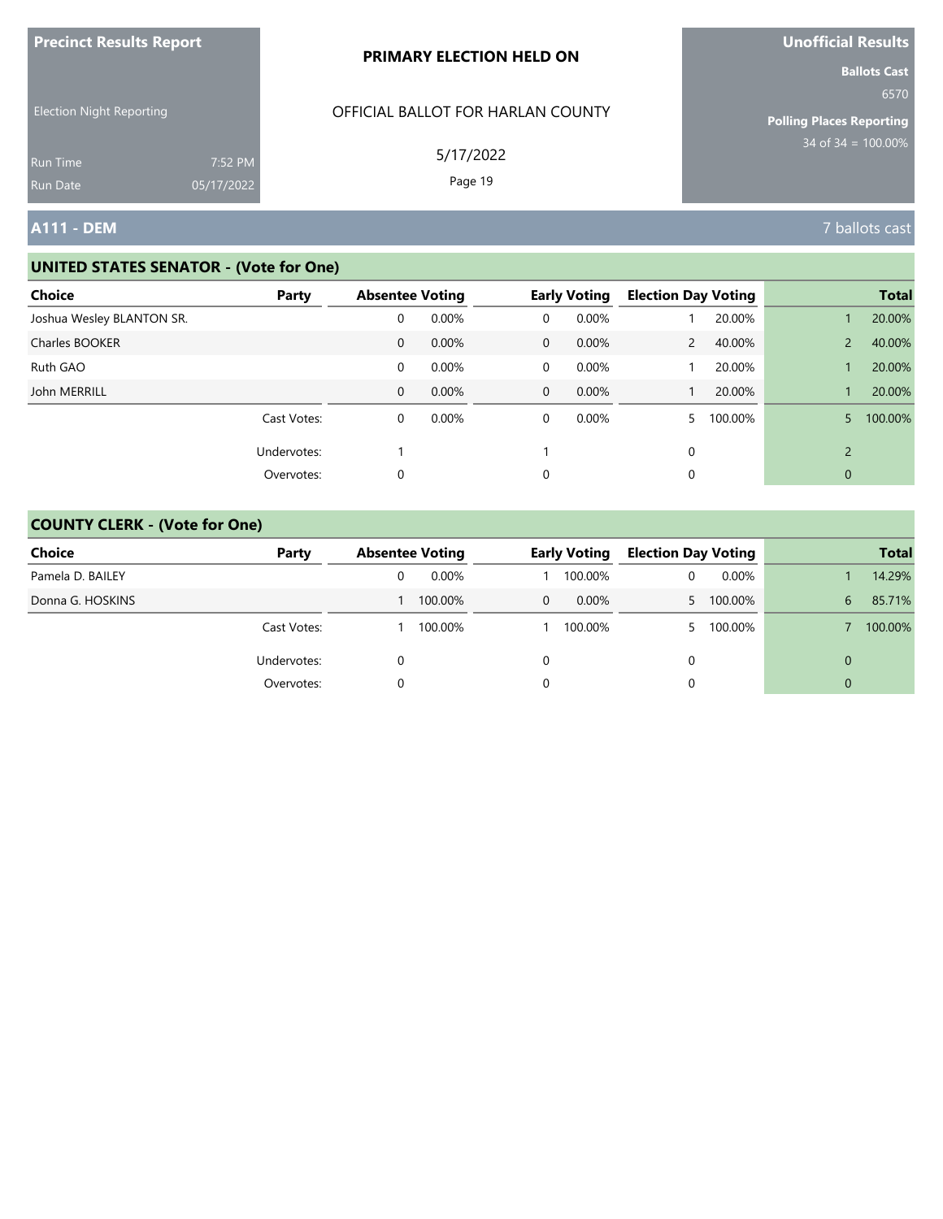**Precinct Results Report**

Election Night Reporting

Run Time 7:52 PM
Run Date 05/17/2022

**PRIMARY ELECTION HELD ON**

OFFICIAL BALLOT FOR HARLAN COUNTY

5/17/2022

**Unofficial Results**

**Ballots Cast**
6570

**Polling Places Reporting**
34 of 34 = 100.00%

## A111 - DEM

7 ballots cast

### UNITED STATES SENATOR - (Vote for One)

| Choice | Party | Absentee Voting | | Early Voting | | Election Day Voting | | Total | |
|---|---|---|---|---|---|---|---|---|---|
| Joshua Wesley BLANTON SR. | | 0 | 0.00% | 0 | 0.00% | 1 | 20.00% | 1 | 20.00% |
| Charles BOOKER | | 0 | 0.00% | 0 | 0.00% | 2 | 40.00% | 2 | 40.00% |
| Ruth GAO | | 0 | 0.00% | 0 | 0.00% | 1 | 20.00% | 1 | 20.00% |
| John MERRILL | | 0 | 0.00% | 0 | 0.00% | 1 | 20.00% | 1 | 20.00% |
| | Cast Votes: | 0 | 0.00% | 0 | 0.00% | 5 | 100.00% | 5 | 100.00% |
| | Undervotes: | 1 | | 1 | | 0 | | 2 | |
| | Overvotes: | 0 | | 0 | | 0 | | 0 | |

### COUNTY CLERK - (Vote for One)

| Choice | Party | Absentee Voting | | Early Voting | | Election Day Voting | | Total | |
|---|---|---|---|---|---|---|---|---|---|
| Pamela D. BAILEY | | 0 | 0.00% | 1 | 100.00% | 0 | 0.00% | 1 | 14.29% |
| Donna G. HOSKINS | | 1 | 100.00% | 0 | 0.00% | 5 | 100.00% | 6 | 85.71% |
| | Cast Votes: | 1 | 100.00% | 1 | 100.00% | 5 | 100.00% | 7 | 100.00% |
| | Undervotes: | 0 | | 0 | | 0 | | 0 | |
| | Overvotes: | 0 | | 0 | | 0 | | 0 | |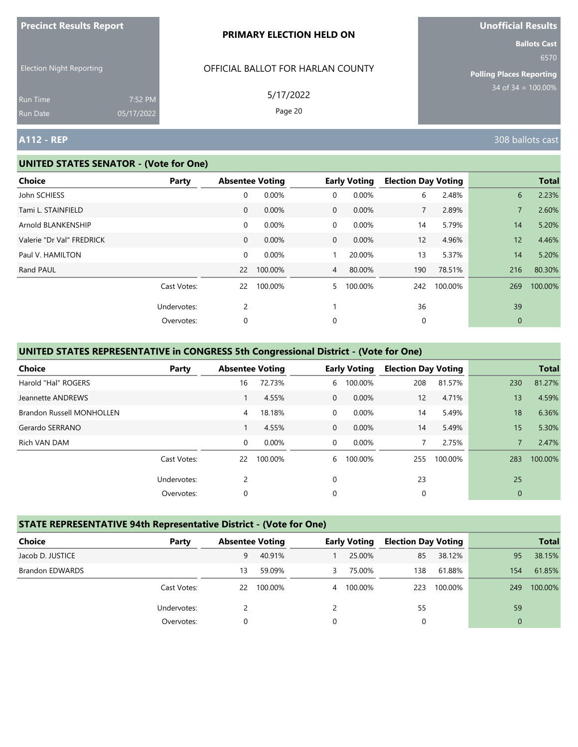Precinct Results Report

Election Night Reporting

Run Time 7:52 PM
Run Date 05/17/2022

**PRIMARY ELECTION HELD ON**

OFFICIAL BALLOT FOR HARLAN COUNTY

5/17/2022

Unofficial Results

Ballots Cast 6570

Polling Places Reporting 34 of 34 = 100.00%

## A112 - REP

308 ballots cast

### UNITED STATES SENATOR - (Vote for One)

| Choice | Party | Absentee Voting | | Early Voting | | Election Day Voting | | Total | |
|---|---|---|---|---|---|---|---|---|---|
| John SCHIESS | | 0 | 0.00% | 0 | 0.00% | 6 | 2.48% | 6 | 2.23% |
| Tami L. STAINFIELD | | 0 | 0.00% | 0 | 0.00% | 7 | 2.89% | 7 | 2.60% |
| Arnold BLANKENSHIP | | 0 | 0.00% | 0 | 0.00% | 14 | 5.79% | 14 | 5.20% |
| Valerie "Dr Val" FREDRICK | | 0 | 0.00% | 0 | 0.00% | 12 | 4.96% | 12 | 4.46% |
| Paul V. HAMILTON | | 0 | 0.00% | 1 | 20.00% | 13 | 5.37% | 14 | 5.20% |
| Rand PAUL | | 22 | 100.00% | 4 | 80.00% | 190 | 78.51% | 216 | 80.30% |
| | Cast Votes: | 22 | 100.00% | 5 | 100.00% | 242 | 100.00% | 269 | 100.00% |
| | Undervotes: | 2 | | 1 | | 36 | | 39 | |
| | Overvotes: | 0 | | 0 | | 0 | | 0 | |

### UNITED STATES REPRESENTATIVE in CONGRESS 5th Congressional District - (Vote for One)

| Choice | Party | Absentee Voting | | Early Voting | | Election Day Voting | | Total | |
|---|---|---|---|---|---|---|---|---|---|
| Harold "Hal" ROGERS | | 16 | 72.73% | 6 | 100.00% | 208 | 81.57% | 230 | 81.27% |
| Jeannette ANDREWS | | 1 | 4.55% | 0 | 0.00% | 12 | 4.71% | 13 | 4.59% |
| Brandon Russell MONHOLLEN | | 4 | 18.18% | 0 | 0.00% | 14 | 5.49% | 18 | 6.36% |
| Gerardo SERRANO | | 1 | 4.55% | 0 | 0.00% | 14 | 5.49% | 15 | 5.30% |
| Rich VAN DAM | | 0 | 0.00% | 0 | 0.00% | 7 | 2.75% | 7 | 2.47% |
| | Cast Votes: | 22 | 100.00% | 6 | 100.00% | 255 | 100.00% | 283 | 100.00% |
| | Undervotes: | 2 | | 0 | | 23 | | 25 | |
| | Overvotes: | 0 | | 0 | | 0 | | 0 | |

### STATE REPRESENTATIVE 94th Representative District - (Vote for One)

| Choice | Party | Absentee Voting | | Early Voting | | Election Day Voting | | Total | |
|---|---|---|---|---|---|---|---|---|---|
| Jacob D. JUSTICE | | 9 | 40.91% | 1 | 25.00% | 85 | 38.12% | 95 | 38.15% |
| Brandon EDWARDS | | 13 | 59.09% | 3 | 75.00% | 138 | 61.88% | 154 | 61.85% |
| | Cast Votes: | 22 | 100.00% | 4 | 100.00% | 223 | 100.00% | 249 | 100.00% |
| | Undervotes: | 2 | | 2 | | 55 | | 59 | |
| | Overvotes: | 0 | | 0 | | 0 | | 0 | |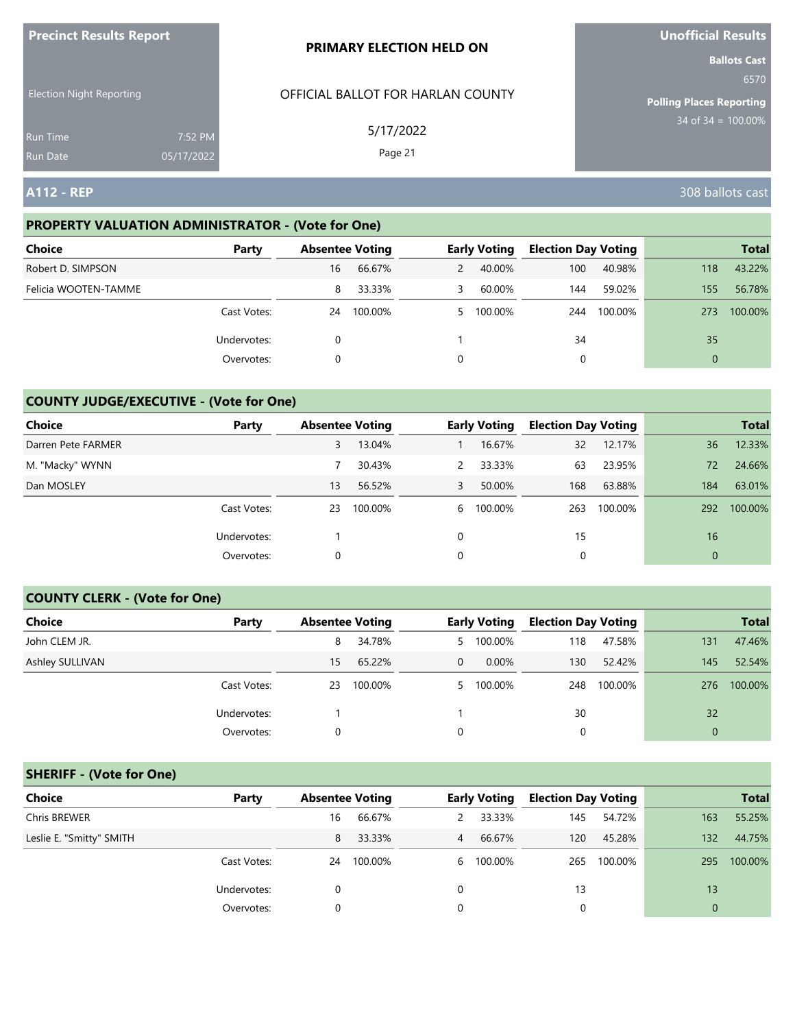**Precinct Results Report**

Election Night Reporting

Run Time 7:52 PM
Run Date 05/17/2022

**PRIMARY ELECTION HELD ON**

OFFICIAL BALLOT FOR HARLAN COUNTY

5/17/2022

Page 21

**Unofficial Results**

**Ballots Cast**
6570

**Polling Places Reporting**
34 of 34 = 100.00%

## A112 - REP

308 ballots cast

### PROPERTY VALUATION ADMINISTRATOR - (Vote for One)

| Choice | Party | Absentee Voting | | Early Voting | | Election Day Voting | | Total | |
|---|---|---|---|---|---|---|---|---|---|
| Robert D. SIMPSON | | 16 | 66.67% | 2 | 40.00% | 100 | 40.98% | 118 | 43.22% |
| Felicia WOOTEN-TAMME | | 8 | 33.33% | 3 | 60.00% | 144 | 59.02% | 155 | 56.78% |
| | Cast Votes: | 24 | 100.00% | 5 | 100.00% | 244 | 100.00% | 273 | 100.00% |
| | Undervotes: | 0 | | 1 | | 34 | | 35 | |
| | Overvotes: | 0 | | 0 | | 0 | | 0 | |

### COUNTY JUDGE/EXECUTIVE - (Vote for One)

| Choice | Party | Absentee Voting | | Early Voting | | Election Day Voting | | Total | |
|---|---|---|---|---|---|---|---|---|---|
| Darren Pete FARMER | | 3 | 13.04% | 1 | 16.67% | 32 | 12.17% | 36 | 12.33% |
| M. "Macky" WYNN | | 7 | 30.43% | 2 | 33.33% | 63 | 23.95% | 72 | 24.66% |
| Dan MOSLEY | | 13 | 56.52% | 3 | 50.00% | 168 | 63.88% | 184 | 63.01% |
| | Cast Votes: | 23 | 100.00% | 6 | 100.00% | 263 | 100.00% | 292 | 100.00% |
| | Undervotes: | 1 | | 0 | | 15 | | 16 | |
| | Overvotes: | 0 | | 0 | | 0 | | 0 | |

### COUNTY CLERK - (Vote for One)

| Choice | Party | Absentee Voting | | Early Voting | | Election Day Voting | | Total | |
|---|---|---|---|---|---|---|---|---|---|
| John CLEM JR. | | 8 | 34.78% | 5 | 100.00% | 118 | 47.58% | 131 | 47.46% |
| Ashley SULLIVAN | | 15 | 65.22% | 0 | 0.00% | 130 | 52.42% | 145 | 52.54% |
| | Cast Votes: | 23 | 100.00% | 5 | 100.00% | 248 | 100.00% | 276 | 100.00% |
| | Undervotes: | 1 | | 1 | | 30 | | 32 | |
| | Overvotes: | 0 | | 0 | | 0 | | 0 | |

### SHERIFF - (Vote for One)

| Choice | Party | Absentee Voting | | Early Voting | | Election Day Voting | | Total | |
|---|---|---|---|---|---|---|---|---|---|
| Chris BREWER | | 16 | 66.67% | 2 | 33.33% | 145 | 54.72% | 163 | 55.25% |
| Leslie E. "Smitty" SMITH | | 8 | 33.33% | 4 | 66.67% | 120 | 45.28% | 132 | 44.75% |
| | Cast Votes: | 24 | 100.00% | 6 | 100.00% | 265 | 100.00% | 295 | 100.00% |
| | Undervotes: | 0 | | 0 | | 13 | | 13 | |
| | Overvotes: | 0 | | 0 | | 0 | | 0 | |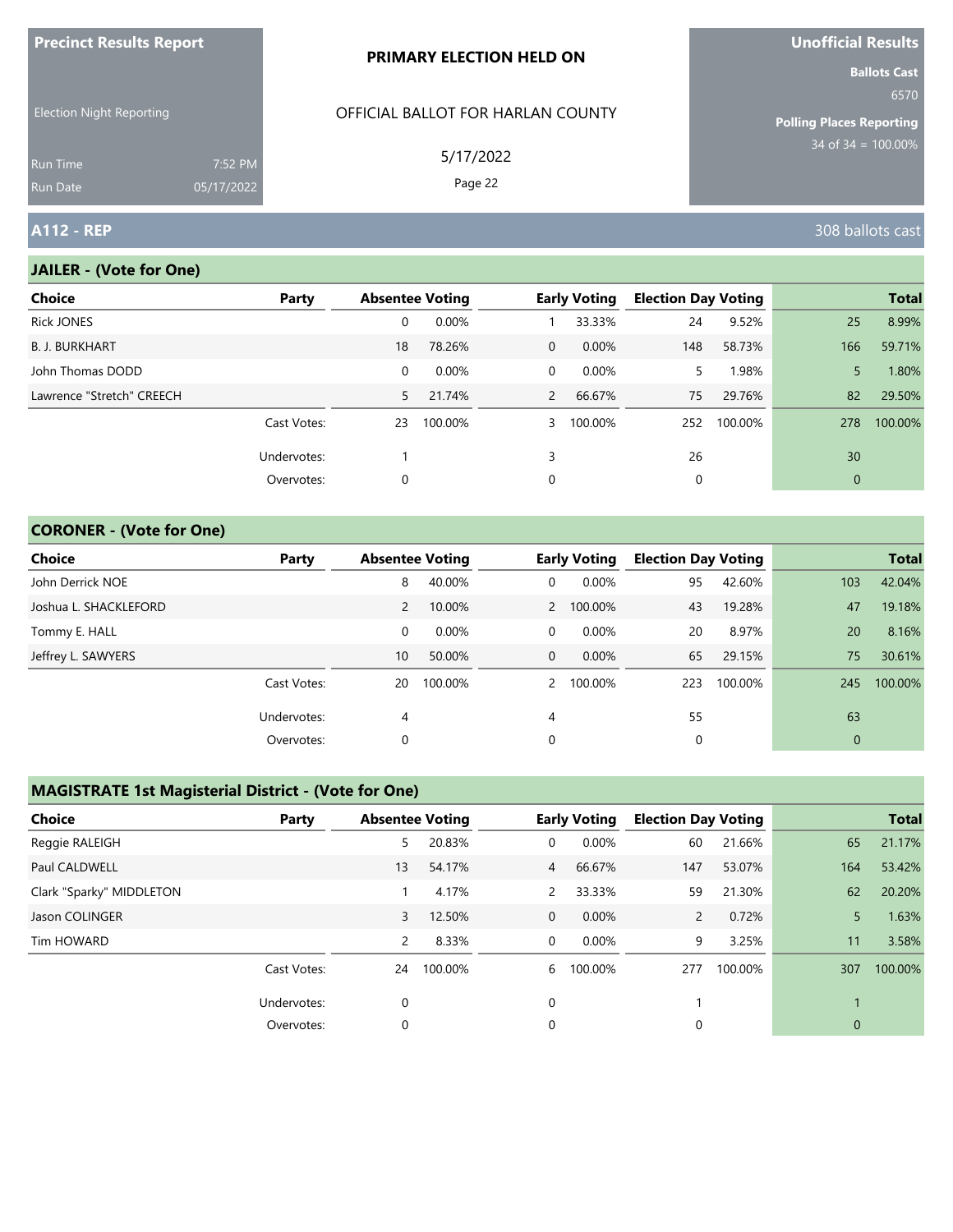**Precinct Results Report**

Election Night Reporting

Run Time 7:52 PM
Run Date 05/17/2022

**PRIMARY ELECTION HELD ON**

OFFICIAL BALLOT FOR HARLAN COUNTY

5/17/2022

**Unofficial Results**

**Ballots Cast**
6570

**Polling Places Reporting**
34 of 34 = 100.00%

## A112 - REP

308 ballots cast

### JAILER - (Vote for One)

| Choice | Party | Absentee Voting | | Early Voting | | Election Day Voting | | Total | |
|---|---|---|---|---|---|---|---|---|---|
| Rick JONES | | 0 | 0.00% | 1 | 33.33% | 24 | 9.52% | 25 | 8.99% |
| B. J. BURKHART | | 18 | 78.26% | 0 | 0.00% | 148 | 58.73% | 166 | 59.71% |
| John Thomas DODD | | 0 | 0.00% | 0 | 0.00% | 5 | 1.98% | 5 | 1.80% |
| Lawrence "Stretch" CREECH | | 5 | 21.74% | 2 | 66.67% | 75 | 29.76% | 82 | 29.50% |
| | Cast Votes: | 23 | 100.00% | 3 | 100.00% | 252 | 100.00% | 278 | 100.00% |
| | Undervotes: | 1 | | 3 | | 26 | | 30 | |
| | Overvotes: | 0 | | 0 | | 0 | | 0 | |

### CORONER - (Vote for One)

| Choice | Party | Absentee Voting | | Early Voting | | Election Day Voting | | Total | |
|---|---|---|---|---|---|---|---|---|---|
| John Derrick NOE | | 8 | 40.00% | 0 | 0.00% | 95 | 42.60% | 103 | 42.04% |
| Joshua L. SHACKLEFORD | | 2 | 10.00% | 2 | 100.00% | 43 | 19.28% | 47 | 19.18% |
| Tommy E. HALL | | 0 | 0.00% | 0 | 0.00% | 20 | 8.97% | 20 | 8.16% |
| Jeffrey L. SAWYERS | | 10 | 50.00% | 0 | 0.00% | 65 | 29.15% | 75 | 30.61% |
| | Cast Votes: | 20 | 100.00% | 2 | 100.00% | 223 | 100.00% | 245 | 100.00% |
| | Undervotes: | 4 | | 4 | | 55 | | 63 | |
| | Overvotes: | 0 | | 0 | | 0 | | 0 | |

### MAGISTRATE 1st Magisterial District - (Vote for One)

| Choice | Party | Absentee Voting | | Early Voting | | Election Day Voting | | Total | |
|---|---|---|---|---|---|---|---|---|---|
| Reggie RALEIGH | | 5 | 20.83% | 0 | 0.00% | 60 | 21.66% | 65 | 21.17% |
| Paul CALDWELL | | 13 | 54.17% | 4 | 66.67% | 147 | 53.07% | 164 | 53.42% |
| Clark "Sparky" MIDDLETON | | 1 | 4.17% | 2 | 33.33% | 59 | 21.30% | 62 | 20.20% |
| Jason COLINGER | | 3 | 12.50% | 0 | 0.00% | 2 | 0.72% | 5 | 1.63% |
| Tim HOWARD | | 2 | 8.33% | 0 | 0.00% | 9 | 3.25% | 11 | 3.58% |
| | Cast Votes: | 24 | 100.00% | 6 | 100.00% | 277 | 100.00% | 307 | 100.00% |
| | Undervotes: | 0 | | 0 | | 1 | | 1 | |
| | Overvotes: | 0 | | 0 | | 0 | | 0 | |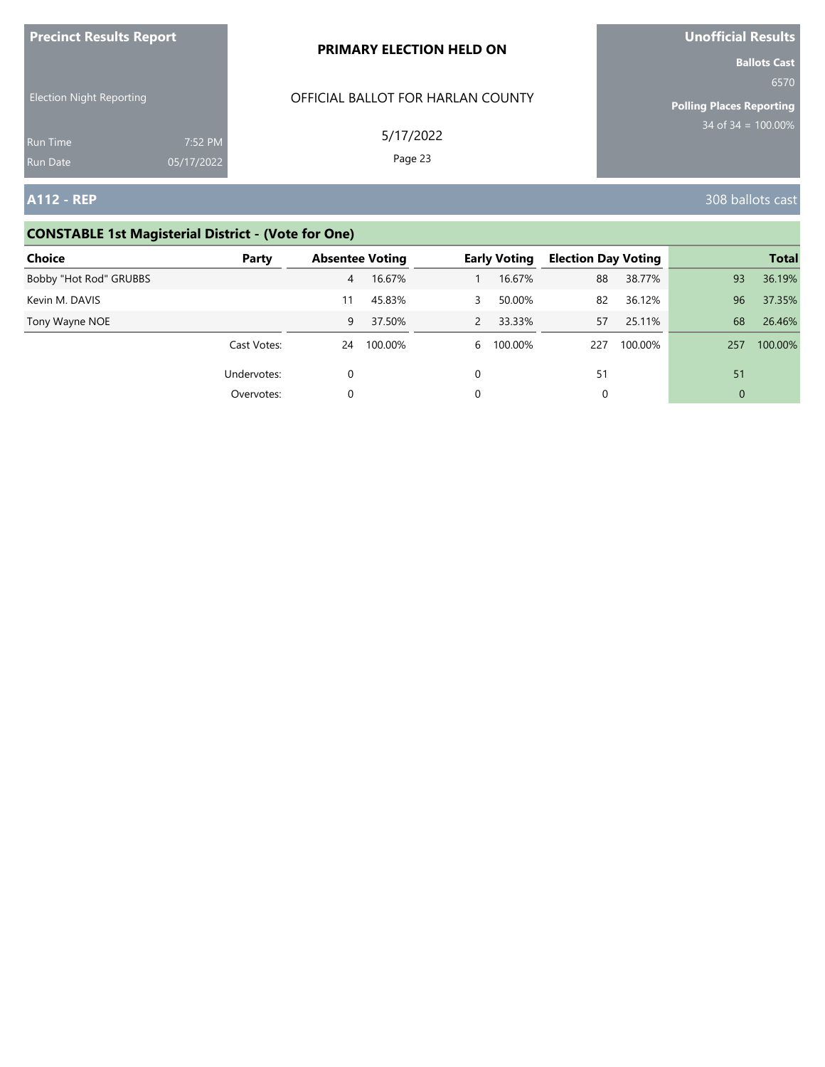Precinct Results Report

Election Night Reporting

Run Time 7:52 PM
Run Date 05/17/2022

**PRIMARY ELECTION HELD ON**

OFFICIAL BALLOT FOR HARLAN COUNTY

5/17/2022

**Unofficial Results**

**Ballots Cast**
6570

**Polling Places Reporting**
34 of 34 = 100.00%

## A112 - REP

308 ballots cast

### CONSTABLE 1st Magisterial District - (Vote for One)

| Choice | Party | Absentee Voting | | Early Voting | | Election Day Voting | | Total | |
|---|---|---|---|---|---|---|---|---|---|
| Bobby "Hot Rod" GRUBBS | | 4 | 16.67% | 1 | 16.67% | 88 | 38.77% | 93 | 36.19% |
| Kevin M. DAVIS | | 11 | 45.83% | 3 | 50.00% | 82 | 36.12% | 96 | 37.35% |
| Tony Wayne NOE | | 9 | 37.50% | 2 | 33.33% | 57 | 25.11% | 68 | 26.46% |
| | Cast Votes: | 24 | 100.00% | 6 | 100.00% | 227 | 100.00% | 257 | 100.00% |
| | Undervotes: | 0 | | 0 | | 51 | | 51 | |
| | Overvotes: | 0 | | 0 | | 0 | | 0 | |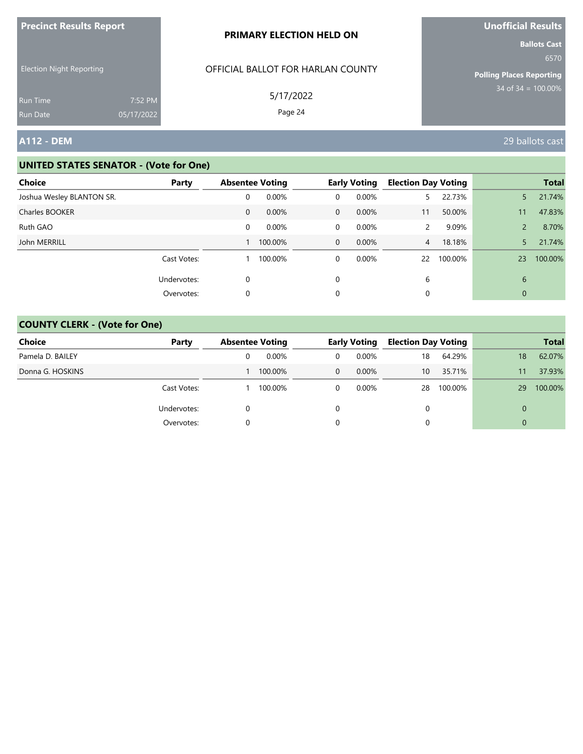Precinct Results Report

Election Night Reporting

Run Time 7:52 PM
Run Date 05/17/2022

**PRIMARY ELECTION HELD ON**

OFFICIAL BALLOT FOR HARLAN COUNTY

5/17/2022

Unofficial Results

Ballots Cast
6570

Polling Places Reporting
34 of 34 = 100.00%

## A112 - DEM

29 ballots cast

### UNITED STATES SENATOR - (Vote for One)

| Choice | Party | Absentee Voting | | Early Voting | | Election Day Voting | | Total | |
|---|---|---|---|---|---|---|---|---|---|
| Joshua Wesley BLANTON SR. | | 0 | 0.00% | 0 | 0.00% | 5 | 22.73% | 5 | 21.74% |
| Charles BOOKER | | 0 | 0.00% | 0 | 0.00% | 11 | 50.00% | 11 | 47.83% |
| Ruth GAO | | 0 | 0.00% | 0 | 0.00% | 2 | 9.09% | 2 | 8.70% |
| John MERRILL | | 1 | 100.00% | 0 | 0.00% | 4 | 18.18% | 5 | 21.74% |
| | Cast Votes: | 1 | 100.00% | 0 | 0.00% | 22 | 100.00% | 23 | 100.00% |
| | Undervotes: | 0 | | 0 | | 6 | | 6 | |
| | Overvotes: | 0 | | 0 | | 0 | | 0 | |

### COUNTY CLERK - (Vote for One)

| Choice | Party | Absentee Voting | | Early Voting | | Election Day Voting | | Total | |
|---|---|---|---|---|---|---|---|---|---|
| Pamela D. BAILEY | | 0 | 0.00% | 0 | 0.00% | 18 | 64.29% | 18 | 62.07% |
| Donna G. HOSKINS | | 1 | 100.00% | 0 | 0.00% | 10 | 35.71% | 11 | 37.93% |
| | Cast Votes: | 1 | 100.00% | 0 | 0.00% | 28 | 100.00% | 29 | 100.00% |
| | Undervotes: | 0 | | 0 | | 0 | | 0 | |
| | Overvotes: | 0 | | 0 | | 0 | | 0 | |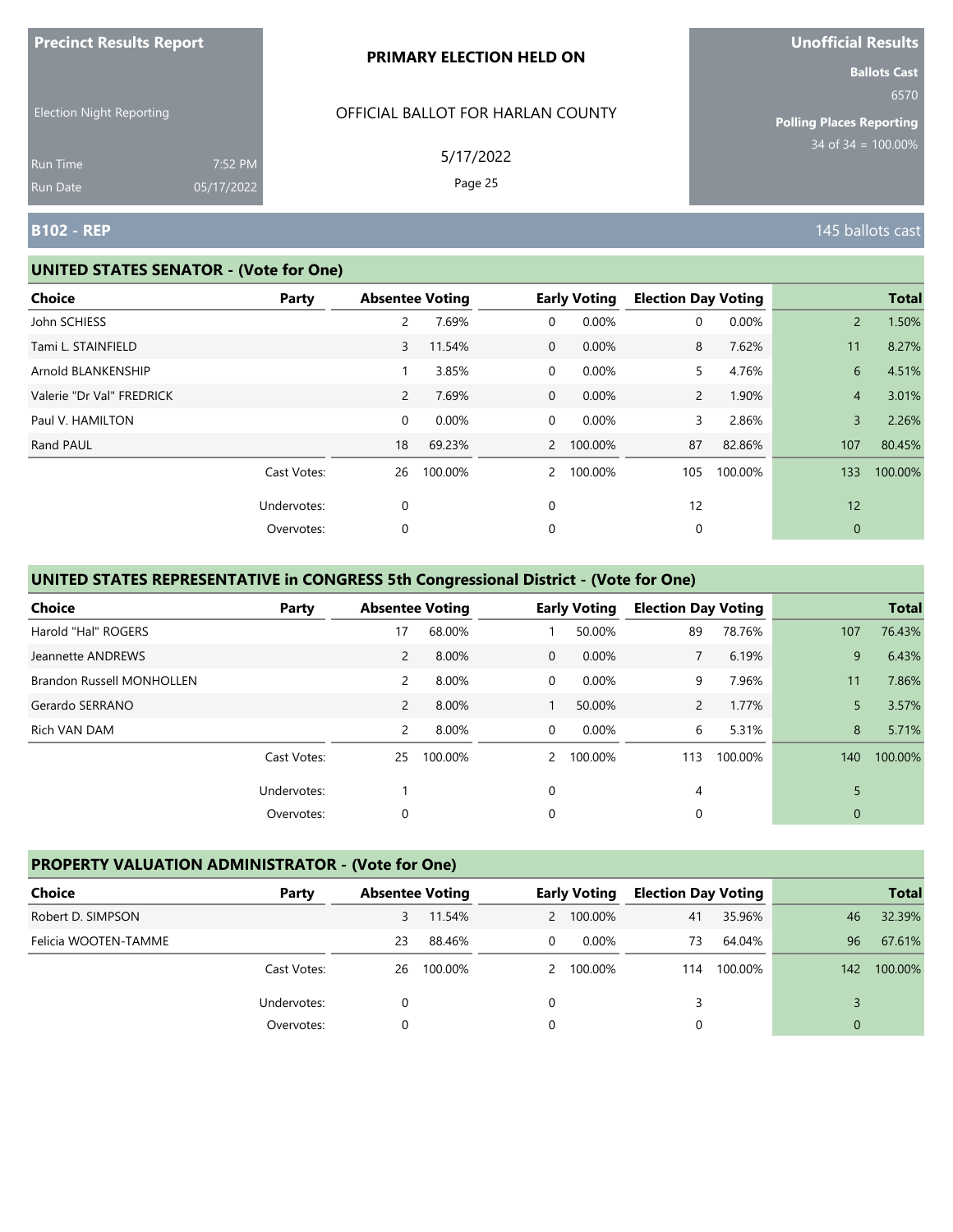**Precinct Results Report**

Election Night Reporting

Run Time 7:52 PM
Run Date 05/17/2022

**PRIMARY ELECTION HELD ON**

OFFICIAL BALLOT FOR HARLAN COUNTY

5/17/2022

**Unofficial Results**

**Ballots Cast**
6570

**Polling Places Reporting**
34 of 34 = 100.00%

## B102 - REP

145 ballots cast

### UNITED STATES SENATOR - (Vote for One)

| Choice | Party | Absentee Voting | | Early Voting | | Election Day Voting | | Total | |
|---|---|---|---|---|---|---|---|---|---|
| John SCHIESS | | 2 | 7.69% | 0 | 0.00% | 0 | 0.00% | 2 | 1.50% |
| Tami L. STAINFIELD | | 3 | 11.54% | 0 | 0.00% | 8 | 7.62% | 11 | 8.27% |
| Arnold BLANKENSHIP | | 1 | 3.85% | 0 | 0.00% | 5 | 4.76% | 6 | 4.51% |
| Valerie "Dr Val" FREDRICK | | 2 | 7.69% | 0 | 0.00% | 2 | 1.90% | 4 | 3.01% |
| Paul V. HAMILTON | | 0 | 0.00% | 0 | 0.00% | 3 | 2.86% | 3 | 2.26% |
| Rand PAUL | | 18 | 69.23% | 2 | 100.00% | 87 | 82.86% | 107 | 80.45% |
| | Cast Votes: | 26 | 100.00% | 2 | 100.00% | 105 | 100.00% | 133 | 100.00% |
| | Undervotes: | 0 | | 0 | | 12 | | 12 | |
| | Overvotes: | 0 | | 0 | | 0 | | 0 | |

### UNITED STATES REPRESENTATIVE in CONGRESS 5th Congressional District - (Vote for One)

| Choice | Party | Absentee Voting | | Early Voting | | Election Day Voting | | Total | |
|---|---|---|---|---|---|---|---|---|---|
| Harold "Hal" ROGERS | | 17 | 68.00% | 1 | 50.00% | 89 | 78.76% | 107 | 76.43% |
| Jeannette ANDREWS | | 2 | 8.00% | 0 | 0.00% | 7 | 6.19% | 9 | 6.43% |
| Brandon Russell MONHOLLEN | | 2 | 8.00% | 0 | 0.00% | 9 | 7.96% | 11 | 7.86% |
| Gerardo SERRANO | | 2 | 8.00% | 1 | 50.00% | 2 | 1.77% | 5 | 3.57% |
| Rich VAN DAM | | 2 | 8.00% | 0 | 0.00% | 6 | 5.31% | 8 | 5.71% |
| | Cast Votes: | 25 | 100.00% | 2 | 100.00% | 113 | 100.00% | 140 | 100.00% |
| | Undervotes: | 1 | | 0 | | 4 | | 5 | |
| | Overvotes: | 0 | | 0 | | 0 | | 0 | |

### PROPERTY VALUATION ADMINISTRATOR - (Vote for One)

| Choice | Party | Absentee Voting | | Early Voting | | Election Day Voting | | Total | |
|---|---|---|---|---|---|---|---|---|---|
| Robert D. SIMPSON | | 3 | 11.54% | 2 | 100.00% | 41 | 35.96% | 46 | 32.39% |
| Felicia WOOTEN-TAMME | | 23 | 88.46% | 0 | 0.00% | 73 | 64.04% | 96 | 67.61% |
| | Cast Votes: | 26 | 100.00% | 2 | 100.00% | 114 | 100.00% | 142 | 100.00% |
| | Undervotes: | 0 | | 0 | | 3 | | 3 | |
| | Overvotes: | 0 | | 0 | | 0 | | 0 | |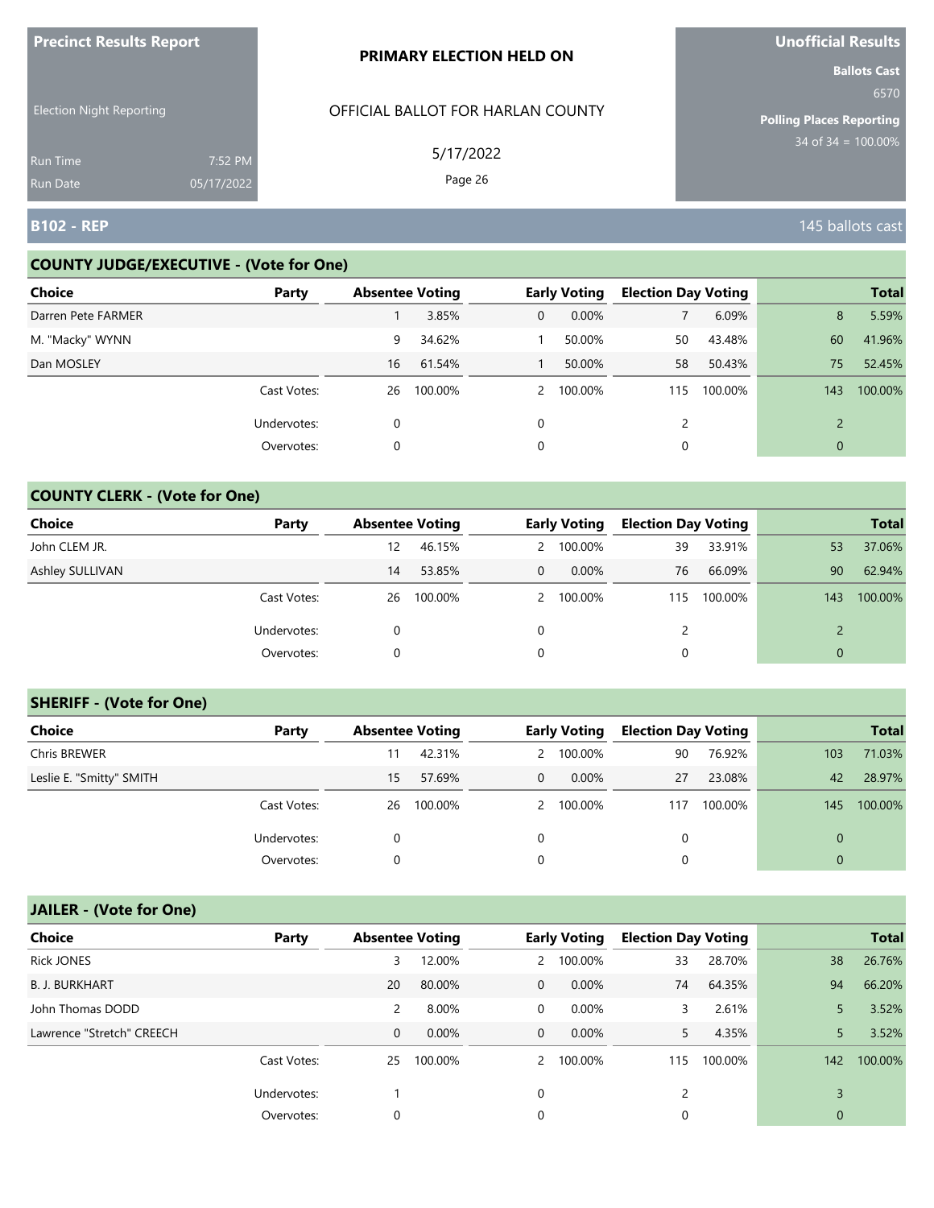**Precinct Results Report**

Election Night Reporting

Run Time 7:52 PM
Run Date 05/17/2022

**PRIMARY ELECTION HELD ON**

OFFICIAL BALLOT FOR HARLAN COUNTY

5/17/2022

**Unofficial Results**

**Ballots Cast**
6570

**Polling Places Reporting**
34 of 34 = 100.00%

## B102 - REP

145 ballots cast

### COUNTY JUDGE/EXECUTIVE - (Vote for One)

| Choice | Party | Absentee Voting | | Early Voting | | Election Day Voting | | Total | |
|---|---|---|---|---|---|---|---|---|---|
| Darren Pete FARMER | | 1 | 3.85% | 0 | 0.00% | 7 | 6.09% | 8 | 5.59% |
| M. "Macky" WYNN | | 9 | 34.62% | 1 | 50.00% | 50 | 43.48% | 60 | 41.96% |
| Dan MOSLEY | | 16 | 61.54% | 1 | 50.00% | 58 | 50.43% | 75 | 52.45% |
| | Cast Votes: | 26 | 100.00% | 2 | 100.00% | 115 | 100.00% | 143 | 100.00% |
| | Undervotes: | 0 | | 0 | | 2 | | 2 | |
| | Overvotes: | 0 | | 0 | | 0 | | 0 | |

### COUNTY CLERK - (Vote for One)

| Choice | Party | Absentee Voting | | Early Voting | | Election Day Voting | | Total | |
|---|---|---|---|---|---|---|---|---|---|
| John CLEM JR. | | 12 | 46.15% | 2 | 100.00% | 39 | 33.91% | 53 | 37.06% |
| Ashley SULLIVAN | | 14 | 53.85% | 0 | 0.00% | 76 | 66.09% | 90 | 62.94% |
| | Cast Votes: | 26 | 100.00% | 2 | 100.00% | 115 | 100.00% | 143 | 100.00% |
| | Undervotes: | 0 | | 0 | | 2 | | 2 | |
| | Overvotes: | 0 | | 0 | | 0 | | 0 | |

### SHERIFF - (Vote for One)

| Choice | Party | Absentee Voting | | Early Voting | | Election Day Voting | | Total | |
|---|---|---|---|---|---|---|---|---|---|
| Chris BREWER | | 11 | 42.31% | 2 | 100.00% | 90 | 76.92% | 103 | 71.03% |
| Leslie E. "Smitty" SMITH | | 15 | 57.69% | 0 | 0.00% | 27 | 23.08% | 42 | 28.97% |
| | Cast Votes: | 26 | 100.00% | 2 | 100.00% | 117 | 100.00% | 145 | 100.00% |
| | Undervotes: | 0 | | 0 | | 0 | | 0 | |
| | Overvotes: | 0 | | 0 | | 0 | | 0 | |

### JAILER - (Vote for One)

| Choice | Party | Absentee Voting | | Early Voting | | Election Day Voting | | Total | |
|---|---|---|---|---|---|---|---|---|---|
| Rick JONES | | 3 | 12.00% | 2 | 100.00% | 33 | 28.70% | 38 | 26.76% |
| B. J. BURKHART | | 20 | 80.00% | 0 | 0.00% | 74 | 64.35% | 94 | 66.20% |
| John Thomas DODD | | 2 | 8.00% | 0 | 0.00% | 3 | 2.61% | 5 | 3.52% |
| Lawrence "Stretch" CREECH | | 0 | 0.00% | 0 | 0.00% | 5 | 4.35% | 5 | 3.52% |
| | Cast Votes: | 25 | 100.00% | 2 | 100.00% | 115 | 100.00% | 142 | 100.00% |
| | Undervotes: | 1 | | 0 | | 2 | | 3 | |
| | Overvotes: | 0 | | 0 | | 0 | | 0 | |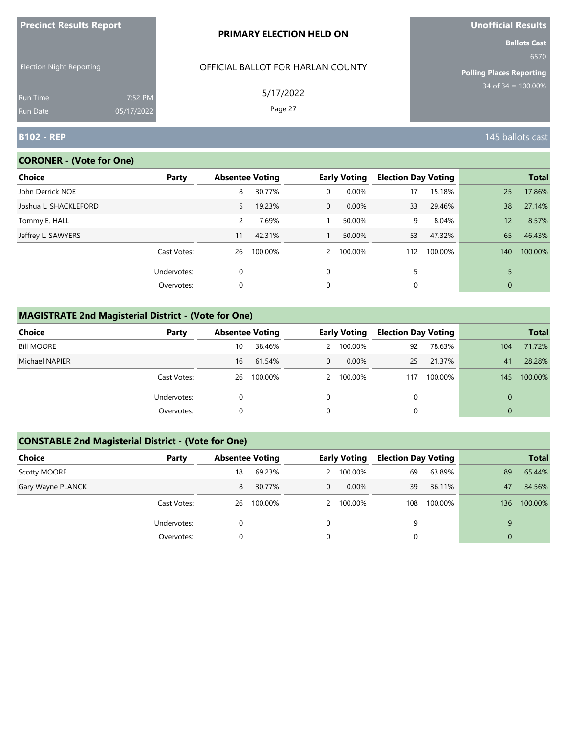**Precinct Results Report**

Election Night Reporting

Run Time 7:52 PM
Run Date 05/17/2022

**PRIMARY ELECTION HELD ON**

OFFICIAL BALLOT FOR HARLAN COUNTY

5/17/2022

**Unofficial Results**

**Ballots Cast**
6570

**Polling Places Reporting**
34 of 34 = 100.00%

## B102 - REP

145 ballots cast

### CORONER - (Vote for One)

| Choice | Party | Absentee Voting | | Early Voting | | Election Day Voting | | Total | |
|---|---|---|---|---|---|---|---|---|---|
| John Derrick NOE | | 8 | 30.77% | 0 | 0.00% | 17 | 15.18% | 25 | 17.86% |
| Joshua L. SHACKLEFORD | | 5 | 19.23% | 0 | 0.00% | 33 | 29.46% | 38 | 27.14% |
| Tommy E. HALL | | 2 | 7.69% | 1 | 50.00% | 9 | 8.04% | 12 | 8.57% |
| Jeffrey L. SAWYERS | | 11 | 42.31% | 1 | 50.00% | 53 | 47.32% | 65 | 46.43% |
| | Cast Votes: | 26 | 100.00% | 2 | 100.00% | 112 | 100.00% | 140 | 100.00% |
| | Undervotes: | 0 | | 0 | | 5 | | 5 | |
| | Overvotes: | 0 | | 0 | | 0 | | 0 | |

### MAGISTRATE 2nd Magisterial District - (Vote for One)

| Choice | Party | Absentee Voting | | Early Voting | | Election Day Voting | | Total | |
|---|---|---|---|---|---|---|---|---|---|
| Bill MOORE | | 10 | 38.46% | 2 | 100.00% | 92 | 78.63% | 104 | 71.72% |
| Michael NAPIER | | 16 | 61.54% | 0 | 0.00% | 25 | 21.37% | 41 | 28.28% |
| | Cast Votes: | 26 | 100.00% | 2 | 100.00% | 117 | 100.00% | 145 | 100.00% |
| | Undervotes: | 0 | | 0 | | 0 | | 0 | |
| | Overvotes: | 0 | | 0 | | 0 | | 0 | |

### CONSTABLE 2nd Magisterial District - (Vote for One)

| Choice | Party | Absentee Voting | | Early Voting | | Election Day Voting | | Total | |
|---|---|---|---|---|---|---|---|---|---|
| Scotty MOORE | | 18 | 69.23% | 2 | 100.00% | 69 | 63.89% | 89 | 65.44% |
| Gary Wayne PLANCK | | 8 | 30.77% | 0 | 0.00% | 39 | 36.11% | 47 | 34.56% |
| | Cast Votes: | 26 | 100.00% | 2 | 100.00% | 108 | 100.00% | 136 | 100.00% |
| | Undervotes: | 0 | | 0 | | 9 | | 9 | |
| | Overvotes: | 0 | | 0 | | 0 | | 0 | |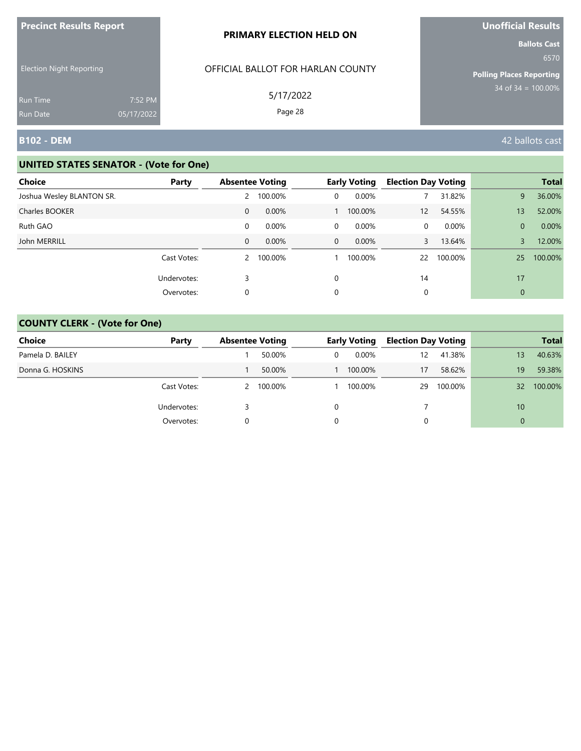Precinct Results Report

Election Night Reporting

Run Time 7:52 PM
Run Date 05/17/2022

**PRIMARY ELECTION HELD ON**

OFFICIAL BALLOT FOR HARLAN COUNTY

5/17/2022

Unofficial Results

Ballots Cast
6570

Polling Places Reporting
34 of 34 = 100.00%

## B102 - DEM

42 ballots cast

### UNITED STATES SENATOR - (Vote for One)

| Choice | Party | Absentee Voting | | Early Voting | | Election Day Voting | | Total | |
|---|---|---|---|---|---|---|---|---|---|
| Joshua Wesley BLANTON SR. | | 2 | 100.00% | 0 | 0.00% | 7 | 31.82% | 9 | 36.00% |
| Charles BOOKER | | 0 | 0.00% | 1 | 100.00% | 12 | 54.55% | 13 | 52.00% |
| Ruth GAO | | 0 | 0.00% | 0 | 0.00% | 0 | 0.00% | 0 | 0.00% |
| John MERRILL | | 0 | 0.00% | 0 | 0.00% | 3 | 13.64% | 3 | 12.00% |
| | Cast Votes: | 2 | 100.00% | 1 | 100.00% | 22 | 100.00% | 25 | 100.00% |
| | Undervotes: | 3 | | 0 | | 14 | | 17 | |
| | Overvotes: | 0 | | 0 | | 0 | | 0 | |

### COUNTY CLERK - (Vote for One)

| Choice | Party | Absentee Voting | | Early Voting | | Election Day Voting | | Total | |
|---|---|---|---|---|---|---|---|---|---|
| Pamela D. BAILEY | | 1 | 50.00% | 0 | 0.00% | 12 | 41.38% | 13 | 40.63% |
| Donna G. HOSKINS | | 1 | 50.00% | 1 | 100.00% | 17 | 58.62% | 19 | 59.38% |
| | Cast Votes: | 2 | 100.00% | 1 | 100.00% | 29 | 100.00% | 32 | 100.00% |
| | Undervotes: | 3 | | 0 | | 7 | | 10 | |
| | Overvotes: | 0 | | 0 | | 0 | | 0 | |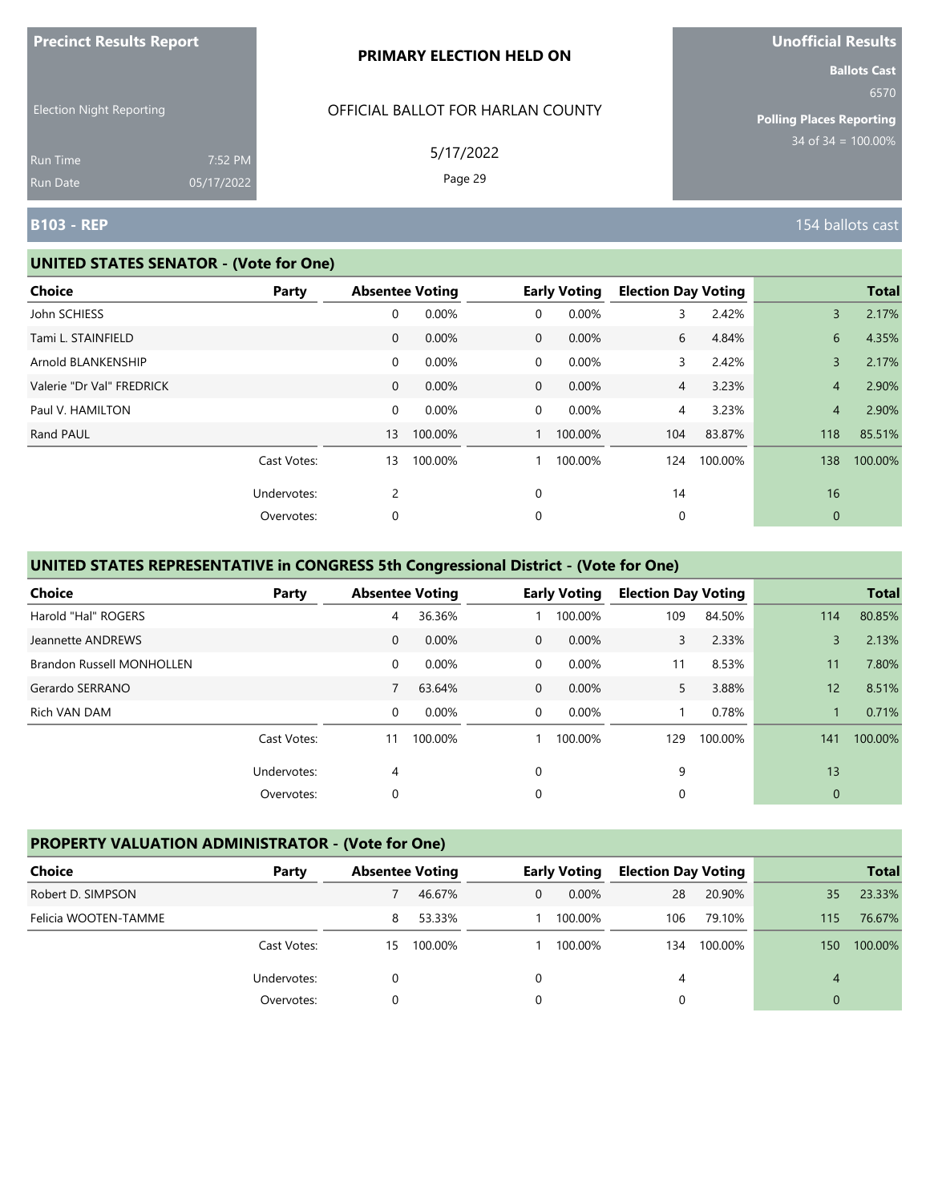**Precinct Results Report**

Election Night Reporting

Run Time 7:52 PM
Run Date 05/17/2022

**PRIMARY ELECTION HELD ON**

OFFICIAL BALLOT FOR HARLAN COUNTY

5/17/2022

**Unofficial Results**

**Ballots Cast** 6570

**Polling Places Reporting** 34 of 34 = 100.00%

## B103 - REP

154 ballots cast

### UNITED STATES SENATOR - (Vote for One)

| Choice | Party | Absentee Voting | | Early Voting | | Election Day Voting | | Total | |
|---|---|---|---|---|---|---|---|---|---|
| John SCHIESS | | 0 | 0.00% | 0 | 0.00% | 3 | 2.42% | 3 | 2.17% |
| Tami L. STAINFIELD | | 0 | 0.00% | 0 | 0.00% | 6 | 4.84% | 6 | 4.35% |
| Arnold BLANKENSHIP | | 0 | 0.00% | 0 | 0.00% | 3 | 2.42% | 3 | 2.17% |
| Valerie "Dr Val" FREDRICK | | 0 | 0.00% | 0 | 0.00% | 4 | 3.23% | 4 | 2.90% |
| Paul V. HAMILTON | | 0 | 0.00% | 0 | 0.00% | 4 | 3.23% | 4 | 2.90% |
| Rand PAUL | | 13 | 100.00% | 1 | 100.00% | 104 | 83.87% | 118 | 85.51% |
| | Cast Votes: | 13 | 100.00% | 1 | 100.00% | 124 | 100.00% | 138 | 100.00% |
| | Undervotes: | 2 | | 0 | | 14 | | 16 | |
| | Overvotes: | 0 | | 0 | | 0 | | 0 | |

### UNITED STATES REPRESENTATIVE in CONGRESS 5th Congressional District - (Vote for One)

| Choice | Party | Absentee Voting | | Early Voting | | Election Day Voting | | Total | |
|---|---|---|---|---|---|---|---|---|---|
| Harold "Hal" ROGERS | | 4 | 36.36% | 1 | 100.00% | 109 | 84.50% | 114 | 80.85% |
| Jeannette ANDREWS | | 0 | 0.00% | 0 | 0.00% | 3 | 2.33% | 3 | 2.13% |
| Brandon Russell MONHOLLEN | | 0 | 0.00% | 0 | 0.00% | 11 | 8.53% | 11 | 7.80% |
| Gerardo SERRANO | | 7 | 63.64% | 0 | 0.00% | 5 | 3.88% | 12 | 8.51% |
| Rich VAN DAM | | 0 | 0.00% | 0 | 0.00% | 1 | 0.78% | 1 | 0.71% |
| | Cast Votes: | 11 | 100.00% | 1 | 100.00% | 129 | 100.00% | 141 | 100.00% |
| | Undervotes: | 4 | | 0 | | 9 | | 13 | |
| | Overvotes: | 0 | | 0 | | 0 | | 0 | |

### PROPERTY VALUATION ADMINISTRATOR - (Vote for One)

| Choice | Party | Absentee Voting | | Early Voting | | Election Day Voting | | Total | |
|---|---|---|---|---|---|---|---|---|---|
| Robert D. SIMPSON | | 7 | 46.67% | 0 | 0.00% | 28 | 20.90% | 35 | 23.33% |
| Felicia WOOTEN-TAMME | | 8 | 53.33% | 1 | 100.00% | 106 | 79.10% | 115 | 76.67% |
| | Cast Votes: | 15 | 100.00% | 1 | 100.00% | 134 | 100.00% | 150 | 100.00% |
| | Undervotes: | 0 | | 0 | | 4 | | 4 | |
| | Overvotes: | 0 | | 0 | | 0 | | 0 | |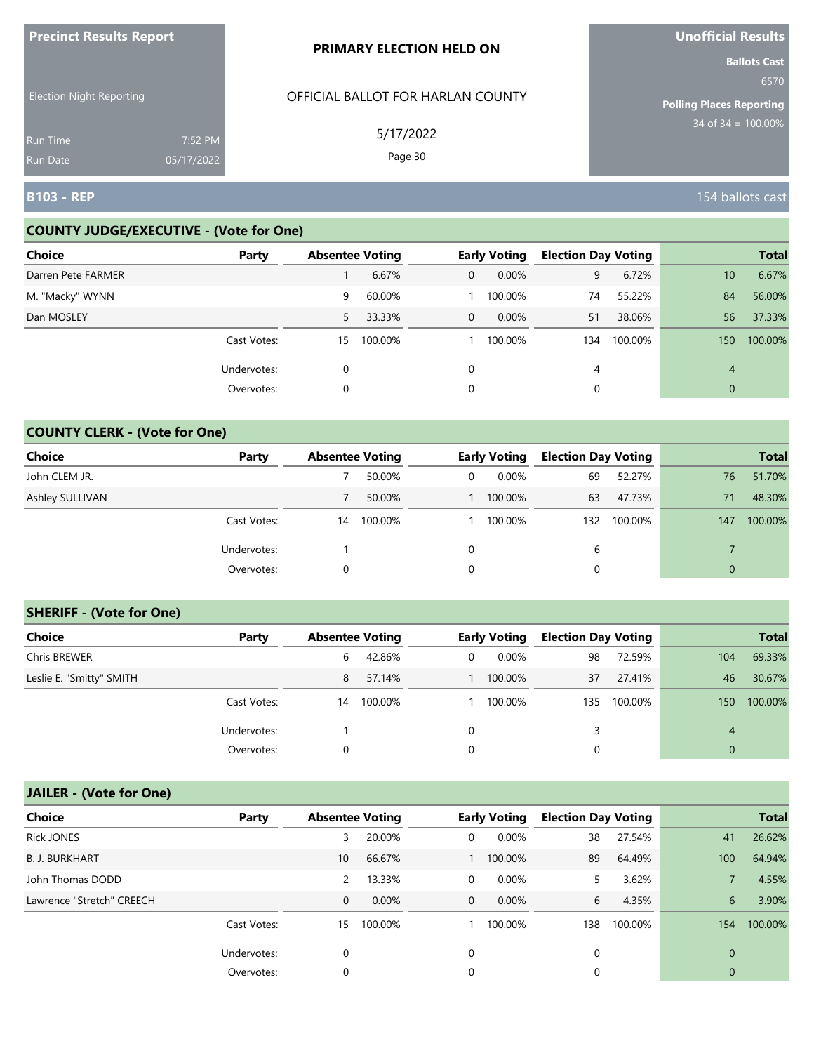**Precinct Results Report**

Election Night Reporting

Run Time 7:52 PM
Run Date 05/17/2022

**PRIMARY ELECTION HELD ON**

OFFICIAL BALLOT FOR HARLAN COUNTY

5/17/2022

**Unofficial Results**

**Ballots Cast**
6570

**Polling Places Reporting**
34 of 34 = 100.00%

## B103 - REP

154 ballots cast

### COUNTY JUDGE/EXECUTIVE - (Vote for One)

| Choice | Party | Absentee Voting | | Early Voting | | Election Day Voting | | Total | |
|---|---|---|---|---|---|---|---|---|---|
| Darren Pete FARMER | | 1 | 6.67% | 0 | 0.00% | 9 | 6.72% | 10 | 6.67% |
| M. "Macky" WYNN | | 9 | 60.00% | 1 | 100.00% | 74 | 55.22% | 84 | 56.00% |
| Dan MOSLEY | | 5 | 33.33% | 0 | 0.00% | 51 | 38.06% | 56 | 37.33% |
| | Cast Votes: | 15 | 100.00% | 1 | 100.00% | 134 | 100.00% | 150 | 100.00% |
| | Undervotes: | 0 | | 0 | | 4 | | 4 | |
| | Overvotes: | 0 | | 0 | | 0 | | 0 | |

### COUNTY CLERK - (Vote for One)

| Choice | Party | Absentee Voting | | Early Voting | | Election Day Voting | | Total | |
|---|---|---|---|---|---|---|---|---|---|
| John CLEM JR. | | 7 | 50.00% | 0 | 0.00% | 69 | 52.27% | 76 | 51.70% |
| Ashley SULLIVAN | | 7 | 50.00% | 1 | 100.00% | 63 | 47.73% | 71 | 48.30% |
| | Cast Votes: | 14 | 100.00% | 1 | 100.00% | 132 | 100.00% | 147 | 100.00% |
| | Undervotes: | 1 | | 0 | | 6 | | 7 | |
| | Overvotes: | 0 | | 0 | | 0 | | 0 | |

### SHERIFF - (Vote for One)

| Choice | Party | Absentee Voting | | Early Voting | | Election Day Voting | | Total | |
|---|---|---|---|---|---|---|---|---|---|
| Chris BREWER | | 6 | 42.86% | 0 | 0.00% | 98 | 72.59% | 104 | 69.33% |
| Leslie E. "Smitty" SMITH | | 8 | 57.14% | 1 | 100.00% | 37 | 27.41% | 46 | 30.67% |
| | Cast Votes: | 14 | 100.00% | 1 | 100.00% | 135 | 100.00% | 150 | 100.00% |
| | Undervotes: | 1 | | 0 | | 3 | | 4 | |
| | Overvotes: | 0 | | 0 | | 0 | | 0 | |

### JAILER - (Vote for One)

| Choice | Party | Absentee Voting | | Early Voting | | Election Day Voting | | Total | |
|---|---|---|---|---|---|---|---|---|---|
| Rick JONES | | 3 | 20.00% | 0 | 0.00% | 38 | 27.54% | 41 | 26.62% |
| B. J. BURKHART | | 10 | 66.67% | 1 | 100.00% | 89 | 64.49% | 100 | 64.94% |
| John Thomas DODD | | 2 | 13.33% | 0 | 0.00% | 5 | 3.62% | 7 | 4.55% |
| Lawrence "Stretch" CREECH | | 0 | 0.00% | 0 | 0.00% | 6 | 4.35% | 6 | 3.90% |
| | Cast Votes: | 15 | 100.00% | 1 | 100.00% | 138 | 100.00% | 154 | 100.00% |
| | Undervotes: | 0 | | 0 | | 0 | | 0 | |
| | Overvotes: | 0 | | 0 | | 0 | | 0 | |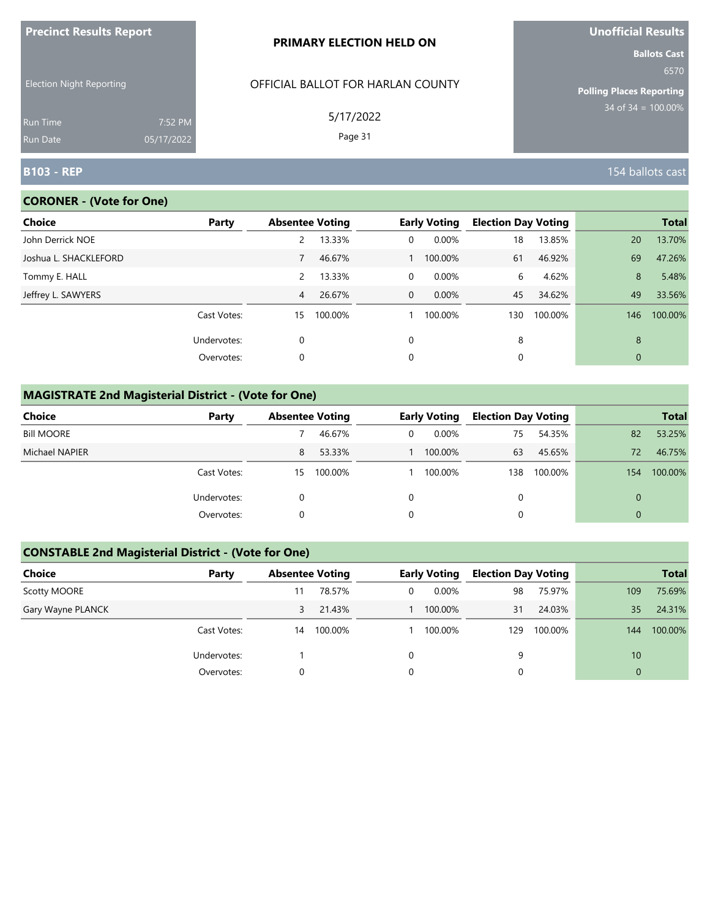**Precinct Results Report**

Election Night Reporting

Run Time 7:52 PM
Run Date 05/17/2022

**PRIMARY ELECTION HELD ON**

OFFICIAL BALLOT FOR HARLAN COUNTY

5/17/2022

**Unofficial Results**

**Ballots Cast**
6570

**Polling Places Reporting**
34 of 34 = 100.00%

## B103 - REP

154 ballots cast

### CORONER - (Vote for One)

| Choice | Party | Absentee Voting | | Early Voting | | Election Day Voting | | Total | |
|---|---|---|---|---|---|---|---|---|---|
| John Derrick NOE | | 2 | 13.33% | 0 | 0.00% | 18 | 13.85% | 20 | 13.70% |
| Joshua L. SHACKLEFORD | | 7 | 46.67% | 1 | 100.00% | 61 | 46.92% | 69 | 47.26% |
| Tommy E. HALL | | 2 | 13.33% | 0 | 0.00% | 6 | 4.62% | 8 | 5.48% |
| Jeffrey L. SAWYERS | | 4 | 26.67% | 0 | 0.00% | 45 | 34.62% | 49 | 33.56% |
| | Cast Votes: | 15 | 100.00% | 1 | 100.00% | 130 | 100.00% | 146 | 100.00% |
| | Undervotes: | 0 | | 0 | | 8 | | 8 | |
| | Overvotes: | 0 | | 0 | | 0 | | 0 | |

### MAGISTRATE 2nd Magisterial District - (Vote for One)

| Choice | Party | Absentee Voting | | Early Voting | | Election Day Voting | | Total | |
|---|---|---|---|---|---|---|---|---|---|
| Bill MOORE | | 7 | 46.67% | 0 | 0.00% | 75 | 54.35% | 82 | 53.25% |
| Michael NAPIER | | 8 | 53.33% | 1 | 100.00% | 63 | 45.65% | 72 | 46.75% |
| | Cast Votes: | 15 | 100.00% | 1 | 100.00% | 138 | 100.00% | 154 | 100.00% |
| | Undervotes: | 0 | | 0 | | 0 | | 0 | |
| | Overvotes: | 0 | | 0 | | 0 | | 0 | |

### CONSTABLE 2nd Magisterial District - (Vote for One)

| Choice | Party | Absentee Voting | | Early Voting | | Election Day Voting | | Total | |
|---|---|---|---|---|---|---|---|---|---|
| Scotty MOORE | | 11 | 78.57% | 0 | 0.00% | 98 | 75.97% | 109 | 75.69% |
| Gary Wayne PLANCK | | 3 | 21.43% | 1 | 100.00% | 31 | 24.03% | 35 | 24.31% |
| | Cast Votes: | 14 | 100.00% | 1 | 100.00% | 129 | 100.00% | 144 | 100.00% |
| | Undervotes: | 1 | | 0 | | 9 | | 10 | |
| | Overvotes: | 0 | | 0 | | 0 | | 0 | |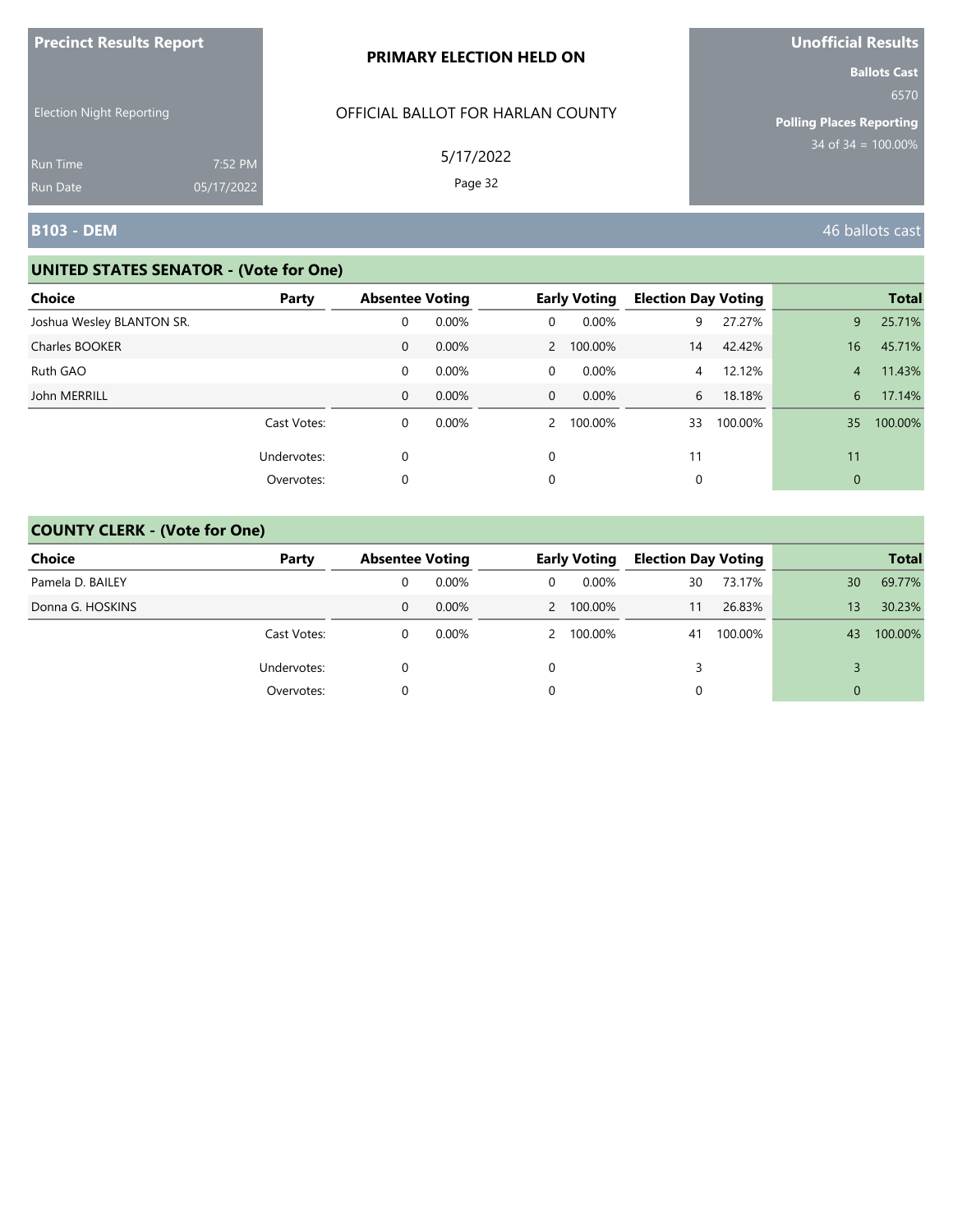**Precinct Results Report**

Election Night Reporting

Run Time 7:52 PM
Run Date 05/17/2022

**PRIMARY ELECTION HELD ON**

OFFICIAL BALLOT FOR HARLAN COUNTY

5/17/2022

**Unofficial Results**

**Ballots Cast**
6570

**Polling Places Reporting**
34 of 34 = 100.00%

## B103 - DEM

46 ballots cast

### UNITED STATES SENATOR - (Vote for One)

| Choice | Party | Absentee Voting | | Early Voting | | Election Day Voting | | Total | |
|---|---|---|---|---|---|---|---|---|---|
| Joshua Wesley BLANTON SR. | | 0 | 0.00% | 0 | 0.00% | 9 | 27.27% | 9 | 25.71% |
| Charles BOOKER | | 0 | 0.00% | 2 | 100.00% | 14 | 42.42% | 16 | 45.71% |
| Ruth GAO | | 0 | 0.00% | 0 | 0.00% | 4 | 12.12% | 4 | 11.43% |
| John MERRILL | | 0 | 0.00% | 0 | 0.00% | 6 | 18.18% | 6 | 17.14% |
| | Cast Votes: | 0 | 0.00% | 2 | 100.00% | 33 | 100.00% | 35 | 100.00% |
| | Undervotes: | 0 | | 0 | | 11 | | 11 | |
| | Overvotes: | 0 | | 0 | | 0 | | 0 | |

### COUNTY CLERK - (Vote for One)

| Choice | Party | Absentee Voting | | Early Voting | | Election Day Voting | | Total | |
|---|---|---|---|---|---|---|---|---|---|
| Pamela D. BAILEY | | 0 | 0.00% | 0 | 0.00% | 30 | 73.17% | 30 | 69.77% |
| Donna G. HOSKINS | | 0 | 0.00% | 2 | 100.00% | 11 | 26.83% | 13 | 30.23% |
| | Cast Votes: | 0 | 0.00% | 2 | 100.00% | 41 | 100.00% | 43 | 100.00% |
| | Undervotes: | 0 | | 0 | | 3 | | 3 | |
| | Overvotes: | 0 | | 0 | | 0 | | 0 | |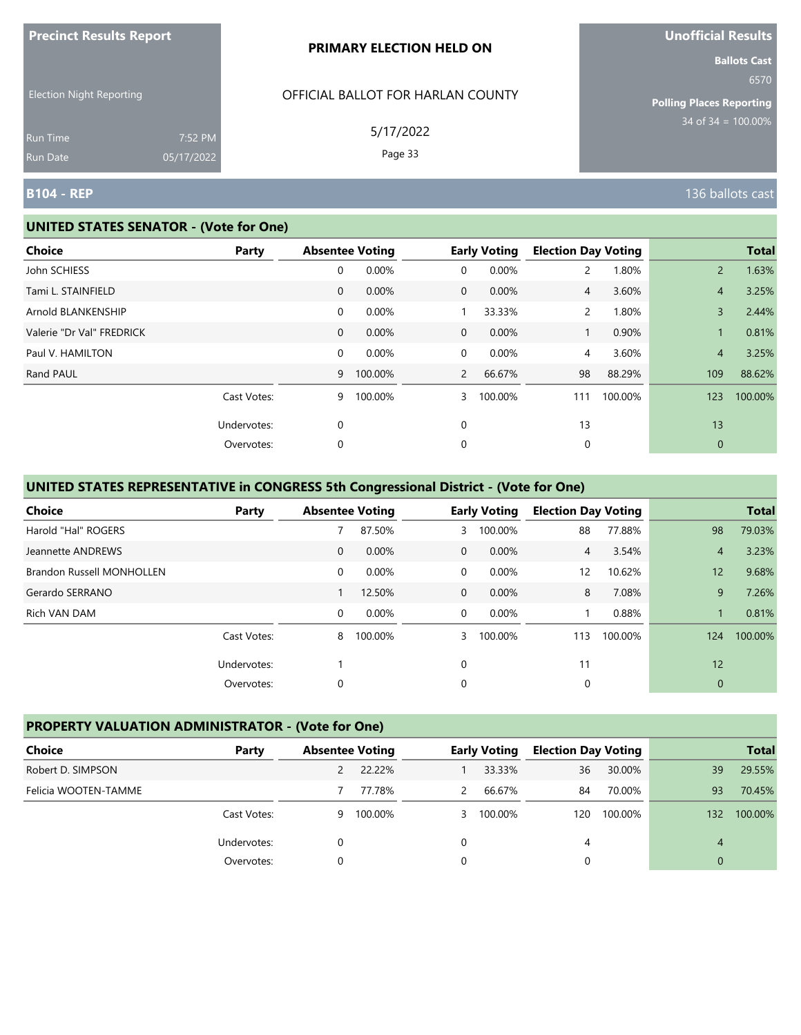**Precinct Results Report**

Election Night Reporting

Run Time 7:52 PM
Run Date 05/17/2022

**PRIMARY ELECTION HELD ON**

OFFICIAL BALLOT FOR HARLAN COUNTY

5/17/2022

**Unofficial Results**

**Ballots Cast**
6570

**Polling Places Reporting**
34 of 34 = 100.00%

## B104 - REP

136 ballots cast

### UNITED STATES SENATOR - (Vote for One)

| Choice | Party | Absentee Voting | | Early Voting | | Election Day Voting | | Total | |
|---|---|---|---|---|---|---|---|---|---|
| John SCHIESS | | 0 | 0.00% | 0 | 0.00% | 2 | 1.80% | 2 | 1.63% |
| Tami L. STAINFIELD | | 0 | 0.00% | 0 | 0.00% | 4 | 3.60% | 4 | 3.25% |
| Arnold BLANKENSHIP | | 0 | 0.00% | 1 | 33.33% | 2 | 1.80% | 3 | 2.44% |
| Valerie "Dr Val" FREDRICK | | 0 | 0.00% | 0 | 0.00% | 1 | 0.90% | 1 | 0.81% |
| Paul V. HAMILTON | | 0 | 0.00% | 0 | 0.00% | 4 | 3.60% | 4 | 3.25% |
| Rand PAUL | | 9 | 100.00% | 2 | 66.67% | 98 | 88.29% | 109 | 88.62% |
| | Cast Votes: | 9 | 100.00% | 3 | 100.00% | 111 | 100.00% | 123 | 100.00% |
| | Undervotes: | 0 | | 0 | | 13 | | 13 | |
| | Overvotes: | 0 | | 0 | | 0 | | 0 | |

### UNITED STATES REPRESENTATIVE in CONGRESS 5th Congressional District - (Vote for One)

| Choice | Party | Absentee Voting | | Early Voting | | Election Day Voting | | Total | |
|---|---|---|---|---|---|---|---|---|---|
| Harold "Hal" ROGERS | | 7 | 87.50% | 3 | 100.00% | 88 | 77.88% | 98 | 79.03% |
| Jeannette ANDREWS | | 0 | 0.00% | 0 | 0.00% | 4 | 3.54% | 4 | 3.23% |
| Brandon Russell MONHOLLEN | | 0 | 0.00% | 0 | 0.00% | 12 | 10.62% | 12 | 9.68% |
| Gerardo SERRANO | | 1 | 12.50% | 0 | 0.00% | 8 | 7.08% | 9 | 7.26% |
| Rich VAN DAM | | 0 | 0.00% | 0 | 0.00% | 1 | 0.88% | 1 | 0.81% |
| | Cast Votes: | 8 | 100.00% | 3 | 100.00% | 113 | 100.00% | 124 | 100.00% |
| | Undervotes: | 1 | | 0 | | 11 | | 12 | |
| | Overvotes: | 0 | | 0 | | 0 | | 0 | |

### PROPERTY VALUATION ADMINISTRATOR - (Vote for One)

| Choice | Party | Absentee Voting | | Early Voting | | Election Day Voting | | Total | |
|---|---|---|---|---|---|---|---|---|---|
| Robert D. SIMPSON | | 2 | 22.22% | 1 | 33.33% | 36 | 30.00% | 39 | 29.55% |
| Felicia WOOTEN-TAMME | | 7 | 77.78% | 2 | 66.67% | 84 | 70.00% | 93 | 70.45% |
| | Cast Votes: | 9 | 100.00% | 3 | 100.00% | 120 | 100.00% | 132 | 100.00% |
| | Undervotes: | 0 | | 0 | | 4 | | 4 | |
| | Overvotes: | 0 | | 0 | | 0 | | 0 | |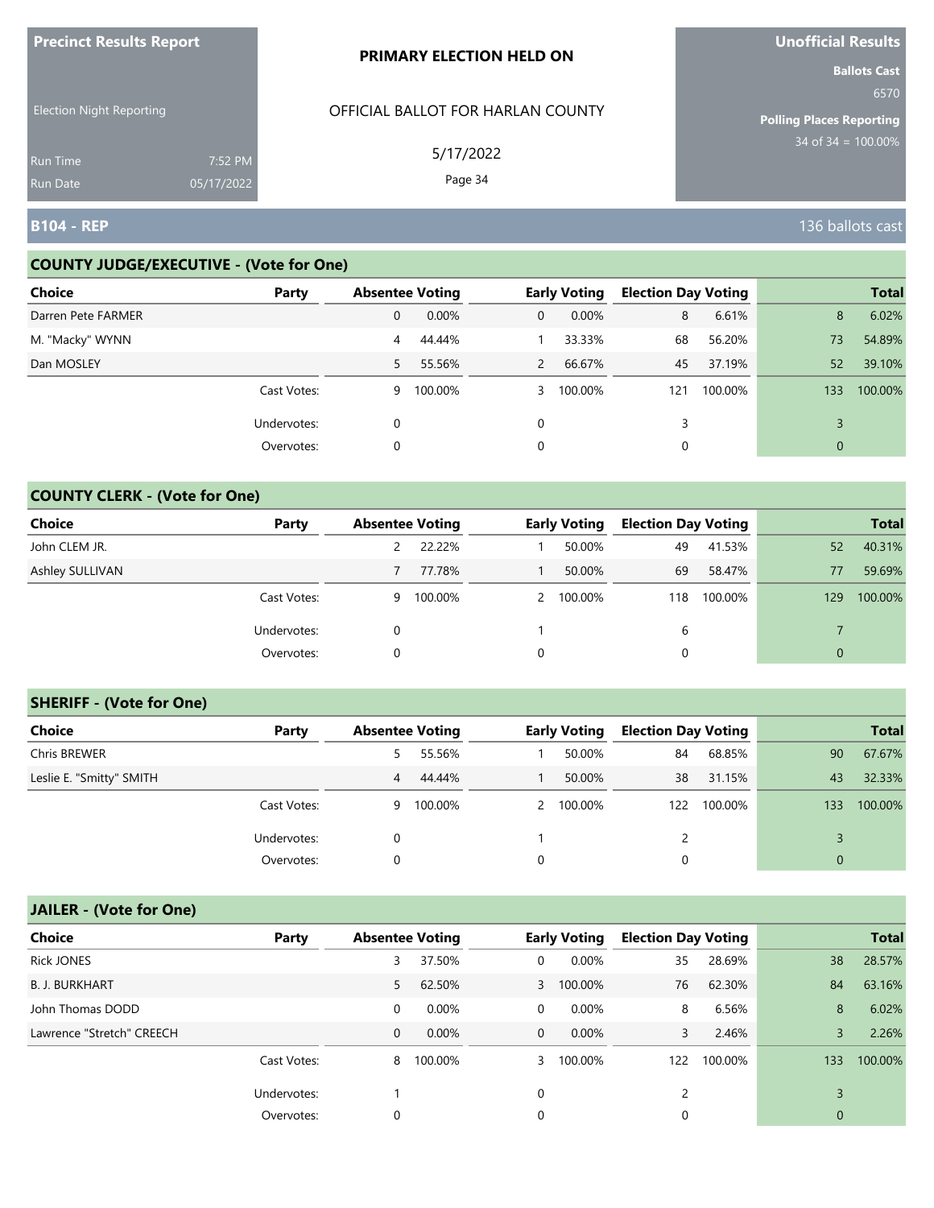**Precinct Results Report**

Election Night Reporting

Run Time 7:52 PM
Run Date 05/17/2022

**PRIMARY ELECTION HELD ON**

OFFICIAL BALLOT FOR HARLAN COUNTY

5/17/2022

**Unofficial Results**

**Ballots Cast**
6570

**Polling Places Reporting**
34 of 34 = 100.00%

## B104 - REP

136 ballots cast

### COUNTY JUDGE/EXECUTIVE - (Vote for One)

| Choice | Party | Absentee Voting | | Early Voting | | Election Day Voting | | Total | |
|---|---|---|---|---|---|---|---|---|---|
| Darren Pete FARMER | | 0 | 0.00% | 0 | 0.00% | 8 | 6.61% | 8 | 6.02% |
| M. "Macky" WYNN | | 4 | 44.44% | 1 | 33.33% | 68 | 56.20% | 73 | 54.89% |
| Dan MOSLEY | | 5 | 55.56% | 2 | 66.67% | 45 | 37.19% | 52 | 39.10% |
| | Cast Votes: | 9 | 100.00% | 3 | 100.00% | 121 | 100.00% | 133 | 100.00% |
| | Undervotes: | 0 | | 0 | | 3 | | 3 | |
| | Overvotes: | 0 | | 0 | | 0 | | 0 | |

### COUNTY CLERK - (Vote for One)

| Choice | Party | Absentee Voting | | Early Voting | | Election Day Voting | | Total | |
|---|---|---|---|---|---|---|---|---|---|
| John CLEM JR. | | 2 | 22.22% | 1 | 50.00% | 49 | 41.53% | 52 | 40.31% |
| Ashley SULLIVAN | | 7 | 77.78% | 1 | 50.00% | 69 | 58.47% | 77 | 59.69% |
| | Cast Votes: | 9 | 100.00% | 2 | 100.00% | 118 | 100.00% | 129 | 100.00% |
| | Undervotes: | 0 | | 1 | | 6 | | 7 | |
| | Overvotes: | 0 | | 0 | | 0 | | 0 | |

### SHERIFF - (Vote for One)

| Choice | Party | Absentee Voting | | Early Voting | | Election Day Voting | | Total | |
|---|---|---|---|---|---|---|---|---|---|
| Chris BREWER | | 5 | 55.56% | 1 | 50.00% | 84 | 68.85% | 90 | 67.67% |
| Leslie E. "Smitty" SMITH | | 4 | 44.44% | 1 | 50.00% | 38 | 31.15% | 43 | 32.33% |
| | Cast Votes: | 9 | 100.00% | 2 | 100.00% | 122 | 100.00% | 133 | 100.00% |
| | Undervotes: | 0 | | 1 | | 2 | | 3 | |
| | Overvotes: | 0 | | 0 | | 0 | | 0 | |

### JAILER - (Vote for One)

| Choice | Party | Absentee Voting | | Early Voting | | Election Day Voting | | Total | |
|---|---|---|---|---|---|---|---|---|---|
| Rick JONES | | 3 | 37.50% | 0 | 0.00% | 35 | 28.69% | 38 | 28.57% |
| B. J. BURKHART | | 5 | 62.50% | 3 | 100.00% | 76 | 62.30% | 84 | 63.16% |
| John Thomas DODD | | 0 | 0.00% | 0 | 0.00% | 8 | 6.56% | 8 | 6.02% |
| Lawrence "Stretch" CREECH | | 0 | 0.00% | 0 | 0.00% | 3 | 2.46% | 3 | 2.26% |
| | Cast Votes: | 8 | 100.00% | 3 | 100.00% | 122 | 100.00% | 133 | 100.00% |
| | Undervotes: | 1 | | 0 | | 2 | | 3 | |
| | Overvotes: | 0 | | 0 | | 0 | | 0 | |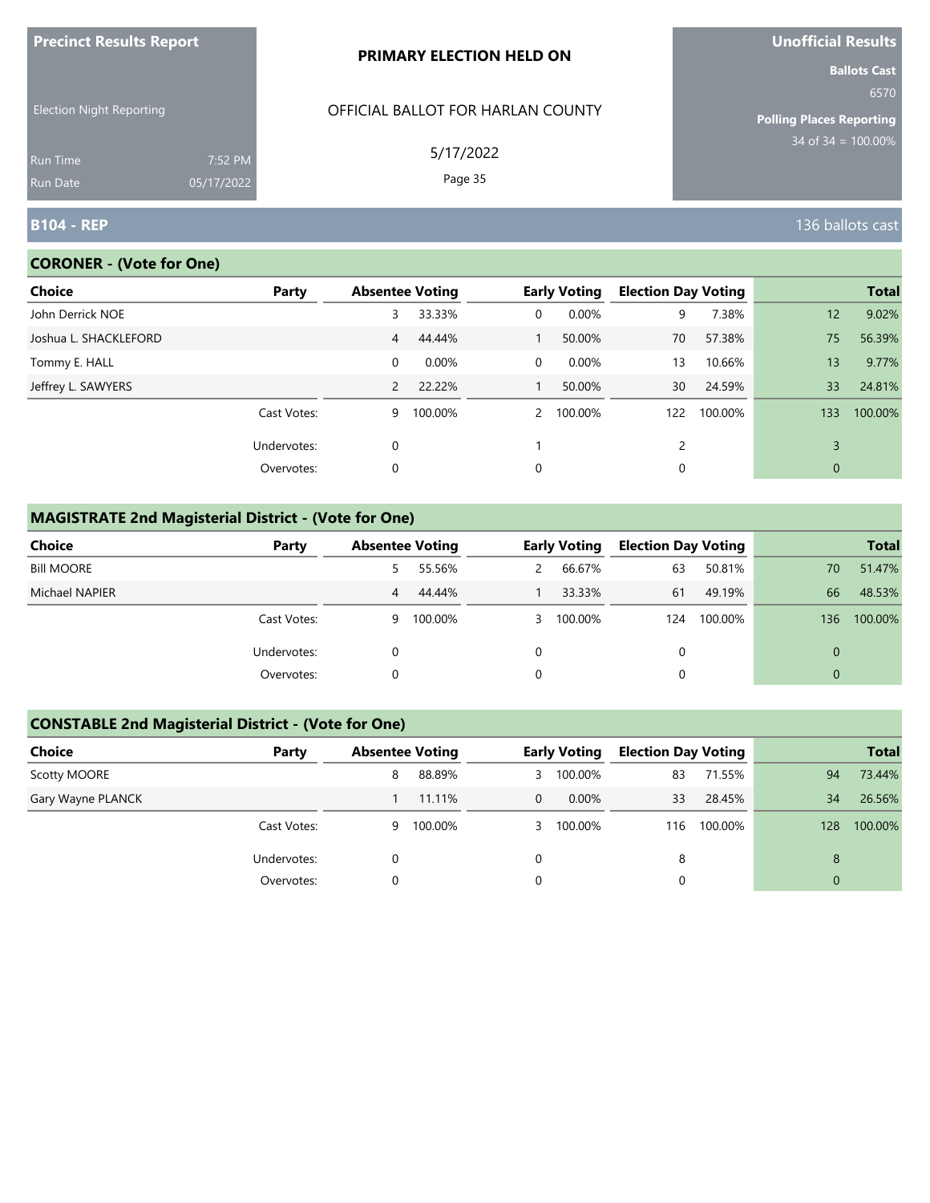**Precinct Results Report**

Election Night Reporting

Run Time 7:52 PM
Run Date 05/17/2022

**PRIMARY ELECTION HELD ON**

OFFICIAL BALLOT FOR HARLAN COUNTY

5/17/2022

**Unofficial Results**

**Ballots Cast**
6570

**Polling Places Reporting**
34 of 34 = 100.00%

## B104 - REP

136 ballots cast

### CORONER - (Vote for One)

| Choice | Party | Absentee Voting | | Early Voting | | Election Day Voting | | Total | |
|---|---|---|---|---|---|---|---|---|---|
| John Derrick NOE | | 3 | 33.33% | 0 | 0.00% | 9 | 7.38% | 12 | 9.02% |
| Joshua L. SHACKLEFORD | | 4 | 44.44% | 1 | 50.00% | 70 | 57.38% | 75 | 56.39% |
| Tommy E. HALL | | 0 | 0.00% | 0 | 0.00% | 13 | 10.66% | 13 | 9.77% |
| Jeffrey L. SAWYERS | | 2 | 22.22% | 1 | 50.00% | 30 | 24.59% | 33 | 24.81% |
| | Cast Votes: | 9 | 100.00% | 2 | 100.00% | 122 | 100.00% | 133 | 100.00% |
| | Undervotes: | 0 | | 1 | | 2 | | 3 | |
| | Overvotes: | 0 | | 0 | | 0 | | 0 | |

### MAGISTRATE 2nd Magisterial District - (Vote for One)

| Choice | Party | Absentee Voting | | Early Voting | | Election Day Voting | | Total | |
|---|---|---|---|---|---|---|---|---|---|
| Bill MOORE | | 5 | 55.56% | 2 | 66.67% | 63 | 50.81% | 70 | 51.47% |
| Michael NAPIER | | 4 | 44.44% | 1 | 33.33% | 61 | 49.19% | 66 | 48.53% |
| | Cast Votes: | 9 | 100.00% | 3 | 100.00% | 124 | 100.00% | 136 | 100.00% |
| | Undervotes: | 0 | | 0 | | 0 | | 0 | |
| | Overvotes: | 0 | | 0 | | 0 | | 0 | |

### CONSTABLE 2nd Magisterial District - (Vote for One)

| Choice | Party | Absentee Voting | | Early Voting | | Election Day Voting | | Total | |
|---|---|---|---|---|---|---|---|---|---|
| Scotty MOORE | | 8 | 88.89% | 3 | 100.00% | 83 | 71.55% | 94 | 73.44% |
| Gary Wayne PLANCK | | 1 | 11.11% | 0 | 0.00% | 33 | 28.45% | 34 | 26.56% |
| | Cast Votes: | 9 | 100.00% | 3 | 100.00% | 116 | 100.00% | 128 | 100.00% |
| | Undervotes: | 0 | | 0 | | 8 | | 8 | |
| | Overvotes: | 0 | | 0 | | 0 | | 0 | |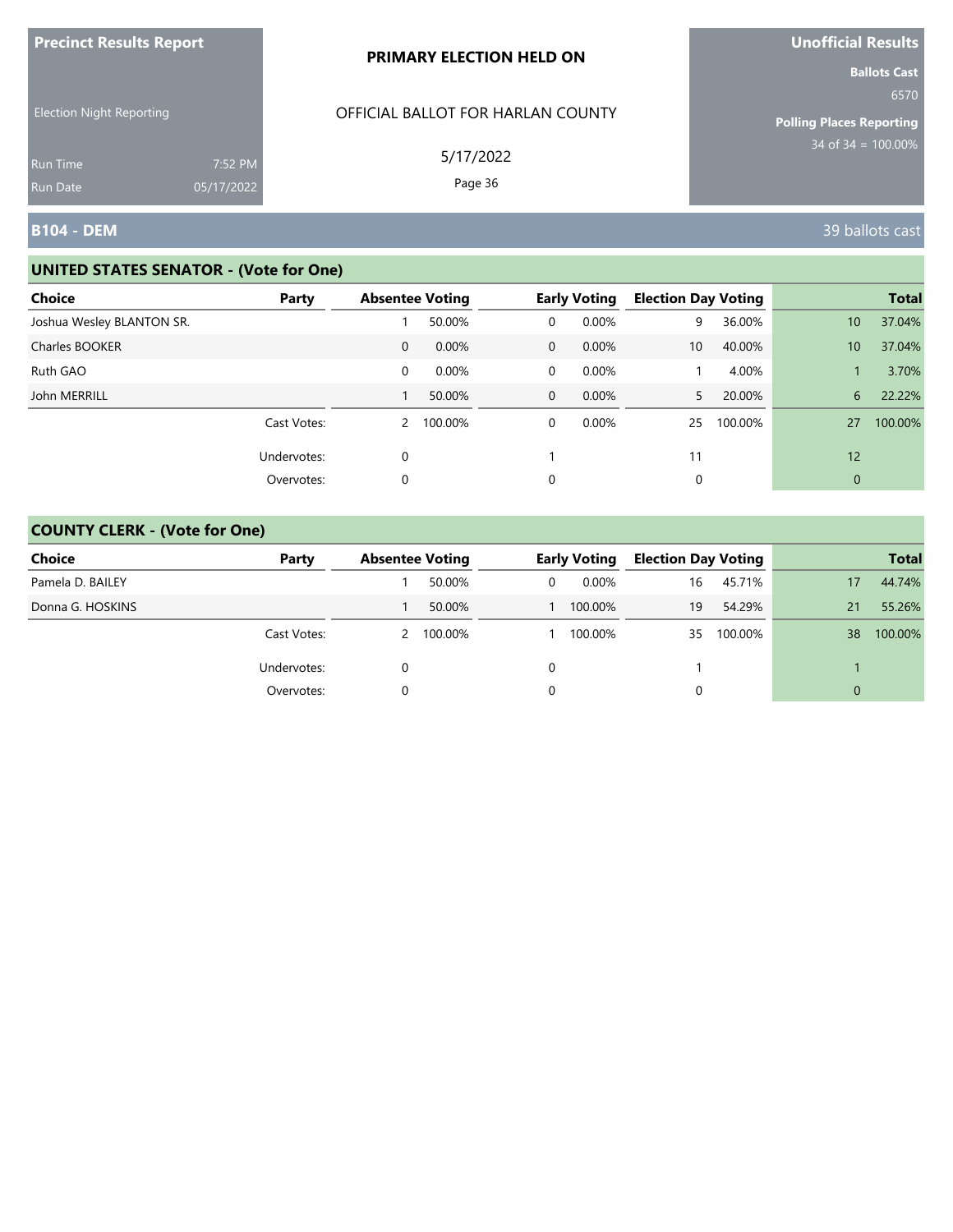**Precinct Results Report**

Election Night Reporting

Run Time 7:52 PM
Run Date 05/17/2022

**PRIMARY ELECTION HELD ON**

OFFICIAL BALLOT FOR HARLAN COUNTY

5/17/2022

**Unofficial Results**

**Ballots Cast**
6570

**Polling Places Reporting**
34 of 34 = 100.00%

## B104 - DEM

39 ballots cast

### UNITED STATES SENATOR - (Vote for One)

| Choice | Party | Absentee Voting | | Early Voting | | Election Day Voting | | Total | |
|---|---|---|---|---|---|---|---|---|---|
| Joshua Wesley BLANTON SR. | | 1 | 50.00% | 0 | 0.00% | 9 | 36.00% | 10 | 37.04% |
| Charles BOOKER | | 0 | 0.00% | 0 | 0.00% | 10 | 40.00% | 10 | 37.04% |
| Ruth GAO | | 0 | 0.00% | 0 | 0.00% | 1 | 4.00% | 1 | 3.70% |
| John MERRILL | | 1 | 50.00% | 0 | 0.00% | 5 | 20.00% | 6 | 22.22% |
| | Cast Votes: | 2 | 100.00% | 0 | 0.00% | 25 | 100.00% | 27 | 100.00% |
| | Undervotes: | 0 | | 1 | | 11 | | 12 | |
| | Overvotes: | 0 | | 0 | | 0 | | 0 | |

### COUNTY CLERK - (Vote for One)

| Choice | Party | Absentee Voting | | Early Voting | | Election Day Voting | | Total | |
|---|---|---|---|---|---|---|---|---|---|
| Pamela D. BAILEY | | 1 | 50.00% | 0 | 0.00% | 16 | 45.71% | 17 | 44.74% |
| Donna G. HOSKINS | | 1 | 50.00% | 1 | 100.00% | 19 | 54.29% | 21 | 55.26% |
| | Cast Votes: | 2 | 100.00% | 1 | 100.00% | 35 | 100.00% | 38 | 100.00% |
| | Undervotes: | 0 | | 0 | | 1 | | 1 | |
| | Overvotes: | 0 | | 0 | | 0 | | 0 | |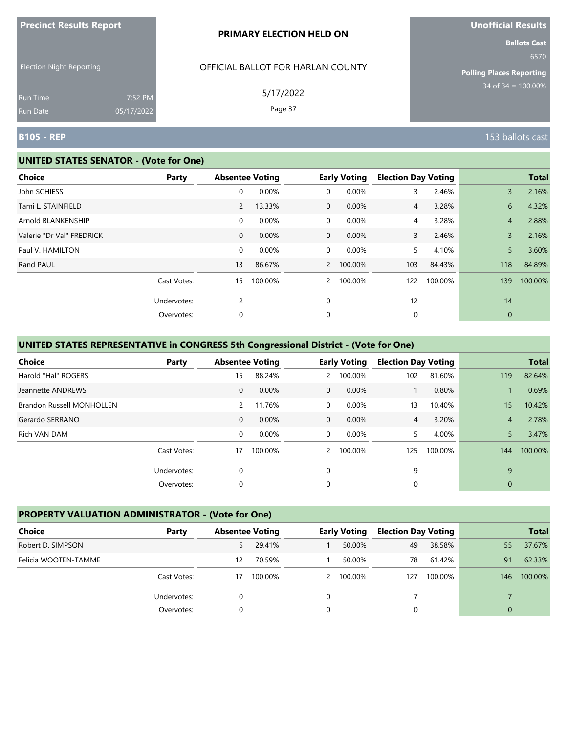Precinct Results Report

Election Night Reporting

Run Time 7:52 PM
Run Date 05/17/2022

**PRIMARY ELECTION HELD ON**

OFFICIAL BALLOT FOR HARLAN COUNTY

5/17/2022

Unofficial Results

Ballots Cast
6570

Polling Places Reporting
34 of 34 = 100.00%

## B105 - REP

153 ballots cast

### UNITED STATES SENATOR - (Vote for One)

| Choice | Party | Absentee Voting | | Early Voting | | Election Day Voting | | Total | |
|---|---|---|---|---|---|---|---|---|---|
| John SCHIESS | | 0 | 0.00% | 0 | 0.00% | 3 | 2.46% | 3 | 2.16% |
| Tami L. STAINFIELD | | 2 | 13.33% | 0 | 0.00% | 4 | 3.28% | 6 | 4.32% |
| Arnold BLANKENSHIP | | 0 | 0.00% | 0 | 0.00% | 4 | 3.28% | 4 | 2.88% |
| Valerie "Dr Val" FREDRICK | | 0 | 0.00% | 0 | 0.00% | 3 | 2.46% | 3 | 2.16% |
| Paul V. HAMILTON | | 0 | 0.00% | 0 | 0.00% | 5 | 4.10% | 5 | 3.60% |
| Rand PAUL | | 13 | 86.67% | 2 | 100.00% | 103 | 84.43% | 118 | 84.89% |
| | Cast Votes: | 15 | 100.00% | 2 | 100.00% | 122 | 100.00% | 139 | 100.00% |
| | Undervotes: | 2 | | 0 | | 12 | | 14 | |
| | Overvotes: | 0 | | 0 | | 0 | | 0 | |

### UNITED STATES REPRESENTATIVE in CONGRESS 5th Congressional District - (Vote for One)

| Choice | Party | Absentee Voting | | Early Voting | | Election Day Voting | | Total | |
|---|---|---|---|---|---|---|---|---|---|
| Harold "Hal" ROGERS | | 15 | 88.24% | 2 | 100.00% | 102 | 81.60% | 119 | 82.64% |
| Jeannette ANDREWS | | 0 | 0.00% | 0 | 0.00% | 1 | 0.80% | 1 | 0.69% |
| Brandon Russell MONHOLLEN | | 2 | 11.76% | 0 | 0.00% | 13 | 10.40% | 15 | 10.42% |
| Gerardo SERRANO | | 0 | 0.00% | 0 | 0.00% | 4 | 3.20% | 4 | 2.78% |
| Rich VAN DAM | | 0 | 0.00% | 0 | 0.00% | 5 | 4.00% | 5 | 3.47% |
| | Cast Votes: | 17 | 100.00% | 2 | 100.00% | 125 | 100.00% | 144 | 100.00% |
| | Undervotes: | 0 | | 0 | | 9 | | 9 | |
| | Overvotes: | 0 | | 0 | | 0 | | 0 | |

### PROPERTY VALUATION ADMINISTRATOR - (Vote for One)

| Choice | Party | Absentee Voting | | Early Voting | | Election Day Voting | | Total | |
|---|---|---|---|---|---|---|---|---|---|
| Robert D. SIMPSON | | 5 | 29.41% | 1 | 50.00% | 49 | 38.58% | 55 | 37.67% |
| Felicia WOOTEN-TAMME | | 12 | 70.59% | 1 | 50.00% | 78 | 61.42% | 91 | 62.33% |
| | Cast Votes: | 17 | 100.00% | 2 | 100.00% | 127 | 100.00% | 146 | 100.00% |
| | Undervotes: | 0 | | 0 | | 7 | | 7 | |
| | Overvotes: | 0 | | 0 | | 0 | | 0 | |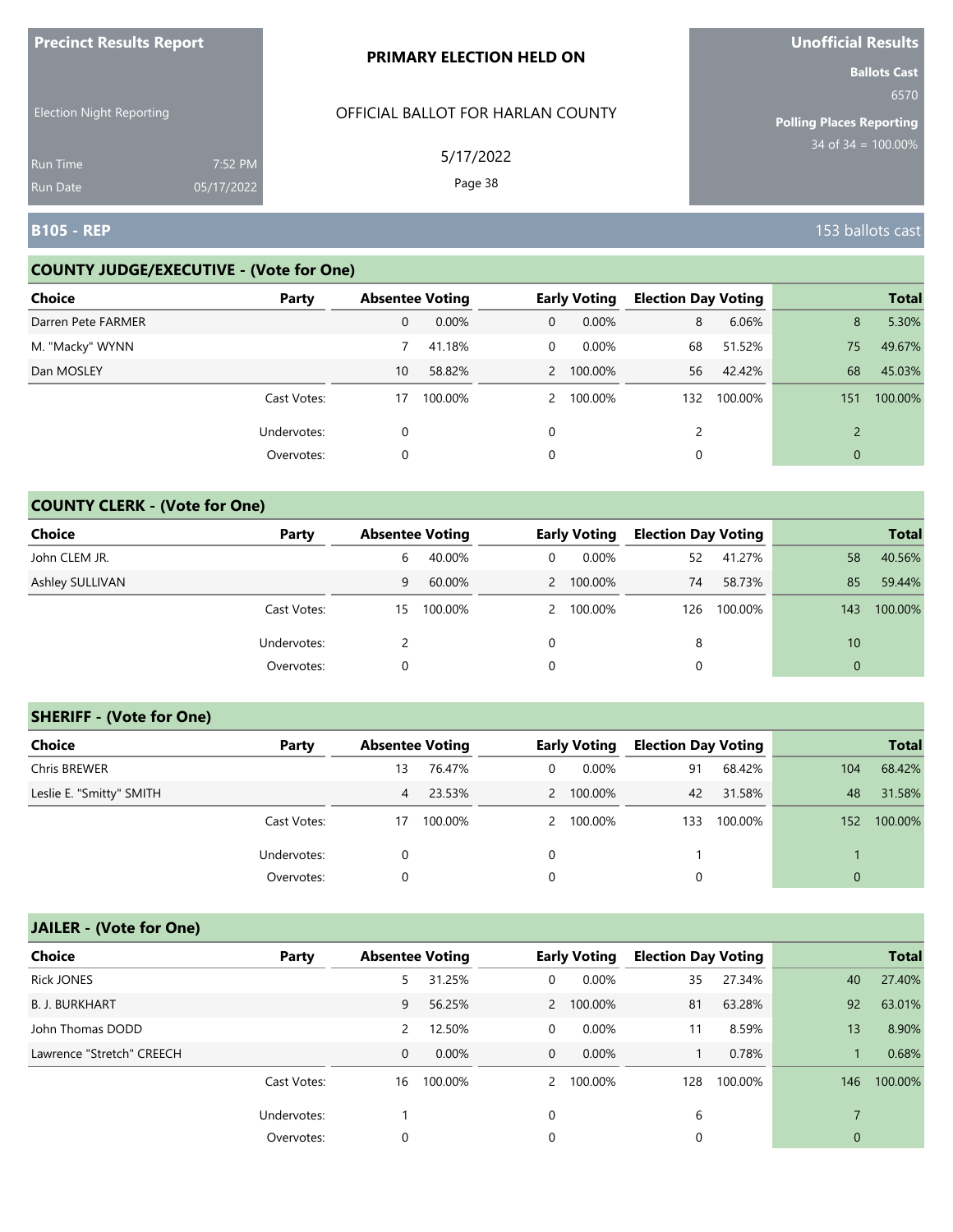**Precinct Results Report**

Election Night Reporting

Run Time 7:52 PM
Run Date 05/17/2022

**PRIMARY ELECTION HELD ON**

OFFICIAL BALLOT FOR HARLAN COUNTY

5/17/2022

**Unofficial Results**

**Ballots Cast**
6570

**Polling Places Reporting**
34 of 34 = 100.00%

## B105 - REP

153 ballots cast

### COUNTY JUDGE/EXECUTIVE - (Vote for One)

| Choice | Party | Absentee Voting | | Early Voting | | Election Day Voting | | Total | |
|---|---|---|---|---|---|---|---|---|---|
| Darren Pete FARMER | | 0 | 0.00% | 0 | 0.00% | 8 | 6.06% | 8 | 5.30% |
| M. "Macky" WYNN | | 7 | 41.18% | 0 | 0.00% | 68 | 51.52% | 75 | 49.67% |
| Dan MOSLEY | | 10 | 58.82% | 2 | 100.00% | 56 | 42.42% | 68 | 45.03% |
| | Cast Votes: | 17 | 100.00% | 2 | 100.00% | 132 | 100.00% | 151 | 100.00% |
| | Undervotes: | 0 | | 0 | | 2 | | 2 | |
| | Overvotes: | 0 | | 0 | | 0 | | 0 | |

### COUNTY CLERK - (Vote for One)

| Choice | Party | Absentee Voting | | Early Voting | | Election Day Voting | | Total | |
|---|---|---|---|---|---|---|---|---|---|
| John CLEM JR. | | 6 | 40.00% | 0 | 0.00% | 52 | 41.27% | 58 | 40.56% |
| Ashley SULLIVAN | | 9 | 60.00% | 2 | 100.00% | 74 | 58.73% | 85 | 59.44% |
| | Cast Votes: | 15 | 100.00% | 2 | 100.00% | 126 | 100.00% | 143 | 100.00% |
| | Undervotes: | 2 | | 0 | | 8 | | 10 | |
| | Overvotes: | 0 | | 0 | | 0 | | 0 | |

### SHERIFF - (Vote for One)

| Choice | Party | Absentee Voting | | Early Voting | | Election Day Voting | | Total | |
|---|---|---|---|---|---|---|---|---|---|
| Chris BREWER | | 13 | 76.47% | 0 | 0.00% | 91 | 68.42% | 104 | 68.42% |
| Leslie E. "Smitty" SMITH | | 4 | 23.53% | 2 | 100.00% | 42 | 31.58% | 48 | 31.58% |
| | Cast Votes: | 17 | 100.00% | 2 | 100.00% | 133 | 100.00% | 152 | 100.00% |
| | Undervotes: | 0 | | 0 | | 1 | | 1 | |
| | Overvotes: | 0 | | 0 | | 0 | | 0 | |

### JAILER - (Vote for One)

| Choice | Party | Absentee Voting | | Early Voting | | Election Day Voting | | Total | |
|---|---|---|---|---|---|---|---|---|---|
| Rick JONES | | 5 | 31.25% | 0 | 0.00% | 35 | 27.34% | 40 | 27.40% |
| B. J. BURKHART | | 9 | 56.25% | 2 | 100.00% | 81 | 63.28% | 92 | 63.01% |
| John Thomas DODD | | 2 | 12.50% | 0 | 0.00% | 11 | 8.59% | 13 | 8.90% |
| Lawrence "Stretch" CREECH | | 0 | 0.00% | 0 | 0.00% | 1 | 0.78% | 1 | 0.68% |
| | Cast Votes: | 16 | 100.00% | 2 | 100.00% | 128 | 100.00% | 146 | 100.00% |
| | Undervotes: | 1 | | 0 | | 6 | | 7 | |
| | Overvotes: | 0 | | 0 | | 0 | | 0 | |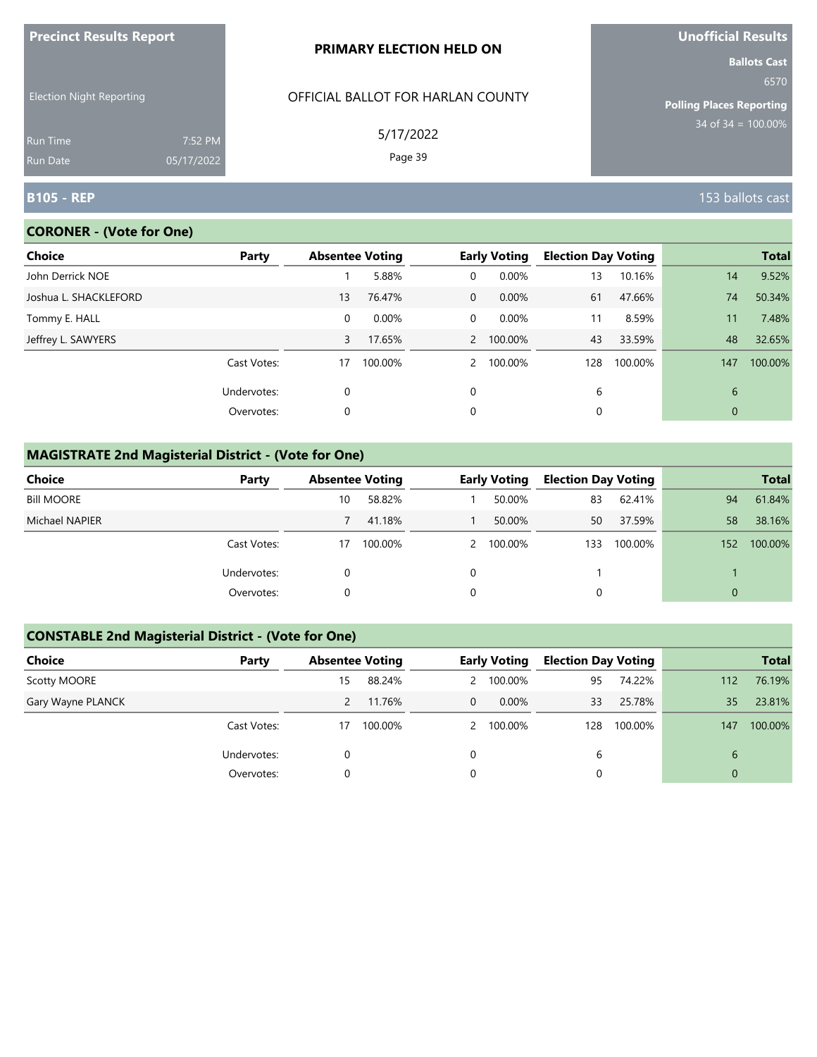**Precinct Results Report**

Election Night Reporting

Run Time 7:52 PM
Run Date 05/17/2022

**PRIMARY ELECTION HELD ON**

OFFICIAL BALLOT FOR HARLAN COUNTY

5/17/2022

**Unofficial Results**

**Ballots Cast**
6570

**Polling Places Reporting**
34 of 34 = 100.00%

## B105 - REP

153 ballots cast

### CORONER - (Vote for One)

| Choice | Party | Absentee Voting | | Early Voting | | Election Day Voting | | Total | |
|---|---|---|---|---|---|---|---|---|---|
| John Derrick NOE | | 1 | 5.88% | 0 | 0.00% | 13 | 10.16% | 14 | 9.52% |
| Joshua L. SHACKLEFORD | | 13 | 76.47% | 0 | 0.00% | 61 | 47.66% | 74 | 50.34% |
| Tommy E. HALL | | 0 | 0.00% | 0 | 0.00% | 11 | 8.59% | 11 | 7.48% |
| Jeffrey L. SAWYERS | | 3 | 17.65% | 2 | 100.00% | 43 | 33.59% | 48 | 32.65% |
| | Cast Votes: | 17 | 100.00% | 2 | 100.00% | 128 | 100.00% | 147 | 100.00% |
| | Undervotes: | 0 | | 0 | | 6 | | 6 | |
| | Overvotes: | 0 | | 0 | | 0 | | 0 | |

### MAGISTRATE 2nd Magisterial District - (Vote for One)

| Choice | Party | Absentee Voting | | Early Voting | | Election Day Voting | | Total | |
|---|---|---|---|---|---|---|---|---|---|
| Bill MOORE | | 10 | 58.82% | 1 | 50.00% | 83 | 62.41% | 94 | 61.84% |
| Michael NAPIER | | 7 | 41.18% | 1 | 50.00% | 50 | 37.59% | 58 | 38.16% |
| | Cast Votes: | 17 | 100.00% | 2 | 100.00% | 133 | 100.00% | 152 | 100.00% |
| | Undervotes: | 0 | | 0 | | 1 | | 1 | |
| | Overvotes: | 0 | | 0 | | 0 | | 0 | |

### CONSTABLE 2nd Magisterial District - (Vote for One)

| Choice | Party | Absentee Voting | | Early Voting | | Election Day Voting | | Total | |
|---|---|---|---|---|---|---|---|---|---|
| Scotty MOORE | | 15 | 88.24% | 2 | 100.00% | 95 | 74.22% | 112 | 76.19% |
| Gary Wayne PLANCK | | 2 | 11.76% | 0 | 0.00% | 33 | 25.78% | 35 | 23.81% |
| | Cast Votes: | 17 | 100.00% | 2 | 100.00% | 128 | 100.00% | 147 | 100.00% |
| | Undervotes: | 0 | | 0 | | 6 | | 6 | |
| | Overvotes: | 0 | | 0 | | 0 | | 0 | |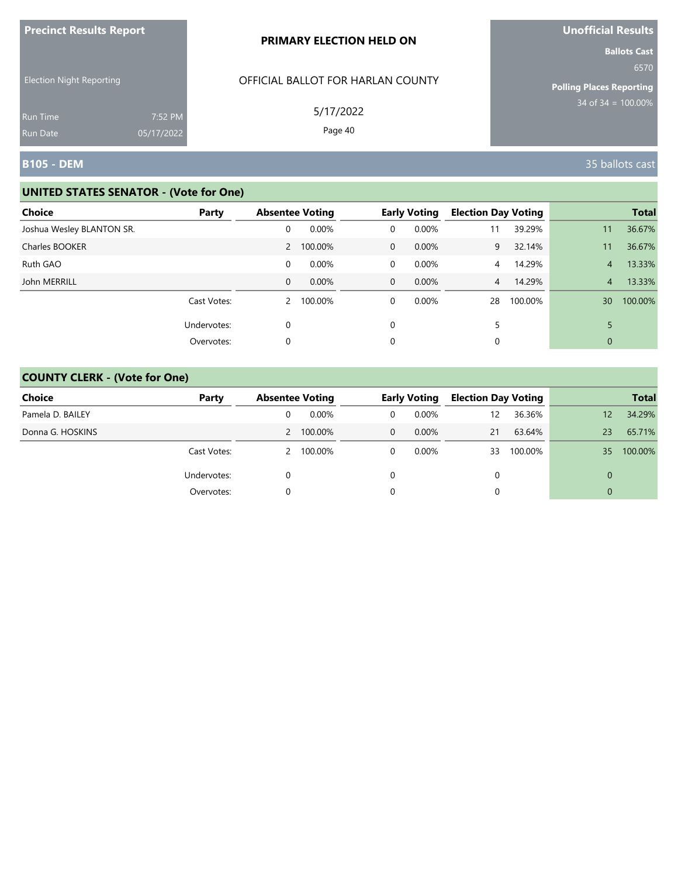**Precinct Results Report**

Election Night Reporting

Run Time 7:52 PM

Run Date 05/17/2022

**PRIMARY ELECTION HELD ON**

OFFICIAL BALLOT FOR HARLAN COUNTY

5/17/2022

**Unofficial Results**

**Ballots Cast** 6570

**Polling Places Reporting** 34 of 34 = 100.00%

## B105 - DEM

35 ballots cast

### UNITED STATES SENATOR - (Vote for One)

| Choice | Party | Absentee Voting | | Early Voting | | Election Day Voting | | Total | |
|---|---|---|---|---|---|---|---|---|---|
| Joshua Wesley BLANTON SR. | | 0 | 0.00% | 0 | 0.00% | 11 | 39.29% | 11 | 36.67% |
| Charles BOOKER | | 2 | 100.00% | 0 | 0.00% | 9 | 32.14% | 11 | 36.67% |
| Ruth GAO | | 0 | 0.00% | 0 | 0.00% | 4 | 14.29% | 4 | 13.33% |
| John MERRILL | | 0 | 0.00% | 0 | 0.00% | 4 | 14.29% | 4 | 13.33% |
| | Cast Votes: | 2 | 100.00% | 0 | 0.00% | 28 | 100.00% | 30 | 100.00% |
| | Undervotes: | 0 | | 0 | | 5 | | 5 | |
| | Overvotes: | 0 | | 0 | | 0 | | 0 | |

### COUNTY CLERK - (Vote for One)

| Choice | Party | Absentee Voting | | Early Voting | | Election Day Voting | | Total | |
|---|---|---|---|---|---|---|---|---|---|
| Pamela D. BAILEY | | 0 | 0.00% | 0 | 0.00% | 12 | 36.36% | 12 | 34.29% |
| Donna G. HOSKINS | | 2 | 100.00% | 0 | 0.00% | 21 | 63.64% | 23 | 65.71% |
| | Cast Votes: | 2 | 100.00% | 0 | 0.00% | 33 | 100.00% | 35 | 100.00% |
| | Undervotes: | 0 | | 0 | | 0 | | 0 | |
| | Overvotes: | 0 | | 0 | | 0 | | 0 | |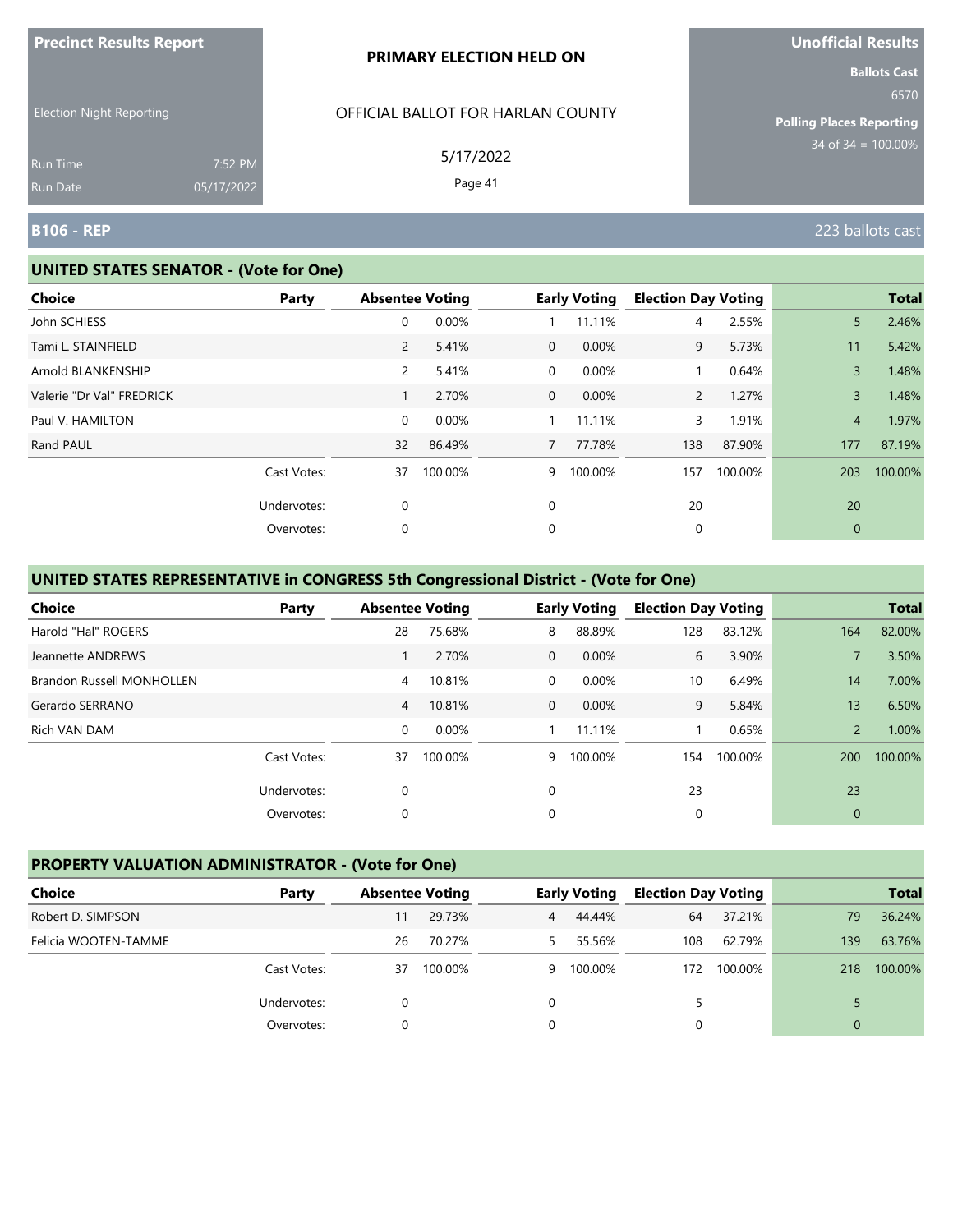**Precinct Results Report**

Election Night Reporting

Run Time 7:52 PM
Run Date 05/17/2022

**PRIMARY ELECTION HELD ON**

OFFICIAL BALLOT FOR HARLAN COUNTY

5/17/2022

**Unofficial Results**

**Ballots Cast**
6570

**Polling Places Reporting**
34 of 34 = 100.00%

## B106 - REP

223 ballots cast

### UNITED STATES SENATOR - (Vote for One)

| Choice | Party | Absentee Voting | | Early Voting | | Election Day Voting | | Total | |
|---|---|---|---|---|---|---|---|---|---|
| John SCHIESS | | 0 | 0.00% | 1 | 11.11% | 4 | 2.55% | 5 | 2.46% |
| Tami L. STAINFIELD | | 2 | 5.41% | 0 | 0.00% | 9 | 5.73% | 11 | 5.42% |
| Arnold BLANKENSHIP | | 2 | 5.41% | 0 | 0.00% | 1 | 0.64% | 3 | 1.48% |
| Valerie "Dr Val" FREDRICK | | 1 | 2.70% | 0 | 0.00% | 2 | 1.27% | 3 | 1.48% |
| Paul V. HAMILTON | | 0 | 0.00% | 1 | 11.11% | 3 | 1.91% | 4 | 1.97% |
| Rand PAUL | | 32 | 86.49% | 7 | 77.78% | 138 | 87.90% | 177 | 87.19% |
| | Cast Votes: | 37 | 100.00% | 9 | 100.00% | 157 | 100.00% | 203 | 100.00% |
| | Undervotes: | 0 | | 0 | | 20 | | 20 | |
| | Overvotes: | 0 | | 0 | | 0 | | 0 | |

### UNITED STATES REPRESENTATIVE in CONGRESS 5th Congressional District - (Vote for One)

| Choice | Party | Absentee Voting | | Early Voting | | Election Day Voting | | Total | |
|---|---|---|---|---|---|---|---|---|---|
| Harold "Hal" ROGERS | | 28 | 75.68% | 8 | 88.89% | 128 | 83.12% | 164 | 82.00% |
| Jeannette ANDREWS | | 1 | 2.70% | 0 | 0.00% | 6 | 3.90% | 7 | 3.50% |
| Brandon Russell MONHOLLEN | | 4 | 10.81% | 0 | 0.00% | 10 | 6.49% | 14 | 7.00% |
| Gerardo SERRANO | | 4 | 10.81% | 0 | 0.00% | 9 | 5.84% | 13 | 6.50% |
| Rich VAN DAM | | 0 | 0.00% | 1 | 11.11% | 1 | 0.65% | 2 | 1.00% |
| | Cast Votes: | 37 | 100.00% | 9 | 100.00% | 154 | 100.00% | 200 | 100.00% |
| | Undervotes: | 0 | | 0 | | 23 | | 23 | |
| | Overvotes: | 0 | | 0 | | 0 | | 0 | |

### PROPERTY VALUATION ADMINISTRATOR - (Vote for One)

| Choice | Party | Absentee Voting | | Early Voting | | Election Day Voting | | Total | |
|---|---|---|---|---|---|---|---|---|---|
| Robert D. SIMPSON | | 11 | 29.73% | 4 | 44.44% | 64 | 37.21% | 79 | 36.24% |
| Felicia WOOTEN-TAMME | | 26 | 70.27% | 5 | 55.56% | 108 | 62.79% | 139 | 63.76% |
| | Cast Votes: | 37 | 100.00% | 9 | 100.00% | 172 | 100.00% | 218 | 100.00% |
| | Undervotes: | 0 | | 0 | | 5 | | 5 | |
| | Overvotes: | 0 | | 0 | | 0 | | 0 | |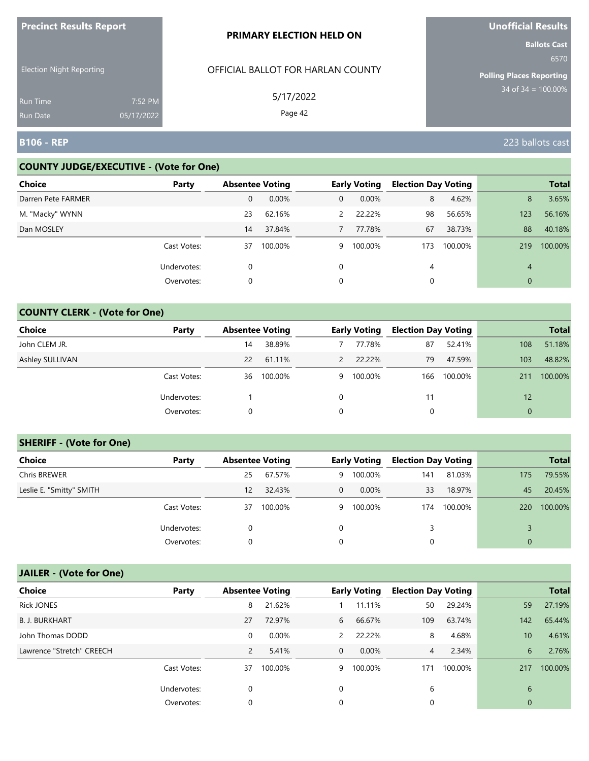**Precinct Results Report**

Election Night Reporting

Run Time 7:52 PM
Run Date 05/17/2022

**PRIMARY ELECTION HELD ON**

OFFICIAL BALLOT FOR HARLAN COUNTY

5/17/2022

**Unofficial Results**

**Ballots Cast**
6570

**Polling Places Reporting**
34 of 34 = 100.00%

## B106 - REP

223 ballots cast

### COUNTY JUDGE/EXECUTIVE - (Vote for One)

| Choice | Party | Absentee Voting | | Early Voting | | Election Day Voting | | Total | |
|---|---|---|---|---|---|---|---|---|---|
| Darren Pete FARMER | | 0 | 0.00% | 0 | 0.00% | 8 | 4.62% | 8 | 3.65% |
| M. "Macky" WYNN | | 23 | 62.16% | 2 | 22.22% | 98 | 56.65% | 123 | 56.16% |
| Dan MOSLEY | | 14 | 37.84% | 7 | 77.78% | 67 | 38.73% | 88 | 40.18% |
| | Cast Votes: | 37 | 100.00% | 9 | 100.00% | 173 | 100.00% | 219 | 100.00% |
| | Undervotes: | 0 | | 0 | | 4 | | 4 | |
| | Overvotes: | 0 | | 0 | | 0 | | 0 | |

### COUNTY CLERK - (Vote for One)

| Choice | Party | Absentee Voting | | Early Voting | | Election Day Voting | | Total | |
|---|---|---|---|---|---|---|---|---|---|
| John CLEM JR. | | 14 | 38.89% | 7 | 77.78% | 87 | 52.41% | 108 | 51.18% |
| Ashley SULLIVAN | | 22 | 61.11% | 2 | 22.22% | 79 | 47.59% | 103 | 48.82% |
| | Cast Votes: | 36 | 100.00% | 9 | 100.00% | 166 | 100.00% | 211 | 100.00% |
| | Undervotes: | 1 | | 0 | | 11 | | 12 | |
| | Overvotes: | 0 | | 0 | | 0 | | 0 | |

### SHERIFF - (Vote for One)

| Choice | Party | Absentee Voting | | Early Voting | | Election Day Voting | | Total | |
|---|---|---|---|---|---|---|---|---|---|
| Chris BREWER | | 25 | 67.57% | 9 | 100.00% | 141 | 81.03% | 175 | 79.55% |
| Leslie E. "Smitty" SMITH | | 12 | 32.43% | 0 | 0.00% | 33 | 18.97% | 45 | 20.45% |
| | Cast Votes: | 37 | 100.00% | 9 | 100.00% | 174 | 100.00% | 220 | 100.00% |
| | Undervotes: | 0 | | 0 | | 3 | | 3 | |
| | Overvotes: | 0 | | 0 | | 0 | | 0 | |

### JAILER - (Vote for One)

| Choice | Party | Absentee Voting | | Early Voting | | Election Day Voting | | Total | |
|---|---|---|---|---|---|---|---|---|---|
| Rick JONES | | 8 | 21.62% | 1 | 11.11% | 50 | 29.24% | 59 | 27.19% |
| B. J. BURKHART | | 27 | 72.97% | 6 | 66.67% | 109 | 63.74% | 142 | 65.44% |
| John Thomas DODD | | 0 | 0.00% | 2 | 22.22% | 8 | 4.68% | 10 | 4.61% |
| Lawrence "Stretch" CREECH | | 2 | 5.41% | 0 | 0.00% | 4 | 2.34% | 6 | 2.76% |
| | Cast Votes: | 37 | 100.00% | 9 | 100.00% | 171 | 100.00% | 217 | 100.00% |
| | Undervotes: | 0 | | 0 | | 6 | | 6 | |
| | Overvotes: | 0 | | 0 | | 0 | | 0 | |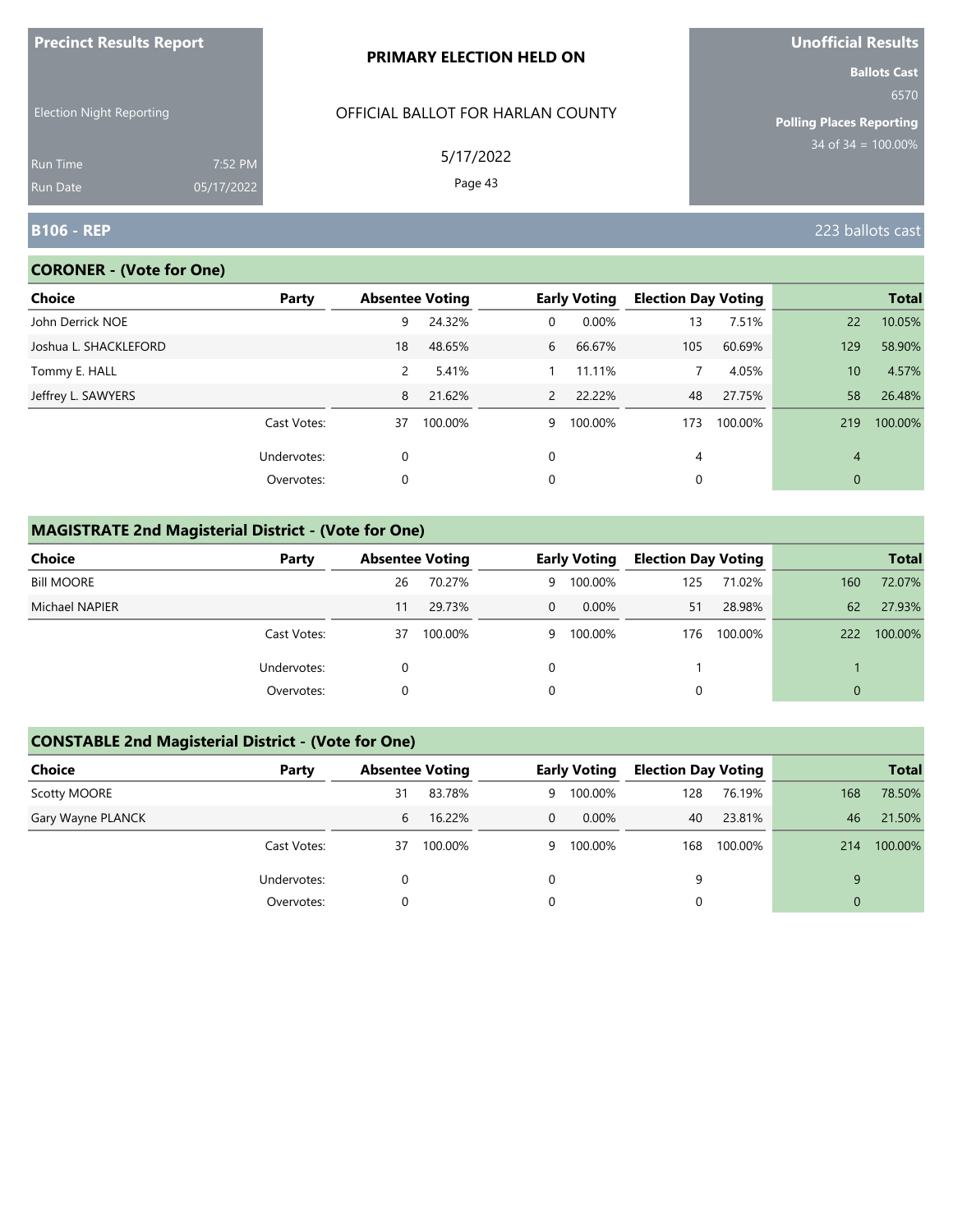**Precinct Results Report**

Election Night Reporting

Run Time 7:52 PM
Run Date 05/17/2022

**PRIMARY ELECTION HELD ON**

OFFICIAL BALLOT FOR HARLAN COUNTY

5/17/2022

**Unofficial Results**

**Ballots Cast**
6570

**Polling Places Reporting**
34 of 34 = 100.00%

## B106 - REP

223 ballots cast

### CORONER - (Vote for One)

| Choice | Party | Absentee Voting | | Early Voting | | Election Day Voting | | Total | |
|---|---|---|---|---|---|---|---|---|---|
| John Derrick NOE | | 9 | 24.32% | 0 | 0.00% | 13 | 7.51% | 22 | 10.05% |
| Joshua L. SHACKLEFORD | | 18 | 48.65% | 6 | 66.67% | 105 | 60.69% | 129 | 58.90% |
| Tommy E. HALL | | 2 | 5.41% | 1 | 11.11% | 7 | 4.05% | 10 | 4.57% |
| Jeffrey L. SAWYERS | | 8 | 21.62% | 2 | 22.22% | 48 | 27.75% | 58 | 26.48% |
| | Cast Votes: | 37 | 100.00% | 9 | 100.00% | 173 | 100.00% | 219 | 100.00% |
| | Undervotes: | 0 | | 0 | | 4 | | 4 | |
| | Overvotes: | 0 | | 0 | | 0 | | 0 | |

### MAGISTRATE 2nd Magisterial District - (Vote for One)

| Choice | Party | Absentee Voting | | Early Voting | | Election Day Voting | | Total | |
|---|---|---|---|---|---|---|---|---|---|
| Bill MOORE | | 26 | 70.27% | 9 | 100.00% | 125 | 71.02% | 160 | 72.07% |
| Michael NAPIER | | 11 | 29.73% | 0 | 0.00% | 51 | 28.98% | 62 | 27.93% |
| | Cast Votes: | 37 | 100.00% | 9 | 100.00% | 176 | 100.00% | 222 | 100.00% |
| | Undervotes: | 0 | | 0 | | 1 | | 1 | |
| | Overvotes: | 0 | | 0 | | 0 | | 0 | |

### CONSTABLE 2nd Magisterial District - (Vote for One)

| Choice | Party | Absentee Voting | | Early Voting | | Election Day Voting | | Total | |
|---|---|---|---|---|---|---|---|---|---|
| Scotty MOORE | | 31 | 83.78% | 9 | 100.00% | 128 | 76.19% | 168 | 78.50% |
| Gary Wayne PLANCK | | 6 | 16.22% | 0 | 0.00% | 40 | 23.81% | 46 | 21.50% |
| | Cast Votes: | 37 | 100.00% | 9 | 100.00% | 168 | 100.00% | 214 | 100.00% |
| | Undervotes: | 0 | | 0 | | 9 | | 9 | |
| | Overvotes: | 0 | | 0 | | 0 | | 0 | |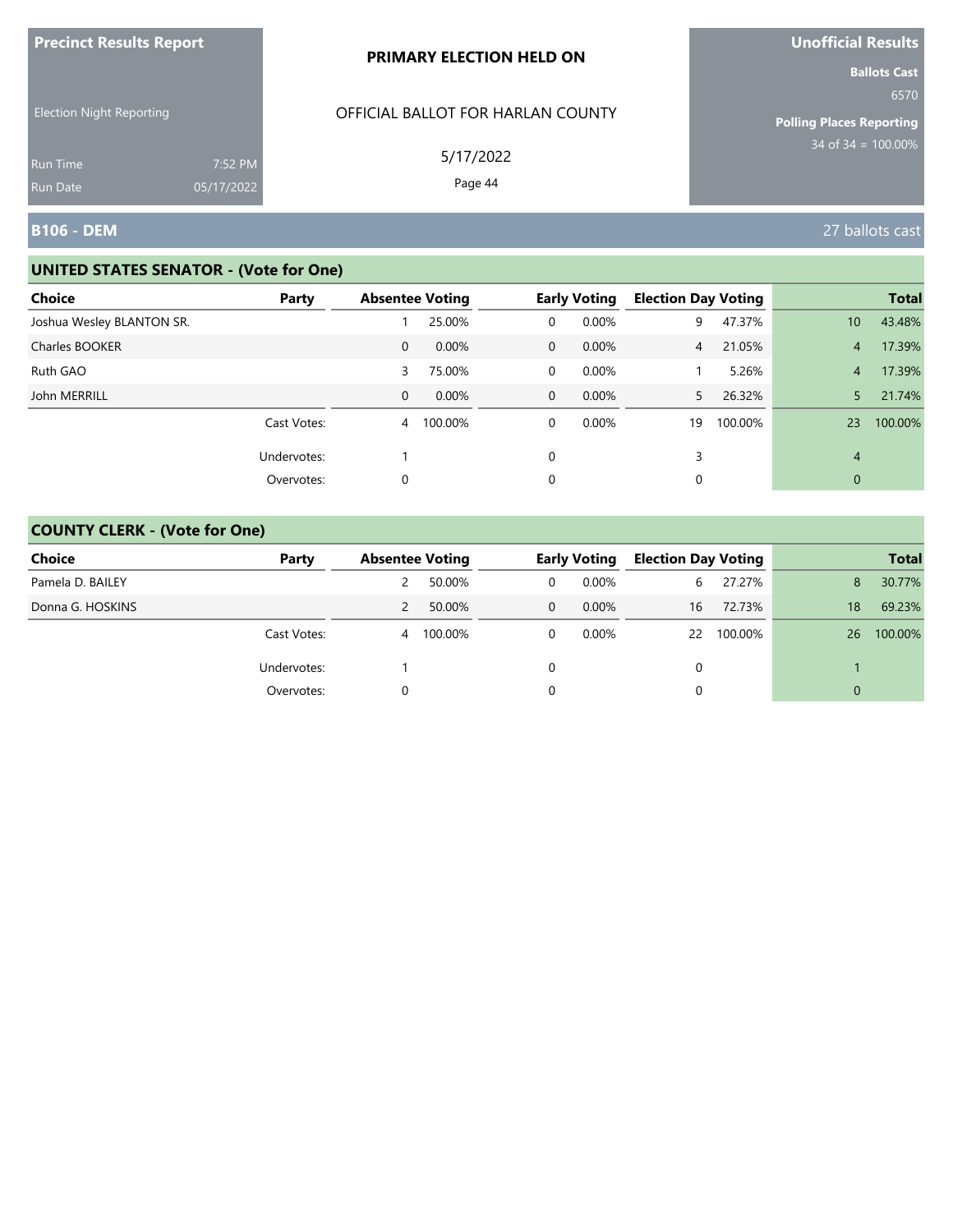**Precinct Results Report**

Election Night Reporting

Run Time 7:52 PM
Run Date 05/17/2022

**PRIMARY ELECTION HELD ON**

OFFICIAL BALLOT FOR HARLAN COUNTY

5/17/2022

**Unofficial Results**

**Ballots Cast**
6570

**Polling Places Reporting**
34 of 34 = 100.00%

## B106 - DEM

27 ballots cast

### UNITED STATES SENATOR - (Vote for One)

| Choice | Party | Absentee Voting | | Early Voting | | Election Day Voting | | Total | |
|---|---|---|---|---|---|---|---|---|---|
| Joshua Wesley BLANTON SR. | | 1 | 25.00% | 0 | 0.00% | 9 | 47.37% | 10 | 43.48% |
| Charles BOOKER | | 0 | 0.00% | 0 | 0.00% | 4 | 21.05% | 4 | 17.39% |
| Ruth GAO | | 3 | 75.00% | 0 | 0.00% | 1 | 5.26% | 4 | 17.39% |
| John MERRILL | | 0 | 0.00% | 0 | 0.00% | 5 | 26.32% | 5 | 21.74% |
| | Cast Votes: | 4 | 100.00% | 0 | 0.00% | 19 | 100.00% | 23 | 100.00% |
| | Undervotes: | 1 | | 0 | | 3 | | 4 | |
| | Overvotes: | 0 | | 0 | | 0 | | 0 | |

### COUNTY CLERK - (Vote for One)

| Choice | Party | Absentee Voting | | Early Voting | | Election Day Voting | | Total | |
|---|---|---|---|---|---|---|---|---|---|
| Pamela D. BAILEY | | 2 | 50.00% | 0 | 0.00% | 6 | 27.27% | 8 | 30.77% |
| Donna G. HOSKINS | | 2 | 50.00% | 0 | 0.00% | 16 | 72.73% | 18 | 69.23% |
| | Cast Votes: | 4 | 100.00% | 0 | 0.00% | 22 | 100.00% | 26 | 100.00% |
| | Undervotes: | 1 | | 0 | | 0 | | 1 | |
| | Overvotes: | 0 | | 0 | | 0 | | 0 | |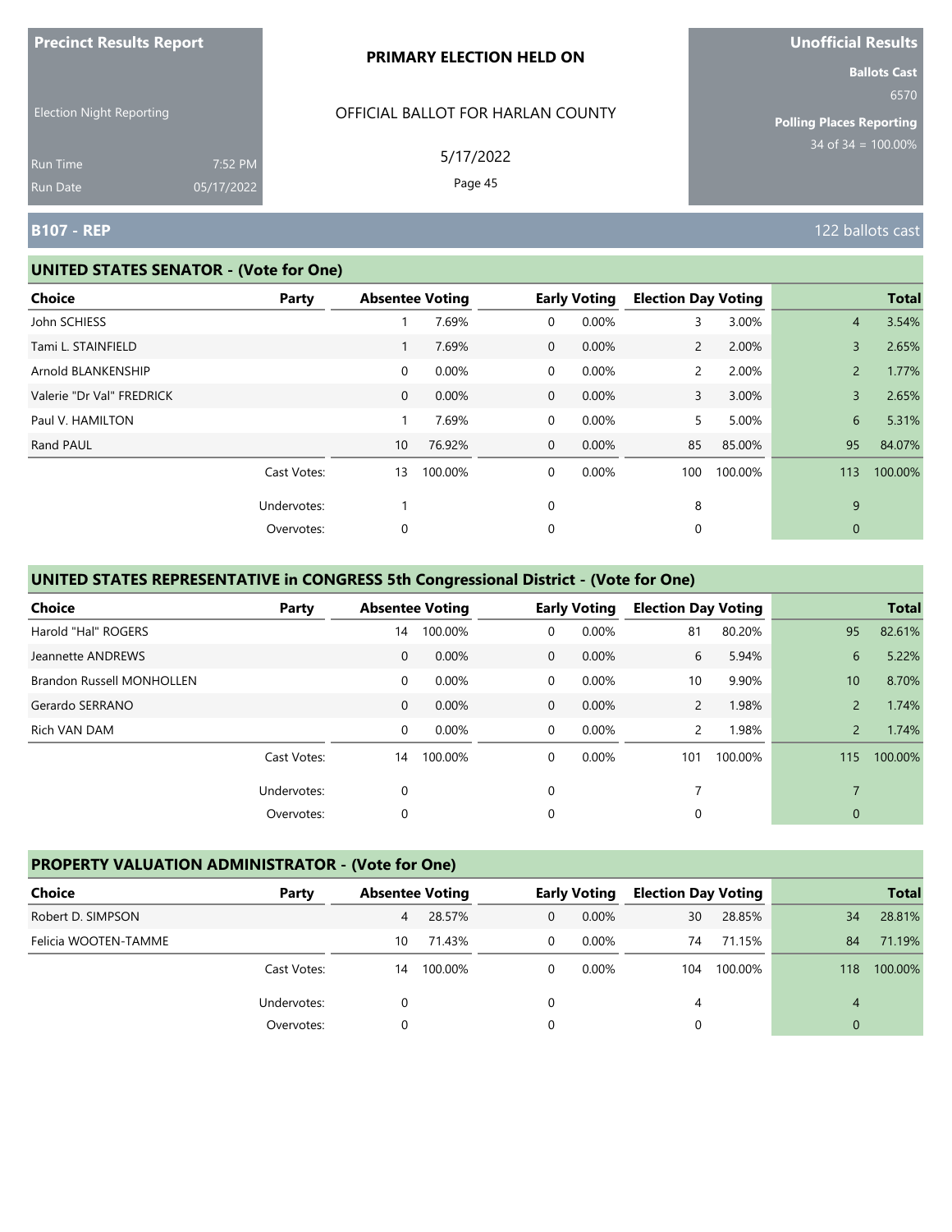**Precinct Results Report**

Election Night Reporting

Run Time 7:52 PM
Run Date 05/17/2022

**PRIMARY ELECTION HELD ON**

OFFICIAL BALLOT FOR HARLAN COUNTY

5/17/2022

**Unofficial Results**

**Ballots Cast**
6570

**Polling Places Reporting**
34 of 34 = 100.00%

## B107 - REP

122 ballots cast

### UNITED STATES SENATOR - (Vote for One)

| Choice | Party | Absentee Voting | | Early Voting | | Election Day Voting | | Total | |
|---|---|---|---|---|---|---|---|---|---|
| John SCHIESS | | 1 | 7.69% | 0 | 0.00% | 3 | 3.00% | 4 | 3.54% |
| Tami L. STAINFIELD | | 1 | 7.69% | 0 | 0.00% | 2 | 2.00% | 3 | 2.65% |
| Arnold BLANKENSHIP | | 0 | 0.00% | 0 | 0.00% | 2 | 2.00% | 2 | 1.77% |
| Valerie "Dr Val" FREDRICK | | 0 | 0.00% | 0 | 0.00% | 3 | 3.00% | 3 | 2.65% |
| Paul V. HAMILTON | | 1 | 7.69% | 0 | 0.00% | 5 | 5.00% | 6 | 5.31% |
| Rand PAUL | | 10 | 76.92% | 0 | 0.00% | 85 | 85.00% | 95 | 84.07% |
| | Cast Votes: | 13 | 100.00% | 0 | 0.00% | 100 | 100.00% | 113 | 100.00% |
| | Undervotes: | 1 | | 0 | | 8 | | 9 | |
| | Overvotes: | 0 | | 0 | | 0 | | 0 | |

### UNITED STATES REPRESENTATIVE in CONGRESS 5th Congressional District - (Vote for One)

| Choice | Party | Absentee Voting | | Early Voting | | Election Day Voting | | Total | |
|---|---|---|---|---|---|---|---|---|---|
| Harold "Hal" ROGERS | | 14 | 100.00% | 0 | 0.00% | 81 | 80.20% | 95 | 82.61% |
| Jeannette ANDREWS | | 0 | 0.00% | 0 | 0.00% | 6 | 5.94% | 6 | 5.22% |
| Brandon Russell MONHOLLEN | | 0 | 0.00% | 0 | 0.00% | 10 | 9.90% | 10 | 8.70% |
| Gerardo SERRANO | | 0 | 0.00% | 0 | 0.00% | 2 | 1.98% | 2 | 1.74% |
| Rich VAN DAM | | 0 | 0.00% | 0 | 0.00% | 2 | 1.98% | 2 | 1.74% |
| | Cast Votes: | 14 | 100.00% | 0 | 0.00% | 101 | 100.00% | 115 | 100.00% |
| | Undervotes: | 0 | | 0 | | 7 | | 7 | |
| | Overvotes: | 0 | | 0 | | 0 | | 0 | |

### PROPERTY VALUATION ADMINISTRATOR - (Vote for One)

| Choice | Party | Absentee Voting | | Early Voting | | Election Day Voting | | Total | |
|---|---|---|---|---|---|---|---|---|---|
| Robert D. SIMPSON | | 4 | 28.57% | 0 | 0.00% | 30 | 28.85% | 34 | 28.81% |
| Felicia WOOTEN-TAMME | | 10 | 71.43% | 0 | 0.00% | 74 | 71.15% | 84 | 71.19% |
| | Cast Votes: | 14 | 100.00% | 0 | 0.00% | 104 | 100.00% | 118 | 100.00% |
| | Undervotes: | 0 | | 0 | | 4 | | 4 | |
| | Overvotes: | 0 | | 0 | | 0 | | 0 | |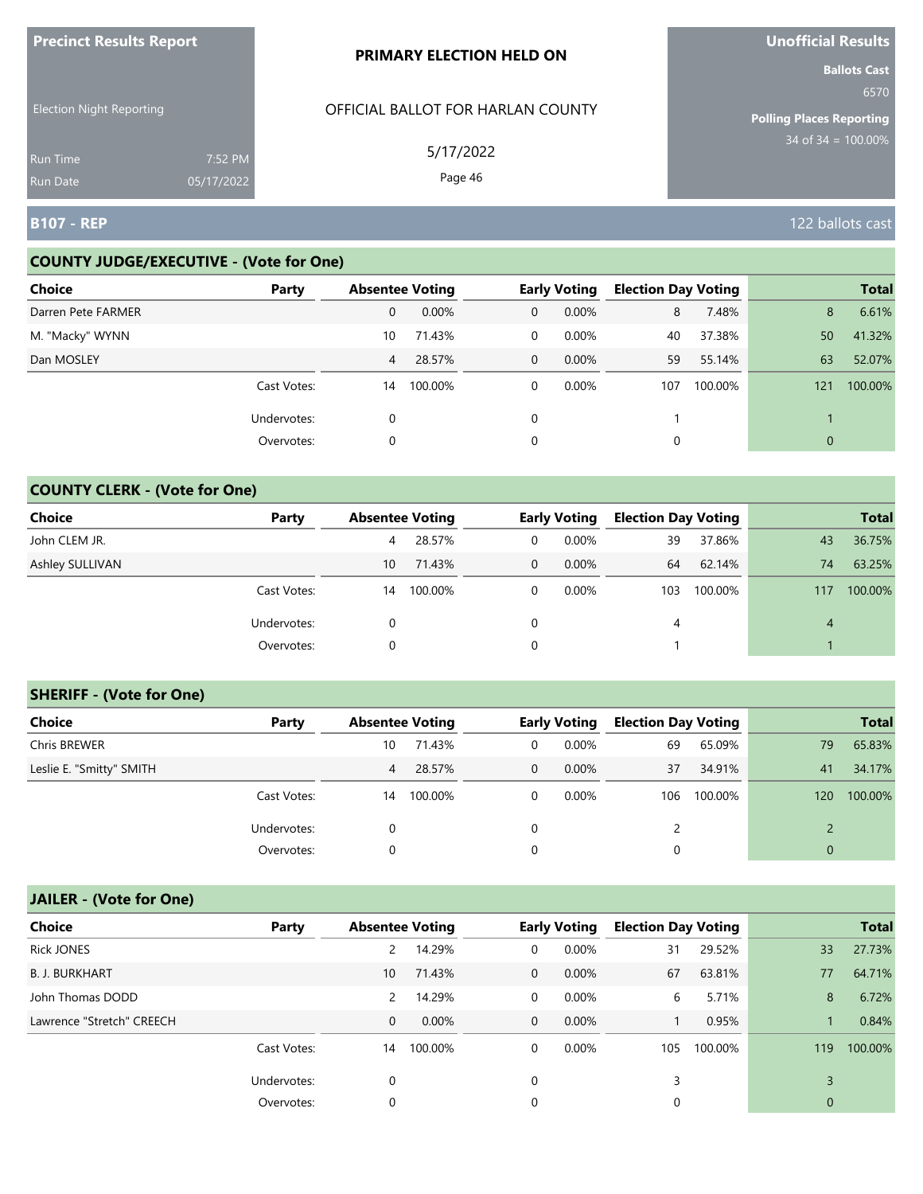**Precinct Results Report**

Election Night Reporting

Run Time 7:52 PM
Run Date 05/17/2022

**PRIMARY ELECTION HELD ON**

OFFICIAL BALLOT FOR HARLAN COUNTY

5/17/2022

**Unofficial Results**

**Ballots Cast** 6570

**Polling Places Reporting** 34 of 34 = 100.00%

## B107 - REP

122 ballots cast

### COUNTY JUDGE/EXECUTIVE - (Vote for One)

| Choice | Party | Absentee Voting | | Early Voting | | Election Day Voting | | Total | |
|---|---|---|---|---|---|---|---|---|---|
| Darren Pete FARMER | | 0 | 0.00% | 0 | 0.00% | 8 | 7.48% | 8 | 6.61% |
| M. "Macky" WYNN | | 10 | 71.43% | 0 | 0.00% | 40 | 37.38% | 50 | 41.32% |
| Dan MOSLEY | | 4 | 28.57% | 0 | 0.00% | 59 | 55.14% | 63 | 52.07% |
| | Cast Votes: | 14 | 100.00% | 0 | 0.00% | 107 | 100.00% | 121 | 100.00% |
| | Undervotes: | 0 | | 0 | | 1 | | 1 | |
| | Overvotes: | 0 | | 0 | | 0 | | 0 | |

### COUNTY CLERK - (Vote for One)

| Choice | Party | Absentee Voting | | Early Voting | | Election Day Voting | | Total | |
|---|---|---|---|---|---|---|---|---|---|
| John CLEM JR. | | 4 | 28.57% | 0 | 0.00% | 39 | 37.86% | 43 | 36.75% |
| Ashley SULLIVAN | | 10 | 71.43% | 0 | 0.00% | 64 | 62.14% | 74 | 63.25% |
| | Cast Votes: | 14 | 100.00% | 0 | 0.00% | 103 | 100.00% | 117 | 100.00% |
| | Undervotes: | 0 | | 0 | | 4 | | 4 | |
| | Overvotes: | 0 | | 0 | | 1 | | 1 | |

### SHERIFF - (Vote for One)

| Choice | Party | Absentee Voting | | Early Voting | | Election Day Voting | | Total | |
|---|---|---|---|---|---|---|---|---|---|
| Chris BREWER | | 10 | 71.43% | 0 | 0.00% | 69 | 65.09% | 79 | 65.83% |
| Leslie E. "Smitty" SMITH | | 4 | 28.57% | 0 | 0.00% | 37 | 34.91% | 41 | 34.17% |
| | Cast Votes: | 14 | 100.00% | 0 | 0.00% | 106 | 100.00% | 120 | 100.00% |
| | Undervotes: | 0 | | 0 | | 2 | | 2 | |
| | Overvotes: | 0 | | 0 | | 0 | | 0 | |

### JAILER - (Vote for One)

| Choice | Party | Absentee Voting | | Early Voting | | Election Day Voting | | Total | |
|---|---|---|---|---|---|---|---|---|---|
| Rick JONES | | 2 | 14.29% | 0 | 0.00% | 31 | 29.52% | 33 | 27.73% |
| B. J. BURKHART | | 10 | 71.43% | 0 | 0.00% | 67 | 63.81% | 77 | 64.71% |
| John Thomas DODD | | 2 | 14.29% | 0 | 0.00% | 6 | 5.71% | 8 | 6.72% |
| Lawrence "Stretch" CREECH | | 0 | 0.00% | 0 | 0.00% | 1 | 0.95% | 1 | 0.84% |
| | Cast Votes: | 14 | 100.00% | 0 | 0.00% | 105 | 100.00% | 119 | 100.00% |
| | Undervotes: | 0 | | 0 | | 3 | | 3 | |
| | Overvotes: | 0 | | 0 | | 0 | | 0 | |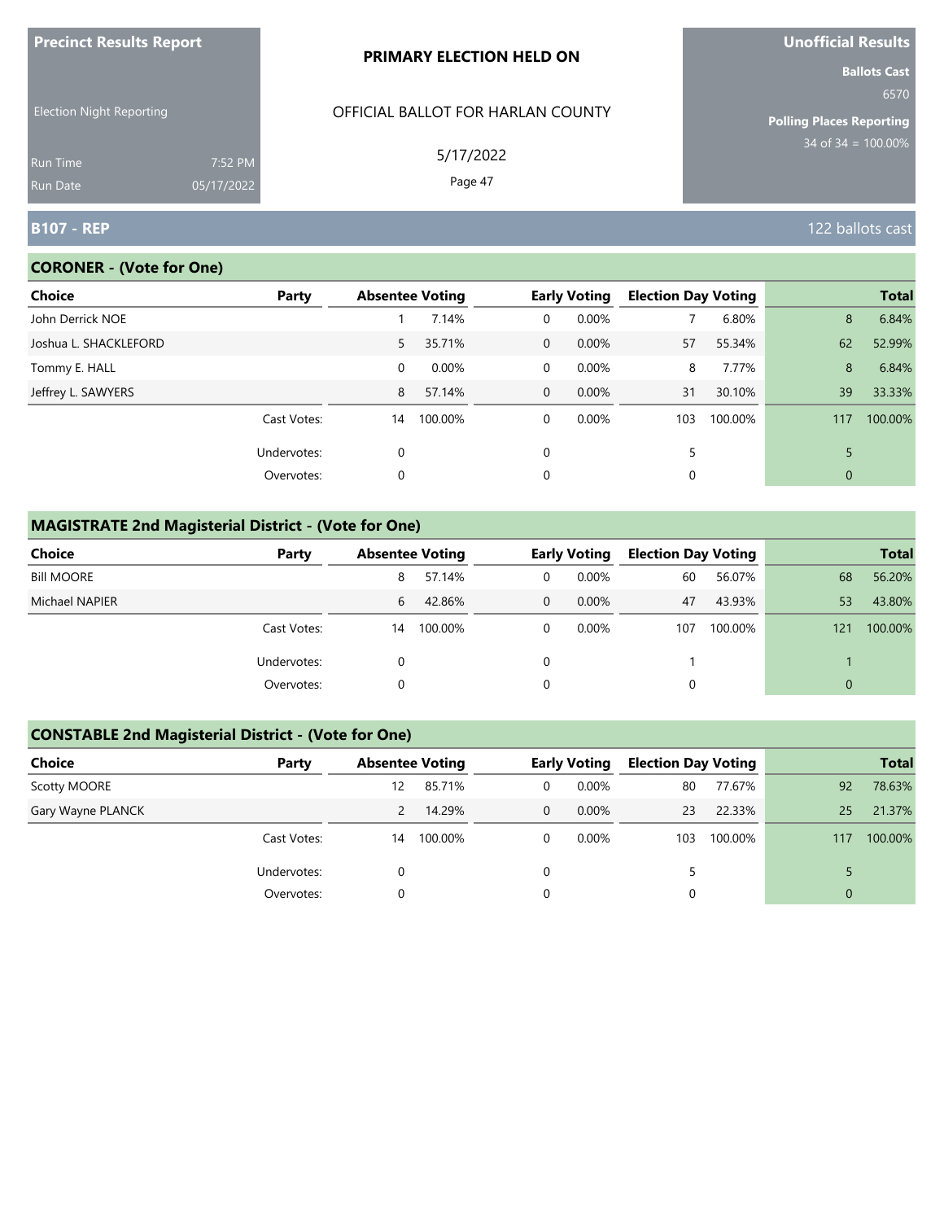**Precinct Results Report**

Election Night Reporting

Run Time 7:52 PM
Run Date 05/17/2022

**PRIMARY ELECTION HELD ON**

OFFICIAL BALLOT FOR HARLAN COUNTY

5/17/2022

**Unofficial Results**

**Ballots Cast** 6570

**Polling Places Reporting** 34 of 34 = 100.00%

## B107 - REP

122 ballots cast

### CORONER - (Vote for One)

| Choice | Party | Absentee Voting | | Early Voting | | Election Day Voting | | Total | |
|---|---|---|---|---|---|---|---|---|---|
| John Derrick NOE | | 1 | 7.14% | 0 | 0.00% | 7 | 6.80% | 8 | 6.84% |
| Joshua L. SHACKLEFORD | | 5 | 35.71% | 0 | 0.00% | 57 | 55.34% | 62 | 52.99% |
| Tommy E. HALL | | 0 | 0.00% | 0 | 0.00% | 8 | 7.77% | 8 | 6.84% |
| Jeffrey L. SAWYERS | | 8 | 57.14% | 0 | 0.00% | 31 | 30.10% | 39 | 33.33% |
| | Cast Votes: | 14 | 100.00% | 0 | 0.00% | 103 | 100.00% | 117 | 100.00% |
| | Undervotes: | 0 | | 0 | | 5 | | 5 | |
| | Overvotes: | 0 | | 0 | | 0 | | 0 | |

### MAGISTRATE 2nd Magisterial District - (Vote for One)

| Choice | Party | Absentee Voting | | Early Voting | | Election Day Voting | | Total | |
|---|---|---|---|---|---|---|---|---|---|
| Bill MOORE | | 8 | 57.14% | 0 | 0.00% | 60 | 56.07% | 68 | 56.20% |
| Michael NAPIER | | 6 | 42.86% | 0 | 0.00% | 47 | 43.93% | 53 | 43.80% |
| | Cast Votes: | 14 | 100.00% | 0 | 0.00% | 107 | 100.00% | 121 | 100.00% |
| | Undervotes: | 0 | | 0 | | 1 | | 1 | |
| | Overvotes: | 0 | | 0 | | 0 | | 0 | |

### CONSTABLE 2nd Magisterial District - (Vote for One)

| Choice | Party | Absentee Voting | | Early Voting | | Election Day Voting | | Total | |
|---|---|---|---|---|---|---|---|---|---|
| Scotty MOORE | | 12 | 85.71% | 0 | 0.00% | 80 | 77.67% | 92 | 78.63% |
| Gary Wayne PLANCK | | 2 | 14.29% | 0 | 0.00% | 23 | 22.33% | 25 | 21.37% |
| | Cast Votes: | 14 | 100.00% | 0 | 0.00% | 103 | 100.00% | 117 | 100.00% |
| | Undervotes: | 0 | | 0 | | 5 | | 5 | |
| | Overvotes: | 0 | | 0 | | 0 | | 0 | |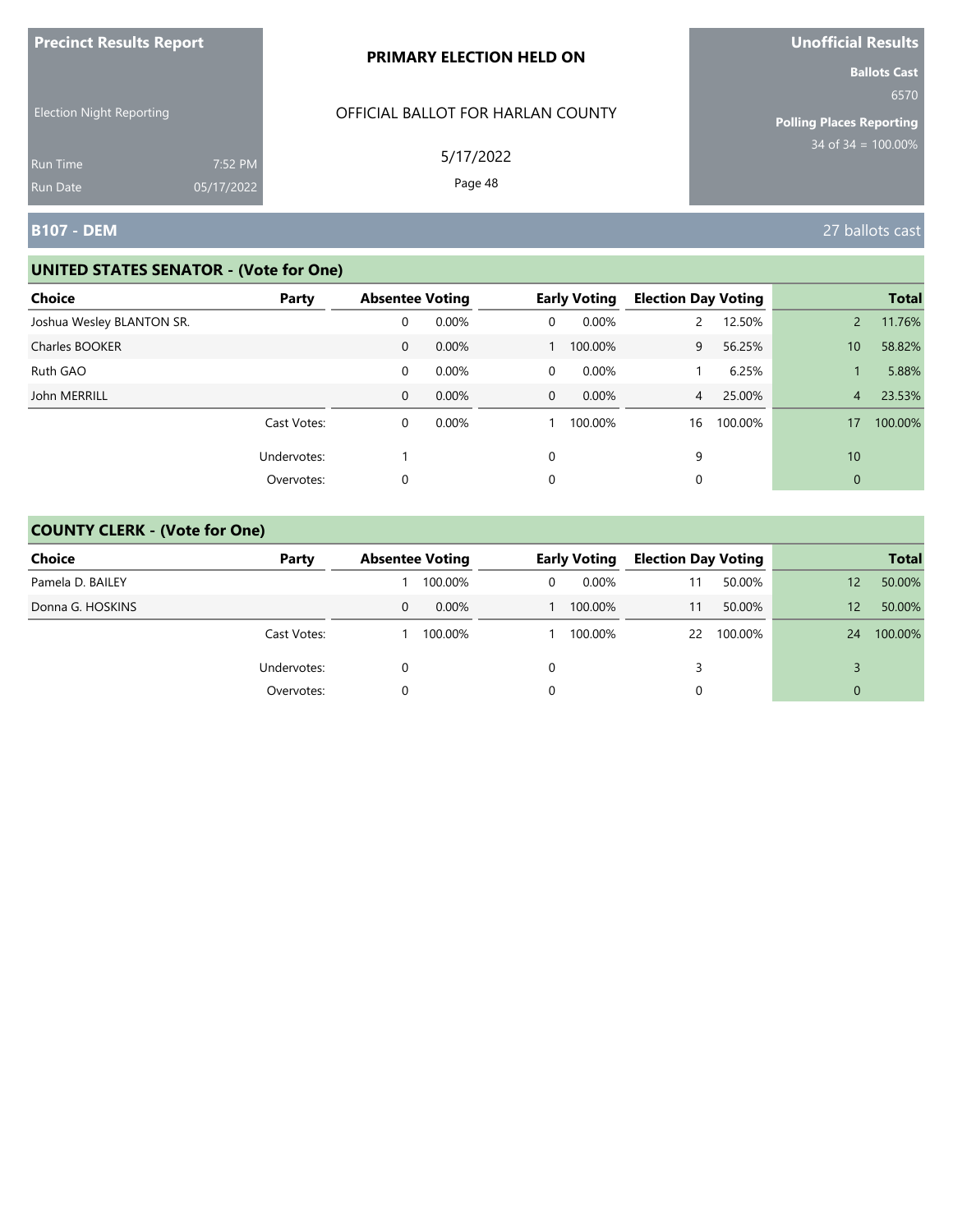**Precinct Results Report**

Election Night Reporting

Run Time 7:52 PM
Run Date 05/17/2022

**PRIMARY ELECTION HELD ON**

OFFICIAL BALLOT FOR HARLAN COUNTY

5/17/2022

**Unofficial Results**

**Ballots Cast**
6570

**Polling Places Reporting**
34 of 34 = 100.00%

## B107 - DEM

27 ballots cast

### UNITED STATES SENATOR - (Vote for One)

| Choice | Party | Absentee Voting | | Early Voting | | Election Day Voting | | Total | |
|---|---|---|---|---|---|---|---|---|---|
| Joshua Wesley BLANTON SR. | | 0 | 0.00% | 0 | 0.00% | 2 | 12.50% | 2 | 11.76% |
| Charles BOOKER | | 0 | 0.00% | 1 | 100.00% | 9 | 56.25% | 10 | 58.82% |
| Ruth GAO | | 0 | 0.00% | 0 | 0.00% | 1 | 6.25% | 1 | 5.88% |
| John MERRILL | | 0 | 0.00% | 0 | 0.00% | 4 | 25.00% | 4 | 23.53% |
| | Cast Votes: | 0 | 0.00% | 1 | 100.00% | 16 | 100.00% | 17 | 100.00% |
| | Undervotes: | 1 | | 0 | | 9 | | 10 | |
| | Overvotes: | 0 | | 0 | | 0 | | 0 | |

### COUNTY CLERK - (Vote for One)

| Choice | Party | Absentee Voting | | Early Voting | | Election Day Voting | | Total | |
|---|---|---|---|---|---|---|---|---|---|
| Pamela D. BAILEY | | 1 | 100.00% | 0 | 0.00% | 11 | 50.00% | 12 | 50.00% |
| Donna G. HOSKINS | | 0 | 0.00% | 1 | 100.00% | 11 | 50.00% | 12 | 50.00% |
| | Cast Votes: | 1 | 100.00% | 1 | 100.00% | 22 | 100.00% | 24 | 100.00% |
| | Undervotes: | 0 | | 0 | | 3 | | 3 | |
| | Overvotes: | 0 | | 0 | | 0 | | 0 | |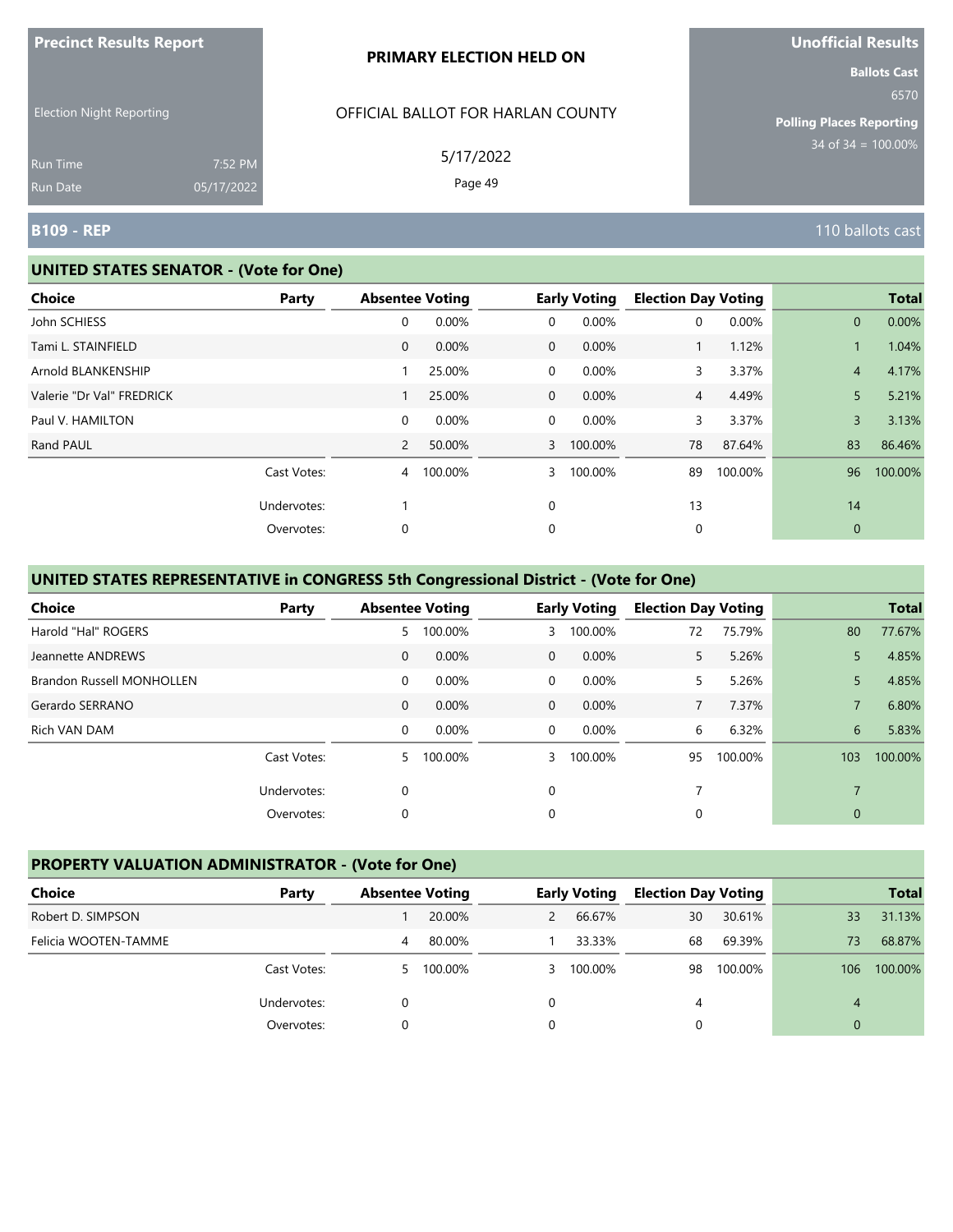**Precinct Results Report**

Election Night Reporting

Run Time 7:52 PM
Run Date 05/17/2022

**PRIMARY ELECTION HELD ON**

OFFICIAL BALLOT FOR HARLAN COUNTY

5/17/2022

**Unofficial Results**

**Ballots Cast**
6570

**Polling Places Reporting**
34 of 34 = 100.00%

## B109 - REP

110 ballots cast

### UNITED STATES SENATOR - (Vote for One)

| Choice | Party | Absentee Voting | | Early Voting | | Election Day Voting | | Total | |
|---|---|---|---|---|---|---|---|---|---|
| John SCHIESS | | 0 | 0.00% | 0 | 0.00% | 0 | 0.00% | 0 | 0.00% |
| Tami L. STAINFIELD | | 0 | 0.00% | 0 | 0.00% | 1 | 1.12% | 1 | 1.04% |
| Arnold BLANKENSHIP | | 1 | 25.00% | 0 | 0.00% | 3 | 3.37% | 4 | 4.17% |
| Valerie "Dr Val" FREDRICK | | 1 | 25.00% | 0 | 0.00% | 4 | 4.49% | 5 | 5.21% |
| Paul V. HAMILTON | | 0 | 0.00% | 0 | 0.00% | 3 | 3.37% | 3 | 3.13% |
| Rand PAUL | | 2 | 50.00% | 3 | 100.00% | 78 | 87.64% | 83 | 86.46% |
| | Cast Votes: | 4 | 100.00% | 3 | 100.00% | 89 | 100.00% | 96 | 100.00% |
| | Undervotes: | 1 | | 0 | | 13 | | 14 | |
| | Overvotes: | 0 | | 0 | | 0 | | 0 | |

### UNITED STATES REPRESENTATIVE in CONGRESS 5th Congressional District - (Vote for One)

| Choice | Party | Absentee Voting | | Early Voting | | Election Day Voting | | Total | |
|---|---|---|---|---|---|---|---|---|---|
| Harold "Hal" ROGERS | | 5 | 100.00% | 3 | 100.00% | 72 | 75.79% | 80 | 77.67% |
| Jeannette ANDREWS | | 0 | 0.00% | 0 | 0.00% | 5 | 5.26% | 5 | 4.85% |
| Brandon Russell MONHOLLEN | | 0 | 0.00% | 0 | 0.00% | 5 | 5.26% | 5 | 4.85% |
| Gerardo SERRANO | | 0 | 0.00% | 0 | 0.00% | 7 | 7.37% | 7 | 6.80% |
| Rich VAN DAM | | 0 | 0.00% | 0 | 0.00% | 6 | 6.32% | 6 | 5.83% |
| | Cast Votes: | 5 | 100.00% | 3 | 100.00% | 95 | 100.00% | 103 | 100.00% |
| | Undervotes: | 0 | | 0 | | 7 | | 7 | |
| | Overvotes: | 0 | | 0 | | 0 | | 0 | |

### PROPERTY VALUATION ADMINISTRATOR - (Vote for One)

| Choice | Party | Absentee Voting | | Early Voting | | Election Day Voting | | Total | |
|---|---|---|---|---|---|---|---|---|---|
| Robert D. SIMPSON | | 1 | 20.00% | 2 | 66.67% | 30 | 30.61% | 33 | 31.13% |
| Felicia WOOTEN-TAMME | | 4 | 80.00% | 1 | 33.33% | 68 | 69.39% | 73 | 68.87% |
| | Cast Votes: | 5 | 100.00% | 3 | 100.00% | 98 | 100.00% | 106 | 100.00% |
| | Undervotes: | 0 | | 0 | | 4 | | 4 | |
| | Overvotes: | 0 | | 0 | | 0 | | 0 | |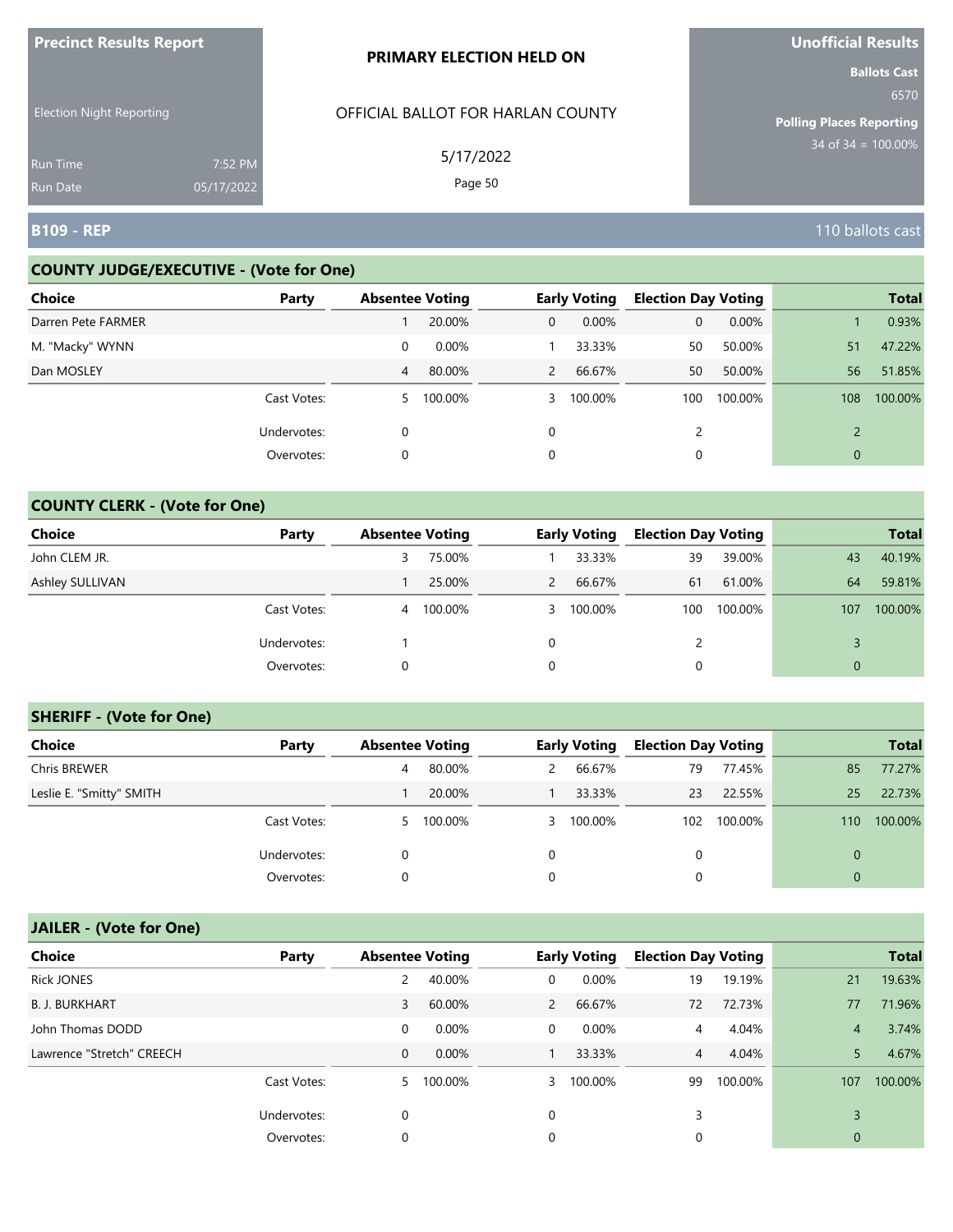**Precinct Results Report**

Election Night Reporting

Run Time 7:52 PM
Run Date 05/17/2022

**PRIMARY ELECTION HELD ON**

OFFICIAL BALLOT FOR HARLAN COUNTY

5/17/2022

**Unofficial Results**

**Ballots Cast** 6570

**Polling Places Reporting** 34 of 34 = 100.00%

## B109 - REP

110 ballots cast

### COUNTY JUDGE/EXECUTIVE - (Vote for One)

| Choice | Party | Absentee Voting | | Early Voting | | Election Day Voting | | Total | |
|---|---|---|---|---|---|---|---|---|---|
| Darren Pete FARMER | | 1 | 20.00% | 0 | 0.00% | 0 | 0.00% | 1 | 0.93% |
| M. "Macky" WYNN | | 0 | 0.00% | 1 | 33.33% | 50 | 50.00% | 51 | 47.22% |
| Dan MOSLEY | | 4 | 80.00% | 2 | 66.67% | 50 | 50.00% | 56 | 51.85% |
| | Cast Votes: | 5 | 100.00% | 3 | 100.00% | 100 | 100.00% | 108 | 100.00% |
| | Undervotes: | 0 | | 0 | | 2 | | 2 | |
| | Overvotes: | 0 | | 0 | | 0 | | 0 | |

### COUNTY CLERK - (Vote for One)

| Choice | Party | Absentee Voting | | Early Voting | | Election Day Voting | | Total | |
|---|---|---|---|---|---|---|---|---|---|
| John CLEM JR. | | 3 | 75.00% | 1 | 33.33% | 39 | 39.00% | 43 | 40.19% |
| Ashley SULLIVAN | | 1 | 25.00% | 2 | 66.67% | 61 | 61.00% | 64 | 59.81% |
| | Cast Votes: | 4 | 100.00% | 3 | 100.00% | 100 | 100.00% | 107 | 100.00% |
| | Undervotes: | 1 | | 0 | | 2 | | 3 | |
| | Overvotes: | 0 | | 0 | | 0 | | 0 | |

### SHERIFF - (Vote for One)

| Choice | Party | Absentee Voting | | Early Voting | | Election Day Voting | | Total | |
|---|---|---|---|---|---|---|---|---|---|
| Chris BREWER | | 4 | 80.00% | 2 | 66.67% | 79 | 77.45% | 85 | 77.27% |
| Leslie E. "Smitty" SMITH | | 1 | 20.00% | 1 | 33.33% | 23 | 22.55% | 25 | 22.73% |
| | Cast Votes: | 5 | 100.00% | 3 | 100.00% | 102 | 100.00% | 110 | 100.00% |
| | Undervotes: | 0 | | 0 | | 0 | | 0 | |
| | Overvotes: | 0 | | 0 | | 0 | | 0 | |

### JAILER - (Vote for One)

| Choice | Party | Absentee Voting | | Early Voting | | Election Day Voting | | Total | |
|---|---|---|---|---|---|---|---|---|---|
| Rick JONES | | 2 | 40.00% | 0 | 0.00% | 19 | 19.19% | 21 | 19.63% |
| B. J. BURKHART | | 3 | 60.00% | 2 | 66.67% | 72 | 72.73% | 77 | 71.96% |
| John Thomas DODD | | 0 | 0.00% | 0 | 0.00% | 4 | 4.04% | 4 | 3.74% |
| Lawrence "Stretch" CREECH | | 0 | 0.00% | 1 | 33.33% | 4 | 4.04% | 5 | 4.67% |
| | Cast Votes: | 5 | 100.00% | 3 | 100.00% | 99 | 100.00% | 107 | 100.00% |
| | Undervotes: | 0 | | 0 | | 3 | | 3 | |
| | Overvotes: | 0 | | 0 | | 0 | | 0 | |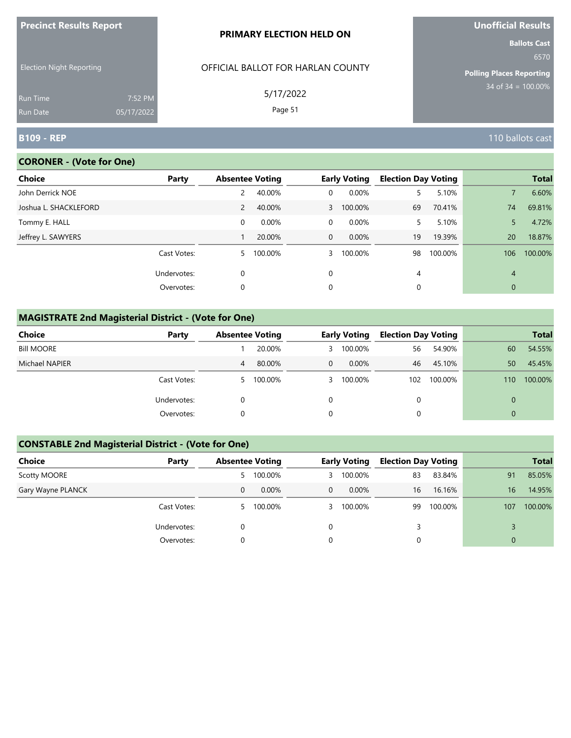**Precinct Results Report**

Election Night Reporting

Run Time 7:52 PM
Run Date 05/17/2022

**PRIMARY ELECTION HELD ON**

OFFICIAL BALLOT FOR HARLAN COUNTY

5/17/2022

**Unofficial Results**

**Ballots Cast** 6570

**Polling Places Reporting** 34 of 34 = 100.00%

## B109 - REP

110 ballots cast

### CORONER - (Vote for One)

| Choice | Party | Absentee Voting | | Early Voting | | Election Day Voting | | Total | |
|---|---|---|---|---|---|---|---|---|---|
| John Derrick NOE | | 2 | 40.00% | 0 | 0.00% | 5 | 5.10% | 7 | 6.60% |
| Joshua L. SHACKLEFORD | | 2 | 40.00% | 3 | 100.00% | 69 | 70.41% | 74 | 69.81% |
| Tommy E. HALL | | 0 | 0.00% | 0 | 0.00% | 5 | 5.10% | 5 | 4.72% |
| Jeffrey L. SAWYERS | | 1 | 20.00% | 0 | 0.00% | 19 | 19.39% | 20 | 18.87% |
| | Cast Votes: | 5 | 100.00% | 3 | 100.00% | 98 | 100.00% | 106 | 100.00% |
| | Undervotes: | 0 | | 0 | | 4 | | 4 | |
| | Overvotes: | 0 | | 0 | | 0 | | 0 | |

### MAGISTRATE 2nd Magisterial District - (Vote for One)

| Choice | Party | Absentee Voting | | Early Voting | | Election Day Voting | | Total | |
|---|---|---|---|---|---|---|---|---|---|
| Bill MOORE | | 1 | 20.00% | 3 | 100.00% | 56 | 54.90% | 60 | 54.55% |
| Michael NAPIER | | 4 | 80.00% | 0 | 0.00% | 46 | 45.10% | 50 | 45.45% |
| | Cast Votes: | 5 | 100.00% | 3 | 100.00% | 102 | 100.00% | 110 | 100.00% |
| | Undervotes: | 0 | | 0 | | 0 | | 0 | |
| | Overvotes: | 0 | | 0 | | 0 | | 0 | |

### CONSTABLE 2nd Magisterial District - (Vote for One)

| Choice | Party | Absentee Voting | | Early Voting | | Election Day Voting | | Total | |
|---|---|---|---|---|---|---|---|---|---|
| Scotty MOORE | | 5 | 100.00% | 3 | 100.00% | 83 | 83.84% | 91 | 85.05% |
| Gary Wayne PLANCK | | 0 | 0.00% | 0 | 0.00% | 16 | 16.16% | 16 | 14.95% |
| | Cast Votes: | 5 | 100.00% | 3 | 100.00% | 99 | 100.00% | 107 | 100.00% |
| | Undervotes: | 0 | | 0 | | 3 | | 3 | |
| | Overvotes: | 0 | | 0 | | 0 | | 0 | |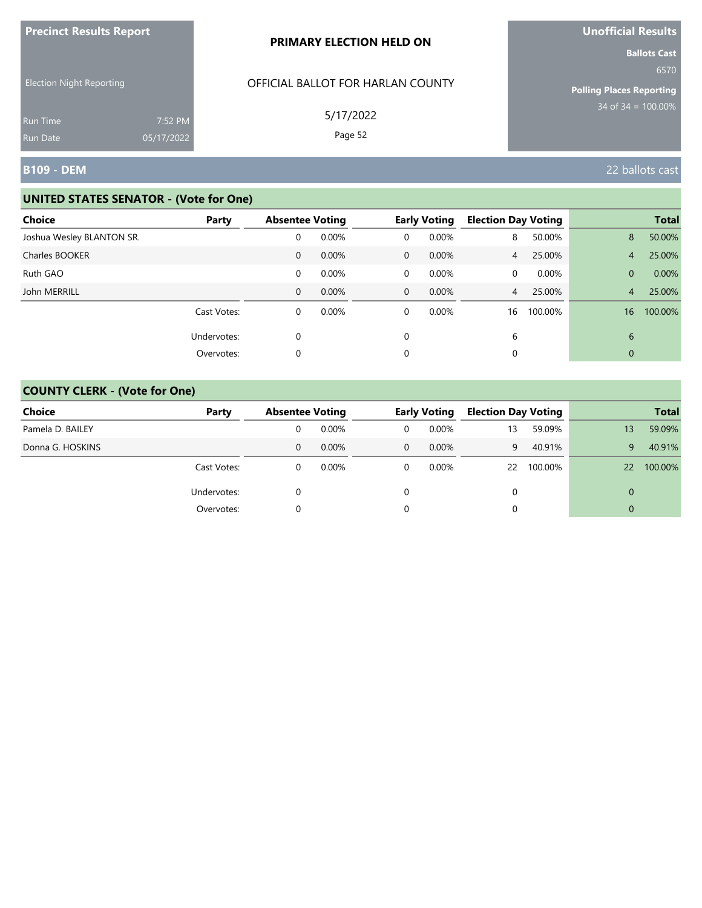**Precinct Results Report**

Election Night Reporting

Run Time 7:52 PM
Run Date 05/17/2022

**PRIMARY ELECTION HELD ON**

OFFICIAL BALLOT FOR HARLAN COUNTY

5/17/2022

**Unofficial Results**

**Ballots Cast**
6570

**Polling Places Reporting**
34 of 34 = 100.00%

## B109 - DEM

22 ballots cast

### UNITED STATES SENATOR - (Vote for One)

| Choice | Party | Absentee Voting | | Early Voting | | Election Day Voting | | Total | |
|---|---|---|---|---|---|---|---|---|---|
| Joshua Wesley BLANTON SR. | | 0 | 0.00% | 0 | 0.00% | 8 | 50.00% | 8 | 50.00% |
| Charles BOOKER | | 0 | 0.00% | 0 | 0.00% | 4 | 25.00% | 4 | 25.00% |
| Ruth GAO | | 0 | 0.00% | 0 | 0.00% | 0 | 0.00% | 0 | 0.00% |
| John MERRILL | | 0 | 0.00% | 0 | 0.00% | 4 | 25.00% | 4 | 25.00% |
| | Cast Votes: | 0 | 0.00% | 0 | 0.00% | 16 | 100.00% | 16 | 100.00% |
| | Undervotes: | 0 | | 0 | | 6 | | 6 | |
| | Overvotes: | 0 | | 0 | | 0 | | 0 | |

### COUNTY CLERK - (Vote for One)

| Choice | Party | Absentee Voting | | Early Voting | | Election Day Voting | | Total | |
|---|---|---|---|---|---|---|---|---|---|
| Pamela D. BAILEY | | 0 | 0.00% | 0 | 0.00% | 13 | 59.09% | 13 | 59.09% |
| Donna G. HOSKINS | | 0 | 0.00% | 0 | 0.00% | 9 | 40.91% | 9 | 40.91% |
| | Cast Votes: | 0 | 0.00% | 0 | 0.00% | 22 | 100.00% | 22 | 100.00% |
| | Undervotes: | 0 | | 0 | | 0 | | 0 | |
| | Overvotes: | 0 | | 0 | | 0 | | 0 | |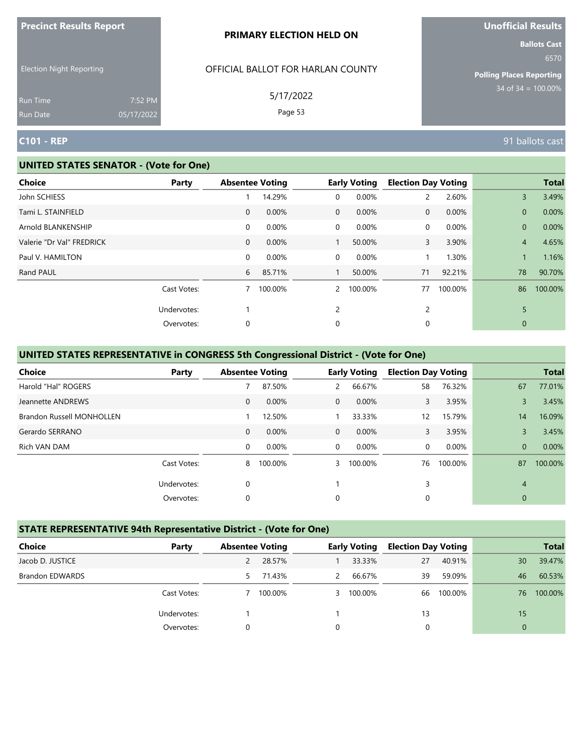**Precinct Results Report**

Election Night Reporting

Run Time 7:52 PM
Run Date 05/17/2022

**PRIMARY ELECTION HELD ON**

OFFICIAL BALLOT FOR HARLAN COUNTY

5/17/2022

**Unofficial Results**

**Ballots Cast**
6570

**Polling Places Reporting**
34 of 34 = 100.00%

## C101 - REP

91 ballots cast

### UNITED STATES SENATOR - (Vote for One)

| Choice | Party | Absentee Voting | | Early Voting | | Election Day Voting | | Total | |
|---|---|---|---|---|---|---|---|---|---|
| John SCHIESS | | 1 | 14.29% | 0 | 0.00% | 2 | 2.60% | 3 | 3.49% |
| Tami L. STAINFIELD | | 0 | 0.00% | 0 | 0.00% | 0 | 0.00% | 0 | 0.00% |
| Arnold BLANKENSHIP | | 0 | 0.00% | 0 | 0.00% | 0 | 0.00% | 0 | 0.00% |
| Valerie "Dr Val" FREDRICK | | 0 | 0.00% | 1 | 50.00% | 3 | 3.90% | 4 | 4.65% |
| Paul V. HAMILTON | | 0 | 0.00% | 0 | 0.00% | 1 | 1.30% | 1 | 1.16% |
| Rand PAUL | | 6 | 85.71% | 1 | 50.00% | 71 | 92.21% | 78 | 90.70% |
| | Cast Votes: | 7 | 100.00% | 2 | 100.00% | 77 | 100.00% | 86 | 100.00% |
| | Undervotes: | 1 | | 2 | | 2 | | 5 | |
| | Overvotes: | 0 | | 0 | | 0 | | 0 | |

### UNITED STATES REPRESENTATIVE in CONGRESS 5th Congressional District - (Vote for One)

| Choice | Party | Absentee Voting | | Early Voting | | Election Day Voting | | Total | |
|---|---|---|---|---|---|---|---|---|---|
| Harold "Hal" ROGERS | | 7 | 87.50% | 2 | 66.67% | 58 | 76.32% | 67 | 77.01% |
| Jeannette ANDREWS | | 0 | 0.00% | 0 | 0.00% | 3 | 3.95% | 3 | 3.45% |
| Brandon Russell MONHOLLEN | | 1 | 12.50% | 1 | 33.33% | 12 | 15.79% | 14 | 16.09% |
| Gerardo SERRANO | | 0 | 0.00% | 0 | 0.00% | 3 | 3.95% | 3 | 3.45% |
| Rich VAN DAM | | 0 | 0.00% | 0 | 0.00% | 0 | 0.00% | 0 | 0.00% |
| | Cast Votes: | 8 | 100.00% | 3 | 100.00% | 76 | 100.00% | 87 | 100.00% |
| | Undervotes: | 0 | | 1 | | 3 | | 4 | |
| | Overvotes: | 0 | | 0 | | 0 | | 0 | |

### STATE REPRESENTATIVE 94th Representative District - (Vote for One)

| Choice | Party | Absentee Voting | | Early Voting | | Election Day Voting | | Total | |
|---|---|---|---|---|---|---|---|---|---|
| Jacob D. JUSTICE | | 2 | 28.57% | 1 | 33.33% | 27 | 40.91% | 30 | 39.47% |
| Brandon EDWARDS | | 5 | 71.43% | 2 | 66.67% | 39 | 59.09% | 46 | 60.53% |
| | Cast Votes: | 7 | 100.00% | 3 | 100.00% | 66 | 100.00% | 76 | 100.00% |
| | Undervotes: | 1 | | 1 | | 13 | | 15 | |
| | Overvotes: | 0 | | 0 | | 0 | | 0 | |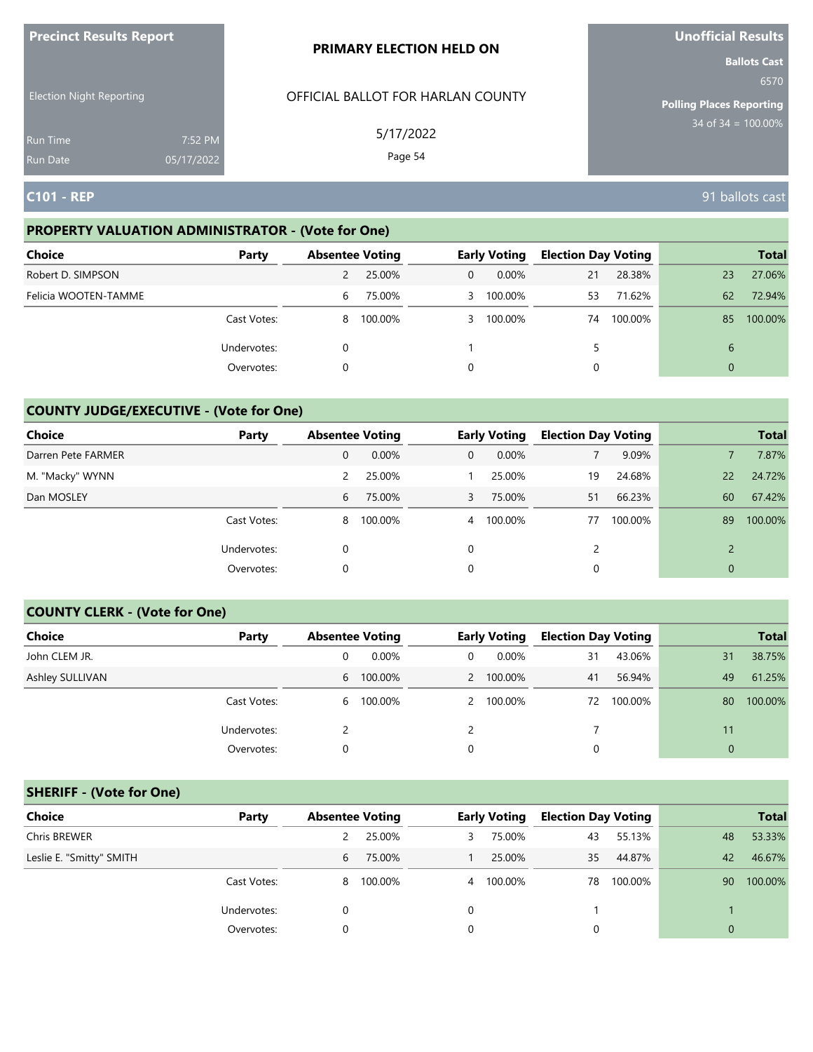**Precinct Results Report**

Election Night Reporting

Run Time 7:52 PM
Run Date 05/17/2022

**PRIMARY ELECTION HELD ON**

OFFICIAL BALLOT FOR HARLAN COUNTY

5/17/2022

**Unofficial Results**

**Ballots Cast**
6570

**Polling Places Reporting**
34 of 34 = 100.00%

## C101 - REP

91 ballots cast

### PROPERTY VALUATION ADMINISTRATOR - (Vote for One)

| Choice | Party | Absentee Voting | | Early Voting | | Election Day Voting | | Total | |
|---|---|---|---|---|---|---|---|---|---|
| Robert D. SIMPSON | | 2 | 25.00% | 0 | 0.00% | 21 | 28.38% | 23 | 27.06% |
| Felicia WOOTEN-TAMME | | 6 | 75.00% | 3 | 100.00% | 53 | 71.62% | 62 | 72.94% |
| | Cast Votes: | 8 | 100.00% | 3 | 100.00% | 74 | 100.00% | 85 | 100.00% |
| | Undervotes: | 0 | | 1 | | 5 | | 6 | |
| | Overvotes: | 0 | | 0 | | 0 | | 0 | |

### COUNTY JUDGE/EXECUTIVE - (Vote for One)

| Choice | Party | Absentee Voting | | Early Voting | | Election Day Voting | | Total | |
|---|---|---|---|---|---|---|---|---|---|
| Darren Pete FARMER | | 0 | 0.00% | 0 | 0.00% | 7 | 9.09% | 7 | 7.87% |
| M. "Macky" WYNN | | 2 | 25.00% | 1 | 25.00% | 19 | 24.68% | 22 | 24.72% |
| Dan MOSLEY | | 6 | 75.00% | 3 | 75.00% | 51 | 66.23% | 60 | 67.42% |
| | Cast Votes: | 8 | 100.00% | 4 | 100.00% | 77 | 100.00% | 89 | 100.00% |
| | Undervotes: | 0 | | 0 | | 2 | | 2 | |
| | Overvotes: | 0 | | 0 | | 0 | | 0 | |

### COUNTY CLERK - (Vote for One)

| Choice | Party | Absentee Voting | | Early Voting | | Election Day Voting | | Total | |
|---|---|---|---|---|---|---|---|---|---|
| John CLEM JR. | | 0 | 0.00% | 0 | 0.00% | 31 | 43.06% | 31 | 38.75% |
| Ashley SULLIVAN | | 6 | 100.00% | 2 | 100.00% | 41 | 56.94% | 49 | 61.25% |
| | Cast Votes: | 6 | 100.00% | 2 | 100.00% | 72 | 100.00% | 80 | 100.00% |
| | Undervotes: | 2 | | 2 | | 7 | | 11 | |
| | Overvotes: | 0 | | 0 | | 0 | | 0 | |

### SHERIFF - (Vote for One)

| Choice | Party | Absentee Voting | | Early Voting | | Election Day Voting | | Total | |
|---|---|---|---|---|---|---|---|---|---|
| Chris BREWER | | 2 | 25.00% | 3 | 75.00% | 43 | 55.13% | 48 | 53.33% |
| Leslie E. "Smitty" SMITH | | 6 | 75.00% | 1 | 25.00% | 35 | 44.87% | 42 | 46.67% |
| | Cast Votes: | 8 | 100.00% | 4 | 100.00% | 78 | 100.00% | 90 | 100.00% |
| | Undervotes: | 0 | | 0 | | 1 | | 1 | |
| | Overvotes: | 0 | | 0 | | 0 | | 0 | |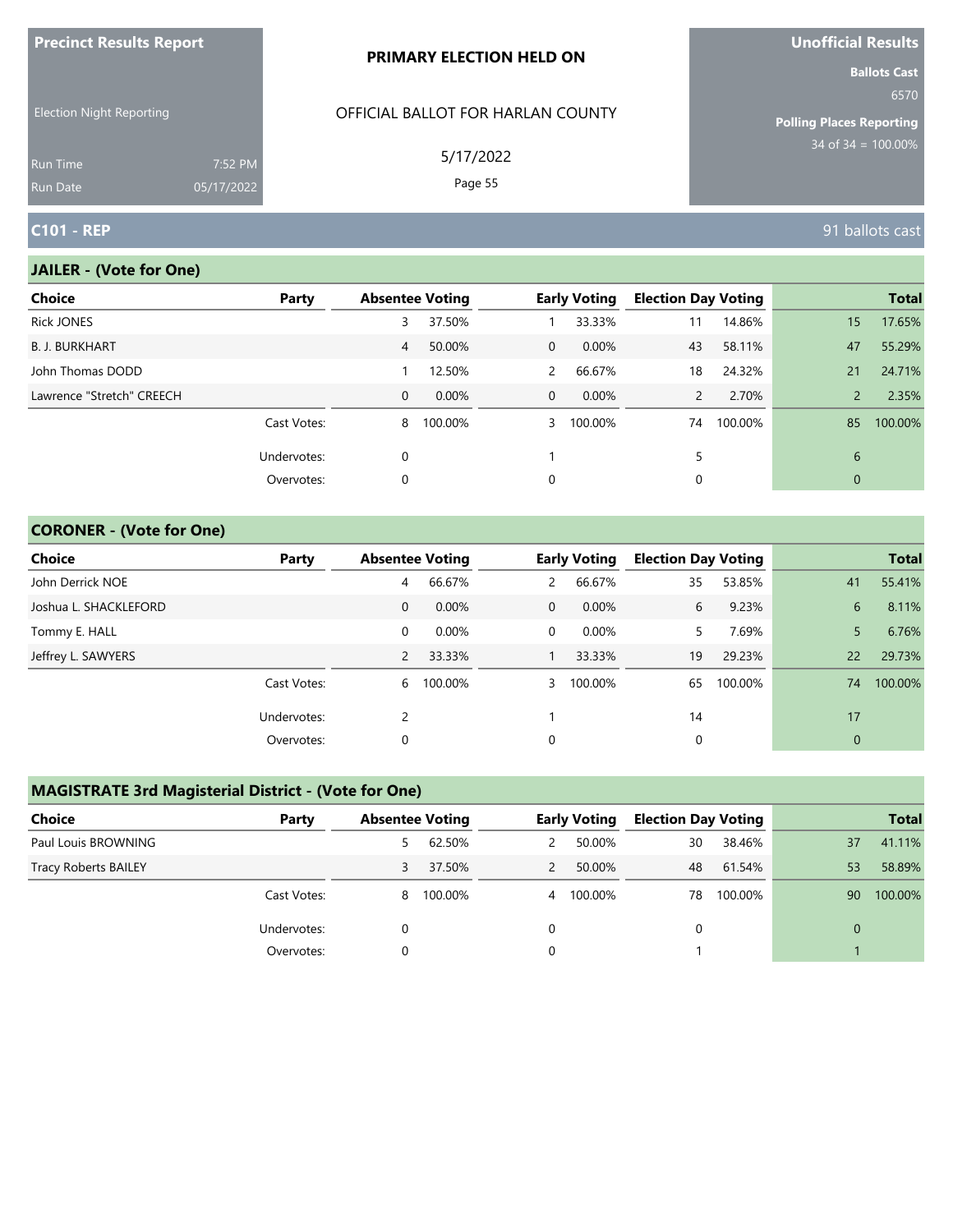**Precinct Results Report**

Election Night Reporting

Run Time 7:52 PM
Run Date 05/17/2022

**PRIMARY ELECTION HELD ON**

OFFICIAL BALLOT FOR HARLAN COUNTY

5/17/2022

**Unofficial Results**

**Ballots Cast**
6570

**Polling Places Reporting**
34 of 34 = 100.00%

## C101 - REP

91 ballots cast

### JAILER - (Vote for One)

| Choice | Party | Absentee Voting | | Early Voting | | Election Day Voting | | Total | |
|---|---|---|---|---|---|---|---|---|---|
| Rick JONES | | 3 | 37.50% | 1 | 33.33% | 11 | 14.86% | 15 | 17.65% |
| B. J. BURKHART | | 4 | 50.00% | 0 | 0.00% | 43 | 58.11% | 47 | 55.29% |
| John Thomas DODD | | 1 | 12.50% | 2 | 66.67% | 18 | 24.32% | 21 | 24.71% |
| Lawrence "Stretch" CREECH | | 0 | 0.00% | 0 | 0.00% | 2 | 2.70% | 2 | 2.35% |
| | Cast Votes: | 8 | 100.00% | 3 | 100.00% | 74 | 100.00% | 85 | 100.00% |
| | Undervotes: | 0 | | 1 | | 5 | | 6 | |
| | Overvotes: | 0 | | 0 | | 0 | | 0 | |

### CORONER - (Vote for One)

| Choice | Party | Absentee Voting | | Early Voting | | Election Day Voting | | Total | |
|---|---|---|---|---|---|---|---|---|---|
| John Derrick NOE | | 4 | 66.67% | 2 | 66.67% | 35 | 53.85% | 41 | 55.41% |
| Joshua L. SHACKLEFORD | | 0 | 0.00% | 0 | 0.00% | 6 | 9.23% | 6 | 8.11% |
| Tommy E. HALL | | 0 | 0.00% | 0 | 0.00% | 5 | 7.69% | 5 | 6.76% |
| Jeffrey L. SAWYERS | | 2 | 33.33% | 1 | 33.33% | 19 | 29.23% | 22 | 29.73% |
| | Cast Votes: | 6 | 100.00% | 3 | 100.00% | 65 | 100.00% | 74 | 100.00% |
| | Undervotes: | 2 | | 1 | | 14 | | 17 | |
| | Overvotes: | 0 | | 0 | | 0 | | 0 | |

### MAGISTRATE 3rd Magisterial District - (Vote for One)

| Choice | Party | Absentee Voting | | Early Voting | | Election Day Voting | | Total | |
|---|---|---|---|---|---|---|---|---|---|
| Paul Louis BROWNING | | 5 | 62.50% | 2 | 50.00% | 30 | 38.46% | 37 | 41.11% |
| Tracy Roberts BAILEY | | 3 | 37.50% | 2 | 50.00% | 48 | 61.54% | 53 | 58.89% |
| | Cast Votes: | 8 | 100.00% | 4 | 100.00% | 78 | 100.00% | 90 | 100.00% |
| | Undervotes: | 0 | | 0 | | 0 | | 0 | |
| | Overvotes: | 0 | | 0 | | 1 | | 1 | |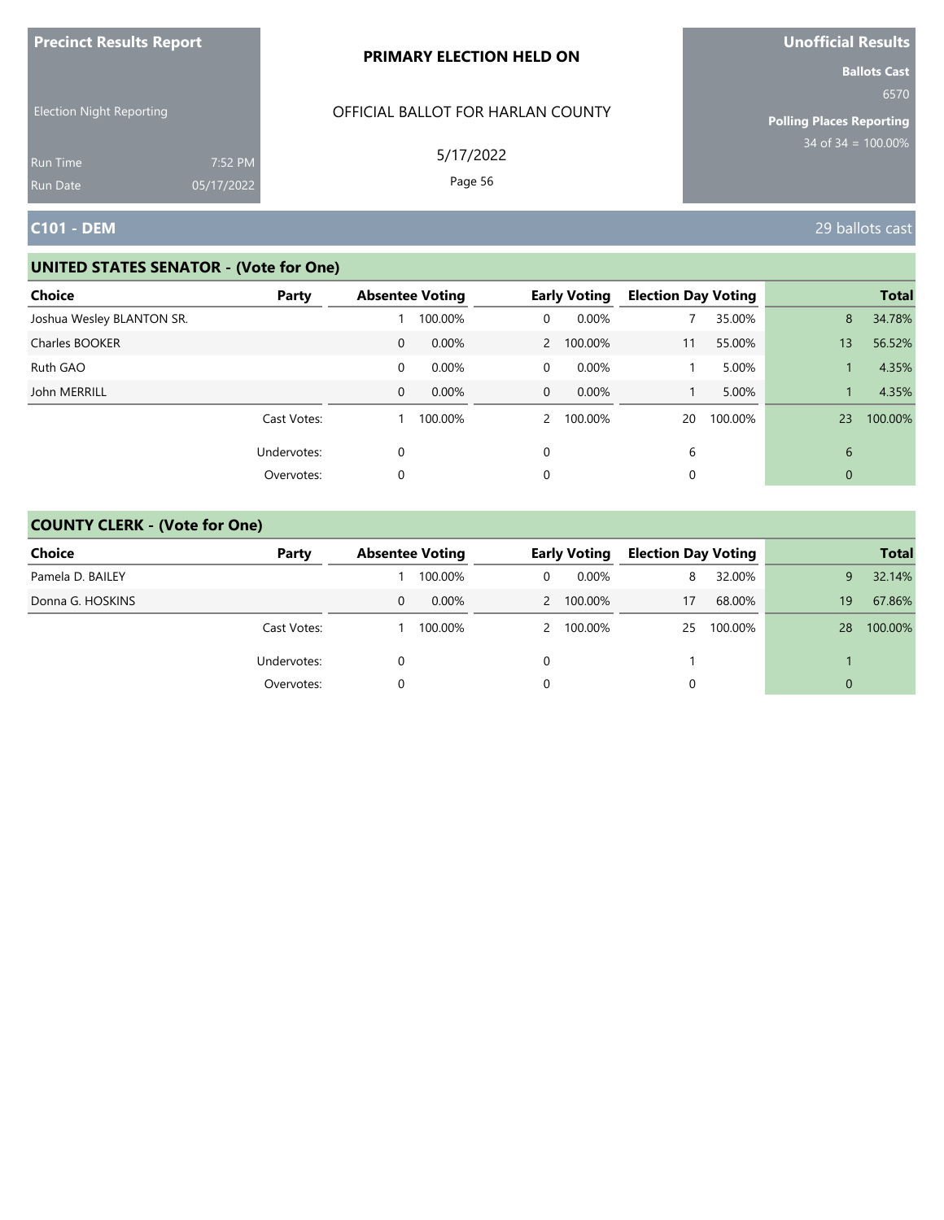**Precinct Results Report**

Election Night Reporting

Run Time 7:52 PM
Run Date 05/17/2022

**PRIMARY ELECTION HELD ON**

OFFICIAL BALLOT FOR HARLAN COUNTY

5/17/2022

**Unofficial Results**

**Ballots Cast**
6570

**Polling Places Reporting**
34 of 34 = 100.00%

## C101 - DEM

29 ballots cast

### UNITED STATES SENATOR - (Vote for One)

| Choice | Party | Absentee Voting | | Early Voting | | Election Day Voting | | Total | |
|---|---|---|---|---|---|---|---|---|---|
| Joshua Wesley BLANTON SR. | | 1 | 100.00% | 0 | 0.00% | 7 | 35.00% | 8 | 34.78% |
| Charles BOOKER | | 0 | 0.00% | 2 | 100.00% | 11 | 55.00% | 13 | 56.52% |
| Ruth GAO | | 0 | 0.00% | 0 | 0.00% | 1 | 5.00% | 1 | 4.35% |
| John MERRILL | | 0 | 0.00% | 0 | 0.00% | 1 | 5.00% | 1 | 4.35% |
| | Cast Votes: | 1 | 100.00% | 2 | 100.00% | 20 | 100.00% | 23 | 100.00% |
| | Undervotes: | 0 | | 0 | | 6 | | 6 | |
| | Overvotes: | 0 | | 0 | | 0 | | 0 | |

### COUNTY CLERK - (Vote for One)

| Choice | Party | Absentee Voting | | Early Voting | | Election Day Voting | | Total | |
|---|---|---|---|---|---|---|---|---|---|
| Pamela D. BAILEY | | 1 | 100.00% | 0 | 0.00% | 8 | 32.00% | 9 | 32.14% |
| Donna G. HOSKINS | | 0 | 0.00% | 2 | 100.00% | 17 | 68.00% | 19 | 67.86% |
| | Cast Votes: | 1 | 100.00% | 2 | 100.00% | 25 | 100.00% | 28 | 100.00% |
| | Undervotes: | 0 | | 0 | | 1 | | 1 | |
| | Overvotes: | 0 | | 0 | | 0 | | 0 | |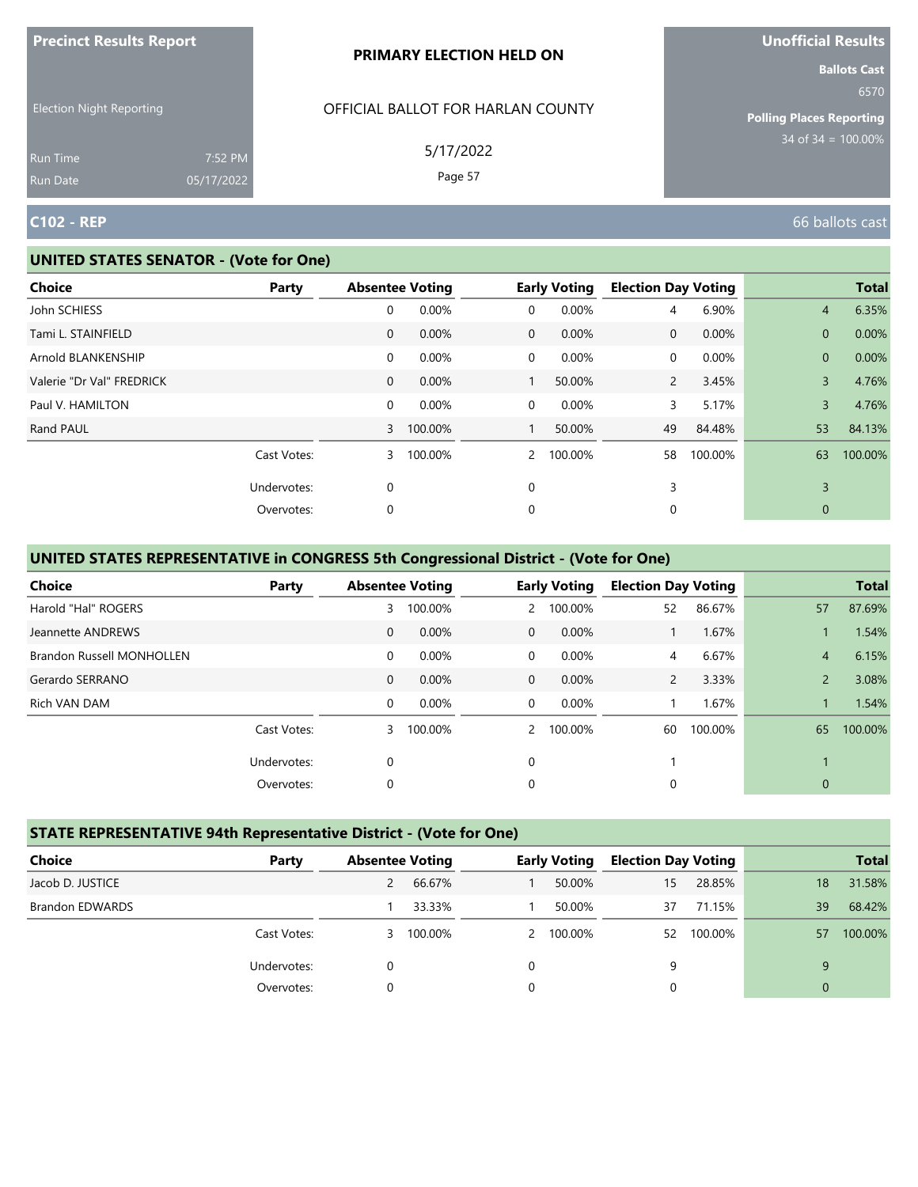**Precinct Results Report**

Election Night Reporting

Run Time 7:52 PM
Run Date 05/17/2022

**PRIMARY ELECTION HELD ON**

OFFICIAL BALLOT FOR HARLAN COUNTY

5/17/2022

**Unofficial Results**

**Ballots Cast**
6570

**Polling Places Reporting**
34 of 34 = 100.00%

## C102 - REP

66 ballots cast

### UNITED STATES SENATOR - (Vote for One)

| Choice | Party | Absentee Voting | | Early Voting | | Election Day Voting | | Total | |
|---|---|---|---|---|---|---|---|---|---|
| John SCHIESS | | 0 | 0.00% | 0 | 0.00% | 4 | 6.90% | 4 | 6.35% |
| Tami L. STAINFIELD | | 0 | 0.00% | 0 | 0.00% | 0 | 0.00% | 0 | 0.00% |
| Arnold BLANKENSHIP | | 0 | 0.00% | 0 | 0.00% | 0 | 0.00% | 0 | 0.00% |
| Valerie "Dr Val" FREDRICK | | 0 | 0.00% | 1 | 50.00% | 2 | 3.45% | 3 | 4.76% |
| Paul V. HAMILTON | | 0 | 0.00% | 0 | 0.00% | 3 | 5.17% | 3 | 4.76% |
| Rand PAUL | | 3 | 100.00% | 1 | 50.00% | 49 | 84.48% | 53 | 84.13% |
| | Cast Votes: | 3 | 100.00% | 2 | 100.00% | 58 | 100.00% | 63 | 100.00% |
| | Undervotes: | 0 | | 0 | | 3 | | 3 | |
| | Overvotes: | 0 | | 0 | | 0 | | 0 | |

### UNITED STATES REPRESENTATIVE in CONGRESS 5th Congressional District - (Vote for One)

| Choice | Party | Absentee Voting | | Early Voting | | Election Day Voting | | Total | |
|---|---|---|---|---|---|---|---|---|---|
| Harold "Hal" ROGERS | | 3 | 100.00% | 2 | 100.00% | 52 | 86.67% | 57 | 87.69% |
| Jeannette ANDREWS | | 0 | 0.00% | 0 | 0.00% | 1 | 1.67% | 1 | 1.54% |
| Brandon Russell MONHOLLEN | | 0 | 0.00% | 0 | 0.00% | 4 | 6.67% | 4 | 6.15% |
| Gerardo SERRANO | | 0 | 0.00% | 0 | 0.00% | 2 | 3.33% | 2 | 3.08% |
| Rich VAN DAM | | 0 | 0.00% | 0 | 0.00% | 1 | 1.67% | 1 | 1.54% |
| | Cast Votes: | 3 | 100.00% | 2 | 100.00% | 60 | 100.00% | 65 | 100.00% |
| | Undervotes: | 0 | | 0 | | 1 | | 1 | |
| | Overvotes: | 0 | | 0 | | 0 | | 0 | |

### STATE REPRESENTATIVE 94th Representative District - (Vote for One)

| Choice | Party | Absentee Voting | | Early Voting | | Election Day Voting | | Total | |
|---|---|---|---|---|---|---|---|---|---|
| Jacob D. JUSTICE | | 2 | 66.67% | 1 | 50.00% | 15 | 28.85% | 18 | 31.58% |
| Brandon EDWARDS | | 1 | 33.33% | 1 | 50.00% | 37 | 71.15% | 39 | 68.42% |
| | Cast Votes: | 3 | 100.00% | 2 | 100.00% | 52 | 100.00% | 57 | 100.00% |
| | Undervotes: | 0 | | 0 | | 9 | | 9 | |
| | Overvotes: | 0 | | 0 | | 0 | | 0 | |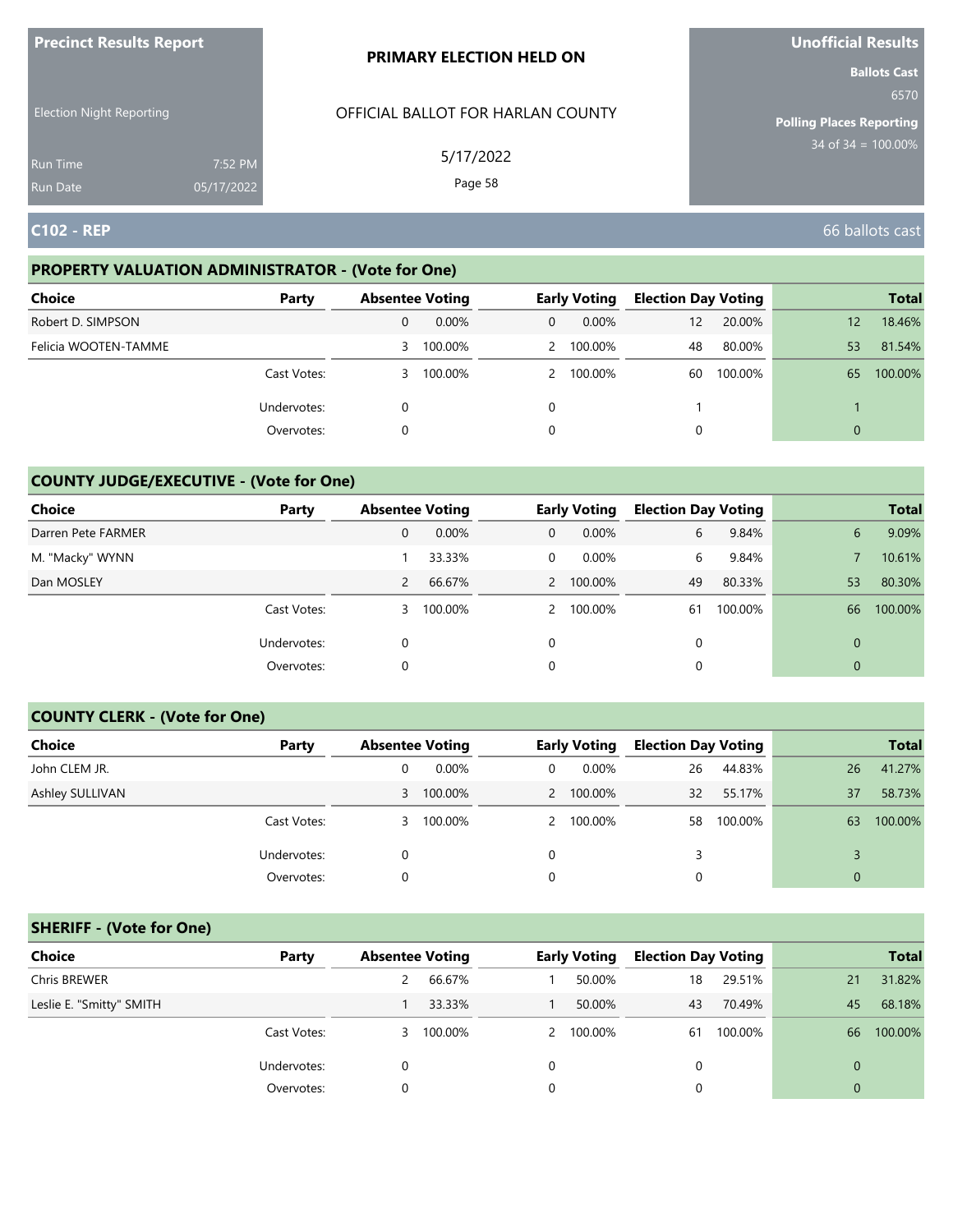**Precinct Results Report**

Election Night Reporting

Run Time 7:52 PM
Run Date 05/17/2022

**PRIMARY ELECTION HELD ON**

OFFICIAL BALLOT FOR HARLAN COUNTY

5/17/2022

**Unofficial Results**

**Ballots Cast**
6570

**Polling Places Reporting**
34 of 34 = 100.00%

## C102 - REP

66 ballots cast

### PROPERTY VALUATION ADMINISTRATOR - (Vote for One)

| Choice | Party | Absentee Voting | | Early Voting | | Election Day Voting | | Total | |
|---|---|---|---|---|---|---|---|---|---|
| Robert D. SIMPSON | | 0 | 0.00% | 0 | 0.00% | 12 | 20.00% | 12 | 18.46% |
| Felicia WOOTEN-TAMME | | 3 | 100.00% | 2 | 100.00% | 48 | 80.00% | 53 | 81.54% |
| | Cast Votes: | 3 | 100.00% | 2 | 100.00% | 60 | 100.00% | 65 | 100.00% |
| | Undervotes: | 0 | | 0 | | 1 | | 1 | |
| | Overvotes: | 0 | | 0 | | 0 | | 0 | |

### COUNTY JUDGE/EXECUTIVE - (Vote for One)

| Choice | Party | Absentee Voting | | Early Voting | | Election Day Voting | | Total | |
|---|---|---|---|---|---|---|---|---|---|
| Darren Pete FARMER | | 0 | 0.00% | 0 | 0.00% | 6 | 9.84% | 6 | 9.09% |
| M. "Macky" WYNN | | 1 | 33.33% | 0 | 0.00% | 6 | 9.84% | 7 | 10.61% |
| Dan MOSLEY | | 2 | 66.67% | 2 | 100.00% | 49 | 80.33% | 53 | 80.30% |
| | Cast Votes: | 3 | 100.00% | 2 | 100.00% | 61 | 100.00% | 66 | 100.00% |
| | Undervotes: | 0 | | 0 | | 0 | | 0 | |
| | Overvotes: | 0 | | 0 | | 0 | | 0 | |

### COUNTY CLERK - (Vote for One)

| Choice | Party | Absentee Voting | | Early Voting | | Election Day Voting | | Total | |
|---|---|---|---|---|---|---|---|---|---|
| John CLEM JR. | | 0 | 0.00% | 0 | 0.00% | 26 | 44.83% | 26 | 41.27% |
| Ashley SULLIVAN | | 3 | 100.00% | 2 | 100.00% | 32 | 55.17% | 37 | 58.73% |
| | Cast Votes: | 3 | 100.00% | 2 | 100.00% | 58 | 100.00% | 63 | 100.00% |
| | Undervotes: | 0 | | 0 | | 3 | | 3 | |
| | Overvotes: | 0 | | 0 | | 0 | | 0 | |

### SHERIFF - (Vote for One)

| Choice | Party | Absentee Voting | | Early Voting | | Election Day Voting | | Total | |
|---|---|---|---|---|---|---|---|---|---|
| Chris BREWER | | 2 | 66.67% | 1 | 50.00% | 18 | 29.51% | 21 | 31.82% |
| Leslie E. "Smitty" SMITH | | 1 | 33.33% | 1 | 50.00% | 43 | 70.49% | 45 | 68.18% |
| | Cast Votes: | 3 | 100.00% | 2 | 100.00% | 61 | 100.00% | 66 | 100.00% |
| | Undervotes: | 0 | | 0 | | 0 | | 0 | |
| | Overvotes: | 0 | | 0 | | 0 | | 0 | |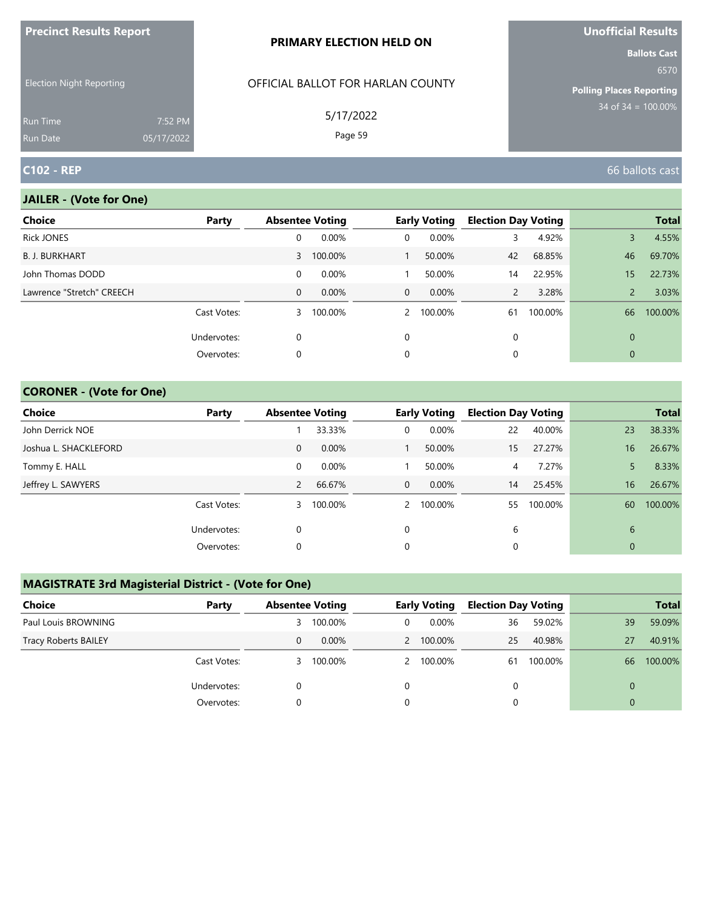Precinct Results Report

Election Night Reporting

Run Time 7:52 PM
Run Date 05/17/2022

PRIMARY ELECTION HELD ON

OFFICIAL BALLOT FOR HARLAN COUNTY

5/17/2022

Unofficial Results

Ballots Cast 6570

Polling Places Reporting 34 of 34 = 100.00%

## C102 - REP

66 ballots cast

### JAILER - (Vote for One)

| Choice | Party | Absentee Voting | | Early Voting | | Election Day Voting | | Total | |
|---|---|---|---|---|---|---|---|---|---|
| Rick JONES | | 0 | 0.00% | 0 | 0.00% | 3 | 4.92% | 3 | 4.55% |
| B. J. BURKHART | | 3 | 100.00% | 1 | 50.00% | 42 | 68.85% | 46 | 69.70% |
| John Thomas DODD | | 0 | 0.00% | 1 | 50.00% | 14 | 22.95% | 15 | 22.73% |
| Lawrence "Stretch" CREECH | | 0 | 0.00% | 0 | 0.00% | 2 | 3.28% | 2 | 3.03% |
| | Cast Votes: | 3 | 100.00% | 2 | 100.00% | 61 | 100.00% | 66 | 100.00% |
| | Undervotes: | 0 | | 0 | | 0 | | 0 | |
| | Overvotes: | 0 | | 0 | | 0 | | 0 | |

### CORONER - (Vote for One)

| Choice | Party | Absentee Voting | | Early Voting | | Election Day Voting | | Total | |
|---|---|---|---|---|---|---|---|---|---|
| John Derrick NOE | | 1 | 33.33% | 0 | 0.00% | 22 | 40.00% | 23 | 38.33% |
| Joshua L. SHACKLEFORD | | 0 | 0.00% | 1 | 50.00% | 15 | 27.27% | 16 | 26.67% |
| Tommy E. HALL | | 0 | 0.00% | 1 | 50.00% | 4 | 7.27% | 5 | 8.33% |
| Jeffrey L. SAWYERS | | 2 | 66.67% | 0 | 0.00% | 14 | 25.45% | 16 | 26.67% |
| | Cast Votes: | 3 | 100.00% | 2 | 100.00% | 55 | 100.00% | 60 | 100.00% |
| | Undervotes: | 0 | | 0 | | 6 | | 6 | |
| | Overvotes: | 0 | | 0 | | 0 | | 0 | |

### MAGISTRATE 3rd Magisterial District - (Vote for One)

| Choice | Party | Absentee Voting | | Early Voting | | Election Day Voting | | Total | |
|---|---|---|---|---|---|---|---|---|---|
| Paul Louis BROWNING | | 3 | 100.00% | 0 | 0.00% | 36 | 59.02% | 39 | 59.09% |
| Tracy Roberts BAILEY | | 0 | 0.00% | 2 | 100.00% | 25 | 40.98% | 27 | 40.91% |
| | Cast Votes: | 3 | 100.00% | 2 | 100.00% | 61 | 100.00% | 66 | 100.00% |
| | Undervotes: | 0 | | 0 | | 0 | | 0 | |
| | Overvotes: | 0 | | 0 | | 0 | | 0 | |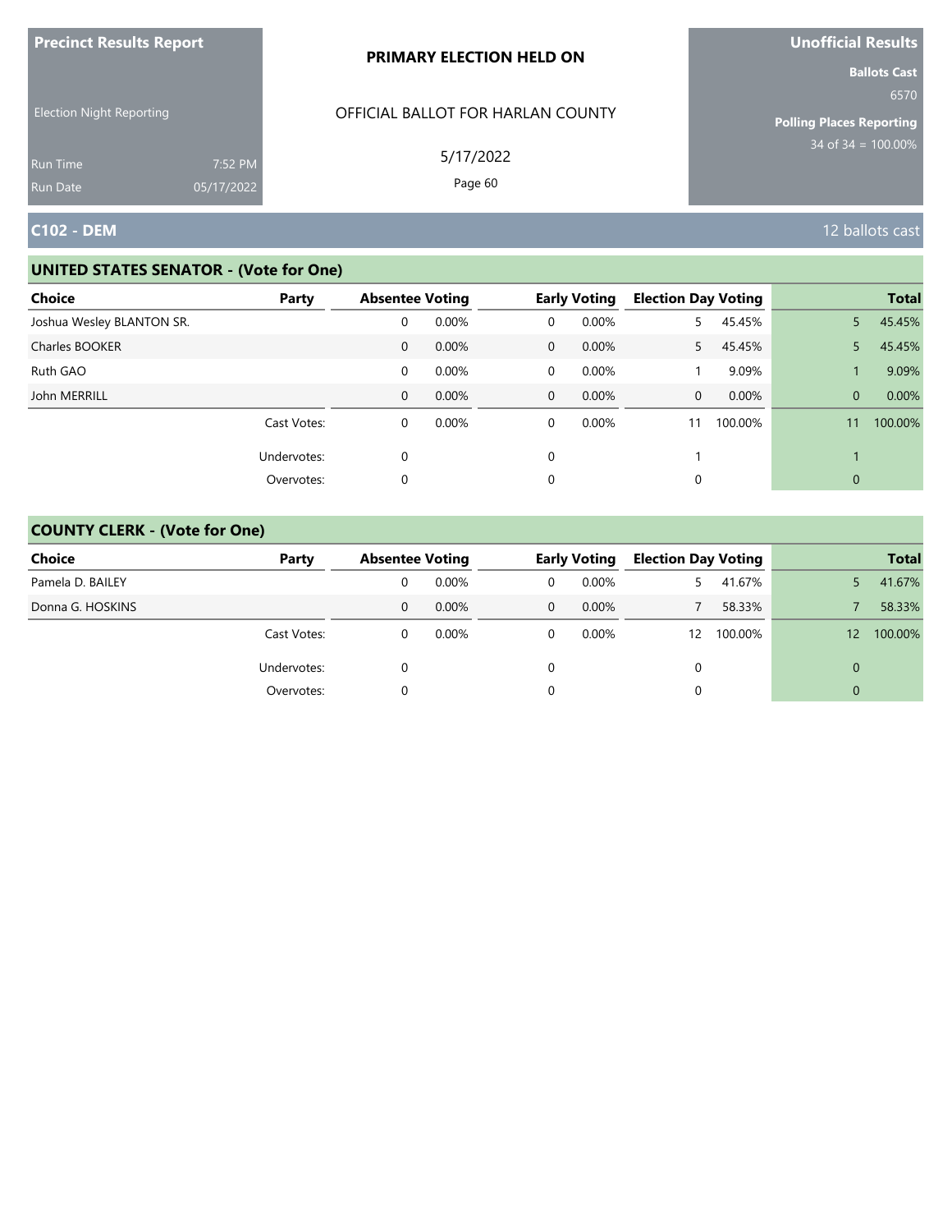**Precinct Results Report**

Election Night Reporting

Run Time 7:52 PM
Run Date 05/17/2022

**PRIMARY ELECTION HELD ON**

OFFICIAL BALLOT FOR HARLAN COUNTY

5/17/2022

**Unofficial Results**

**Ballots Cast**
6570

**Polling Places Reporting**
34 of 34 = 100.00%

## C102 - DEM

12 ballots cast

### UNITED STATES SENATOR - (Vote for One)

| Choice | Party | Absentee Voting | | Early Voting | | Election Day Voting | | Total | |
|---|---|---|---|---|---|---|---|---|---|
| Joshua Wesley BLANTON SR. | | 0 | 0.00% | 0 | 0.00% | 5 | 45.45% | 5 | 45.45% |
| Charles BOOKER | | 0 | 0.00% | 0 | 0.00% | 5 | 45.45% | 5 | 45.45% |
| Ruth GAO | | 0 | 0.00% | 0 | 0.00% | 1 | 9.09% | 1 | 9.09% |
| John MERRILL | | 0 | 0.00% | 0 | 0.00% | 0 | 0.00% | 0 | 0.00% |
| | Cast Votes: | 0 | 0.00% | 0 | 0.00% | 11 | 100.00% | 11 | 100.00% |
| | Undervotes: | 0 | | 0 | | 1 | | 1 | |
| | Overvotes: | 0 | | 0 | | 0 | | 0 | |

### COUNTY CLERK - (Vote for One)

| Choice | Party | Absentee Voting | | Early Voting | | Election Day Voting | | Total | |
|---|---|---|---|---|---|---|---|---|---|
| Pamela D. BAILEY | | 0 | 0.00% | 0 | 0.00% | 5 | 41.67% | 5 | 41.67% |
| Donna G. HOSKINS | | 0 | 0.00% | 0 | 0.00% | 7 | 58.33% | 7 | 58.33% |
| | Cast Votes: | 0 | 0.00% | 0 | 0.00% | 12 | 100.00% | 12 | 100.00% |
| | Undervotes: | 0 | | 0 | | 0 | | 0 | |
| | Overvotes: | 0 | | 0 | | 0 | | 0 | |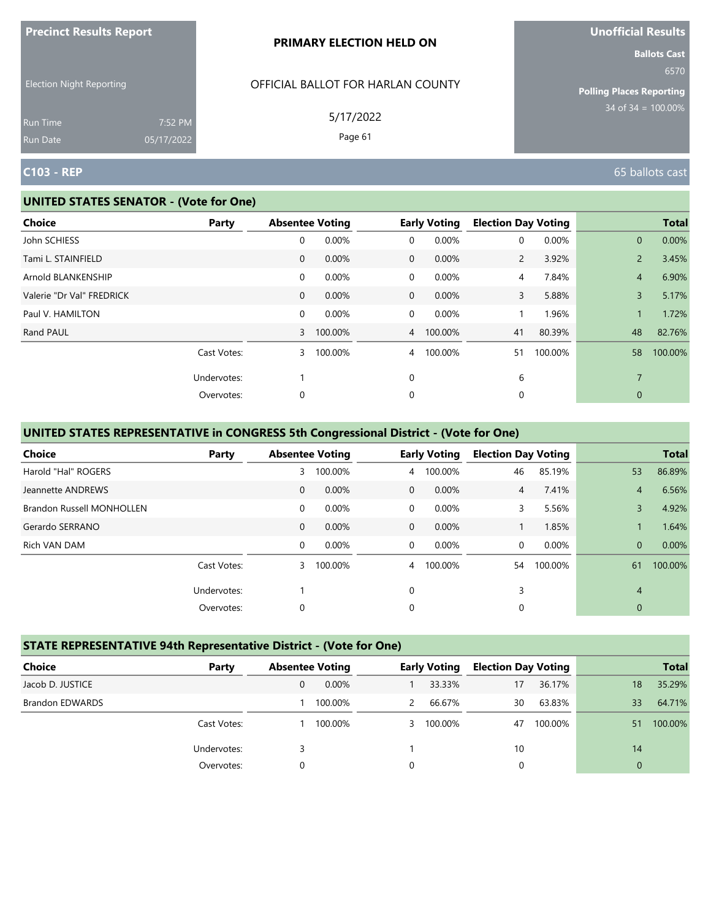Precinct Results Report

Election Night Reporting

Run Time 7:52 PM
Run Date 05/17/2022

**PRIMARY ELECTION HELD ON**

OFFICIAL BALLOT FOR HARLAN COUNTY

5/17/2022

Unofficial Results

Ballots Cast 6570

Polling Places Reporting 34 of 34 = 100.00%

## C103 - REP

65 ballots cast

### UNITED STATES SENATOR - (Vote for One)

| Choice | Party | Absentee Voting | | Early Voting | | Election Day Voting | | Total | |
|---|---|---|---|---|---|---|---|---|---|
| John SCHIESS | | 0 | 0.00% | 0 | 0.00% | 0 | 0.00% | 0 | 0.00% |
| Tami L. STAINFIELD | | 0 | 0.00% | 0 | 0.00% | 2 | 3.92% | 2 | 3.45% |
| Arnold BLANKENSHIP | | 0 | 0.00% | 0 | 0.00% | 4 | 7.84% | 4 | 6.90% |
| Valerie "Dr Val" FREDRICK | | 0 | 0.00% | 0 | 0.00% | 3 | 5.88% | 3 | 5.17% |
| Paul V. HAMILTON | | 0 | 0.00% | 0 | 0.00% | 1 | 1.96% | 1 | 1.72% |
| Rand PAUL | | 3 | 100.00% | 4 | 100.00% | 41 | 80.39% | 48 | 82.76% |
| | Cast Votes: | 3 | 100.00% | 4 | 100.00% | 51 | 100.00% | 58 | 100.00% |
| | Undervotes: | 1 | | 0 | | 6 | | 7 | |
| | Overvotes: | 0 | | 0 | | 0 | | 0 | |

### UNITED STATES REPRESENTATIVE in CONGRESS 5th Congressional District - (Vote for One)

| Choice | Party | Absentee Voting | | Early Voting | | Election Day Voting | | Total | |
|---|---|---|---|---|---|---|---|---|---|
| Harold "Hal" ROGERS | | 3 | 100.00% | 4 | 100.00% | 46 | 85.19% | 53 | 86.89% |
| Jeannette ANDREWS | | 0 | 0.00% | 0 | 0.00% | 4 | 7.41% | 4 | 6.56% |
| Brandon Russell MONHOLLEN | | 0 | 0.00% | 0 | 0.00% | 3 | 5.56% | 3 | 4.92% |
| Gerardo SERRANO | | 0 | 0.00% | 0 | 0.00% | 1 | 1.85% | 1 | 1.64% |
| Rich VAN DAM | | 0 | 0.00% | 0 | 0.00% | 0 | 0.00% | 0 | 0.00% |
| | Cast Votes: | 3 | 100.00% | 4 | 100.00% | 54 | 100.00% | 61 | 100.00% |
| | Undervotes: | 1 | | 0 | | 3 | | 4 | |
| | Overvotes: | 0 | | 0 | | 0 | | 0 | |

### STATE REPRESENTATIVE 94th Representative District - (Vote for One)

| Choice | Party | Absentee Voting | | Early Voting | | Election Day Voting | | Total | |
|---|---|---|---|---|---|---|---|---|---|
| Jacob D. JUSTICE | | 0 | 0.00% | 1 | 33.33% | 17 | 36.17% | 18 | 35.29% |
| Brandon EDWARDS | | 1 | 100.00% | 2 | 66.67% | 30 | 63.83% | 33 | 64.71% |
| | Cast Votes: | 1 | 100.00% | 3 | 100.00% | 47 | 100.00% | 51 | 100.00% |
| | Undervotes: | 3 | | 1 | | 10 | | 14 | |
| | Overvotes: | 0 | | 0 | | 0 | | 0 | |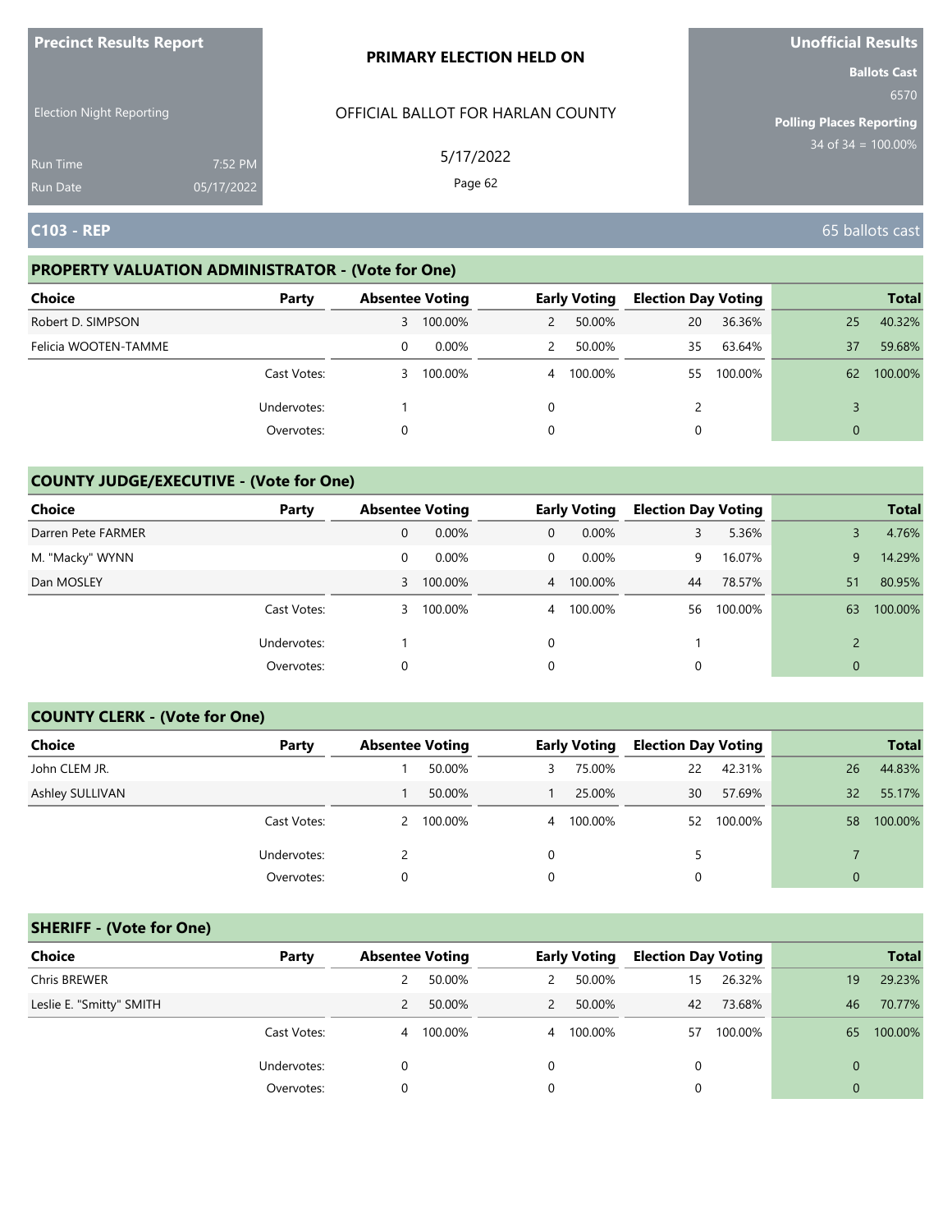**Precinct Results Report**

Election Night Reporting

Run Time 7:52 PM
Run Date 05/17/2022

**PRIMARY ELECTION HELD ON**

OFFICIAL BALLOT FOR HARLAN COUNTY

5/17/2022

Page 62

**Unofficial Results**

**Ballots Cast**
6570

**Polling Places Reporting**
34 of 34 = 100.00%

## C103 - REP

65 ballots cast

### PROPERTY VALUATION ADMINISTRATOR - (Vote for One)

| Choice | Party | Absentee Voting | | Early Voting | | Election Day Voting | | Total | |
|---|---|---|---|---|---|---|---|---|---|
| Robert D. SIMPSON | | 3 | 100.00% | 2 | 50.00% | 20 | 36.36% | 25 | 40.32% |
| Felicia WOOTEN-TAMME | | 0 | 0.00% | 2 | 50.00% | 35 | 63.64% | 37 | 59.68% |
| | Cast Votes: | 3 | 100.00% | 4 | 100.00% | 55 | 100.00% | 62 | 100.00% |
| | Undervotes: | 1 | | 0 | | 2 | | 3 | |
| | Overvotes: | 0 | | 0 | | 0 | | 0 | |

### COUNTY JUDGE/EXECUTIVE - (Vote for One)

| Choice | Party | Absentee Voting | | Early Voting | | Election Day Voting | | Total | |
|---|---|---|---|---|---|---|---|---|---|
| Darren Pete FARMER | | 0 | 0.00% | 0 | 0.00% | 3 | 5.36% | 3 | 4.76% |
| M. "Macky" WYNN | | 0 | 0.00% | 0 | 0.00% | 9 | 16.07% | 9 | 14.29% |
| Dan MOSLEY | | 3 | 100.00% | 4 | 100.00% | 44 | 78.57% | 51 | 80.95% |
| | Cast Votes: | 3 | 100.00% | 4 | 100.00% | 56 | 100.00% | 63 | 100.00% |
| | Undervotes: | 1 | | 0 | | 1 | | 2 | |
| | Overvotes: | 0 | | 0 | | 0 | | 0 | |

### COUNTY CLERK - (Vote for One)

| Choice | Party | Absentee Voting | | Early Voting | | Election Day Voting | | Total | |
|---|---|---|---|---|---|---|---|---|---|
| John CLEM JR. | | 1 | 50.00% | 3 | 75.00% | 22 | 42.31% | 26 | 44.83% |
| Ashley SULLIVAN | | 1 | 50.00% | 1 | 25.00% | 30 | 57.69% | 32 | 55.17% |
| | Cast Votes: | 2 | 100.00% | 4 | 100.00% | 52 | 100.00% | 58 | 100.00% |
| | Undervotes: | 2 | | 0 | | 5 | | 7 | |
| | Overvotes: | 0 | | 0 | | 0 | | 0 | |

### SHERIFF - (Vote for One)

| Choice | Party | Absentee Voting | | Early Voting | | Election Day Voting | | Total | |
|---|---|---|---|---|---|---|---|---|---|
| Chris BREWER | | 2 | 50.00% | 2 | 50.00% | 15 | 26.32% | 19 | 29.23% |
| Leslie E. "Smitty" SMITH | | 2 | 50.00% | 2 | 50.00% | 42 | 73.68% | 46 | 70.77% |
| | Cast Votes: | 4 | 100.00% | 4 | 100.00% | 57 | 100.00% | 65 | 100.00% |
| | Undervotes: | 0 | | 0 | | 0 | | 0 | |
| | Overvotes: | 0 | | 0 | | 0 | | 0 | |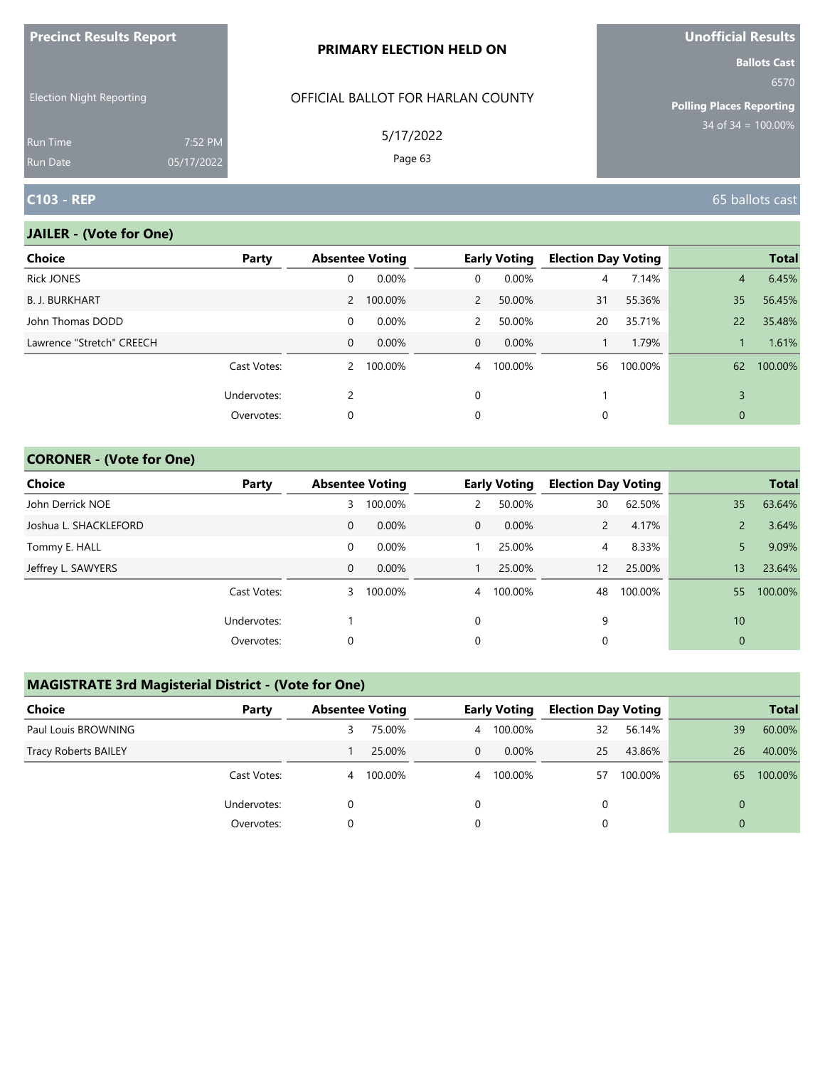Precinct Results Report

Election Night Reporting

Run Time 7:52 PM
Run Date 05/17/2022

**PRIMARY ELECTION HELD ON**

OFFICIAL BALLOT FOR HARLAN COUNTY

5/17/2022

**Unofficial Results**

**Ballots Cast** 6570

**Polling Places Reporting** 34 of 34 = 100.00%

## C103 - REP

65 ballots cast

### JAILER - (Vote for One)

| Choice | Party | Absentee Voting | | Early Voting | | Election Day Voting | | Total | |
|---|---|---|---|---|---|---|---|---|---|
| Rick JONES | | 0 | 0.00% | 0 | 0.00% | 4 | 7.14% | 4 | 6.45% |
| B. J. BURKHART | | 2 | 100.00% | 2 | 50.00% | 31 | 55.36% | 35 | 56.45% |
| John Thomas DODD | | 0 | 0.00% | 2 | 50.00% | 20 | 35.71% | 22 | 35.48% |
| Lawrence "Stretch" CREECH | | 0 | 0.00% | 0 | 0.00% | 1 | 1.79% | 1 | 1.61% |
| | Cast Votes: | 2 | 100.00% | 4 | 100.00% | 56 | 100.00% | 62 | 100.00% |
| | Undervotes: | 2 | | 0 | | 1 | | 3 | |
| | Overvotes: | 0 | | 0 | | 0 | | 0 | |

### CORONER - (Vote for One)

| Choice | Party | Absentee Voting | | Early Voting | | Election Day Voting | | Total | |
|---|---|---|---|---|---|---|---|---|---|
| John Derrick NOE | | 3 | 100.00% | 2 | 50.00% | 30 | 62.50% | 35 | 63.64% |
| Joshua L. SHACKLEFORD | | 0 | 0.00% | 0 | 0.00% | 2 | 4.17% | 2 | 3.64% |
| Tommy E. HALL | | 0 | 0.00% | 1 | 25.00% | 4 | 8.33% | 5 | 9.09% |
| Jeffrey L. SAWYERS | | 0 | 0.00% | 1 | 25.00% | 12 | 25.00% | 13 | 23.64% |
| | Cast Votes: | 3 | 100.00% | 4 | 100.00% | 48 | 100.00% | 55 | 100.00% |
| | Undervotes: | 1 | | 0 | | 9 | | 10 | |
| | Overvotes: | 0 | | 0 | | 0 | | 0 | |

### MAGISTRATE 3rd Magisterial District - (Vote for One)

| Choice | Party | Absentee Voting | | Early Voting | | Election Day Voting | | Total | |
|---|---|---|---|---|---|---|---|---|---|
| Paul Louis BROWNING | | 3 | 75.00% | 4 | 100.00% | 32 | 56.14% | 39 | 60.00% |
| Tracy Roberts BAILEY | | 1 | 25.00% | 0 | 0.00% | 25 | 43.86% | 26 | 40.00% |
| | Cast Votes: | 4 | 100.00% | 4 | 100.00% | 57 | 100.00% | 65 | 100.00% |
| | Undervotes: | 0 | | 0 | | 0 | | 0 | |
| | Overvotes: | 0 | | 0 | | 0 | | 0 | |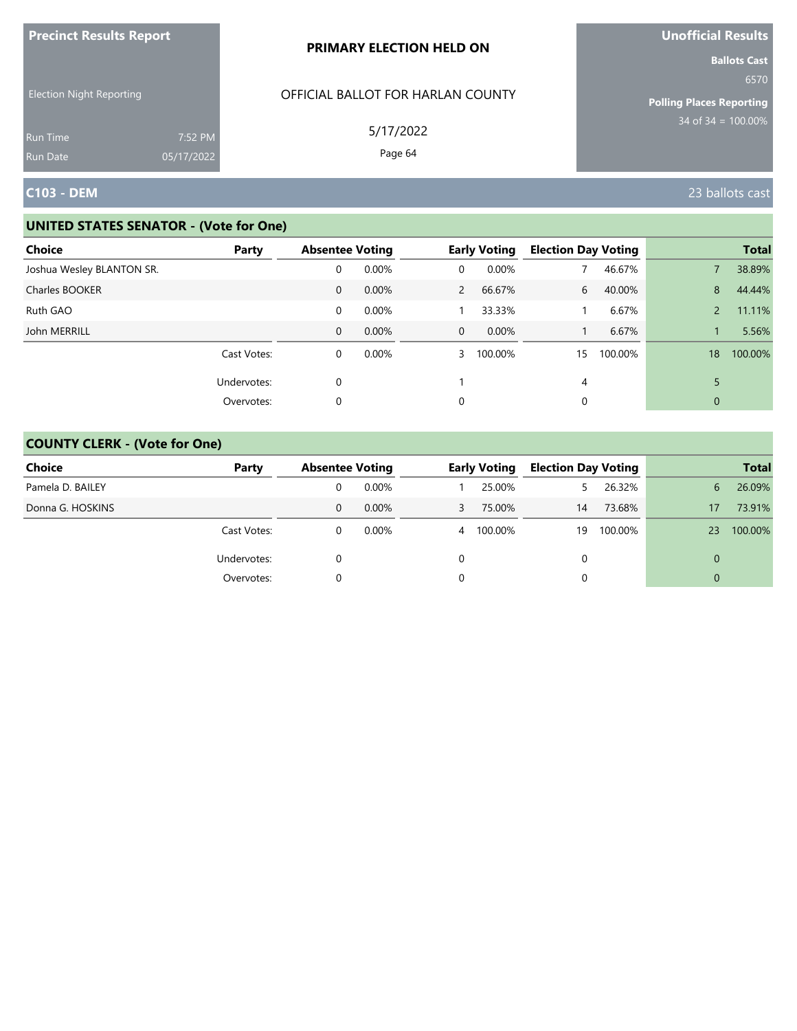**Precinct Results Report**

Election Night Reporting

Run Time 7:52 PM
Run Date 05/17/2022

**PRIMARY ELECTION HELD ON**

OFFICIAL BALLOT FOR HARLAN COUNTY

5/17/2022

**Unofficial Results**

**Ballots Cast**
6570

**Polling Places Reporting**
34 of 34 = 100.00%

## C103 - DEM

23 ballots cast

### UNITED STATES SENATOR - (Vote for One)

| Choice | Party | Absentee Voting | | Early Voting | | Election Day Voting | | Total | |
|---|---|---|---|---|---|---|---|---|---|
| Joshua Wesley BLANTON SR. | | 0 | 0.00% | 0 | 0.00% | 7 | 46.67% | 7 | 38.89% |
| Charles BOOKER | | 0 | 0.00% | 2 | 66.67% | 6 | 40.00% | 8 | 44.44% |
| Ruth GAO | | 0 | 0.00% | 1 | 33.33% | 1 | 6.67% | 2 | 11.11% |
| John MERRILL | | 0 | 0.00% | 0 | 0.00% | 1 | 6.67% | 1 | 5.56% |
| | Cast Votes: | 0 | 0.00% | 3 | 100.00% | 15 | 100.00% | 18 | 100.00% |
| | Undervotes: | 0 | | 1 | | 4 | | 5 | |
| | Overvotes: | 0 | | 0 | | 0 | | 0 | |

### COUNTY CLERK - (Vote for One)

| Choice | Party | Absentee Voting | | Early Voting | | Election Day Voting | | Total | |
|---|---|---|---|---|---|---|---|---|---|
| Pamela D. BAILEY | | 0 | 0.00% | 1 | 25.00% | 5 | 26.32% | 6 | 26.09% |
| Donna G. HOSKINS | | 0 | 0.00% | 3 | 75.00% | 14 | 73.68% | 17 | 73.91% |
| | Cast Votes: | 0 | 0.00% | 4 | 100.00% | 19 | 100.00% | 23 | 100.00% |
| | Undervotes: | 0 | | 0 | | 0 | | 0 | |
| | Overvotes: | 0 | | 0 | | 0 | | 0 | |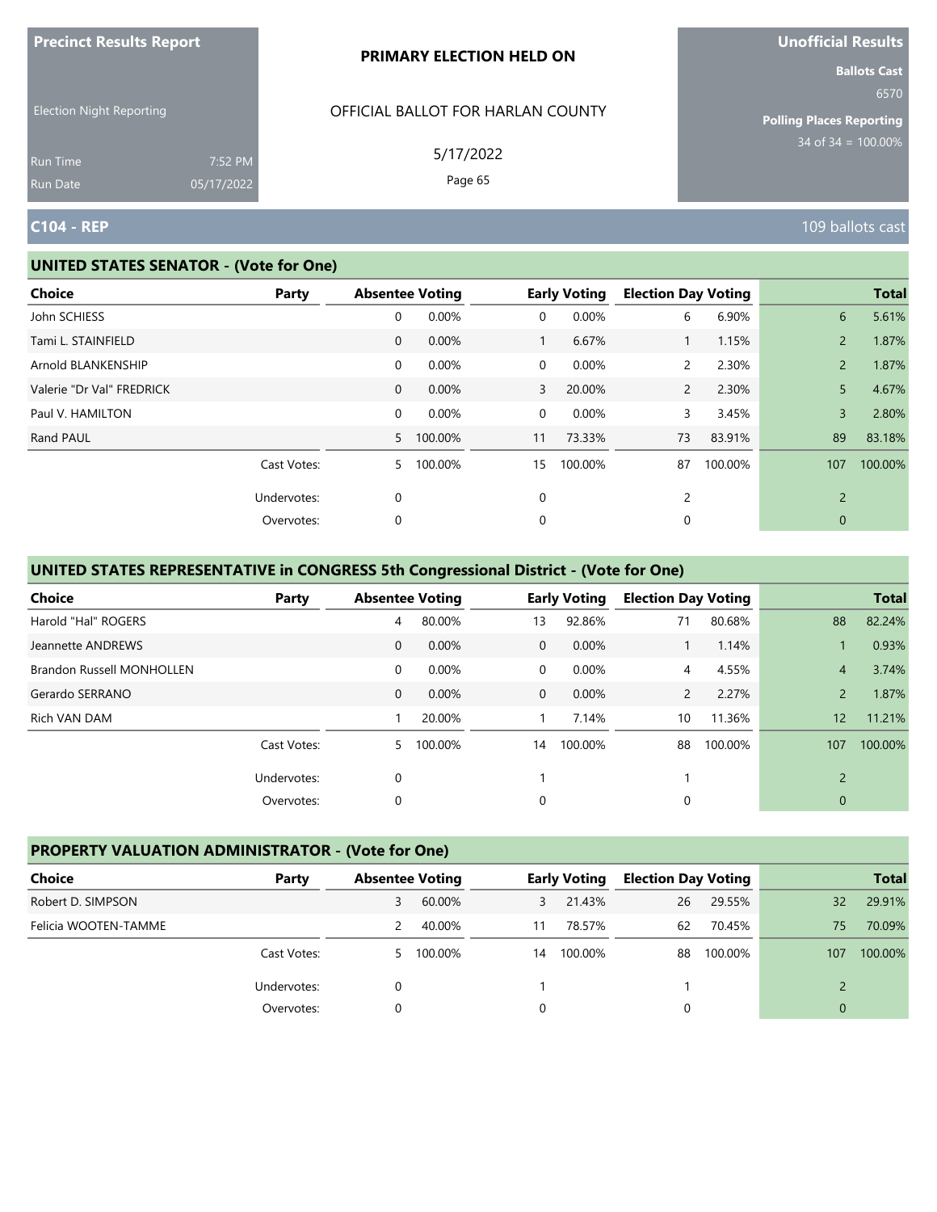**Precinct Results Report**

Election Night Reporting

Run Time 7:52 PM
Run Date 05/17/2022

**PRIMARY ELECTION HELD ON**

OFFICIAL BALLOT FOR HARLAN COUNTY

5/17/2022

**Unofficial Results**

**Ballots Cast**
6570

**Polling Places Reporting**
34 of 34 = 100.00%

## C104 - REP

109 ballots cast

### UNITED STATES SENATOR - (Vote for One)

| Choice | Party | Absentee Voting | | Early Voting | | Election Day Voting | | Total | |
|---|---|---|---|---|---|---|---|---|---|
| John SCHIESS | | 0 | 0.00% | 0 | 0.00% | 6 | 6.90% | 6 | 5.61% |
| Tami L. STAINFIELD | | 0 | 0.00% | 1 | 6.67% | 1 | 1.15% | 2 | 1.87% |
| Arnold BLANKENSHIP | | 0 | 0.00% | 0 | 0.00% | 2 | 2.30% | 2 | 1.87% |
| Valerie "Dr Val" FREDRICK | | 0 | 0.00% | 3 | 20.00% | 2 | 2.30% | 5 | 4.67% |
| Paul V. HAMILTON | | 0 | 0.00% | 0 | 0.00% | 3 | 3.45% | 3 | 2.80% |
| Rand PAUL | | 5 | 100.00% | 11 | 73.33% | 73 | 83.91% | 89 | 83.18% |
| | Cast Votes: | 5 | 100.00% | 15 | 100.00% | 87 | 100.00% | 107 | 100.00% |
| | Undervotes: | 0 | | 0 | | 2 | | 2 | |
| | Overvotes: | 0 | | 0 | | 0 | | 0 | |

### UNITED STATES REPRESENTATIVE in CONGRESS 5th Congressional District - (Vote for One)

| Choice | Party | Absentee Voting | | Early Voting | | Election Day Voting | | Total | |
|---|---|---|---|---|---|---|---|---|---|
| Harold "Hal" ROGERS | | 4 | 80.00% | 13 | 92.86% | 71 | 80.68% | 88 | 82.24% |
| Jeannette ANDREWS | | 0 | 0.00% | 0 | 0.00% | 1 | 1.14% | 1 | 0.93% |
| Brandon Russell MONHOLLEN | | 0 | 0.00% | 0 | 0.00% | 4 | 4.55% | 4 | 3.74% |
| Gerardo SERRANO | | 0 | 0.00% | 0 | 0.00% | 2 | 2.27% | 2 | 1.87% |
| Rich VAN DAM | | 1 | 20.00% | 1 | 7.14% | 10 | 11.36% | 12 | 11.21% |
| | Cast Votes: | 5 | 100.00% | 14 | 100.00% | 88 | 100.00% | 107 | 100.00% |
| | Undervotes: | 0 | | 1 | | 1 | | 2 | |
| | Overvotes: | 0 | | 0 | | 0 | | 0 | |

### PROPERTY VALUATION ADMINISTRATOR - (Vote for One)

| Choice | Party | Absentee Voting | | Early Voting | | Election Day Voting | | Total | |
|---|---|---|---|---|---|---|---|---|---|
| Robert D. SIMPSON | | 3 | 60.00% | 3 | 21.43% | 26 | 29.55% | 32 | 29.91% |
| Felicia WOOTEN-TAMME | | 2 | 40.00% | 11 | 78.57% | 62 | 70.45% | 75 | 70.09% |
| | Cast Votes: | 5 | 100.00% | 14 | 100.00% | 88 | 100.00% | 107 | 100.00% |
| | Undervotes: | 0 | | 1 | | 1 | | 2 | |
| | Overvotes: | 0 | | 0 | | 0 | | 0 | |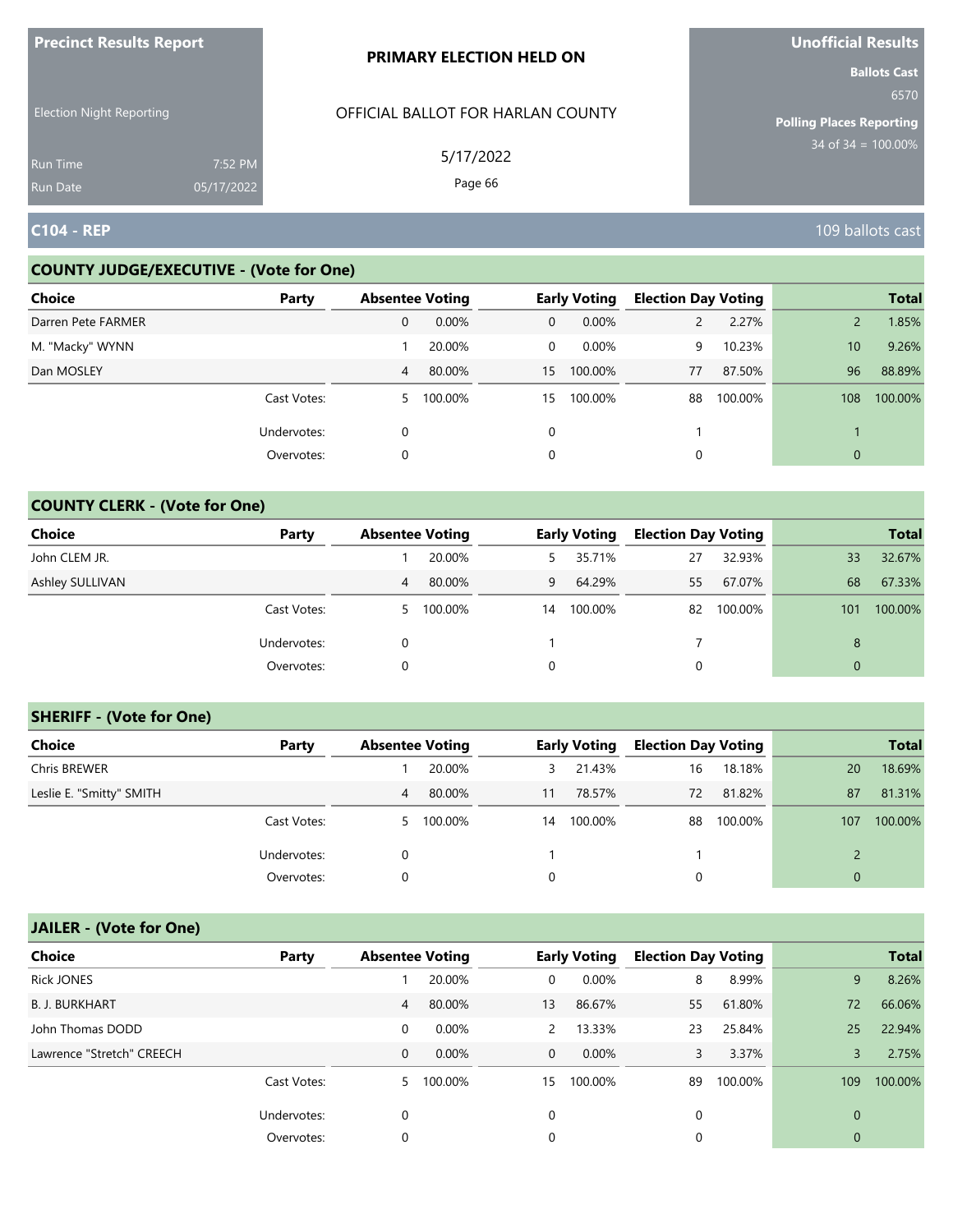**Precinct Results Report**

Election Night Reporting

Run Time 7:52 PM
Run Date 05/17/2022

**PRIMARY ELECTION HELD ON**

OFFICIAL BALLOT FOR HARLAN COUNTY

5/17/2022

**Unofficial Results**

**Ballots Cast**
6570

**Polling Places Reporting**
34 of 34 = 100.00%

## C104 - REP

109 ballots cast

### COUNTY JUDGE/EXECUTIVE - (Vote for One)

| Choice | Party | Absentee Voting | | Early Voting | | Election Day Voting | | Total | |
|---|---|---|---|---|---|---|---|---|---|
| Darren Pete FARMER | | 0 | 0.00% | 0 | 0.00% | 2 | 2.27% | 2 | 1.85% |
| M. "Macky" WYNN | | 1 | 20.00% | 0 | 0.00% | 9 | 10.23% | 10 | 9.26% |
| Dan MOSLEY | | 4 | 80.00% | 15 | 100.00% | 77 | 87.50% | 96 | 88.89% |
| | Cast Votes: | 5 | 100.00% | 15 | 100.00% | 88 | 100.00% | 108 | 100.00% |
| | Undervotes: | 0 | | 0 | | 1 | | 1 | |
| | Overvotes: | 0 | | 0 | | 0 | | 0 | |

### COUNTY CLERK - (Vote for One)

| Choice | Party | Absentee Voting | | Early Voting | | Election Day Voting | | Total | |
|---|---|---|---|---|---|---|---|---|---|
| John CLEM JR. | | 1 | 20.00% | 5 | 35.71% | 27 | 32.93% | 33 | 32.67% |
| Ashley SULLIVAN | | 4 | 80.00% | 9 | 64.29% | 55 | 67.07% | 68 | 67.33% |
| | Cast Votes: | 5 | 100.00% | 14 | 100.00% | 82 | 100.00% | 101 | 100.00% |
| | Undervotes: | 0 | | 1 | | 7 | | 8 | |
| | Overvotes: | 0 | | 0 | | 0 | | 0 | |

### SHERIFF - (Vote for One)

| Choice | Party | Absentee Voting | | Early Voting | | Election Day Voting | | Total | |
|---|---|---|---|---|---|---|---|---|---|
| Chris BREWER | | 1 | 20.00% | 3 | 21.43% | 16 | 18.18% | 20 | 18.69% |
| Leslie E. "Smitty" SMITH | | 4 | 80.00% | 11 | 78.57% | 72 | 81.82% | 87 | 81.31% |
| | Cast Votes: | 5 | 100.00% | 14 | 100.00% | 88 | 100.00% | 107 | 100.00% |
| | Undervotes: | 0 | | 1 | | 1 | | 2 | |
| | Overvotes: | 0 | | 0 | | 0 | | 0 | |

### JAILER - (Vote for One)

| Choice | Party | Absentee Voting | | Early Voting | | Election Day Voting | | Total | |
|---|---|---|---|---|---|---|---|---|---|
| Rick JONES | | 1 | 20.00% | 0 | 0.00% | 8 | 8.99% | 9 | 8.26% |
| B. J. BURKHART | | 4 | 80.00% | 13 | 86.67% | 55 | 61.80% | 72 | 66.06% |
| John Thomas DODD | | 0 | 0.00% | 2 | 13.33% | 23 | 25.84% | 25 | 22.94% |
| Lawrence "Stretch" CREECH | | 0 | 0.00% | 0 | 0.00% | 3 | 3.37% | 3 | 2.75% |
| | Cast Votes: | 5 | 100.00% | 15 | 100.00% | 89 | 100.00% | 109 | 100.00% |
| | Undervotes: | 0 | | 0 | | 0 | | 0 | |
| | Overvotes: | 0 | | 0 | | 0 | | 0 | |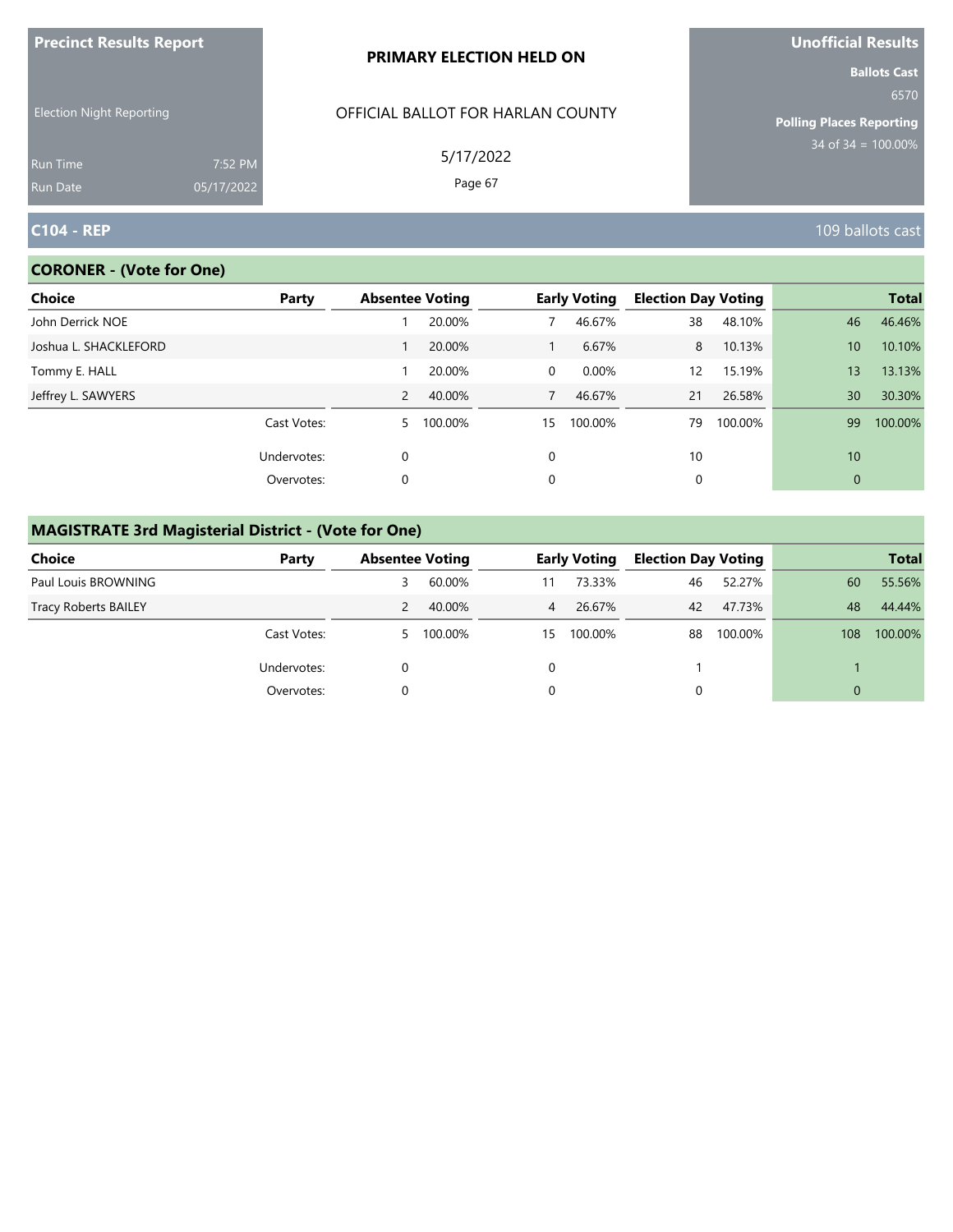**Precinct Results Report**

Election Night Reporting

Run Time 7:52 PM
Run Date 05/17/2022

**PRIMARY ELECTION HELD ON**

OFFICIAL BALLOT FOR HARLAN COUNTY

5/17/2022

**Unofficial Results**

**Ballots Cast**
6570

**Polling Places Reporting**
34 of 34 = 100.00%

## C104 - REP

109 ballots cast

### CORONER - (Vote for One)

| Choice | Party | Absentee Voting | | Early Voting | | Election Day Voting | | Total | |
|---|---|---|---|---|---|---|---|---|---|
| John Derrick NOE | | 1 | 20.00% | 7 | 46.67% | 38 | 48.10% | 46 | 46.46% |
| Joshua L. SHACKLEFORD | | 1 | 20.00% | 1 | 6.67% | 8 | 10.13% | 10 | 10.10% |
| Tommy E. HALL | | 1 | 20.00% | 0 | 0.00% | 12 | 15.19% | 13 | 13.13% |
| Jeffrey L. SAWYERS | | 2 | 40.00% | 7 | 46.67% | 21 | 26.58% | 30 | 30.30% |
| | Cast Votes: | 5 | 100.00% | 15 | 100.00% | 79 | 100.00% | 99 | 100.00% |
| | Undervotes: | 0 | | 0 | | 10 | | 10 | |
| | Overvotes: | 0 | | 0 | | 0 | | 0 | |

### MAGISTRATE 3rd Magisterial District - (Vote for One)

| Choice | Party | Absentee Voting | | Early Voting | | Election Day Voting | | Total | |
|---|---|---|---|---|---|---|---|---|---|
| Paul Louis BROWNING | | 3 | 60.00% | 11 | 73.33% | 46 | 52.27% | 60 | 55.56% |
| Tracy Roberts BAILEY | | 2 | 40.00% | 4 | 26.67% | 42 | 47.73% | 48 | 44.44% |
| | Cast Votes: | 5 | 100.00% | 15 | 100.00% | 88 | 100.00% | 108 | 100.00% |
| | Undervotes: | 0 | | 0 | | 1 | | 1 | |
| | Overvotes: | 0 | | 0 | | 0 | | 0 | |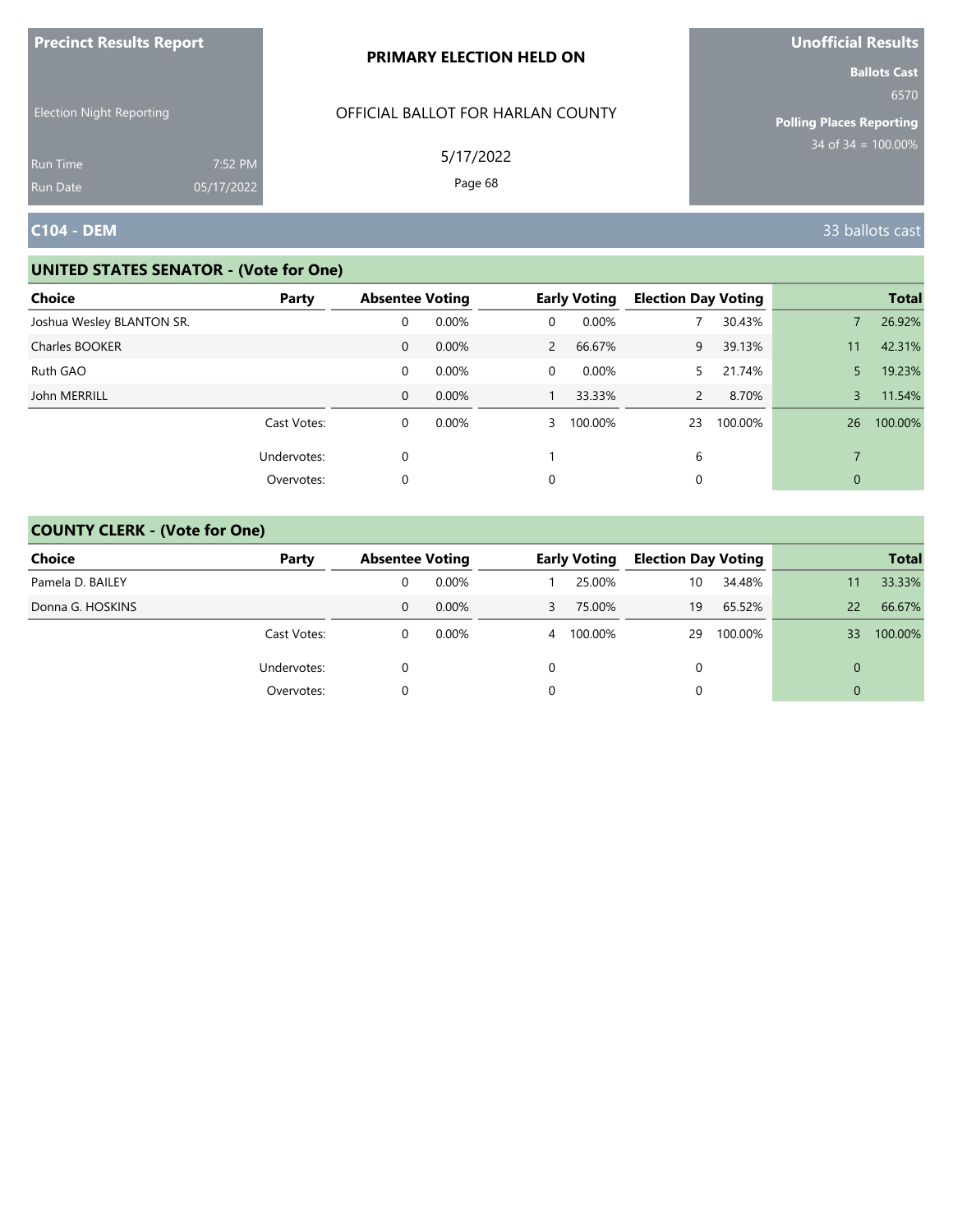**Precinct Results Report**

Election Night Reporting

Run Time 7:52 PM
Run Date 05/17/2022

**PRIMARY ELECTION HELD ON**

OFFICIAL BALLOT FOR HARLAN COUNTY

5/17/2022

**Unofficial Results**

**Ballots Cast**
6570

**Polling Places Reporting**
34 of 34 = 100.00%

## C104 - DEM

33 ballots cast

### UNITED STATES SENATOR - (Vote for One)

| Choice | Party | Absentee Voting | | Early Voting | | Election Day Voting | | Total | |
|---|---|---|---|---|---|---|---|---|---|
| Joshua Wesley BLANTON SR. | | 0 | 0.00% | 0 | 0.00% | 7 | 30.43% | 7 | 26.92% |
| Charles BOOKER | | 0 | 0.00% | 2 | 66.67% | 9 | 39.13% | 11 | 42.31% |
| Ruth GAO | | 0 | 0.00% | 0 | 0.00% | 5 | 21.74% | 5 | 19.23% |
| John MERRILL | | 0 | 0.00% | 1 | 33.33% | 2 | 8.70% | 3 | 11.54% |
| | Cast Votes: | 0 | 0.00% | 3 | 100.00% | 23 | 100.00% | 26 | 100.00% |
| | Undervotes: | 0 | | 1 | | 6 | | 7 | |
| | Overvotes: | 0 | | 0 | | 0 | | 0 | |

### COUNTY CLERK - (Vote for One)

| Choice | Party | Absentee Voting | | Early Voting | | Election Day Voting | | Total | |
|---|---|---|---|---|---|---|---|---|---|
| Pamela D. BAILEY | | 0 | 0.00% | 1 | 25.00% | 10 | 34.48% | 11 | 33.33% |
| Donna G. HOSKINS | | 0 | 0.00% | 3 | 75.00% | 19 | 65.52% | 22 | 66.67% |
| | Cast Votes: | 0 | 0.00% | 4 | 100.00% | 29 | 100.00% | 33 | 100.00% |
| | Undervotes: | 0 | | 0 | | 0 | | 0 | |
| | Overvotes: | 0 | | 0 | | 0 | | 0 | |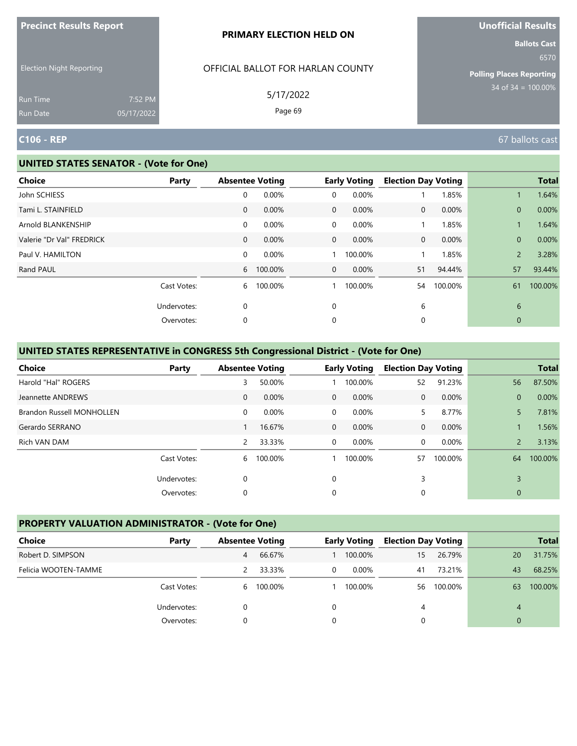**Precinct Results Report**

Election Night Reporting

Run Time 7:52 PM
Run Date 05/17/2022

**PRIMARY ELECTION HELD ON**

OFFICIAL BALLOT FOR HARLAN COUNTY

5/17/2022

**Unofficial Results**

**Ballots Cast**
6570

**Polling Places Reporting**
34 of 34 = 100.00%

## C106 - REP

67 ballots cast

### UNITED STATES SENATOR - (Vote for One)

| Choice | Party | Absentee Voting | | Early Voting | | Election Day Voting | | Total | |
|---|---|---|---|---|---|---|---|---|---|
| John SCHIESS | | 0 | 0.00% | 0 | 0.00% | 1 | 1.85% | 1 | 1.64% |
| Tami L. STAINFIELD | | 0 | 0.00% | 0 | 0.00% | 0 | 0.00% | 0 | 0.00% |
| Arnold BLANKENSHIP | | 0 | 0.00% | 0 | 0.00% | 1 | 1.85% | 1 | 1.64% |
| Valerie "Dr Val" FREDRICK | | 0 | 0.00% | 0 | 0.00% | 0 | 0.00% | 0 | 0.00% |
| Paul V. HAMILTON | | 0 | 0.00% | 1 | 100.00% | 1 | 1.85% | 2 | 3.28% |
| Rand PAUL | | 6 | 100.00% | 0 | 0.00% | 51 | 94.44% | 57 | 93.44% |
| | Cast Votes: | 6 | 100.00% | 1 | 100.00% | 54 | 100.00% | 61 | 100.00% |
| | Undervotes: | 0 | | 0 | | 6 | | 6 | |
| | Overvotes: | 0 | | 0 | | 0 | | 0 | |

### UNITED STATES REPRESENTATIVE in CONGRESS 5th Congressional District - (Vote for One)

| Choice | Party | Absentee Voting | | Early Voting | | Election Day Voting | | Total | |
|---|---|---|---|---|---|---|---|---|---|
| Harold "Hal" ROGERS | | 3 | 50.00% | 1 | 100.00% | 52 | 91.23% | 56 | 87.50% |
| Jeannette ANDREWS | | 0 | 0.00% | 0 | 0.00% | 0 | 0.00% | 0 | 0.00% |
| Brandon Russell MONHOLLEN | | 0 | 0.00% | 0 | 0.00% | 5 | 8.77% | 5 | 7.81% |
| Gerardo SERRANO | | 1 | 16.67% | 0 | 0.00% | 0 | 0.00% | 1 | 1.56% |
| Rich VAN DAM | | 2 | 33.33% | 0 | 0.00% | 0 | 0.00% | 2 | 3.13% |
| | Cast Votes: | 6 | 100.00% | 1 | 100.00% | 57 | 100.00% | 64 | 100.00% |
| | Undervotes: | 0 | | 0 | | 3 | | 3 | |
| | Overvotes: | 0 | | 0 | | 0 | | 0 | |

### PROPERTY VALUATION ADMINISTRATOR - (Vote for One)

| Choice | Party | Absentee Voting | | Early Voting | | Election Day Voting | | Total | |
|---|---|---|---|---|---|---|---|---|---|
| Robert D. SIMPSON | | 4 | 66.67% | 1 | 100.00% | 15 | 26.79% | 20 | 31.75% |
| Felicia WOOTEN-TAMME | | 2 | 33.33% | 0 | 0.00% | 41 | 73.21% | 43 | 68.25% |
| | Cast Votes: | 6 | 100.00% | 1 | 100.00% | 56 | 100.00% | 63 | 100.00% |
| | Undervotes: | 0 | | 0 | | 4 | | 4 | |
| | Overvotes: | 0 | | 0 | | 0 | | 0 | |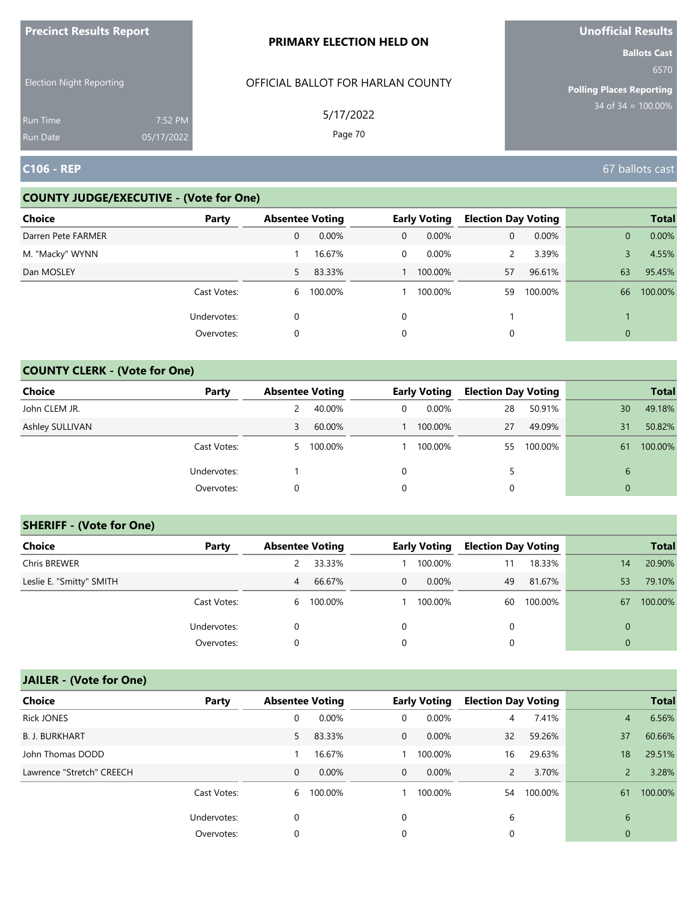**Precinct Results Report**

Election Night Reporting

Run Time 7:52 PM
Run Date 05/17/2022

**PRIMARY ELECTION HELD ON**

OFFICIAL BALLOT FOR HARLAN COUNTY

5/17/2022

**Unofficial Results**

**Ballots Cast**
6570

**Polling Places Reporting**
34 of 34 = 100.00%

## C106 - REP

67 ballots cast

### COUNTY JUDGE/EXECUTIVE - (Vote for One)

| Choice | Party | Absentee Voting | | Early Voting | | Election Day Voting | | Total | |
|---|---|---|---|---|---|---|---|---|---|
| Darren Pete FARMER | | 0 | 0.00% | 0 | 0.00% | 0 | 0.00% | 0 | 0.00% |
| M. "Macky" WYNN | | 1 | 16.67% | 0 | 0.00% | 2 | 3.39% | 3 | 4.55% |
| Dan MOSLEY | | 5 | 83.33% | 1 | 100.00% | 57 | 96.61% | 63 | 95.45% |
| | Cast Votes: | 6 | 100.00% | 1 | 100.00% | 59 | 100.00% | 66 | 100.00% |
| | Undervotes: | 0 | | 0 | | 1 | | 1 | |
| | Overvotes: | 0 | | 0 | | 0 | | 0 | |

### COUNTY CLERK - (Vote for One)

| Choice | Party | Absentee Voting | | Early Voting | | Election Day Voting | | Total | |
|---|---|---|---|---|---|---|---|---|---|
| John CLEM JR. | | 2 | 40.00% | 0 | 0.00% | 28 | 50.91% | 30 | 49.18% |
| Ashley SULLIVAN | | 3 | 60.00% | 1 | 100.00% | 27 | 49.09% | 31 | 50.82% |
| | Cast Votes: | 5 | 100.00% | 1 | 100.00% | 55 | 100.00% | 61 | 100.00% |
| | Undervotes: | 1 | | 0 | | 5 | | 6 | |
| | Overvotes: | 0 | | 0 | | 0 | | 0 | |

### SHERIFF - (Vote for One)

| Choice | Party | Absentee Voting | | Early Voting | | Election Day Voting | | Total | |
|---|---|---|---|---|---|---|---|---|---|
| Chris BREWER | | 2 | 33.33% | 1 | 100.00% | 11 | 18.33% | 14 | 20.90% |
| Leslie E. "Smitty" SMITH | | 4 | 66.67% | 0 | 0.00% | 49 | 81.67% | 53 | 79.10% |
| | Cast Votes: | 6 | 100.00% | 1 | 100.00% | 60 | 100.00% | 67 | 100.00% |
| | Undervotes: | 0 | | 0 | | 0 | | 0 | |
| | Overvotes: | 0 | | 0 | | 0 | | 0 | |

### JAILER - (Vote for One)

| Choice | Party | Absentee Voting | | Early Voting | | Election Day Voting | | Total | |
|---|---|---|---|---|---|---|---|---|---|
| Rick JONES | | 0 | 0.00% | 0 | 0.00% | 4 | 7.41% | 4 | 6.56% |
| B. J. BURKHART | | 5 | 83.33% | 0 | 0.00% | 32 | 59.26% | 37 | 60.66% |
| John Thomas DODD | | 1 | 16.67% | 1 | 100.00% | 16 | 29.63% | 18 | 29.51% |
| Lawrence "Stretch" CREECH | | 0 | 0.00% | 0 | 0.00% | 2 | 3.70% | 2 | 3.28% |
| | Cast Votes: | 6 | 100.00% | 1 | 100.00% | 54 | 100.00% | 61 | 100.00% |
| | Undervotes: | 0 | | 0 | | 6 | | 6 | |
| | Overvotes: | 0 | | 0 | | 0 | | 0 | |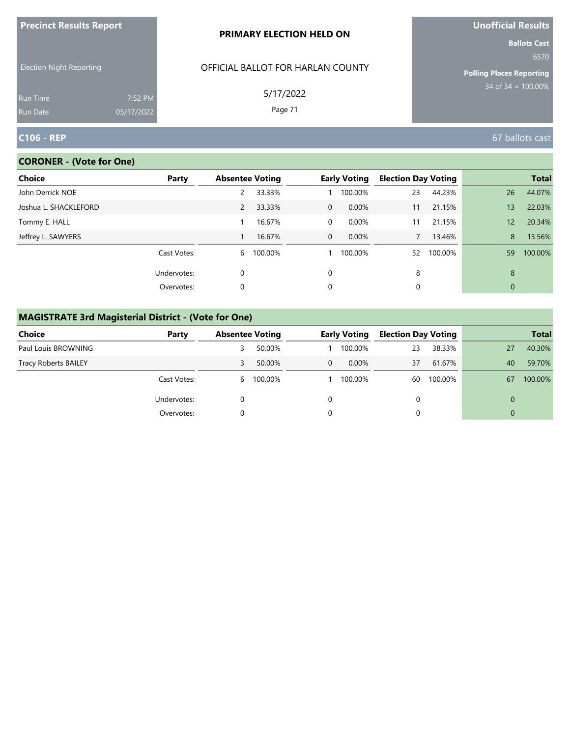Precinct Results Report

Election Night Reporting

Run Time 7:52 PM
Run Date 05/17/2022

**PRIMARY ELECTION HELD ON**

OFFICIAL BALLOT FOR HARLAN COUNTY

5/17/2022

**Unofficial Results**

**Ballots Cast** 6570

**Polling Places Reporting** 34 of 34 = 100.00%

## C106 - REP

67 ballots cast

### CORONER - (Vote for One)

| Choice | Party | Absentee Voting | | Early Voting | | Election Day Voting | | Total | |
|---|---|---|---|---|---|---|---|---|---|
| John Derrick NOE | | 2 | 33.33% | 1 | 100.00% | 23 | 44.23% | 26 | 44.07% |
| Joshua L. SHACKLEFORD | | 2 | 33.33% | 0 | 0.00% | 11 | 21.15% | 13 | 22.03% |
| Tommy E. HALL | | 1 | 16.67% | 0 | 0.00% | 11 | 21.15% | 12 | 20.34% |
| Jeffrey L. SAWYERS | | 1 | 16.67% | 0 | 0.00% | 7 | 13.46% | 8 | 13.56% |
| | Cast Votes: | 6 | 100.00% | 1 | 100.00% | 52 | 100.00% | 59 | 100.00% |
| | Undervotes: | 0 | | 0 | | 8 | | 8 | |
| | Overvotes: | 0 | | 0 | | 0 | | 0 | |

### MAGISTRATE 3rd Magisterial District - (Vote for One)

| Choice | Party | Absentee Voting | | Early Voting | | Election Day Voting | | Total | |
|---|---|---|---|---|---|---|---|---|---|
| Paul Louis BROWNING | | 3 | 50.00% | 1 | 100.00% | 23 | 38.33% | 27 | 40.30% |
| Tracy Roberts BAILEY | | 3 | 50.00% | 0 | 0.00% | 37 | 61.67% | 40 | 59.70% |
| | Cast Votes: | 6 | 100.00% | 1 | 100.00% | 60 | 100.00% | 67 | 100.00% |
| | Undervotes: | 0 | | 0 | | 0 | | 0 | |
| | Overvotes: | 0 | | 0 | | 0 | | 0 | |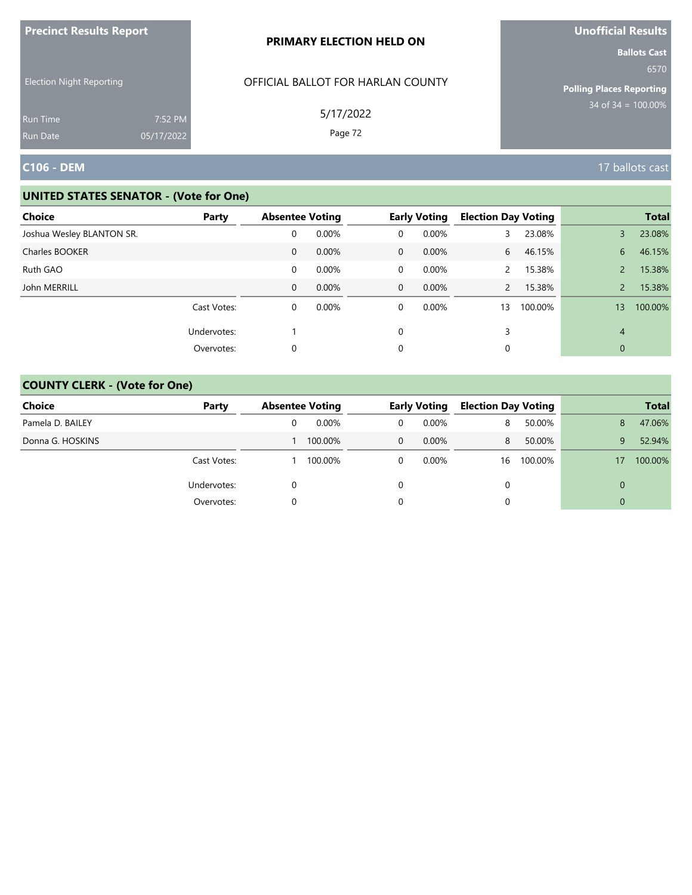Precinct Results Report

Election Night Reporting

Run Time 7:52 PM
Run Date 05/17/2022

**PRIMARY ELECTION HELD ON**

OFFICIAL BALLOT FOR HARLAN COUNTY

5/17/2022

**Unofficial Results**

**Ballots Cast**
6570

**Polling Places Reporting**
34 of 34 = 100.00%

## C106 - DEM

17 ballots cast

### UNITED STATES SENATOR - (Vote for One)

| Choice | Party | Absentee Voting | | Early Voting | | Election Day Voting | | Total | |
|---|---|---|---|---|---|---|---|---|---|
| Joshua Wesley BLANTON SR. | | 0 | 0.00% | 0 | 0.00% | 3 | 23.08% | 3 | 23.08% |
| Charles BOOKER | | 0 | 0.00% | 0 | 0.00% | 6 | 46.15% | 6 | 46.15% |
| Ruth GAO | | 0 | 0.00% | 0 | 0.00% | 2 | 15.38% | 2 | 15.38% |
| John MERRILL | | 0 | 0.00% | 0 | 0.00% | 2 | 15.38% | 2 | 15.38% |
| | Cast Votes: | 0 | 0.00% | 0 | 0.00% | 13 | 100.00% | 13 | 100.00% |
| | Undervotes: | 1 | | 0 | | 3 | | 4 | |
| | Overvotes: | 0 | | 0 | | 0 | | 0 | |

### COUNTY CLERK - (Vote for One)

| Choice | Party | Absentee Voting | | Early Voting | | Election Day Voting | | Total | |
|---|---|---|---|---|---|---|---|---|---|
| Pamela D. BAILEY | | 0 | 0.00% | 0 | 0.00% | 8 | 50.00% | 8 | 47.06% |
| Donna G. HOSKINS | | 1 | 100.00% | 0 | 0.00% | 8 | 50.00% | 9 | 52.94% |
| | Cast Votes: | 1 | 100.00% | 0 | 0.00% | 16 | 100.00% | 17 | 100.00% |
| | Undervotes: | 0 | | 0 | | 0 | | 0 | |
| | Overvotes: | 0 | | 0 | | 0 | | 0 | |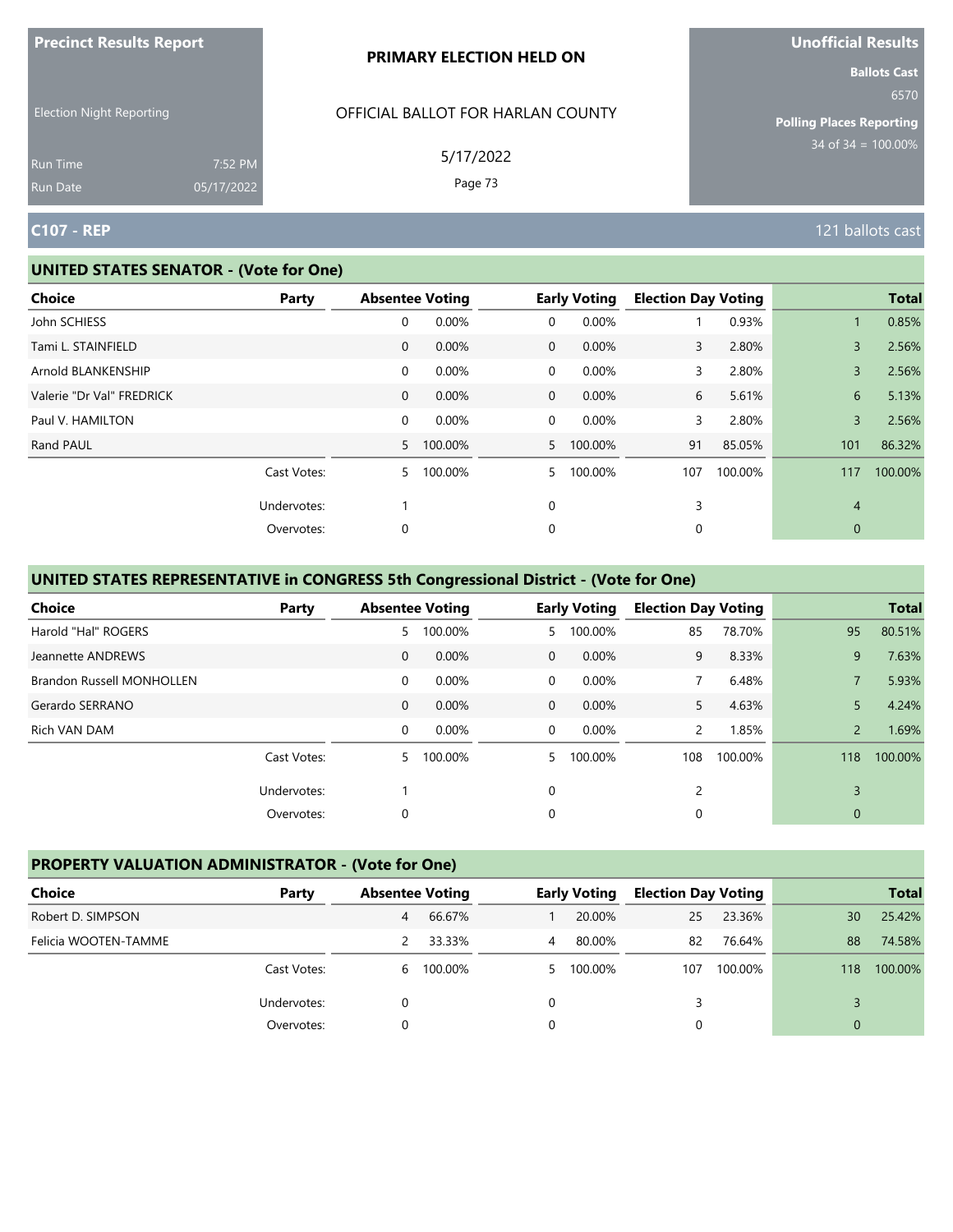Precinct Results Report

Election Night Reporting

Run Time 7:52 PM
Run Date 05/17/2022

**PRIMARY ELECTION HELD ON**

OFFICIAL BALLOT FOR HARLAN COUNTY

5/17/2022

**Unofficial Results**

**Ballots Cast** 6570

**Polling Places Reporting** 34 of 34 = 100.00%

## C107 - REP

121 ballots cast

### UNITED STATES SENATOR - (Vote for One)

| Choice | Party | Absentee Voting | | Early Voting | | Election Day Voting | | Total | |
|---|---|---|---|---|---|---|---|---|---|
| John SCHIESS | | 0 | 0.00% | 0 | 0.00% | 1 | 0.93% | 1 | 0.85% |
| Tami L. STAINFIELD | | 0 | 0.00% | 0 | 0.00% | 3 | 2.80% | 3 | 2.56% |
| Arnold BLANKENSHIP | | 0 | 0.00% | 0 | 0.00% | 3 | 2.80% | 3 | 2.56% |
| Valerie "Dr Val" FREDRICK | | 0 | 0.00% | 0 | 0.00% | 6 | 5.61% | 6 | 5.13% |
| Paul V. HAMILTON | | 0 | 0.00% | 0 | 0.00% | 3 | 2.80% | 3 | 2.56% |
| Rand PAUL | | 5 | 100.00% | 5 | 100.00% | 91 | 85.05% | 101 | 86.32% |
| | Cast Votes: | 5 | 100.00% | 5 | 100.00% | 107 | 100.00% | 117 | 100.00% |
| | Undervotes: | 1 | | 0 | | 3 | | 4 | |
| | Overvotes: | 0 | | 0 | | 0 | | 0 | |

### UNITED STATES REPRESENTATIVE in CONGRESS 5th Congressional District - (Vote for One)

| Choice | Party | Absentee Voting | | Early Voting | | Election Day Voting | | Total | |
|---|---|---|---|---|---|---|---|---|---|
| Harold "Hal" ROGERS | | 5 | 100.00% | 5 | 100.00% | 85 | 78.70% | 95 | 80.51% |
| Jeannette ANDREWS | | 0 | 0.00% | 0 | 0.00% | 9 | 8.33% | 9 | 7.63% |
| Brandon Russell MONHOLLEN | | 0 | 0.00% | 0 | 0.00% | 7 | 6.48% | 7 | 5.93% |
| Gerardo SERRANO | | 0 | 0.00% | 0 | 0.00% | 5 | 4.63% | 5 | 4.24% |
| Rich VAN DAM | | 0 | 0.00% | 0 | 0.00% | 2 | 1.85% | 2 | 1.69% |
| | Cast Votes: | 5 | 100.00% | 5 | 100.00% | 108 | 100.00% | 118 | 100.00% |
| | Undervotes: | 1 | | 0 | | 2 | | 3 | |
| | Overvotes: | 0 | | 0 | | 0 | | 0 | |

### PROPERTY VALUATION ADMINISTRATOR - (Vote for One)

| Choice | Party | Absentee Voting | | Early Voting | | Election Day Voting | | Total | |
|---|---|---|---|---|---|---|---|---|---|
| Robert D. SIMPSON | | 4 | 66.67% | 1 | 20.00% | 25 | 23.36% | 30 | 25.42% |
| Felicia WOOTEN-TAMME | | 2 | 33.33% | 4 | 80.00% | 82 | 76.64% | 88 | 74.58% |
| | Cast Votes: | 6 | 100.00% | 5 | 100.00% | 107 | 100.00% | 118 | 100.00% |
| | Undervotes: | 0 | | 0 | | 3 | | 3 | |
| | Overvotes: | 0 | | 0 | | 0 | | 0 | |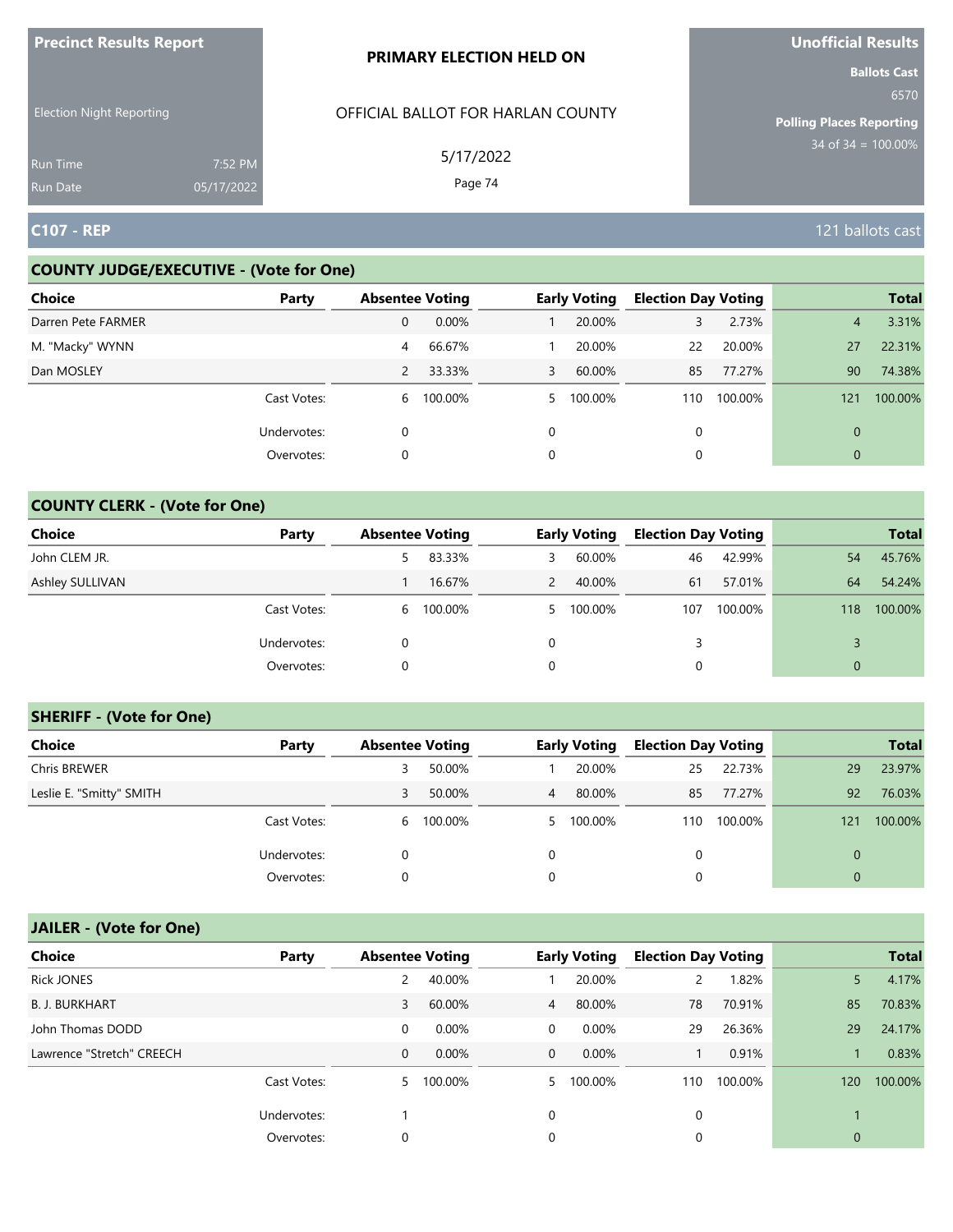**Precinct Results Report**

Election Night Reporting

Run Time 7:52 PM
Run Date 05/17/2022

**PRIMARY ELECTION HELD ON**

OFFICIAL BALLOT FOR HARLAN COUNTY

5/17/2022

**Unofficial Results**

**Ballots Cast**
6570

**Polling Places Reporting**
34 of 34 = 100.00%

## C107 - REP

121 ballots cast

### COUNTY JUDGE/EXECUTIVE - (Vote for One)

| Choice | Party | Absentee Voting | | Early Voting | | Election Day Voting | | Total | |
|---|---|---|---|---|---|---|---|---|---|
| Darren Pete FARMER | | 0 | 0.00% | 1 | 20.00% | 3 | 2.73% | 4 | 3.31% |
| M. "Macky" WYNN | | 4 | 66.67% | 1 | 20.00% | 22 | 20.00% | 27 | 22.31% |
| Dan MOSLEY | | 2 | 33.33% | 3 | 60.00% | 85 | 77.27% | 90 | 74.38% |
| | Cast Votes: | 6 | 100.00% | 5 | 100.00% | 110 | 100.00% | 121 | 100.00% |
| | Undervotes: | 0 | | 0 | | 0 | | 0 | |
| | Overvotes: | 0 | | 0 | | 0 | | 0 | |

### COUNTY CLERK - (Vote for One)

| Choice | Party | Absentee Voting | | Early Voting | | Election Day Voting | | Total | |
|---|---|---|---|---|---|---|---|---|---|
| John CLEM JR. | | 5 | 83.33% | 3 | 60.00% | 46 | 42.99% | 54 | 45.76% |
| Ashley SULLIVAN | | 1 | 16.67% | 2 | 40.00% | 61 | 57.01% | 64 | 54.24% |
| | Cast Votes: | 6 | 100.00% | 5 | 100.00% | 107 | 100.00% | 118 | 100.00% |
| | Undervotes: | 0 | | 0 | | 3 | | 3 | |
| | Overvotes: | 0 | | 0 | | 0 | | 0 | |

### SHERIFF - (Vote for One)

| Choice | Party | Absentee Voting | | Early Voting | | Election Day Voting | | Total | |
|---|---|---|---|---|---|---|---|---|---|
| Chris BREWER | | 3 | 50.00% | 1 | 20.00% | 25 | 22.73% | 29 | 23.97% |
| Leslie E. "Smitty" SMITH | | 3 | 50.00% | 4 | 80.00% | 85 | 77.27% | 92 | 76.03% |
| | Cast Votes: | 6 | 100.00% | 5 | 100.00% | 110 | 100.00% | 121 | 100.00% |
| | Undervotes: | 0 | | 0 | | 0 | | 0 | |
| | Overvotes: | 0 | | 0 | | 0 | | 0 | |

### JAILER - (Vote for One)

| Choice | Party | Absentee Voting | | Early Voting | | Election Day Voting | | Total | |
|---|---|---|---|---|---|---|---|---|---|
| Rick JONES | | 2 | 40.00% | 1 | 20.00% | 2 | 1.82% | 5 | 4.17% |
| B. J. BURKHART | | 3 | 60.00% | 4 | 80.00% | 78 | 70.91% | 85 | 70.83% |
| John Thomas DODD | | 0 | 0.00% | 0 | 0.00% | 29 | 26.36% | 29 | 24.17% |
| Lawrence "Stretch" CREECH | | 0 | 0.00% | 0 | 0.00% | 1 | 0.91% | 1 | 0.83% |
| | Cast Votes: | 5 | 100.00% | 5 | 100.00% | 110 | 100.00% | 120 | 100.00% |
| | Undervotes: | 1 | | 0 | | 0 | | 1 | |
| | Overvotes: | 0 | | 0 | | 0 | | 0 | |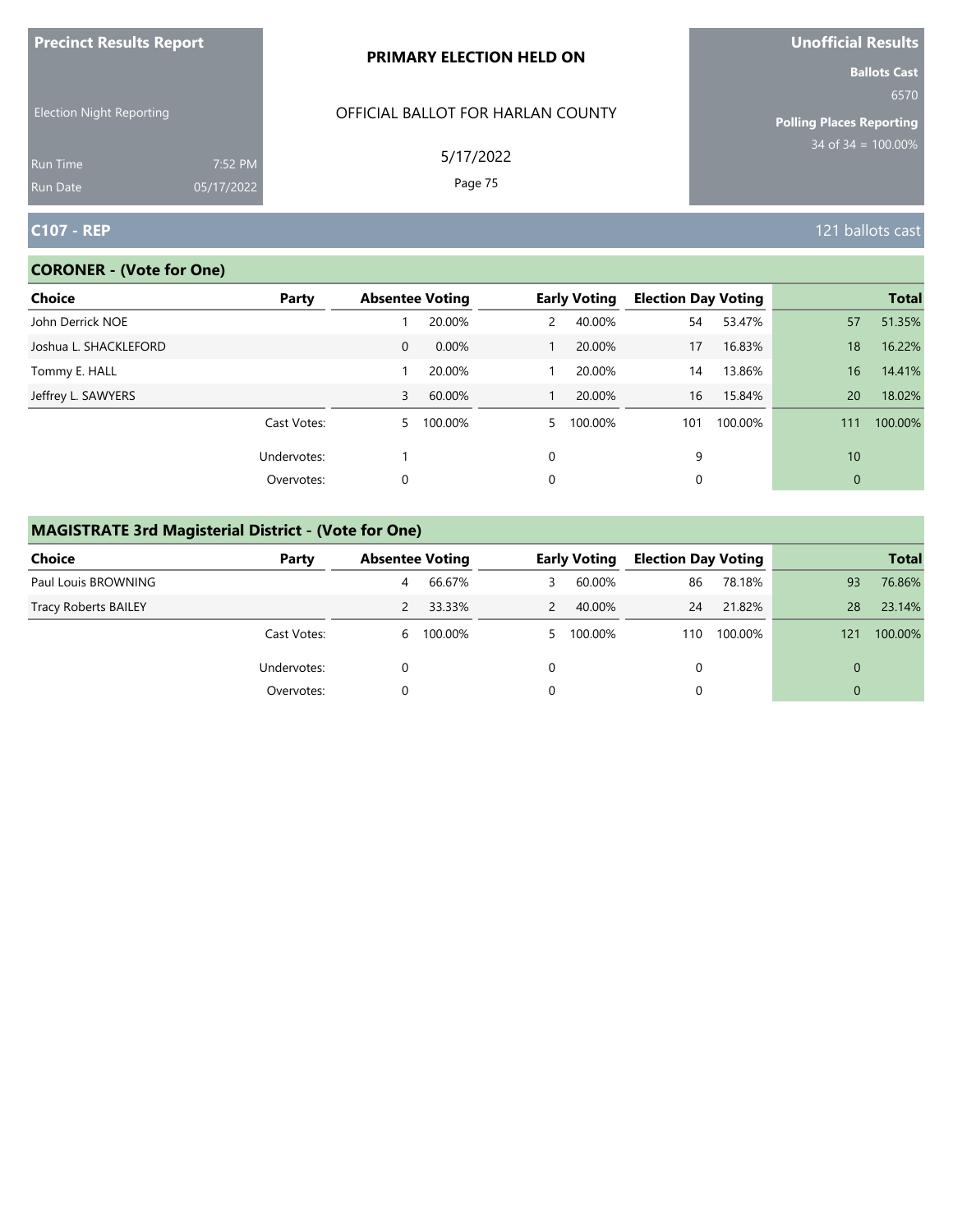**Precinct Results Report**

Election Night Reporting

Run Time 7:52 PM
Run Date 05/17/2022

**PRIMARY ELECTION HELD ON**

OFFICIAL BALLOT FOR HARLAN COUNTY

5/17/2022

**Unofficial Results**

**Ballots Cast**
6570

**Polling Places Reporting**
34 of 34 = 100.00%

## C107 - REP

121 ballots cast

### CORONER - (Vote for One)

| Choice | Party | Absentee Voting | | Early Voting | | Election Day Voting | | Total | |
|---|---|---|---|---|---|---|---|---|---|
| John Derrick NOE | | 1 | 20.00% | 2 | 40.00% | 54 | 53.47% | 57 | 51.35% |
| Joshua L. SHACKLEFORD | | 0 | 0.00% | 1 | 20.00% | 17 | 16.83% | 18 | 16.22% |
| Tommy E. HALL | | 1 | 20.00% | 1 | 20.00% | 14 | 13.86% | 16 | 14.41% |
| Jeffrey L. SAWYERS | | 3 | 60.00% | 1 | 20.00% | 16 | 15.84% | 20 | 18.02% |
| | Cast Votes: | 5 | 100.00% | 5 | 100.00% | 101 | 100.00% | 111 | 100.00% |
| | Undervotes: | 1 | | 0 | | 9 | | 10 | |
| | Overvotes: | 0 | | 0 | | 0 | | 0 | |

### MAGISTRATE 3rd Magisterial District - (Vote for One)

| Choice | Party | Absentee Voting | | Early Voting | | Election Day Voting | | Total | |
|---|---|---|---|---|---|---|---|---|---|
| Paul Louis BROWNING | | 4 | 66.67% | 3 | 60.00% | 86 | 78.18% | 93 | 76.86% |
| Tracy Roberts BAILEY | | 2 | 33.33% | 2 | 40.00% | 24 | 21.82% | 28 | 23.14% |
| | Cast Votes: | 6 | 100.00% | 5 | 100.00% | 110 | 100.00% | 121 | 100.00% |
| | Undervotes: | 0 | | 0 | | 0 | | 0 | |
| | Overvotes: | 0 | | 0 | | 0 | | 0 | |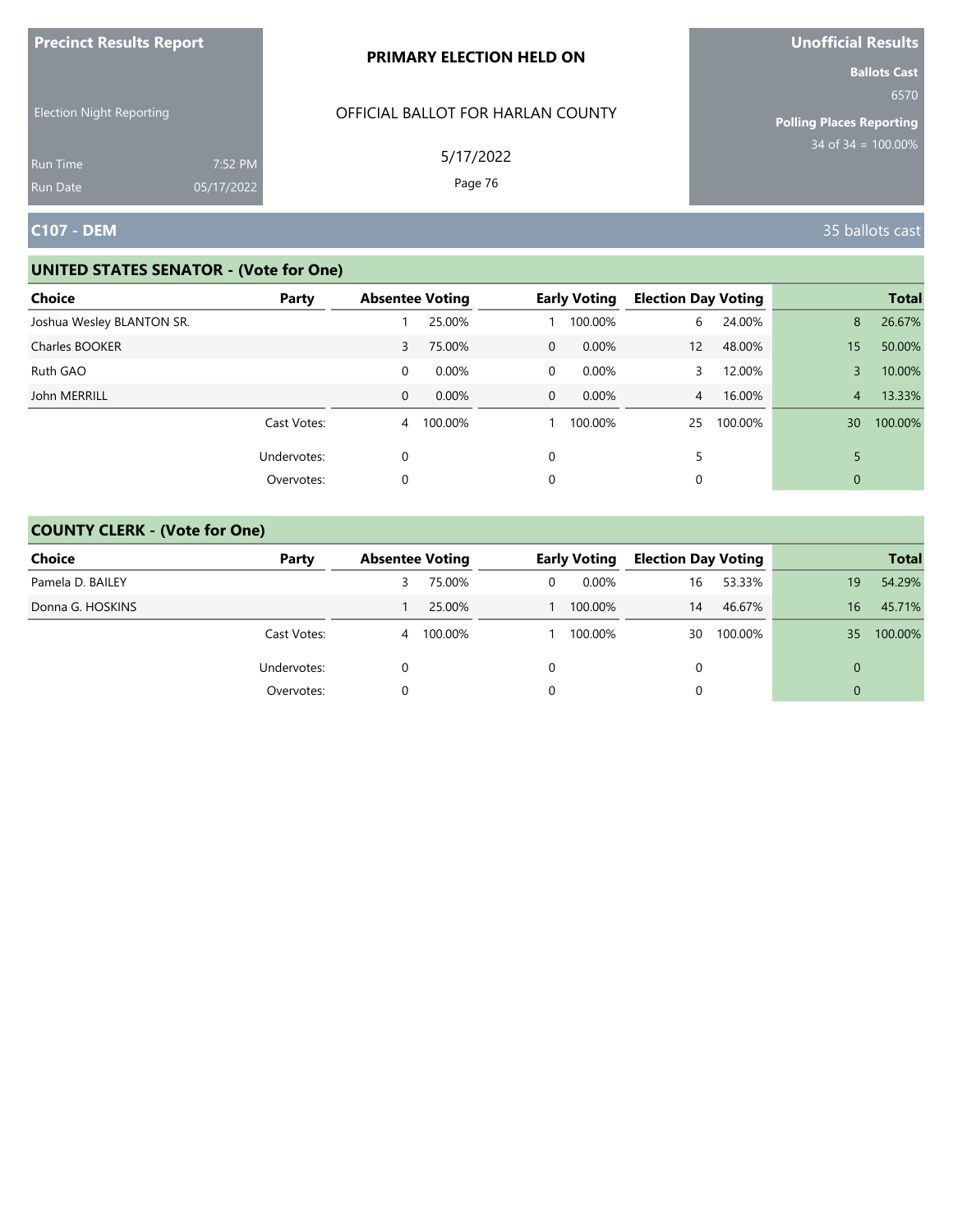Precinct Results Report

Election Night Reporting

Run Time 7:52 PM
Run Date 05/17/2022

**PRIMARY ELECTION HELD ON**

OFFICIAL BALLOT FOR HARLAN COUNTY

5/17/2022

**Unofficial Results**

**Ballots Cast**
6570

**Polling Places Reporting**
34 of 34 = 100.00%

## C107 - DEM

35 ballots cast

### UNITED STATES SENATOR - (Vote for One)

| Choice | Party | Absentee Voting | | Early Voting | | Election Day Voting | | Total | |
|---|---|---|---|---|---|---|---|---|---|
| Joshua Wesley BLANTON SR. | | 1 | 25.00% | 1 | 100.00% | 6 | 24.00% | 8 | 26.67% |
| Charles BOOKER | | 3 | 75.00% | 0 | 0.00% | 12 | 48.00% | 15 | 50.00% |
| Ruth GAO | | 0 | 0.00% | 0 | 0.00% | 3 | 12.00% | 3 | 10.00% |
| John MERRILL | | 0 | 0.00% | 0 | 0.00% | 4 | 16.00% | 4 | 13.33% |
| | Cast Votes: | 4 | 100.00% | 1 | 100.00% | 25 | 100.00% | 30 | 100.00% |
| | Undervotes: | 0 | | 0 | | 5 | | 5 | |
| | Overvotes: | 0 | | 0 | | 0 | | 0 | |

### COUNTY CLERK - (Vote for One)

| Choice | Party | Absentee Voting | | Early Voting | | Election Day Voting | | Total | |
|---|---|---|---|---|---|---|---|---|---|
| Pamela D. BAILEY | | 3 | 75.00% | 0 | 0.00% | 16 | 53.33% | 19 | 54.29% |
| Donna G. HOSKINS | | 1 | 25.00% | 1 | 100.00% | 14 | 46.67% | 16 | 45.71% |
| | Cast Votes: | 4 | 100.00% | 1 | 100.00% | 30 | 100.00% | 35 | 100.00% |
| | Undervotes: | 0 | | 0 | | 0 | | 0 | |
| | Overvotes: | 0 | | 0 | | 0 | | 0 | |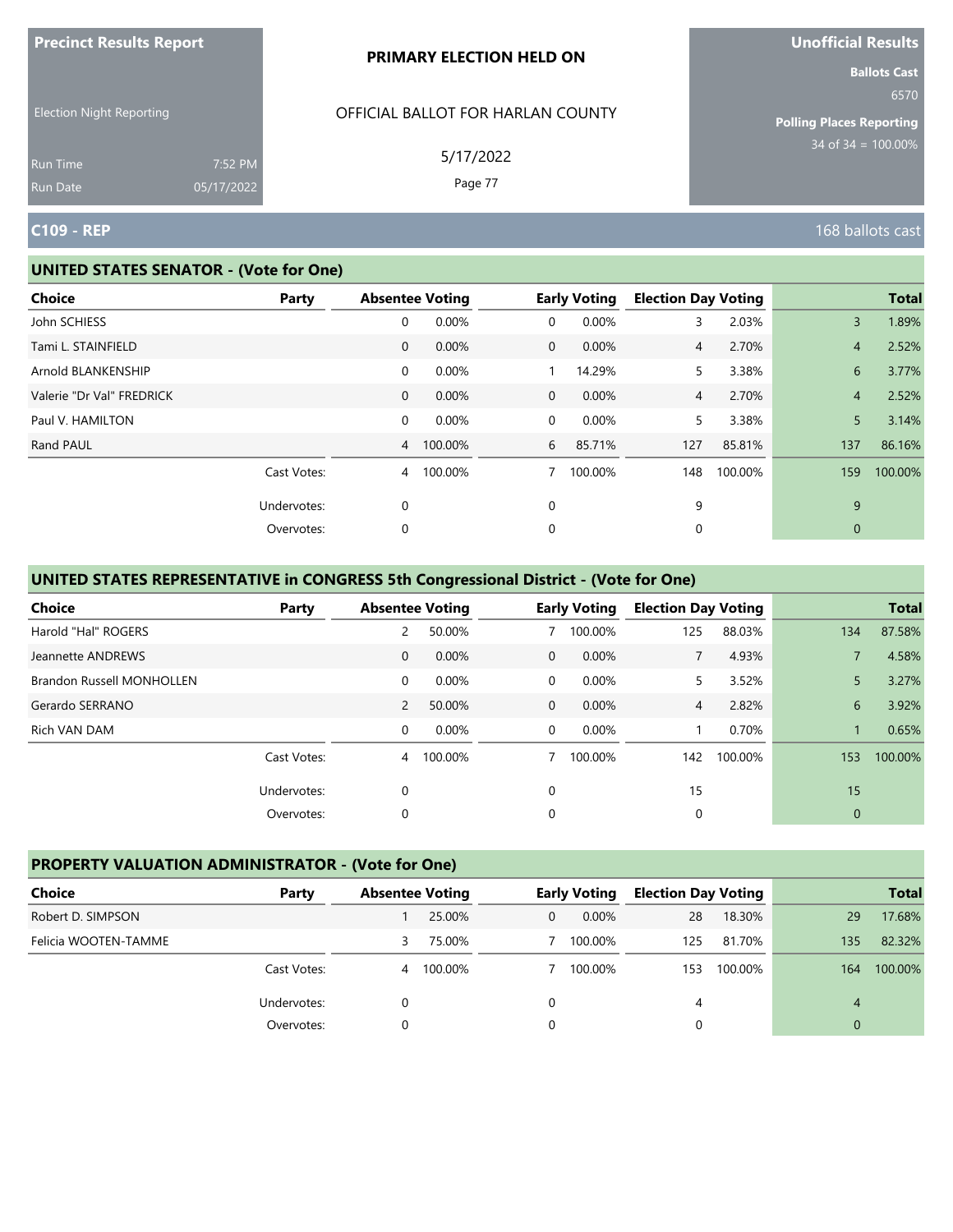**Precinct Results Report**

Election Night Reporting

Run Time 7:52 PM
Run Date 05/17/2022

**PRIMARY ELECTION HELD ON**

OFFICIAL BALLOT FOR HARLAN COUNTY

5/17/2022

**Unofficial Results**

**Ballots Cast**
6570

**Polling Places Reporting**
34 of 34 = 100.00%

## C109 - REP

168 ballots cast

### UNITED STATES SENATOR - (Vote for One)

| Choice | Party | Absentee Voting | | Early Voting | | Election Day Voting | | Total | |
|---|---|---|---|---|---|---|---|---|---|
| John SCHIESS | | 0 | 0.00% | 0 | 0.00% | 3 | 2.03% | 3 | 1.89% |
| Tami L. STAINFIELD | | 0 | 0.00% | 0 | 0.00% | 4 | 2.70% | 4 | 2.52% |
| Arnold BLANKENSHIP | | 0 | 0.00% | 1 | 14.29% | 5 | 3.38% | 6 | 3.77% |
| Valerie "Dr Val" FREDRICK | | 0 | 0.00% | 0 | 0.00% | 4 | 2.70% | 4 | 2.52% |
| Paul V. HAMILTON | | 0 | 0.00% | 0 | 0.00% | 5 | 3.38% | 5 | 3.14% |
| Rand PAUL | | 4 | 100.00% | 6 | 85.71% | 127 | 85.81% | 137 | 86.16% |
| | Cast Votes: | 4 | 100.00% | 7 | 100.00% | 148 | 100.00% | 159 | 100.00% |
| | Undervotes: | 0 | | 0 | | 9 | | 9 | |
| | Overvotes: | 0 | | 0 | | 0 | | 0 | |

### UNITED STATES REPRESENTATIVE in CONGRESS 5th Congressional District - (Vote for One)

| Choice | Party | Absentee Voting | | Early Voting | | Election Day Voting | | Total | |
|---|---|---|---|---|---|---|---|---|---|
| Harold "Hal" ROGERS | | 2 | 50.00% | 7 | 100.00% | 125 | 88.03% | 134 | 87.58% |
| Jeannette ANDREWS | | 0 | 0.00% | 0 | 0.00% | 7 | 4.93% | 7 | 4.58% |
| Brandon Russell MONHOLLEN | | 0 | 0.00% | 0 | 0.00% | 5 | 3.52% | 5 | 3.27% |
| Gerardo SERRANO | | 2 | 50.00% | 0 | 0.00% | 4 | 2.82% | 6 | 3.92% |
| Rich VAN DAM | | 0 | 0.00% | 0 | 0.00% | 1 | 0.70% | 1 | 0.65% |
| | Cast Votes: | 4 | 100.00% | 7 | 100.00% | 142 | 100.00% | 153 | 100.00% |
| | Undervotes: | 0 | | 0 | | 15 | | 15 | |
| | Overvotes: | 0 | | 0 | | 0 | | 0 | |

### PROPERTY VALUATION ADMINISTRATOR - (Vote for One)

| Choice | Party | Absentee Voting | | Early Voting | | Election Day Voting | | Total | |
|---|---|---|---|---|---|---|---|---|---|
| Robert D. SIMPSON | | 1 | 25.00% | 0 | 0.00% | 28 | 18.30% | 29 | 17.68% |
| Felicia WOOTEN-TAMME | | 3 | 75.00% | 7 | 100.00% | 125 | 81.70% | 135 | 82.32% |
| | Cast Votes: | 4 | 100.00% | 7 | 100.00% | 153 | 100.00% | 164 | 100.00% |
| | Undervotes: | 0 | | 0 | | 4 | | 4 | |
| | Overvotes: | 0 | | 0 | | 0 | | 0 | |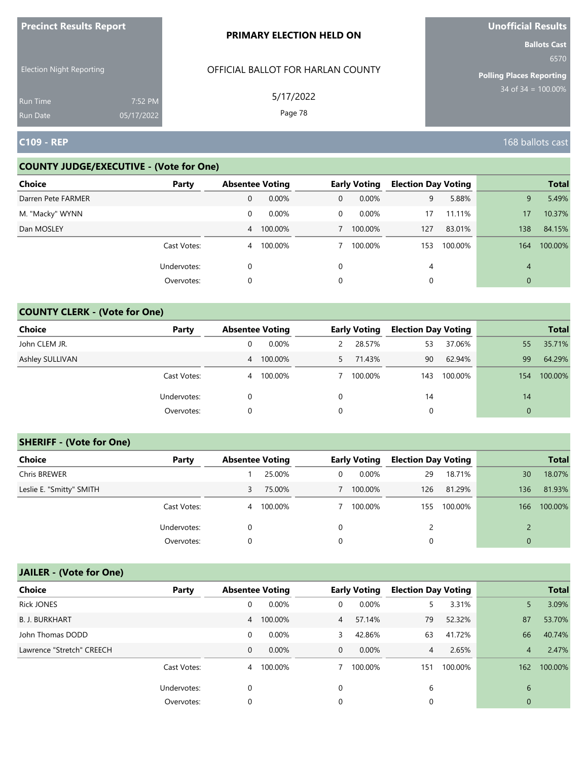**Precinct Results Report**

Election Night Reporting

Run Time 7:52 PM
Run Date 05/17/2022

**PRIMARY ELECTION HELD ON**

OFFICIAL BALLOT FOR HARLAN COUNTY

5/17/2022

**Unofficial Results**

**Ballots Cast**
6570

**Polling Places Reporting**
34 of 34 = 100.00%

## C109 - REP

168 ballots cast

### COUNTY JUDGE/EXECUTIVE - (Vote for One)

| Choice | Party | Absentee Voting | | Early Voting | | Election Day Voting | | Total | |
|---|---|---|---|---|---|---|---|---|---|
| Darren Pete FARMER | | 0 | 0.00% | 0 | 0.00% | 9 | 5.88% | 9 | 5.49% |
| M. "Macky" WYNN | | 0 | 0.00% | 0 | 0.00% | 17 | 11.11% | 17 | 10.37% |
| Dan MOSLEY | | 4 | 100.00% | 7 | 100.00% | 127 | 83.01% | 138 | 84.15% |
| | Cast Votes: | 4 | 100.00% | 7 | 100.00% | 153 | 100.00% | 164 | 100.00% |
| | Undervotes: | 0 | | 0 | | 4 | | 4 | |
| | Overvotes: | 0 | | 0 | | 0 | | 0 | |

### COUNTY CLERK - (Vote for One)

| Choice | Party | Absentee Voting | | Early Voting | | Election Day Voting | | Total | |
|---|---|---|---|---|---|---|---|---|---|
| John CLEM JR. | | 0 | 0.00% | 2 | 28.57% | 53 | 37.06% | 55 | 35.71% |
| Ashley SULLIVAN | | 4 | 100.00% | 5 | 71.43% | 90 | 62.94% | 99 | 64.29% |
| | Cast Votes: | 4 | 100.00% | 7 | 100.00% | 143 | 100.00% | 154 | 100.00% |
| | Undervotes: | 0 | | 0 | | 14 | | 14 | |
| | Overvotes: | 0 | | 0 | | 0 | | 0 | |

### SHERIFF - (Vote for One)

| Choice | Party | Absentee Voting | | Early Voting | | Election Day Voting | | Total | |
|---|---|---|---|---|---|---|---|---|---|
| Chris BREWER | | 1 | 25.00% | 0 | 0.00% | 29 | 18.71% | 30 | 18.07% |
| Leslie E. "Smitty" SMITH | | 3 | 75.00% | 7 | 100.00% | 126 | 81.29% | 136 | 81.93% |
| | Cast Votes: | 4 | 100.00% | 7 | 100.00% | 155 | 100.00% | 166 | 100.00% |
| | Undervotes: | 0 | | 0 | | 2 | | 2 | |
| | Overvotes: | 0 | | 0 | | 0 | | 0 | |

### JAILER - (Vote for One)

| Choice | Party | Absentee Voting | | Early Voting | | Election Day Voting | | Total | |
|---|---|---|---|---|---|---|---|---|---|
| Rick JONES | | 0 | 0.00% | 0 | 0.00% | 5 | 3.31% | 5 | 3.09% |
| B. J. BURKHART | | 4 | 100.00% | 4 | 57.14% | 79 | 52.32% | 87 | 53.70% |
| John Thomas DODD | | 0 | 0.00% | 3 | 42.86% | 63 | 41.72% | 66 | 40.74% |
| Lawrence "Stretch" CREECH | | 0 | 0.00% | 0 | 0.00% | 4 | 2.65% | 4 | 2.47% |
| | Cast Votes: | 4 | 100.00% | 7 | 100.00% | 151 | 100.00% | 162 | 100.00% |
| | Undervotes: | 0 | | 0 | | 6 | | 6 | |
| | Overvotes: | 0 | | 0 | | 0 | | 0 | |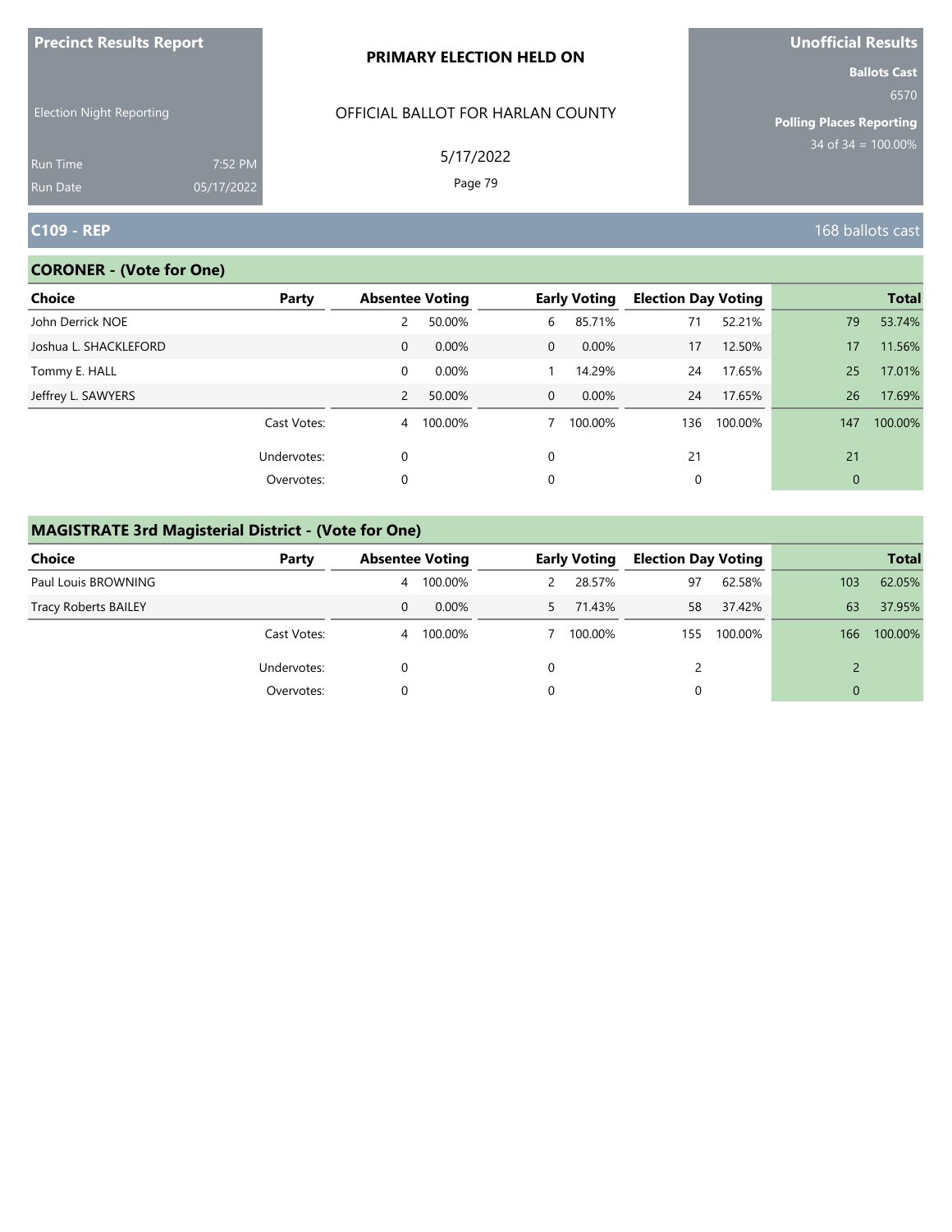**Precinct Results Report**

Election Night Reporting

Run Time 7:52 PM
Run Date 05/17/2022

**PRIMARY ELECTION HELD ON**

OFFICIAL BALLOT FOR HARLAN COUNTY

5/17/2022

**Unofficial Results**

**Ballots Cast**
6570

**Polling Places Reporting**
34 of 34 = 100.00%

## C109 - REP

168 ballots cast

### CORONER - (Vote for One)

| Choice | Party | Absentee Voting | | Early Voting | | Election Day Voting | | Total | |
|---|---|---|---|---|---|---|---|---|---|
| John Derrick NOE | | 2 | 50.00% | 6 | 85.71% | 71 | 52.21% | 79 | 53.74% |
| Joshua L. SHACKLEFORD | | 0 | 0.00% | 0 | 0.00% | 17 | 12.50% | 17 | 11.56% |
| Tommy E. HALL | | 0 | 0.00% | 1 | 14.29% | 24 | 17.65% | 25 | 17.01% |
| Jeffrey L. SAWYERS | | 2 | 50.00% | 0 | 0.00% | 24 | 17.65% | 26 | 17.69% |
| | Cast Votes: | 4 | 100.00% | 7 | 100.00% | 136 | 100.00% | 147 | 100.00% |
| | Undervotes: | 0 | | 0 | | 21 | | 21 | |
| | Overvotes: | 0 | | 0 | | 0 | | 0 | |

### MAGISTRATE 3rd Magisterial District - (Vote for One)

| Choice | Party | Absentee Voting | | Early Voting | | Election Day Voting | | Total | |
|---|---|---|---|---|---|---|---|---|---|
| Paul Louis BROWNING | | 4 | 100.00% | 2 | 28.57% | 97 | 62.58% | 103 | 62.05% |
| Tracy Roberts BAILEY | | 0 | 0.00% | 5 | 71.43% | 58 | 37.42% | 63 | 37.95% |
| | Cast Votes: | 4 | 100.00% | 7 | 100.00% | 155 | 100.00% | 166 | 100.00% |
| | Undervotes: | 0 | | 0 | | 2 | | 2 | |
| | Overvotes: | 0 | | 0 | | 0 | | 0 | |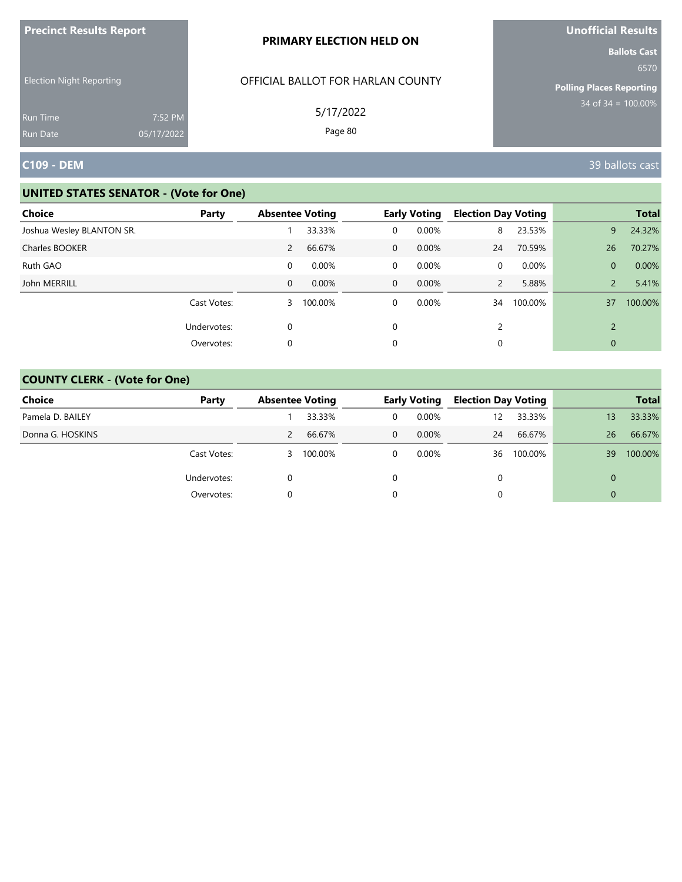**Precinct Results Report**

Election Night Reporting

Run Time 7:52 PM
Run Date 05/17/2022

**PRIMARY ELECTION HELD ON**

OFFICIAL BALLOT FOR HARLAN COUNTY

5/17/2022

**Unofficial Results**

**Ballots Cast**
6570

**Polling Places Reporting**
34 of 34 = 100.00%

## C109 - DEM

39 ballots cast

### UNITED STATES SENATOR - (Vote for One)

| Choice | Party | Absentee Voting | | Early Voting | | Election Day Voting | | Total | |
|---|---|---|---|---|---|---|---|---|---|
| Joshua Wesley BLANTON SR. | | 1 | 33.33% | 0 | 0.00% | 8 | 23.53% | 9 | 24.32% |
| Charles BOOKER | | 2 | 66.67% | 0 | 0.00% | 24 | 70.59% | 26 | 70.27% |
| Ruth GAO | | 0 | 0.00% | 0 | 0.00% | 0 | 0.00% | 0 | 0.00% |
| John MERRILL | | 0 | 0.00% | 0 | 0.00% | 2 | 5.88% | 2 | 5.41% |
| | Cast Votes: | 3 | 100.00% | 0 | 0.00% | 34 | 100.00% | 37 | 100.00% |
| | Undervotes: | 0 | | 0 | | 2 | | 2 | |
| | Overvotes: | 0 | | 0 | | 0 | | 0 | |

### COUNTY CLERK - (Vote for One)

| Choice | Party | Absentee Voting | | Early Voting | | Election Day Voting | | Total | |
|---|---|---|---|---|---|---|---|---|---|
| Pamela D. BAILEY | | 1 | 33.33% | 0 | 0.00% | 12 | 33.33% | 13 | 33.33% |
| Donna G. HOSKINS | | 2 | 66.67% | 0 | 0.00% | 24 | 66.67% | 26 | 66.67% |
| | Cast Votes: | 3 | 100.00% | 0 | 0.00% | 36 | 100.00% | 39 | 100.00% |
| | Undervotes: | 0 | | 0 | | 0 | | 0 | |
| | Overvotes: | 0 | | 0 | | 0 | | 0 | |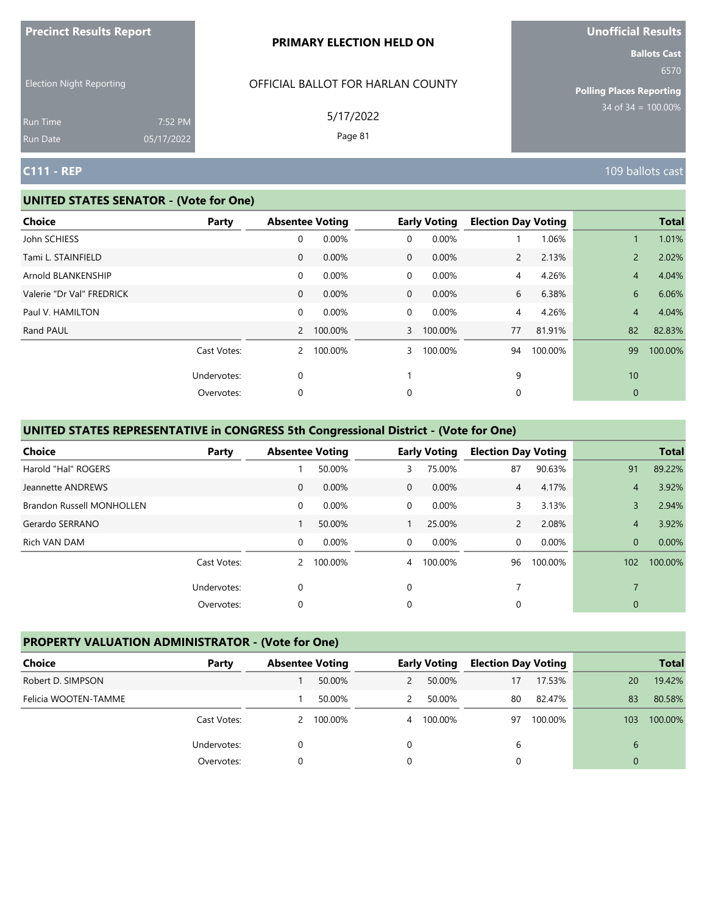**Precinct Results Report**

Election Night Reporting

Run Time 7:52 PM
Run Date 05/17/2022

**PRIMARY ELECTION HELD ON**

OFFICIAL BALLOT FOR HARLAN COUNTY

5/17/2022

**Unofficial Results**

**Ballots Cast**
6570

**Polling Places Reporting**
34 of 34 = 100.00%

## C111 - REP

109 ballots cast

### UNITED STATES SENATOR - (Vote for One)

| Choice | Party | Absentee Voting | | Early Voting | | Election Day Voting | | Total | |
|---|---|---|---|---|---|---|---|---|---|
| John SCHIESS | | 0 | 0.00% | 0 | 0.00% | 1 | 1.06% | 1 | 1.01% |
| Tami L. STAINFIELD | | 0 | 0.00% | 0 | 0.00% | 2 | 2.13% | 2 | 2.02% |
| Arnold BLANKENSHIP | | 0 | 0.00% | 0 | 0.00% | 4 | 4.26% | 4 | 4.04% |
| Valerie "Dr Val" FREDRICK | | 0 | 0.00% | 0 | 0.00% | 6 | 6.38% | 6 | 6.06% |
| Paul V. HAMILTON | | 0 | 0.00% | 0 | 0.00% | 4 | 4.26% | 4 | 4.04% |
| Rand PAUL | | 2 | 100.00% | 3 | 100.00% | 77 | 81.91% | 82 | 82.83% |
| | Cast Votes: | 2 | 100.00% | 3 | 100.00% | 94 | 100.00% | 99 | 100.00% |
| | Undervotes: | 0 | | 1 | | 9 | | 10 | |
| | Overvotes: | 0 | | 0 | | 0 | | 0 | |

### UNITED STATES REPRESENTATIVE in CONGRESS 5th Congressional District - (Vote for One)

| Choice | Party | Absentee Voting | | Early Voting | | Election Day Voting | | Total | |
|---|---|---|---|---|---|---|---|---|---|
| Harold "Hal" ROGERS | | 1 | 50.00% | 3 | 75.00% | 87 | 90.63% | 91 | 89.22% |
| Jeannette ANDREWS | | 0 | 0.00% | 0 | 0.00% | 4 | 4.17% | 4 | 3.92% |
| Brandon Russell MONHOLLEN | | 0 | 0.00% | 0 | 0.00% | 3 | 3.13% | 3 | 2.94% |
| Gerardo SERRANO | | 1 | 50.00% | 1 | 25.00% | 2 | 2.08% | 4 | 3.92% |
| Rich VAN DAM | | 0 | 0.00% | 0 | 0.00% | 0 | 0.00% | 0 | 0.00% |
| | Cast Votes: | 2 | 100.00% | 4 | 100.00% | 96 | 100.00% | 102 | 100.00% |
| | Undervotes: | 0 | | 0 | | 7 | | 7 | |
| | Overvotes: | 0 | | 0 | | 0 | | 0 | |

### PROPERTY VALUATION ADMINISTRATOR - (Vote for One)

| Choice | Party | Absentee Voting | | Early Voting | | Election Day Voting | | Total | |
|---|---|---|---|---|---|---|---|---|---|
| Robert D. SIMPSON | | 1 | 50.00% | 2 | 50.00% | 17 | 17.53% | 20 | 19.42% |
| Felicia WOOTEN-TAMME | | 1 | 50.00% | 2 | 50.00% | 80 | 82.47% | 83 | 80.58% |
| | Cast Votes: | 2 | 100.00% | 4 | 100.00% | 97 | 100.00% | 103 | 100.00% |
| | Undervotes: | 0 | | 0 | | 6 | | 6 | |
| | Overvotes: | 0 | | 0 | | 0 | | 0 | |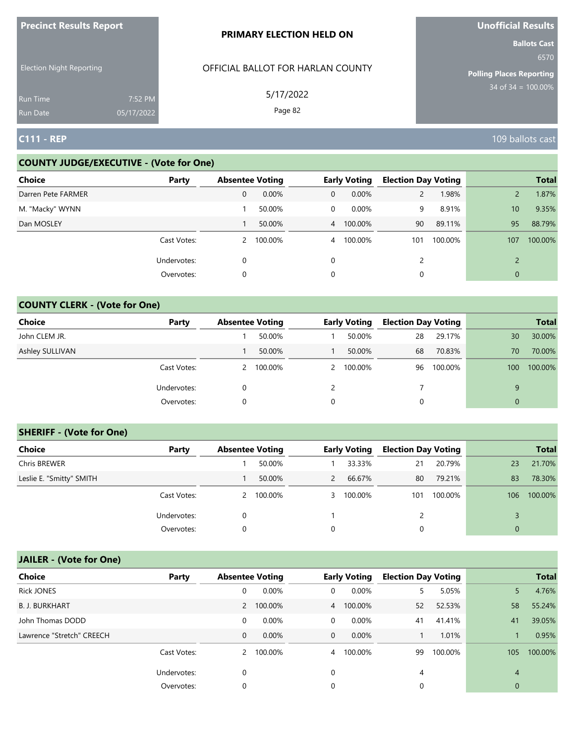**Precinct Results Report**

Election Night Reporting

Run Time 7:52 PM
Run Date 05/17/2022

**PRIMARY ELECTION HELD ON**

OFFICIAL BALLOT FOR HARLAN COUNTY

5/17/2022

**Unofficial Results**

**Ballots Cast** 6570

**Polling Places Reporting** 34 of 34 = 100.00%

## C111 - REP

109 ballots cast

### COUNTY JUDGE/EXECUTIVE - (Vote for One)

| Choice | Party | Absentee Voting | | Early Voting | | Election Day Voting | | Total | |
|---|---|---|---|---|---|---|---|---|---|
| Darren Pete FARMER | | 0 | 0.00% | 0 | 0.00% | 2 | 1.98% | 2 | 1.87% |
| M. "Macky" WYNN | | 1 | 50.00% | 0 | 0.00% | 9 | 8.91% | 10 | 9.35% |
| Dan MOSLEY | | 1 | 50.00% | 4 | 100.00% | 90 | 89.11% | 95 | 88.79% |
| | Cast Votes: | 2 | 100.00% | 4 | 100.00% | 101 | 100.00% | 107 | 100.00% |
| | Undervotes: | 0 | | 0 | | 2 | | 2 | |
| | Overvotes: | 0 | | 0 | | 0 | | 0 | |

### COUNTY CLERK - (Vote for One)

| Choice | Party | Absentee Voting | | Early Voting | | Election Day Voting | | Total | |
|---|---|---|---|---|---|---|---|---|---|
| John CLEM JR. | | 1 | 50.00% | 1 | 50.00% | 28 | 29.17% | 30 | 30.00% |
| Ashley SULLIVAN | | 1 | 50.00% | 1 | 50.00% | 68 | 70.83% | 70 | 70.00% |
| | Cast Votes: | 2 | 100.00% | 2 | 100.00% | 96 | 100.00% | 100 | 100.00% |
| | Undervotes: | 0 | | 2 | | 7 | | 9 | |
| | Overvotes: | 0 | | 0 | | 0 | | 0 | |

### SHERIFF - (Vote for One)

| Choice | Party | Absentee Voting | | Early Voting | | Election Day Voting | | Total | |
|---|---|---|---|---|---|---|---|---|---|
| Chris BREWER | | 1 | 50.00% | 1 | 33.33% | 21 | 20.79% | 23 | 21.70% |
| Leslie E. "Smitty" SMITH | | 1 | 50.00% | 2 | 66.67% | 80 | 79.21% | 83 | 78.30% |
| | Cast Votes: | 2 | 100.00% | 3 | 100.00% | 101 | 100.00% | 106 | 100.00% |
| | Undervotes: | 0 | | 1 | | 2 | | 3 | |
| | Overvotes: | 0 | | 0 | | 0 | | 0 | |

### JAILER - (Vote for One)

| Choice | Party | Absentee Voting | | Early Voting | | Election Day Voting | | Total | |
|---|---|---|---|---|---|---|---|---|---|
| Rick JONES | | 0 | 0.00% | 0 | 0.00% | 5 | 5.05% | 5 | 4.76% |
| B. J. BURKHART | | 2 | 100.00% | 4 | 100.00% | 52 | 52.53% | 58 | 55.24% |
| John Thomas DODD | | 0 | 0.00% | 0 | 0.00% | 41 | 41.41% | 41 | 39.05% |
| Lawrence "Stretch" CREECH | | 0 | 0.00% | 0 | 0.00% | 1 | 1.01% | 1 | 0.95% |
| | Cast Votes: | 2 | 100.00% | 4 | 100.00% | 99 | 100.00% | 105 | 100.00% |
| | Undervotes: | 0 | | 0 | | 4 | | 4 | |
| | Overvotes: | 0 | | 0 | | 0 | | 0 | |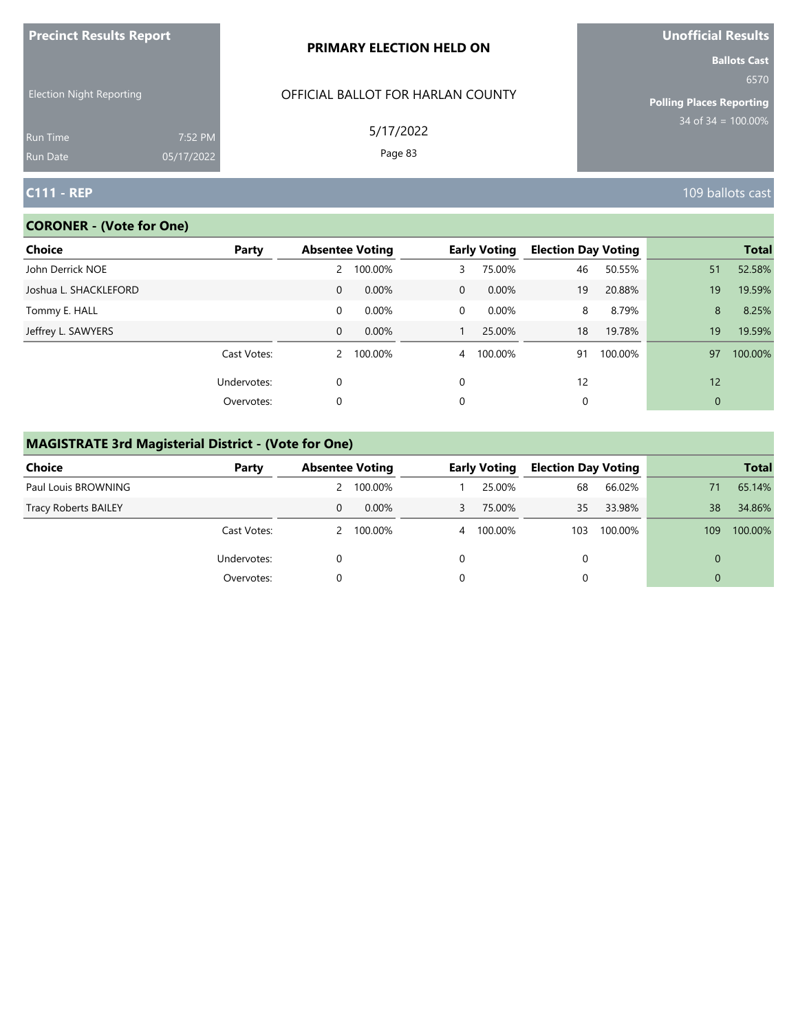**Precinct Results Report**

Election Night Reporting

Run Time 7:52 PM
Run Date 05/17/2022

**PRIMARY ELECTION HELD ON**

OFFICIAL BALLOT FOR HARLAN COUNTY

5/17/2022

**Unofficial Results**

**Ballots Cast**
6570

**Polling Places Reporting**
34 of 34 = 100.00%

## C111 - REP

109 ballots cast

### CORONER - (Vote for One)

| Choice | Party | Absentee Voting | | Early Voting | | Election Day Voting | | Total | |
|---|---|---|---|---|---|---|---|---|---|
| John Derrick NOE | | 2 | 100.00% | 3 | 75.00% | 46 | 50.55% | 51 | 52.58% |
| Joshua L. SHACKLEFORD | | 0 | 0.00% | 0 | 0.00% | 19 | 20.88% | 19 | 19.59% |
| Tommy E. HALL | | 0 | 0.00% | 0 | 0.00% | 8 | 8.79% | 8 | 8.25% |
| Jeffrey L. SAWYERS | | 0 | 0.00% | 1 | 25.00% | 18 | 19.78% | 19 | 19.59% |
| | Cast Votes: | 2 | 100.00% | 4 | 100.00% | 91 | 100.00% | 97 | 100.00% |
| | Undervotes: | 0 | | 0 | | 12 | | 12 | |
| | Overvotes: | 0 | | 0 | | 0 | | 0 | |

### MAGISTRATE 3rd Magisterial District - (Vote for One)

| Choice | Party | Absentee Voting | | Early Voting | | Election Day Voting | | Total | |
|---|---|---|---|---|---|---|---|---|---|
| Paul Louis BROWNING | | 2 | 100.00% | 1 | 25.00% | 68 | 66.02% | 71 | 65.14% |
| Tracy Roberts BAILEY | | 0 | 0.00% | 3 | 75.00% | 35 | 33.98% | 38 | 34.86% |
| | Cast Votes: | 2 | 100.00% | 4 | 100.00% | 103 | 100.00% | 109 | 100.00% |
| | Undervotes: | 0 | | 0 | | 0 | | 0 | |
| | Overvotes: | 0 | | 0 | | 0 | | 0 | |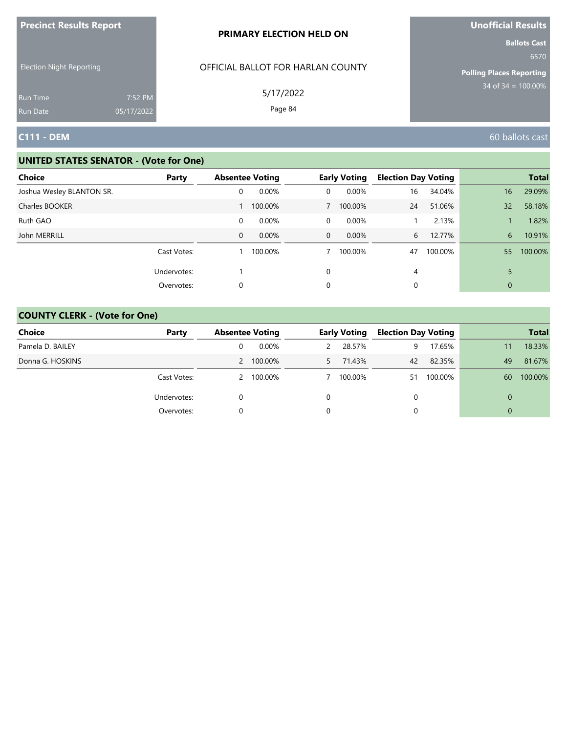**Precinct Results Report**

Election Night Reporting

Run Time 7:52 PM
Run Date 05/17/2022

**PRIMARY ELECTION HELD ON**

OFFICIAL BALLOT FOR HARLAN COUNTY

5/17/2022

**Unofficial Results**

**Ballots Cast**
6570

**Polling Places Reporting**
34 of 34 = 100.00%

## C111 - DEM

60 ballots cast

### UNITED STATES SENATOR - (Vote for One)

| Choice | Party | Absentee Voting | | Early Voting | | Election Day Voting | | Total | |
|---|---|---|---|---|---|---|---|---|---|
| Joshua Wesley BLANTON SR. | | 0 | 0.00% | 0 | 0.00% | 16 | 34.04% | 16 | 29.09% |
| Charles BOOKER | | 1 | 100.00% | 7 | 100.00% | 24 | 51.06% | 32 | 58.18% |
| Ruth GAO | | 0 | 0.00% | 0 | 0.00% | 1 | 2.13% | 1 | 1.82% |
| John MERRILL | | 0 | 0.00% | 0 | 0.00% | 6 | 12.77% | 6 | 10.91% |
| | Cast Votes: | 1 | 100.00% | 7 | 100.00% | 47 | 100.00% | 55 | 100.00% |
| | Undervotes: | 1 | | 0 | | 4 | | 5 | |
| | Overvotes: | 0 | | 0 | | 0 | | 0 | |

### COUNTY CLERK - (Vote for One)

| Choice | Party | Absentee Voting | | Early Voting | | Election Day Voting | | Total | |
|---|---|---|---|---|---|---|---|---|---|
| Pamela D. BAILEY | | 0 | 0.00% | 2 | 28.57% | 9 | 17.65% | 11 | 18.33% |
| Donna G. HOSKINS | | 2 | 100.00% | 5 | 71.43% | 42 | 82.35% | 49 | 81.67% |
| | Cast Votes: | 2 | 100.00% | 7 | 100.00% | 51 | 100.00% | 60 | 100.00% |
| | Undervotes: | 0 | | 0 | | 0 | | 0 | |
| | Overvotes: | 0 | | 0 | | 0 | | 0 | |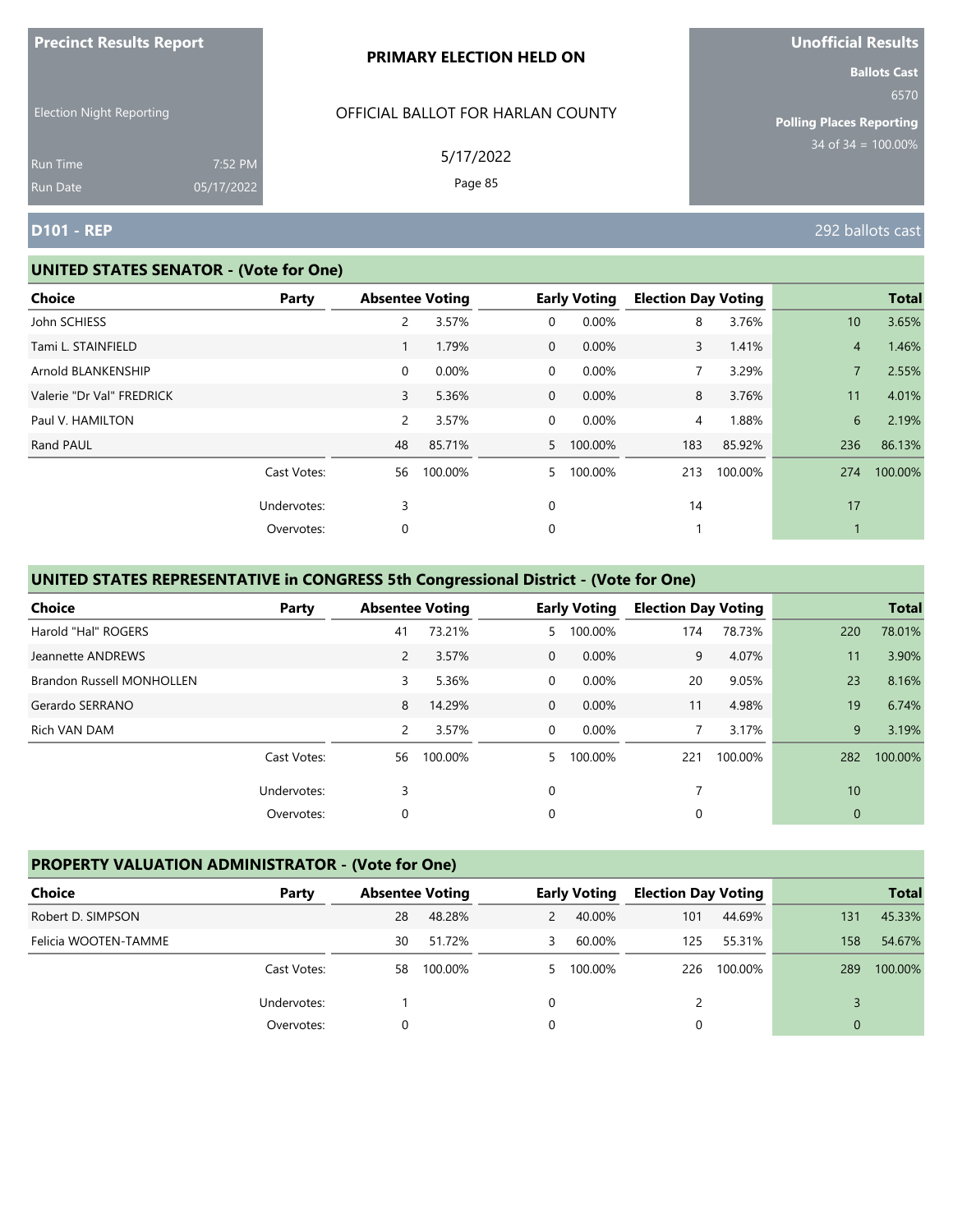**Precinct Results Report**

Election Night Reporting

Run Time 7:52 PM
Run Date 05/17/2022

**PRIMARY ELECTION HELD ON**

OFFICIAL BALLOT FOR HARLAN COUNTY

5/17/2022

**Unofficial Results**

**Ballots Cast**
6570

**Polling Places Reporting**
34 of 34 = 100.00%

## D101 - REP

292 ballots cast

### UNITED STATES SENATOR - (Vote for One)

| Choice | Party | Absentee Voting | | Early Voting | | Election Day Voting | | Total | |
|---|---|---|---|---|---|---|---|---|---|
| John SCHIESS | | 2 | 3.57% | 0 | 0.00% | 8 | 3.76% | 10 | 3.65% |
| Tami L. STAINFIELD | | 1 | 1.79% | 0 | 0.00% | 3 | 1.41% | 4 | 1.46% |
| Arnold BLANKENSHIP | | 0 | 0.00% | 0 | 0.00% | 7 | 3.29% | 7 | 2.55% |
| Valerie "Dr Val" FREDRICK | | 3 | 5.36% | 0 | 0.00% | 8 | 3.76% | 11 | 4.01% |
| Paul V. HAMILTON | | 2 | 3.57% | 0 | 0.00% | 4 | 1.88% | 6 | 2.19% |
| Rand PAUL | | 48 | 85.71% | 5 | 100.00% | 183 | 85.92% | 236 | 86.13% |
| | Cast Votes: | 56 | 100.00% | 5 | 100.00% | 213 | 100.00% | 274 | 100.00% |
| | Undervotes: | 3 | | 0 | | 14 | | 17 | |
| | Overvotes: | 0 | | 0 | | 1 | | 1 | |

### UNITED STATES REPRESENTATIVE in CONGRESS 5th Congressional District - (Vote for One)

| Choice | Party | Absentee Voting | | Early Voting | | Election Day Voting | | Total | |
|---|---|---|---|---|---|---|---|---|---|
| Harold "Hal" ROGERS | | 41 | 73.21% | 5 | 100.00% | 174 | 78.73% | 220 | 78.01% |
| Jeannette ANDREWS | | 2 | 3.57% | 0 | 0.00% | 9 | 4.07% | 11 | 3.90% |
| Brandon Russell MONHOLLEN | | 3 | 5.36% | 0 | 0.00% | 20 | 9.05% | 23 | 8.16% |
| Gerardo SERRANO | | 8 | 14.29% | 0 | 0.00% | 11 | 4.98% | 19 | 6.74% |
| Rich VAN DAM | | 2 | 3.57% | 0 | 0.00% | 7 | 3.17% | 9 | 3.19% |
| | Cast Votes: | 56 | 100.00% | 5 | 100.00% | 221 | 100.00% | 282 | 100.00% |
| | Undervotes: | 3 | | 0 | | 7 | | 10 | |
| | Overvotes: | 0 | | 0 | | 0 | | 0 | |

### PROPERTY VALUATION ADMINISTRATOR - (Vote for One)

| Choice | Party | Absentee Voting | | Early Voting | | Election Day Voting | | Total | |
|---|---|---|---|---|---|---|---|---|---|
| Robert D. SIMPSON | | 28 | 48.28% | 2 | 40.00% | 101 | 44.69% | 131 | 45.33% |
| Felicia WOOTEN-TAMME | | 30 | 51.72% | 3 | 60.00% | 125 | 55.31% | 158 | 54.67% |
| | Cast Votes: | 58 | 100.00% | 5 | 100.00% | 226 | 100.00% | 289 | 100.00% |
| | Undervotes: | 1 | | 0 | | 2 | | 3 | |
| | Overvotes: | 0 | | 0 | | 0 | | 0 | |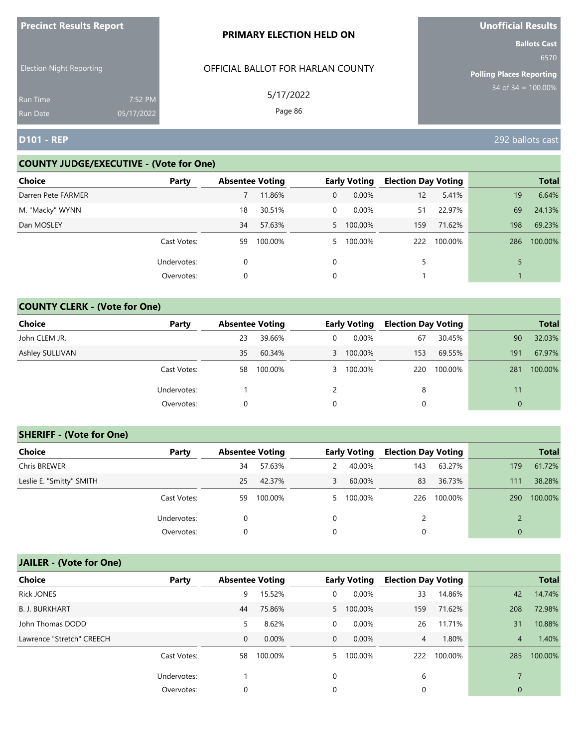**Precinct Results Report**

Election Night Reporting

Run Time 7:52 PM
Run Date 05/17/2022

**PRIMARY ELECTION HELD ON**

OFFICIAL BALLOT FOR HARLAN COUNTY

5/17/2022

**Unofficial Results**

**Ballots Cast**
6570

**Polling Places Reporting**
34 of 34 = 100.00%

## D101 - REP

292 ballots cast

### COUNTY JUDGE/EXECUTIVE - (Vote for One)

| Choice | Party | Absentee Voting | | Early Voting | | Election Day Voting | | Total | |
|---|---|---|---|---|---|---|---|---|---|
| Darren Pete FARMER | | 7 | 11.86% | 0 | 0.00% | 12 | 5.41% | 19 | 6.64% |
| M. "Macky" WYNN | | 18 | 30.51% | 0 | 0.00% | 51 | 22.97% | 69 | 24.13% |
| Dan MOSLEY | | 34 | 57.63% | 5 | 100.00% | 159 | 71.62% | 198 | 69.23% |
| | Cast Votes: | 59 | 100.00% | 5 | 100.00% | 222 | 100.00% | 286 | 100.00% |
| | Undervotes: | 0 | | 0 | | 5 | | 5 | |
| | Overvotes: | 0 | | 0 | | 1 | | 1 | |

### COUNTY CLERK - (Vote for One)

| Choice | Party | Absentee Voting | | Early Voting | | Election Day Voting | | Total | |
|---|---|---|---|---|---|---|---|---|---|
| John CLEM JR. | | 23 | 39.66% | 0 | 0.00% | 67 | 30.45% | 90 | 32.03% |
| Ashley SULLIVAN | | 35 | 60.34% | 3 | 100.00% | 153 | 69.55% | 191 | 67.97% |
| | Cast Votes: | 58 | 100.00% | 3 | 100.00% | 220 | 100.00% | 281 | 100.00% |
| | Undervotes: | 1 | | 2 | | 8 | | 11 | |
| | Overvotes: | 0 | | 0 | | 0 | | 0 | |

### SHERIFF - (Vote for One)

| Choice | Party | Absentee Voting | | Early Voting | | Election Day Voting | | Total | |
|---|---|---|---|---|---|---|---|---|---|
| Chris BREWER | | 34 | 57.63% | 2 | 40.00% | 143 | 63.27% | 179 | 61.72% |
| Leslie E. "Smitty" SMITH | | 25 | 42.37% | 3 | 60.00% | 83 | 36.73% | 111 | 38.28% |
| | Cast Votes: | 59 | 100.00% | 5 | 100.00% | 226 | 100.00% | 290 | 100.00% |
| | Undervotes: | 0 | | 0 | | 2 | | 2 | |
| | Overvotes: | 0 | | 0 | | 0 | | 0 | |

### JAILER - (Vote for One)

| Choice | Party | Absentee Voting | | Early Voting | | Election Day Voting | | Total | |
|---|---|---|---|---|---|---|---|---|---|
| Rick JONES | | 9 | 15.52% | 0 | 0.00% | 33 | 14.86% | 42 | 14.74% |
| B. J. BURKHART | | 44 | 75.86% | 5 | 100.00% | 159 | 71.62% | 208 | 72.98% |
| John Thomas DODD | | 5 | 8.62% | 0 | 0.00% | 26 | 11.71% | 31 | 10.88% |
| Lawrence "Stretch" CREECH | | 0 | 0.00% | 0 | 0.00% | 4 | 1.80% | 4 | 1.40% |
| | Cast Votes: | 58 | 100.00% | 5 | 100.00% | 222 | 100.00% | 285 | 100.00% |
| | Undervotes: | 1 | | 0 | | 6 | | 7 | |
| | Overvotes: | 0 | | 0 | | 0 | | 0 | |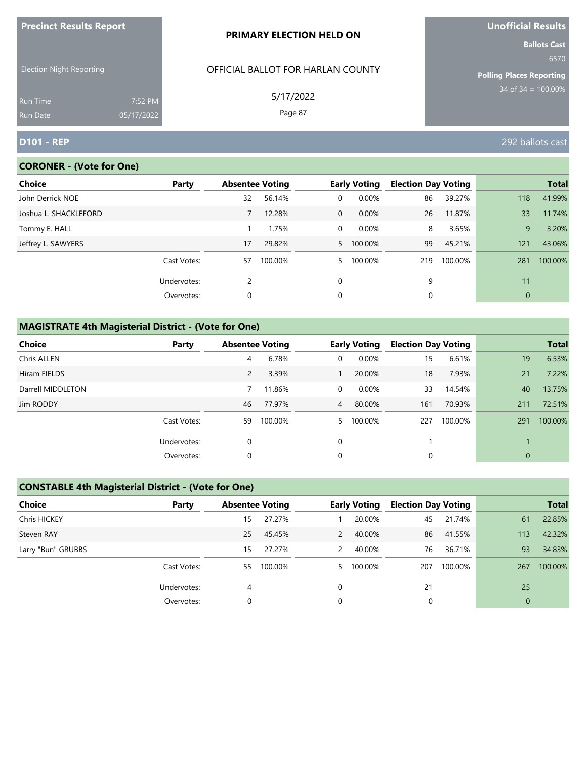**Precinct Results Report**

Election Night Reporting

Run Time 7:52 PM
Run Date 05/17/2022

**PRIMARY ELECTION HELD ON**

OFFICIAL BALLOT FOR HARLAN COUNTY

5/17/2022

**Unofficial Results**

**Ballots Cast**
6570

**Polling Places Reporting**
34 of 34 = 100.00%

## D101 - REP

292 ballots cast

### CORONER - (Vote for One)

| Choice | Party | Absentee Voting | | Early Voting | | Election Day Voting | | Total | |
|---|---|---|---|---|---|---|---|---|---|
| John Derrick NOE | | 32 | 56.14% | 0 | 0.00% | 86 | 39.27% | 118 | 41.99% |
| Joshua L. SHACKLEFORD | | 7 | 12.28% | 0 | 0.00% | 26 | 11.87% | 33 | 11.74% |
| Tommy E. HALL | | 1 | 1.75% | 0 | 0.00% | 8 | 3.65% | 9 | 3.20% |
| Jeffrey L. SAWYERS | | 17 | 29.82% | 5 | 100.00% | 99 | 45.21% | 121 | 43.06% |
| | Cast Votes: | 57 | 100.00% | 5 | 100.00% | 219 | 100.00% | 281 | 100.00% |
| | Undervotes: | 2 | | 0 | | 9 | | 11 | |
| | Overvotes: | 0 | | 0 | | 0 | | 0 | |

### MAGISTRATE 4th Magisterial District - (Vote for One)

| Choice | Party | Absentee Voting | | Early Voting | | Election Day Voting | | Total | |
|---|---|---|---|---|---|---|---|---|---|
| Chris ALLEN | | 4 | 6.78% | 0 | 0.00% | 15 | 6.61% | 19 | 6.53% |
| Hiram FIELDS | | 2 | 3.39% | 1 | 20.00% | 18 | 7.93% | 21 | 7.22% |
| Darrell MIDDLETON | | 7 | 11.86% | 0 | 0.00% | 33 | 14.54% | 40 | 13.75% |
| Jim RODDY | | 46 | 77.97% | 4 | 80.00% | 161 | 70.93% | 211 | 72.51% |
| | Cast Votes: | 59 | 100.00% | 5 | 100.00% | 227 | 100.00% | 291 | 100.00% |
| | Undervotes: | 0 | | 0 | | 1 | | 1 | |
| | Overvotes: | 0 | | 0 | | 0 | | 0 | |

### CONSTABLE 4th Magisterial District - (Vote for One)

| Choice | Party | Absentee Voting | | Early Voting | | Election Day Voting | | Total | |
|---|---|---|---|---|---|---|---|---|---|
| Chris HICKEY | | 15 | 27.27% | 1 | 20.00% | 45 | 21.74% | 61 | 22.85% |
| Steven RAY | | 25 | 45.45% | 2 | 40.00% | 86 | 41.55% | 113 | 42.32% |
| Larry "Bun" GRUBBS | | 15 | 27.27% | 2 | 40.00% | 76 | 36.71% | 93 | 34.83% |
| | Cast Votes: | 55 | 100.00% | 5 | 100.00% | 207 | 100.00% | 267 | 100.00% |
| | Undervotes: | 4 | | 0 | | 21 | | 25 | |
| | Overvotes: | 0 | | 0 | | 0 | | 0 | |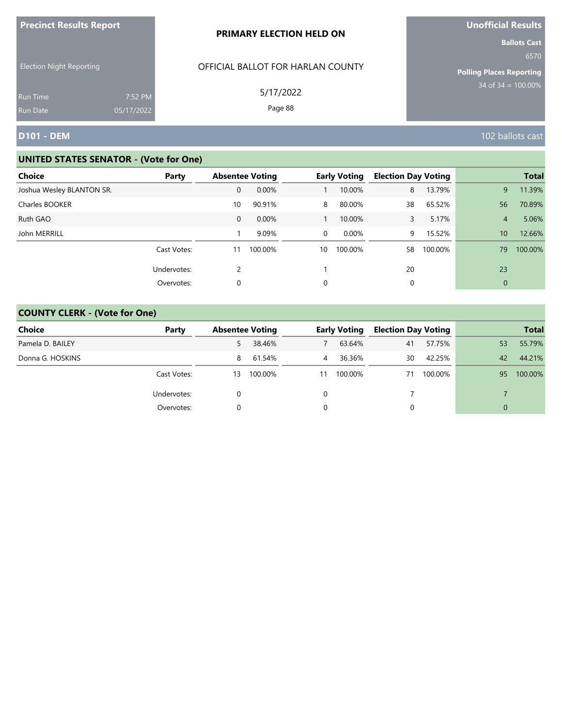**Precinct Results Report**

Election Night Reporting

Run Time 7:52 PM
Run Date 05/17/2022

**PRIMARY ELECTION HELD ON**

OFFICIAL BALLOT FOR HARLAN COUNTY

5/17/2022

**Unofficial Results**

**Ballots Cast**
6570

**Polling Places Reporting**
34 of 34 = 100.00%

## D101 - DEM

102 ballots cast

### UNITED STATES SENATOR - (Vote for One)

| Choice | Party | Absentee Voting | | Early Voting | | Election Day Voting | | Total | |
|---|---|---|---|---|---|---|---|---|---|
| Joshua Wesley BLANTON SR. | | 0 | 0.00% | 1 | 10.00% | 8 | 13.79% | 9 | 11.39% |
| Charles BOOKER | | 10 | 90.91% | 8 | 80.00% | 38 | 65.52% | 56 | 70.89% |
| Ruth GAO | | 0 | 0.00% | 1 | 10.00% | 3 | 5.17% | 4 | 5.06% |
| John MERRILL | | 1 | 9.09% | 0 | 0.00% | 9 | 15.52% | 10 | 12.66% |
| | Cast Votes: | 11 | 100.00% | 10 | 100.00% | 58 | 100.00% | 79 | 100.00% |
| | Undervotes: | 2 | | 1 | | 20 | | 23 | |
| | Overvotes: | 0 | | 0 | | 0 | | 0 | |

### COUNTY CLERK - (Vote for One)

| Choice | Party | Absentee Voting | | Early Voting | | Election Day Voting | | Total | |
|---|---|---|---|---|---|---|---|---|---|
| Pamela D. BAILEY | | 5 | 38.46% | 7 | 63.64% | 41 | 57.75% | 53 | 55.79% |
| Donna G. HOSKINS | | 8 | 61.54% | 4 | 36.36% | 30 | 42.25% | 42 | 44.21% |
| | Cast Votes: | 13 | 100.00% | 11 | 100.00% | 71 | 100.00% | 95 | 100.00% |
| | Undervotes: | 0 | | 0 | | 7 | | 7 | |
| | Overvotes: | 0 | | 0 | | 0 | | 0 | |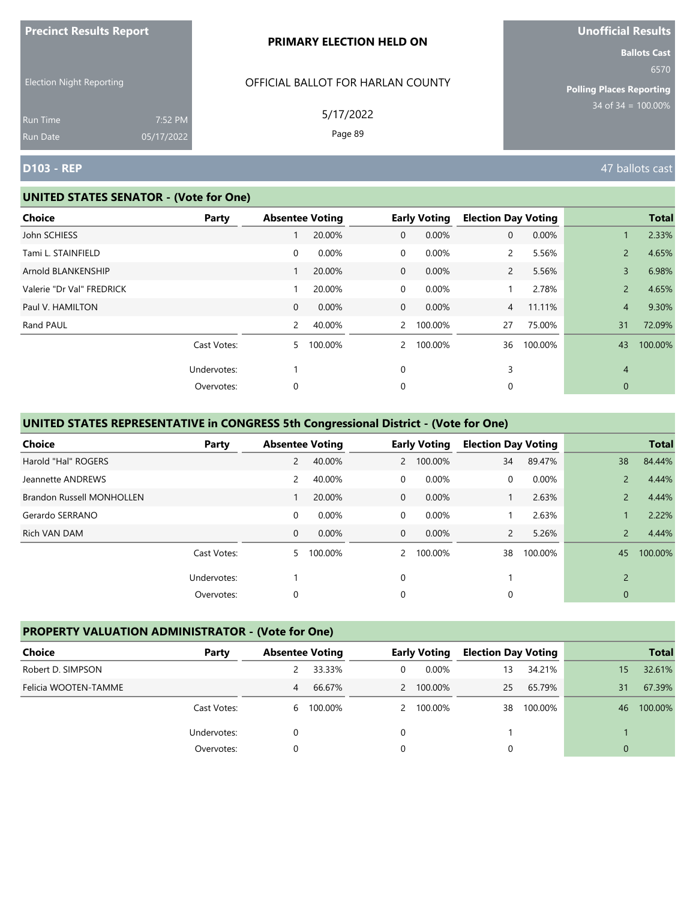**Precinct Results Report**

Election Night Reporting

Run Time 7:52 PM
Run Date 05/17/2022

**PRIMARY ELECTION HELD ON**

OFFICIAL BALLOT FOR HARLAN COUNTY

5/17/2022

**Unofficial Results**

**Ballots Cast**
6570

**Polling Places Reporting**
34 of 34 = 100.00%

## D103 - REP

47 ballots cast

### UNITED STATES SENATOR - (Vote for One)

| Choice | Party | Absentee Voting | | Early Voting | | Election Day Voting | | Total | |
|---|---|---|---|---|---|---|---|---|---|
| John SCHIESS | | 1 | 20.00% | 0 | 0.00% | 0 | 0.00% | 1 | 2.33% |
| Tami L. STAINFIELD | | 0 | 0.00% | 0 | 0.00% | 2 | 5.56% | 2 | 4.65% |
| Arnold BLANKENSHIP | | 1 | 20.00% | 0 | 0.00% | 2 | 5.56% | 3 | 6.98% |
| Valerie "Dr Val" FREDRICK | | 1 | 20.00% | 0 | 0.00% | 1 | 2.78% | 2 | 4.65% |
| Paul V. HAMILTON | | 0 | 0.00% | 0 | 0.00% | 4 | 11.11% | 4 | 9.30% |
| Rand PAUL | | 2 | 40.00% | 2 | 100.00% | 27 | 75.00% | 31 | 72.09% |
| | Cast Votes: | 5 | 100.00% | 2 | 100.00% | 36 | 100.00% | 43 | 100.00% |
| | Undervotes: | 1 | | 0 | | 3 | | 4 | |
| | Overvotes: | 0 | | 0 | | 0 | | 0 | |

### UNITED STATES REPRESENTATIVE in CONGRESS 5th Congressional District - (Vote for One)

| Choice | Party | Absentee Voting | | Early Voting | | Election Day Voting | | Total | |
|---|---|---|---|---|---|---|---|---|---|
| Harold "Hal" ROGERS | | 2 | 40.00% | 2 | 100.00% | 34 | 89.47% | 38 | 84.44% |
| Jeannette ANDREWS | | 2 | 40.00% | 0 | 0.00% | 0 | 0.00% | 2 | 4.44% |
| Brandon Russell MONHOLLEN | | 1 | 20.00% | 0 | 0.00% | 1 | 2.63% | 2 | 4.44% |
| Gerardo SERRANO | | 0 | 0.00% | 0 | 0.00% | 1 | 2.63% | 1 | 2.22% |
| Rich VAN DAM | | 0 | 0.00% | 0 | 0.00% | 2 | 5.26% | 2 | 4.44% |
| | Cast Votes: | 5 | 100.00% | 2 | 100.00% | 38 | 100.00% | 45 | 100.00% |
| | Undervotes: | 1 | | 0 | | 1 | | 2 | |
| | Overvotes: | 0 | | 0 | | 0 | | 0 | |

### PROPERTY VALUATION ADMINISTRATOR - (Vote for One)

| Choice | Party | Absentee Voting | | Early Voting | | Election Day Voting | | Total | |
|---|---|---|---|---|---|---|---|---|---|
| Robert D. SIMPSON | | 2 | 33.33% | 0 | 0.00% | 13 | 34.21% | 15 | 32.61% |
| Felicia WOOTEN-TAMME | | 4 | 66.67% | 2 | 100.00% | 25 | 65.79% | 31 | 67.39% |
| | Cast Votes: | 6 | 100.00% | 2 | 100.00% | 38 | 100.00% | 46 | 100.00% |
| | Undervotes: | 0 | | 0 | | 1 | | 1 | |
| | Overvotes: | 0 | | 0 | | 0 | | 0 | |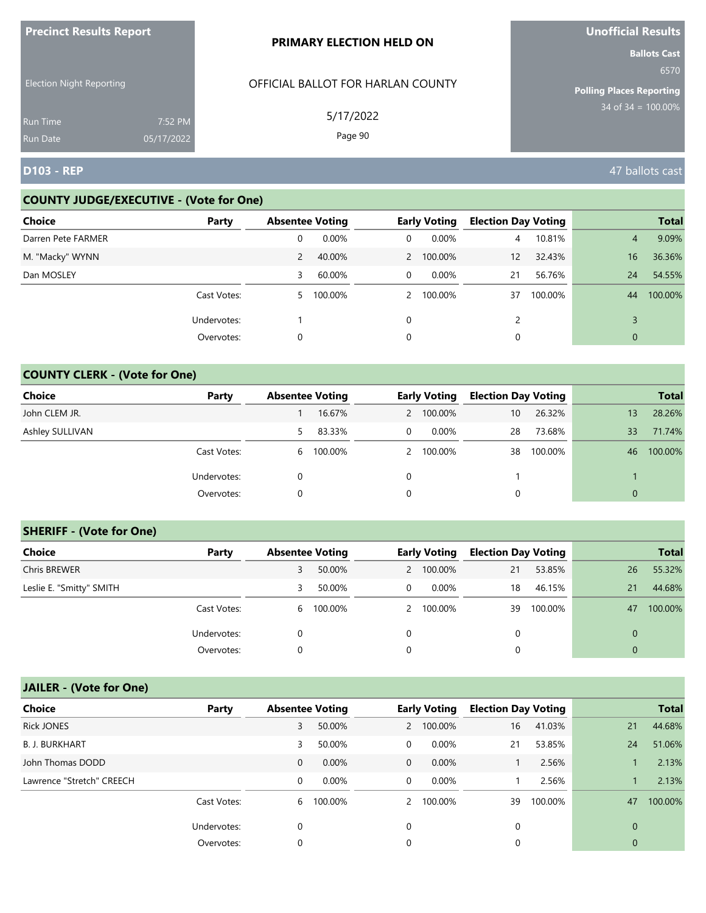**Precinct Results Report**

Election Night Reporting

Run Time 7:52 PM
Run Date 05/17/2022

**PRIMARY ELECTION HELD ON**

OFFICIAL BALLOT FOR HARLAN COUNTY

5/17/2022

**Unofficial Results**

**Ballots Cast**
6570

**Polling Places Reporting**
34 of 34 = 100.00%

## D103 - REP

47 ballots cast

### COUNTY JUDGE/EXECUTIVE - (Vote for One)

| Choice | Party | Absentee Voting | | Early Voting | | Election Day Voting | | Total | |
|---|---|---|---|---|---|---|---|---|---|
| Darren Pete FARMER | | 0 | 0.00% | 0 | 0.00% | 4 | 10.81% | 4 | 9.09% |
| M. "Macky" WYNN | | 2 | 40.00% | 2 | 100.00% | 12 | 32.43% | 16 | 36.36% |
| Dan MOSLEY | | 3 | 60.00% | 0 | 0.00% | 21 | 56.76% | 24 | 54.55% |
| | Cast Votes: | 5 | 100.00% | 2 | 100.00% | 37 | 100.00% | 44 | 100.00% |
| | Undervotes: | 1 | | 0 | | 2 | | 3 | |
| | Overvotes: | 0 | | 0 | | 0 | | 0 | |

### COUNTY CLERK - (Vote for One)

| Choice | Party | Absentee Voting | | Early Voting | | Election Day Voting | | Total | |
|---|---|---|---|---|---|---|---|---|---|
| John CLEM JR. | | 1 | 16.67% | 2 | 100.00% | 10 | 26.32% | 13 | 28.26% |
| Ashley SULLIVAN | | 5 | 83.33% | 0 | 0.00% | 28 | 73.68% | 33 | 71.74% |
| | Cast Votes: | 6 | 100.00% | 2 | 100.00% | 38 | 100.00% | 46 | 100.00% |
| | Undervotes: | 0 | | 0 | | 1 | | 1 | |
| | Overvotes: | 0 | | 0 | | 0 | | 0 | |

### SHERIFF - (Vote for One)

| Choice | Party | Absentee Voting | | Early Voting | | Election Day Voting | | Total | |
|---|---|---|---|---|---|---|---|---|---|
| Chris BREWER | | 3 | 50.00% | 2 | 100.00% | 21 | 53.85% | 26 | 55.32% |
| Leslie E. "Smitty" SMITH | | 3 | 50.00% | 0 | 0.00% | 18 | 46.15% | 21 | 44.68% |
| | Cast Votes: | 6 | 100.00% | 2 | 100.00% | 39 | 100.00% | 47 | 100.00% |
| | Undervotes: | 0 | | 0 | | 0 | | 0 | |
| | Overvotes: | 0 | | 0 | | 0 | | 0 | |

### JAILER - (Vote for One)

| Choice | Party | Absentee Voting | | Early Voting | | Election Day Voting | | Total | |
|---|---|---|---|---|---|---|---|---|---|
| Rick JONES | | 3 | 50.00% | 2 | 100.00% | 16 | 41.03% | 21 | 44.68% |
| B. J. BURKHART | | 3 | 50.00% | 0 | 0.00% | 21 | 53.85% | 24 | 51.06% |
| John Thomas DODD | | 0 | 0.00% | 0 | 0.00% | 1 | 2.56% | 1 | 2.13% |
| Lawrence "Stretch" CREECH | | 0 | 0.00% | 0 | 0.00% | 1 | 2.56% | 1 | 2.13% |
| | Cast Votes: | 6 | 100.00% | 2 | 100.00% | 39 | 100.00% | 47 | 100.00% |
| | Undervotes: | 0 | | 0 | | 0 | | 0 | |
| | Overvotes: | 0 | | 0 | | 0 | | 0 | |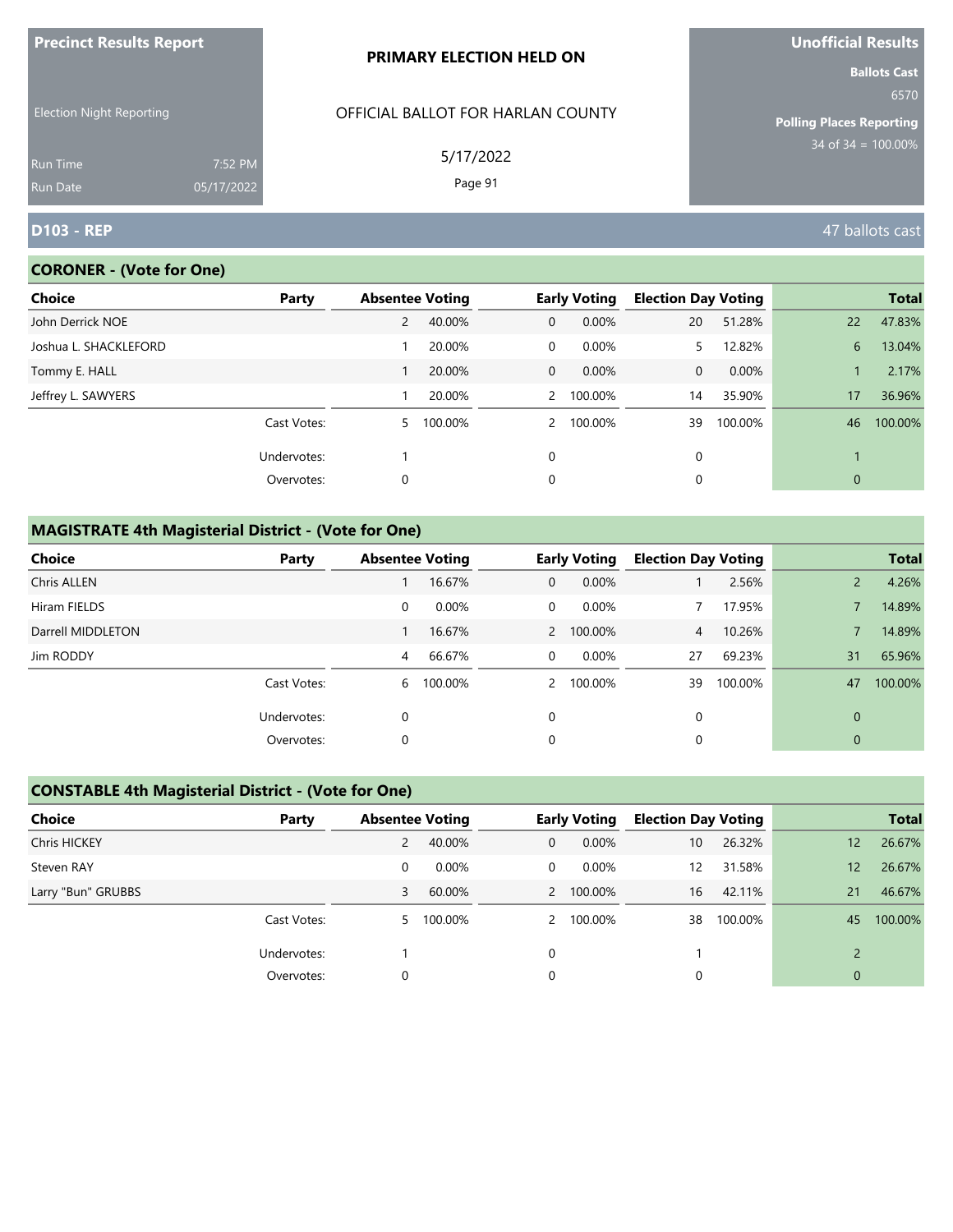Precinct Results Report

Election Night Reporting

Run Time 7:52 PM
Run Date 05/17/2022

**PRIMARY ELECTION HELD ON**

OFFICIAL BALLOT FOR HARLAN COUNTY

5/17/2022

**Unofficial Results**

**Ballots Cast** 6570

**Polling Places Reporting** 34 of 34 = 100.00%

## D103 - REP

47 ballots cast

### CORONER - (Vote for One)

| Choice | Party | Absentee Voting | | Early Voting | | Election Day Voting | | Total | |
|---|---|---|---|---|---|---|---|---|---|
| John Derrick NOE | | 2 | 40.00% | 0 | 0.00% | 20 | 51.28% | 22 | 47.83% |
| Joshua L. SHACKLEFORD | | 1 | 20.00% | 0 | 0.00% | 5 | 12.82% | 6 | 13.04% |
| Tommy E. HALL | | 1 | 20.00% | 0 | 0.00% | 0 | 0.00% | 1 | 2.17% |
| Jeffrey L. SAWYERS | | 1 | 20.00% | 2 | 100.00% | 14 | 35.90% | 17 | 36.96% |
| | Cast Votes: | 5 | 100.00% | 2 | 100.00% | 39 | 100.00% | 46 | 100.00% |
| | Undervotes: | 1 | | 0 | | 0 | | 1 | |
| | Overvotes: | 0 | | 0 | | 0 | | 0 | |

### MAGISTRATE 4th Magisterial District - (Vote for One)

| Choice | Party | Absentee Voting | | Early Voting | | Election Day Voting | | Total | |
|---|---|---|---|---|---|---|---|---|---|
| Chris ALLEN | | 1 | 16.67% | 0 | 0.00% | 1 | 2.56% | 2 | 4.26% |
| Hiram FIELDS | | 0 | 0.00% | 0 | 0.00% | 7 | 17.95% | 7 | 14.89% |
| Darrell MIDDLETON | | 1 | 16.67% | 2 | 100.00% | 4 | 10.26% | 7 | 14.89% |
| Jim RODDY | | 4 | 66.67% | 0 | 0.00% | 27 | 69.23% | 31 | 65.96% |
| | Cast Votes: | 6 | 100.00% | 2 | 100.00% | 39 | 100.00% | 47 | 100.00% |
| | Undervotes: | 0 | | 0 | | 0 | | 0 | |
| | Overvotes: | 0 | | 0 | | 0 | | 0 | |

### CONSTABLE 4th Magisterial District - (Vote for One)

| Choice | Party | Absentee Voting | | Early Voting | | Election Day Voting | | Total | |
|---|---|---|---|---|---|---|---|---|---|
| Chris HICKEY | | 2 | 40.00% | 0 | 0.00% | 10 | 26.32% | 12 | 26.67% |
| Steven RAY | | 0 | 0.00% | 0 | 0.00% | 12 | 31.58% | 12 | 26.67% |
| Larry "Bun" GRUBBS | | 3 | 60.00% | 2 | 100.00% | 16 | 42.11% | 21 | 46.67% |
| | Cast Votes: | 5 | 100.00% | 2 | 100.00% | 38 | 100.00% | 45 | 100.00% |
| | Undervotes: | 1 | | 0 | | 1 | | 2 | |
| | Overvotes: | 0 | | 0 | | 0 | | 0 | |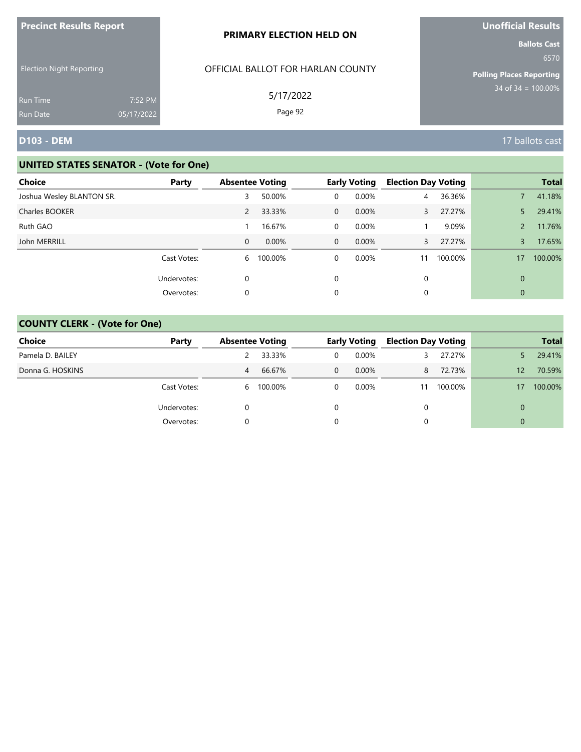**Precinct Results Report**

Election Night Reporting

Run Time 7:52 PM
Run Date 05/17/2022

**PRIMARY ELECTION HELD ON**

OFFICIAL BALLOT FOR HARLAN COUNTY

5/17/2022

**Unofficial Results**

**Ballots Cast**
6570

**Polling Places Reporting**
34 of 34 = 100.00%

## D103 - DEM

17 ballots cast

### UNITED STATES SENATOR - (Vote for One)

| Choice | Party | Absentee Voting | | Early Voting | | Election Day Voting | | Total | |
|---|---|---|---|---|---|---|---|---|---|
| Joshua Wesley BLANTON SR. | | 3 | 50.00% | 0 | 0.00% | 4 | 36.36% | 7 | 41.18% |
| Charles BOOKER | | 2 | 33.33% | 0 | 0.00% | 3 | 27.27% | 5 | 29.41% |
| Ruth GAO | | 1 | 16.67% | 0 | 0.00% | 1 | 9.09% | 2 | 11.76% |
| John MERRILL | | 0 | 0.00% | 0 | 0.00% | 3 | 27.27% | 3 | 17.65% |
| | Cast Votes: | 6 | 100.00% | 0 | 0.00% | 11 | 100.00% | 17 | 100.00% |
| | Undervotes: | 0 | | 0 | | 0 | | 0 | |
| | Overvotes: | 0 | | 0 | | 0 | | 0 | |

### COUNTY CLERK - (Vote for One)

| Choice | Party | Absentee Voting | | Early Voting | | Election Day Voting | | Total | |
|---|---|---|---|---|---|---|---|---|---|
| Pamela D. BAILEY | | 2 | 33.33% | 0 | 0.00% | 3 | 27.27% | 5 | 29.41% |
| Donna G. HOSKINS | | 4 | 66.67% | 0 | 0.00% | 8 | 72.73% | 12 | 70.59% |
| | Cast Votes: | 6 | 100.00% | 0 | 0.00% | 11 | 100.00% | 17 | 100.00% |
| | Undervotes: | 0 | | 0 | | 0 | | 0 | |
| | Overvotes: | 0 | | 0 | | 0 | | 0 | |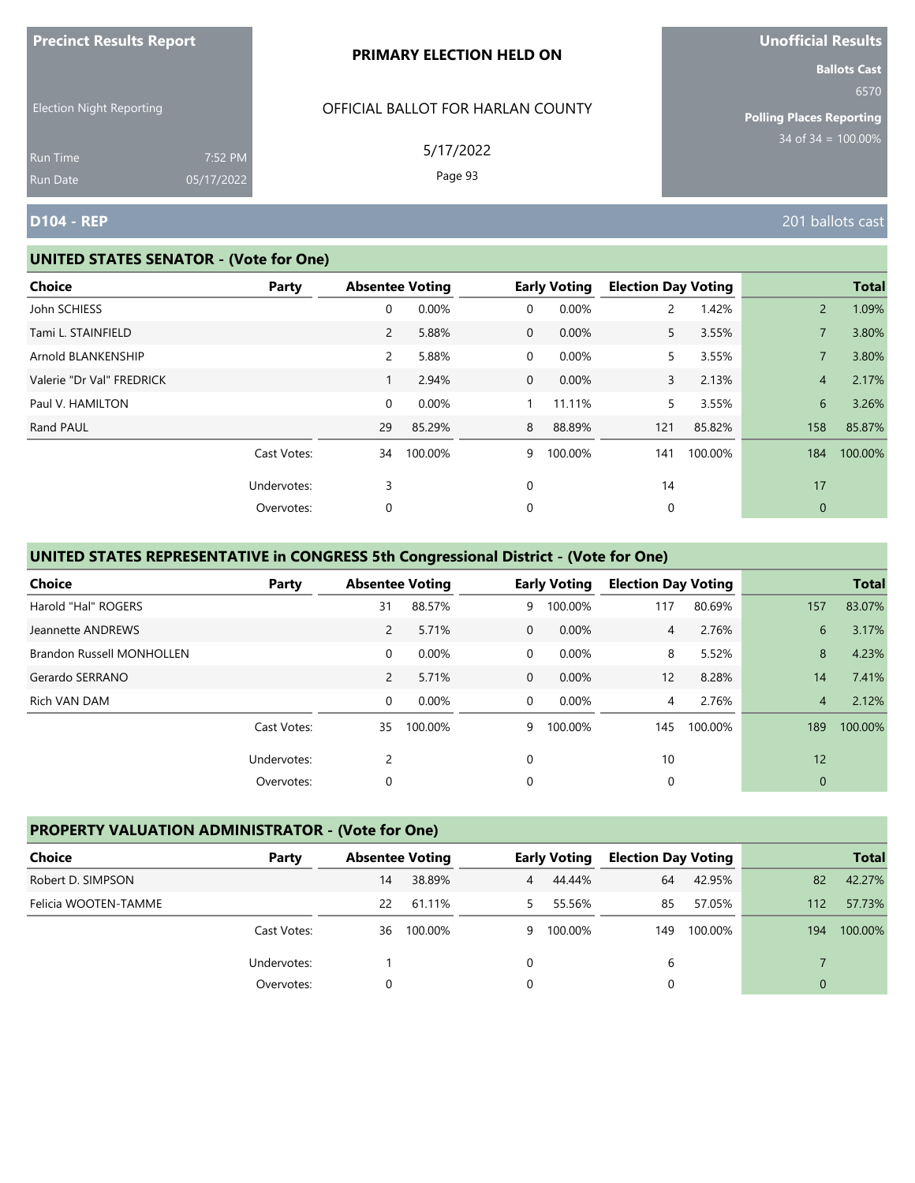Precinct Results Report

Election Night Reporting

Run Time 7:52 PM
Run Date 05/17/2022

**PRIMARY ELECTION HELD ON**

OFFICIAL BALLOT FOR HARLAN COUNTY

5/17/2022

Unofficial Results

Ballots Cast 6570

Polling Places Reporting 34 of 34 = 100.00%

## D104 - REP

201 ballots cast

### UNITED STATES SENATOR - (Vote for One)

| Choice | Party | Absentee Voting | | Early Voting | | Election Day Voting | | Total | |
|---|---|---|---|---|---|---|---|---|---|
| John SCHIESS | | 0 | 0.00% | 0 | 0.00% | 2 | 1.42% | 2 | 1.09% |
| Tami L. STAINFIELD | | 2 | 5.88% | 0 | 0.00% | 5 | 3.55% | 7 | 3.80% |
| Arnold BLANKENSHIP | | 2 | 5.88% | 0 | 0.00% | 5 | 3.55% | 7 | 3.80% |
| Valerie "Dr Val" FREDRICK | | 1 | 2.94% | 0 | 0.00% | 3 | 2.13% | 4 | 2.17% |
| Paul V. HAMILTON | | 0 | 0.00% | 1 | 11.11% | 5 | 3.55% | 6 | 3.26% |
| Rand PAUL | | 29 | 85.29% | 8 | 88.89% | 121 | 85.82% | 158 | 85.87% |
| | Cast Votes: | 34 | 100.00% | 9 | 100.00% | 141 | 100.00% | 184 | 100.00% |
| | Undervotes: | 3 | | 0 | | 14 | | 17 | |
| | Overvotes: | 0 | | 0 | | 0 | | 0 | |

### UNITED STATES REPRESENTATIVE in CONGRESS 5th Congressional District - (Vote for One)

| Choice | Party | Absentee Voting | | Early Voting | | Election Day Voting | | Total | |
|---|---|---|---|---|---|---|---|---|---|
| Harold "Hal" ROGERS | | 31 | 88.57% | 9 | 100.00% | 117 | 80.69% | 157 | 83.07% |
| Jeannette ANDREWS | | 2 | 5.71% | 0 | 0.00% | 4 | 2.76% | 6 | 3.17% |
| Brandon Russell MONHOLLEN | | 0 | 0.00% | 0 | 0.00% | 8 | 5.52% | 8 | 4.23% |
| Gerardo SERRANO | | 2 | 5.71% | 0 | 0.00% | 12 | 8.28% | 14 | 7.41% |
| Rich VAN DAM | | 0 | 0.00% | 0 | 0.00% | 4 | 2.76% | 4 | 2.12% |
| | Cast Votes: | 35 | 100.00% | 9 | 100.00% | 145 | 100.00% | 189 | 100.00% |
| | Undervotes: | 2 | | 0 | | 10 | | 12 | |
| | Overvotes: | 0 | | 0 | | 0 | | 0 | |

### PROPERTY VALUATION ADMINISTRATOR - (Vote for One)

| Choice | Party | Absentee Voting | | Early Voting | | Election Day Voting | | Total | |
|---|---|---|---|---|---|---|---|---|---|
| Robert D. SIMPSON | | 14 | 38.89% | 4 | 44.44% | 64 | 42.95% | 82 | 42.27% |
| Felicia WOOTEN-TAMME | | 22 | 61.11% | 5 | 55.56% | 85 | 57.05% | 112 | 57.73% |
| | Cast Votes: | 36 | 100.00% | 9 | 100.00% | 149 | 100.00% | 194 | 100.00% |
| | Undervotes: | 1 | | 0 | | 6 | | 7 | |
| | Overvotes: | 0 | | 0 | | 0 | | 0 | |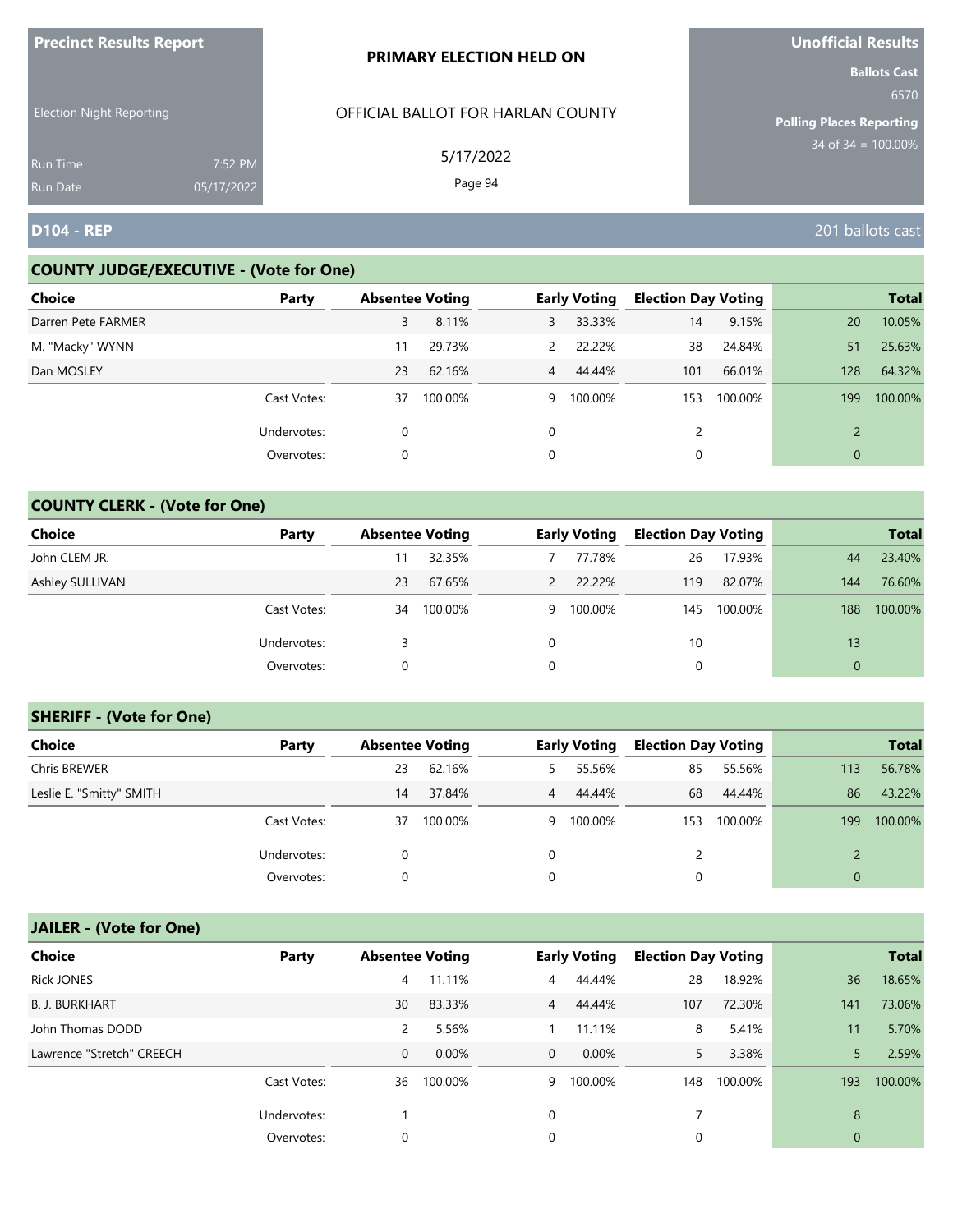**Precinct Results Report**

Election Night Reporting

Run Time 7:52 PM
Run Date 05/17/2022

**PRIMARY ELECTION HELD ON**

OFFICIAL BALLOT FOR HARLAN COUNTY

5/17/2022

**Unofficial Results**

**Ballots Cast**
6570

**Polling Places Reporting**
34 of 34 = 100.00%

## D104 - REP

201 ballots cast

### COUNTY JUDGE/EXECUTIVE - (Vote for One)

| Choice | Party | Absentee Voting | | Early Voting | | Election Day Voting | | Total | |
|---|---|---|---|---|---|---|---|---|---|
| Darren Pete FARMER | | 3 | 8.11% | 3 | 33.33% | 14 | 9.15% | 20 | 10.05% |
| M. "Macky" WYNN | | 11 | 29.73% | 2 | 22.22% | 38 | 24.84% | 51 | 25.63% |
| Dan MOSLEY | | 23 | 62.16% | 4 | 44.44% | 101 | 66.01% | 128 | 64.32% |
| | Cast Votes: | 37 | 100.00% | 9 | 100.00% | 153 | 100.00% | 199 | 100.00% |
| | Undervotes: | 0 | | 0 | | 2 | | 2 | |
| | Overvotes: | 0 | | 0 | | 0 | | 0 | |

### COUNTY CLERK - (Vote for One)

| Choice | Party | Absentee Voting | | Early Voting | | Election Day Voting | | Total | |
|---|---|---|---|---|---|---|---|---|---|
| John CLEM JR. | | 11 | 32.35% | 7 | 77.78% | 26 | 17.93% | 44 | 23.40% |
| Ashley SULLIVAN | | 23 | 67.65% | 2 | 22.22% | 119 | 82.07% | 144 | 76.60% |
| | Cast Votes: | 34 | 100.00% | 9 | 100.00% | 145 | 100.00% | 188 | 100.00% |
| | Undervotes: | 3 | | 0 | | 10 | | 13 | |
| | Overvotes: | 0 | | 0 | | 0 | | 0 | |

### SHERIFF - (Vote for One)

| Choice | Party | Absentee Voting | | Early Voting | | Election Day Voting | | Total | |
|---|---|---|---|---|---|---|---|---|---|
| Chris BREWER | | 23 | 62.16% | 5 | 55.56% | 85 | 55.56% | 113 | 56.78% |
| Leslie E. "Smitty" SMITH | | 14 | 37.84% | 4 | 44.44% | 68 | 44.44% | 86 | 43.22% |
| | Cast Votes: | 37 | 100.00% | 9 | 100.00% | 153 | 100.00% | 199 | 100.00% |
| | Undervotes: | 0 | | 0 | | 2 | | 2 | |
| | Overvotes: | 0 | | 0 | | 0 | | 0 | |

### JAILER - (Vote for One)

| Choice | Party | Absentee Voting | | Early Voting | | Election Day Voting | | Total | |
|---|---|---|---|---|---|---|---|---|---|
| Rick JONES | | 4 | 11.11% | 4 | 44.44% | 28 | 18.92% | 36 | 18.65% |
| B. J. BURKHART | | 30 | 83.33% | 4 | 44.44% | 107 | 72.30% | 141 | 73.06% |
| John Thomas DODD | | 2 | 5.56% | 1 | 11.11% | 8 | 5.41% | 11 | 5.70% |
| Lawrence "Stretch" CREECH | | 0 | 0.00% | 0 | 0.00% | 5 | 3.38% | 5 | 2.59% |
| | Cast Votes: | 36 | 100.00% | 9 | 100.00% | 148 | 100.00% | 193 | 100.00% |
| | Undervotes: | 1 | | 0 | | 7 | | 8 | |
| | Overvotes: | 0 | | 0 | | 0 | | 0 | |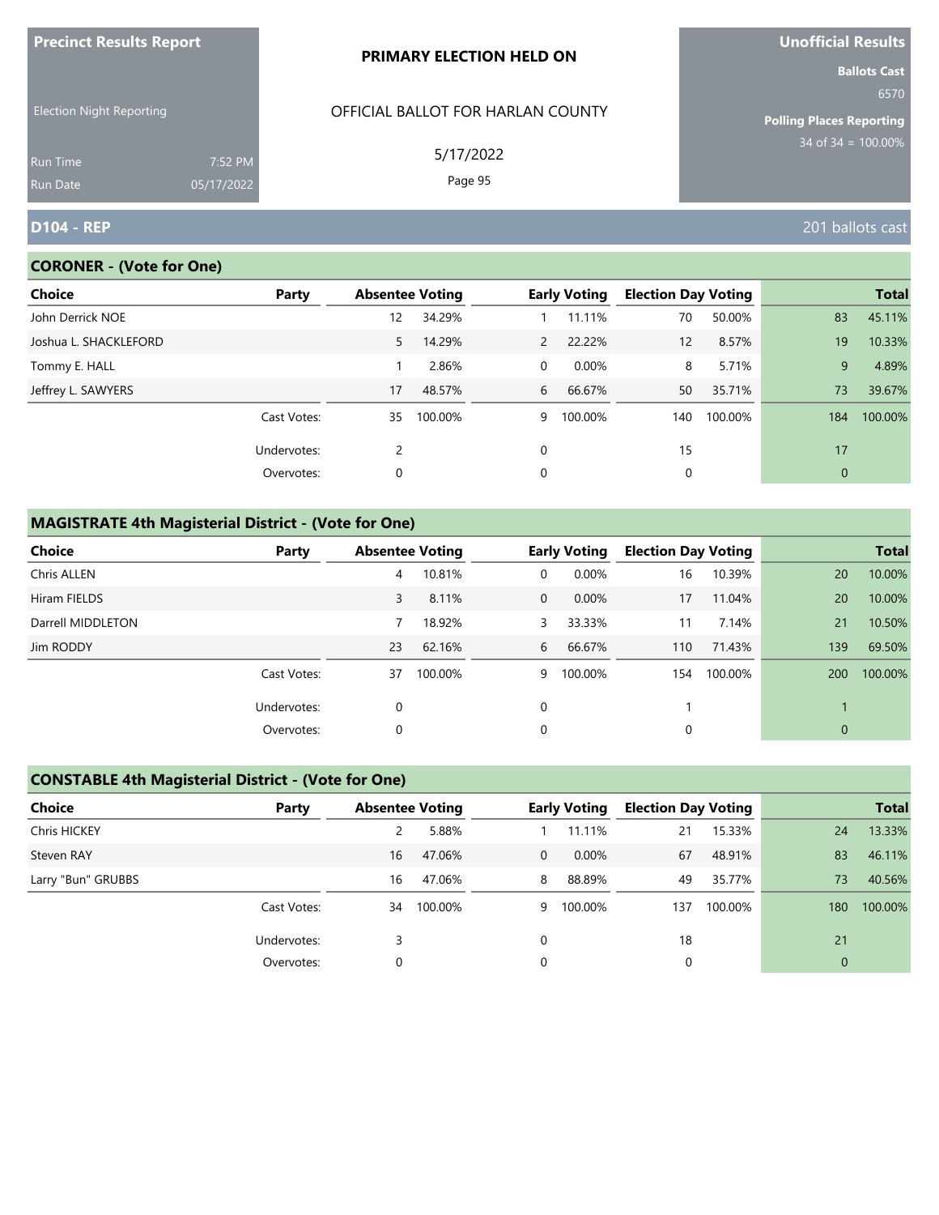**Precinct Results Report**

Election Night Reporting

Run Time 7:52 PM
Run Date 05/17/2022

**PRIMARY ELECTION HELD ON**

OFFICIAL BALLOT FOR HARLAN COUNTY

5/17/2022

Page 95

**Unofficial Results**

**Ballots Cast**
6570

**Polling Places Reporting**
34 of 34 = 100.00%

## D104 - REP

201 ballots cast

### CORONER - (Vote for One)

| Choice | Party | Absentee Voting | | Early Voting | | Election Day Voting | | Total | |
|---|---|---|---|---|---|---|---|---|---|
| John Derrick NOE | | 12 | 34.29% | 1 | 11.11% | 70 | 50.00% | 83 | 45.11% |
| Joshua L. SHACKLEFORD | | 5 | 14.29% | 2 | 22.22% | 12 | 8.57% | 19 | 10.33% |
| Tommy E. HALL | | 1 | 2.86% | 0 | 0.00% | 8 | 5.71% | 9 | 4.89% |
| Jeffrey L. SAWYERS | | 17 | 48.57% | 6 | 66.67% | 50 | 35.71% | 73 | 39.67% |
| | Cast Votes: | 35 | 100.00% | 9 | 100.00% | 140 | 100.00% | 184 | 100.00% |
| | Undervotes: | 2 | | 0 | | 15 | | 17 | |
| | Overvotes: | 0 | | 0 | | 0 | | 0 | |

### MAGISTRATE 4th Magisterial District - (Vote for One)

| Choice | Party | Absentee Voting | | Early Voting | | Election Day Voting | | Total | |
|---|---|---|---|---|---|---|---|---|---|
| Chris ALLEN | | 4 | 10.81% | 0 | 0.00% | 16 | 10.39% | 20 | 10.00% |
| Hiram FIELDS | | 3 | 8.11% | 0 | 0.00% | 17 | 11.04% | 20 | 10.00% |
| Darrell MIDDLETON | | 7 | 18.92% | 3 | 33.33% | 11 | 7.14% | 21 | 10.50% |
| Jim RODDY | | 23 | 62.16% | 6 | 66.67% | 110 | 71.43% | 139 | 69.50% |
| | Cast Votes: | 37 | 100.00% | 9 | 100.00% | 154 | 100.00% | 200 | 100.00% |
| | Undervotes: | 0 | | 0 | | 1 | | 1 | |
| | Overvotes: | 0 | | 0 | | 0 | | 0 | |

### CONSTABLE 4th Magisterial District - (Vote for One)

| Choice | Party | Absentee Voting | | Early Voting | | Election Day Voting | | Total | |
|---|---|---|---|---|---|---|---|---|---|
| Chris HICKEY | | 2 | 5.88% | 1 | 11.11% | 21 | 15.33% | 24 | 13.33% |
| Steven RAY | | 16 | 47.06% | 0 | 0.00% | 67 | 48.91% | 83 | 46.11% |
| Larry "Bun" GRUBBS | | 16 | 47.06% | 8 | 88.89% | 49 | 35.77% | 73 | 40.56% |
| | Cast Votes: | 34 | 100.00% | 9 | 100.00% | 137 | 100.00% | 180 | 100.00% |
| | Undervotes: | 3 | | 0 | | 18 | | 21 | |
| | Overvotes: | 0 | | 0 | | 0 | | 0 | |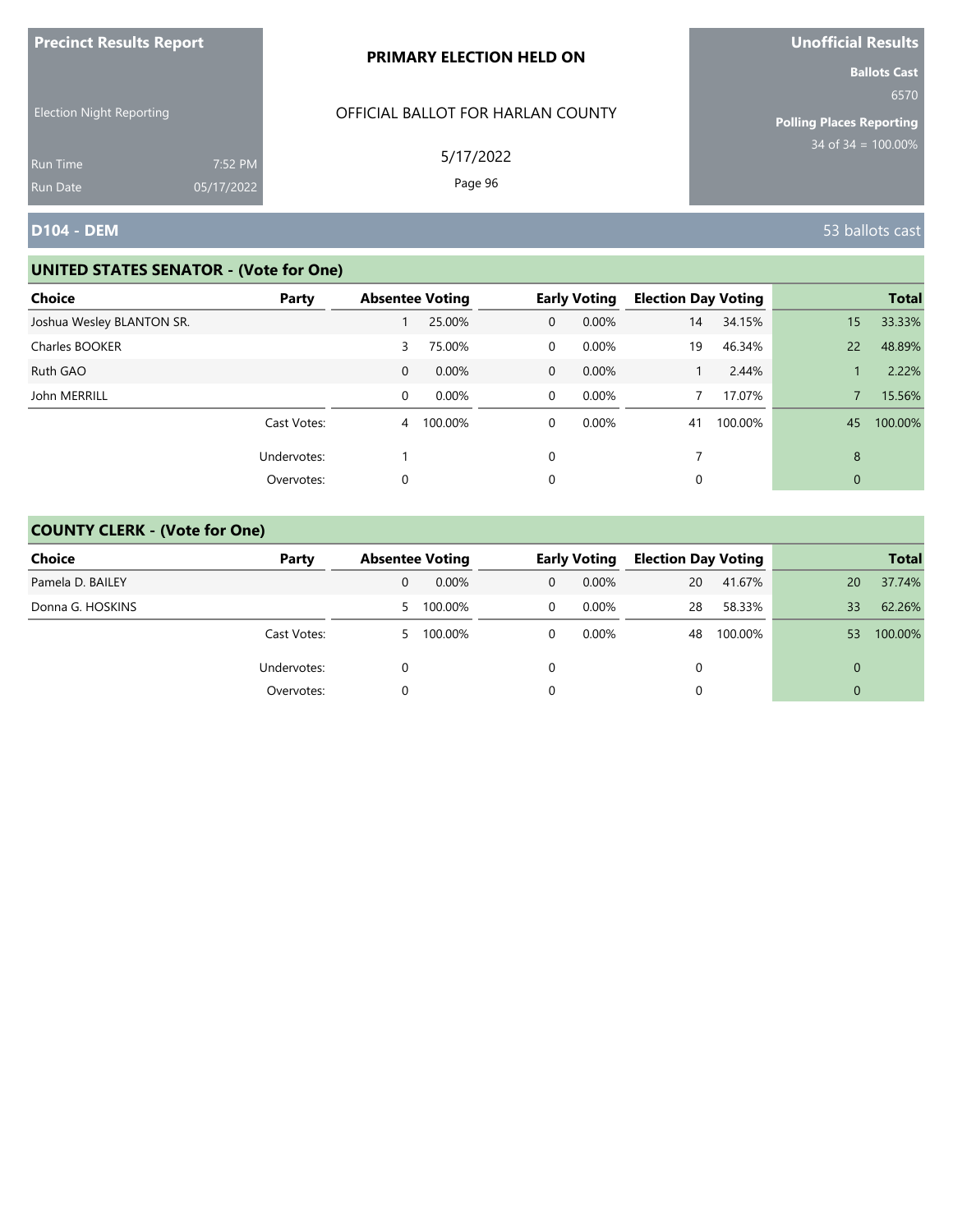**Precinct Results Report**

Election Night Reporting

Run Time 7:52 PM
Run Date 05/17/2022

**PRIMARY ELECTION HELD ON**

OFFICIAL BALLOT FOR HARLAN COUNTY

5/17/2022

**Unofficial Results**

**Ballots Cast**
6570

**Polling Places Reporting**
34 of 34 = 100.00%

## D104 - DEM

53 ballots cast

### UNITED STATES SENATOR - (Vote for One)

| Choice | Party | Absentee Voting | | Early Voting | | Election Day Voting | | Total | |
|---|---|---|---|---|---|---|---|---|---|
| Joshua Wesley BLANTON SR. | | 1 | 25.00% | 0 | 0.00% | 14 | 34.15% | 15 | 33.33% |
| Charles BOOKER | | 3 | 75.00% | 0 | 0.00% | 19 | 46.34% | 22 | 48.89% |
| Ruth GAO | | 0 | 0.00% | 0 | 0.00% | 1 | 2.44% | 1 | 2.22% |
| John MERRILL | | 0 | 0.00% | 0 | 0.00% | 7 | 17.07% | 7 | 15.56% |
| | Cast Votes: | 4 | 100.00% | 0 | 0.00% | 41 | 100.00% | 45 | 100.00% |
| | Undervotes: | 1 | | 0 | | 7 | | 8 | |
| | Overvotes: | 0 | | 0 | | 0 | | 0 | |

### COUNTY CLERK - (Vote for One)

| Choice | Party | Absentee Voting | | Early Voting | | Election Day Voting | | Total | |
|---|---|---|---|---|---|---|---|---|---|
| Pamela D. BAILEY | | 0 | 0.00% | 0 | 0.00% | 20 | 41.67% | 20 | 37.74% |
| Donna G. HOSKINS | | 5 | 100.00% | 0 | 0.00% | 28 | 58.33% | 33 | 62.26% |
| | Cast Votes: | 5 | 100.00% | 0 | 0.00% | 48 | 100.00% | 53 | 100.00% |
| | Undervotes: | 0 | | 0 | | 0 | | 0 | |
| | Overvotes: | 0 | | 0 | | 0 | | 0 | |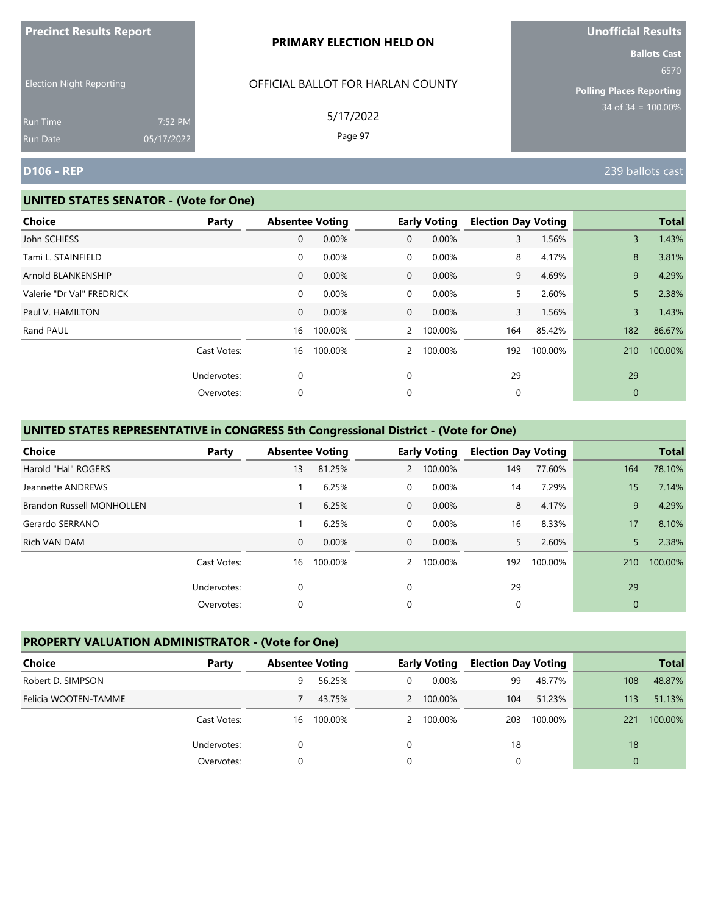**Precinct Results Report**

Election Night Reporting

Run Time 7:52 PM
Run Date 05/17/2022

**PRIMARY ELECTION HELD ON**

OFFICIAL BALLOT FOR HARLAN COUNTY

5/17/2022

**Unofficial Results**

**Ballots Cast**
6570

**Polling Places Reporting**
34 of 34 = 100.00%

## D106 - REP

239 ballots cast

### UNITED STATES SENATOR - (Vote for One)

| Choice | Party | Absentee Voting | | Early Voting | | Election Day Voting | | Total | |
|---|---|---|---|---|---|---|---|---|---|
| John SCHIESS | | 0 | 0.00% | 0 | 0.00% | 3 | 1.56% | 3 | 1.43% |
| Tami L. STAINFIELD | | 0 | 0.00% | 0 | 0.00% | 8 | 4.17% | 8 | 3.81% |
| Arnold BLANKENSHIP | | 0 | 0.00% | 0 | 0.00% | 9 | 4.69% | 9 | 4.29% |
| Valerie "Dr Val" FREDRICK | | 0 | 0.00% | 0 | 0.00% | 5 | 2.60% | 5 | 2.38% |
| Paul V. HAMILTON | | 0 | 0.00% | 0 | 0.00% | 3 | 1.56% | 3 | 1.43% |
| Rand PAUL | | 16 | 100.00% | 2 | 100.00% | 164 | 85.42% | 182 | 86.67% |
| | Cast Votes: | 16 | 100.00% | 2 | 100.00% | 192 | 100.00% | 210 | 100.00% |
| | Undervotes: | 0 | | 0 | | 29 | | 29 | |
| | Overvotes: | 0 | | 0 | | 0 | | 0 | |

### UNITED STATES REPRESENTATIVE in CONGRESS 5th Congressional District - (Vote for One)

| Choice | Party | Absentee Voting | | Early Voting | | Election Day Voting | | Total | |
|---|---|---|---|---|---|---|---|---|---|
| Harold "Hal" ROGERS | | 13 | 81.25% | 2 | 100.00% | 149 | 77.60% | 164 | 78.10% |
| Jeannette ANDREWS | | 1 | 6.25% | 0 | 0.00% | 14 | 7.29% | 15 | 7.14% |
| Brandon Russell MONHOLLEN | | 1 | 6.25% | 0 | 0.00% | 8 | 4.17% | 9 | 4.29% |
| Gerardo SERRANO | | 1 | 6.25% | 0 | 0.00% | 16 | 8.33% | 17 | 8.10% |
| Rich VAN DAM | | 0 | 0.00% | 0 | 0.00% | 5 | 2.60% | 5 | 2.38% |
| | Cast Votes: | 16 | 100.00% | 2 | 100.00% | 192 | 100.00% | 210 | 100.00% |
| | Undervotes: | 0 | | 0 | | 29 | | 29 | |
| | Overvotes: | 0 | | 0 | | 0 | | 0 | |

### PROPERTY VALUATION ADMINISTRATOR - (Vote for One)

| Choice | Party | Absentee Voting | | Early Voting | | Election Day Voting | | Total | |
|---|---|---|---|---|---|---|---|---|---|
| Robert D. SIMPSON | | 9 | 56.25% | 0 | 0.00% | 99 | 48.77% | 108 | 48.87% |
| Felicia WOOTEN-TAMME | | 7 | 43.75% | 2 | 100.00% | 104 | 51.23% | 113 | 51.13% |
| | Cast Votes: | 16 | 100.00% | 2 | 100.00% | 203 | 100.00% | 221 | 100.00% |
| | Undervotes: | 0 | | 0 | | 18 | | 18 | |
| | Overvotes: | 0 | | 0 | | 0 | | 0 | |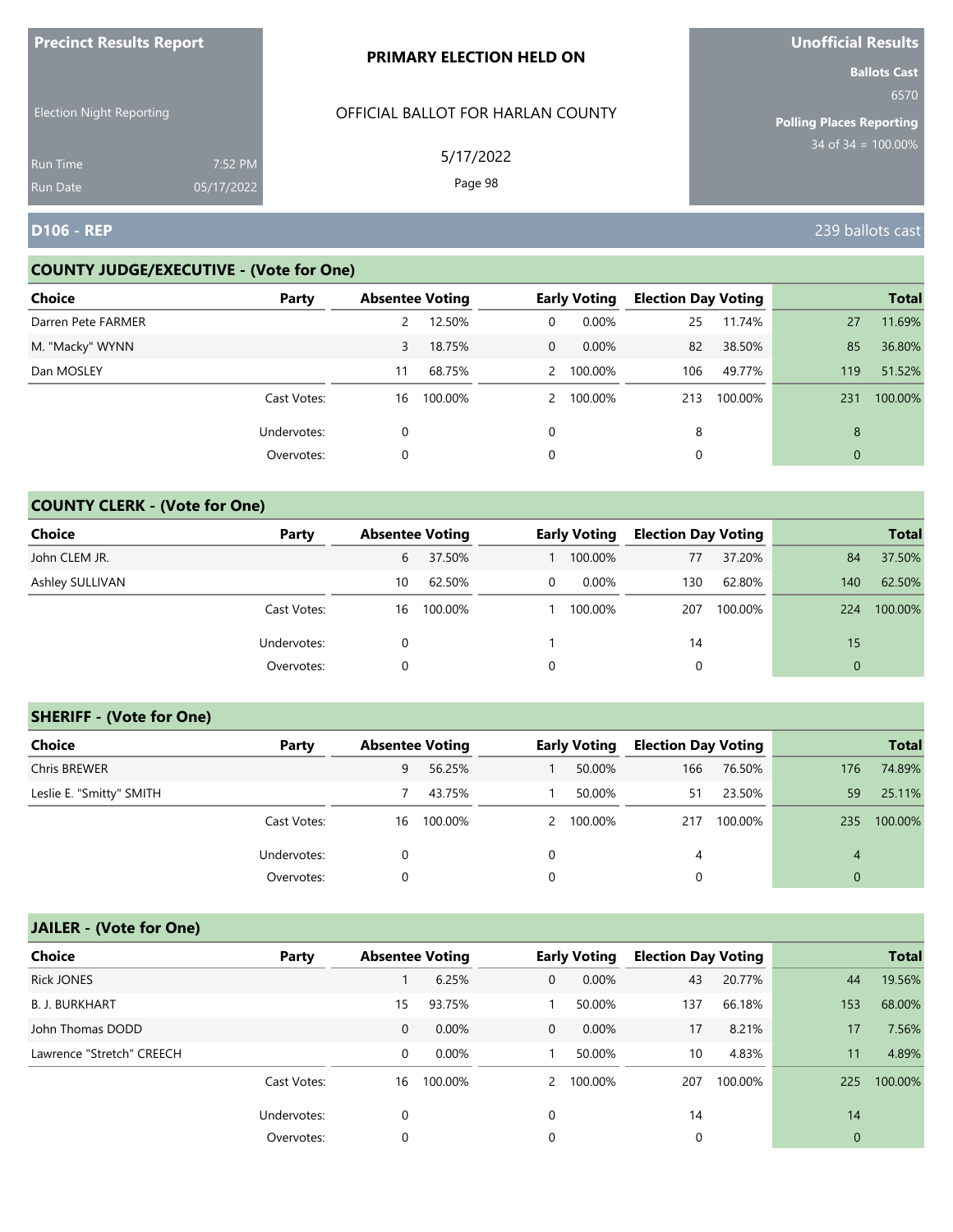**Precinct Results Report**

Election Night Reporting

Run Time 7:52 PM
Run Date 05/17/2022

**PRIMARY ELECTION HELD ON**

OFFICIAL BALLOT FOR HARLAN COUNTY

5/17/2022

**Unofficial Results**

**Ballots Cast**
6570

**Polling Places Reporting**
34 of 34 = 100.00%

## D106 - REP

239 ballots cast

### COUNTY JUDGE/EXECUTIVE - (Vote for One)

| Choice | Party | Absentee Voting | | Early Voting | | Election Day Voting | | Total | |
|---|---|---|---|---|---|---|---|---|---|
| Darren Pete FARMER | | 2 | 12.50% | 0 | 0.00% | 25 | 11.74% | 27 | 11.69% |
| M. "Macky" WYNN | | 3 | 18.75% | 0 | 0.00% | 82 | 38.50% | 85 | 36.80% |
| Dan MOSLEY | | 11 | 68.75% | 2 | 100.00% | 106 | 49.77% | 119 | 51.52% |
| | Cast Votes: | 16 | 100.00% | 2 | 100.00% | 213 | 100.00% | 231 | 100.00% |
| | Undervotes: | 0 | | 0 | | 8 | | 8 | |
| | Overvotes: | 0 | | 0 | | 0 | | 0 | |

### COUNTY CLERK - (Vote for One)

| Choice | Party | Absentee Voting | | Early Voting | | Election Day Voting | | Total | |
|---|---|---|---|---|---|---|---|---|---|
| John CLEM JR. | | 6 | 37.50% | 1 | 100.00% | 77 | 37.20% | 84 | 37.50% |
| Ashley SULLIVAN | | 10 | 62.50% | 0 | 0.00% | 130 | 62.80% | 140 | 62.50% |
| | Cast Votes: | 16 | 100.00% | 1 | 100.00% | 207 | 100.00% | 224 | 100.00% |
| | Undervotes: | 0 | | 1 | | 14 | | 15 | |
| | Overvotes: | 0 | | 0 | | 0 | | 0 | |

### SHERIFF - (Vote for One)

| Choice | Party | Absentee Voting | | Early Voting | | Election Day Voting | | Total | |
|---|---|---|---|---|---|---|---|---|---|
| Chris BREWER | | 9 | 56.25% | 1 | 50.00% | 166 | 76.50% | 176 | 74.89% |
| Leslie E. "Smitty" SMITH | | 7 | 43.75% | 1 | 50.00% | 51 | 23.50% | 59 | 25.11% |
| | Cast Votes: | 16 | 100.00% | 2 | 100.00% | 217 | 100.00% | 235 | 100.00% |
| | Undervotes: | 0 | | 0 | | 4 | | 4 | |
| | Overvotes: | 0 | | 0 | | 0 | | 0 | |

### JAILER - (Vote for One)

| Choice | Party | Absentee Voting | | Early Voting | | Election Day Voting | | Total | |
|---|---|---|---|---|---|---|---|---|---|
| Rick JONES | | 1 | 6.25% | 0 | 0.00% | 43 | 20.77% | 44 | 19.56% |
| B. J. BURKHART | | 15 | 93.75% | 1 | 50.00% | 137 | 66.18% | 153 | 68.00% |
| John Thomas DODD | | 0 | 0.00% | 0 | 0.00% | 17 | 8.21% | 17 | 7.56% |
| Lawrence "Stretch" CREECH | | 0 | 0.00% | 1 | 50.00% | 10 | 4.83% | 11 | 4.89% |
| | Cast Votes: | 16 | 100.00% | 2 | 100.00% | 207 | 100.00% | 225 | 100.00% |
| | Undervotes: | 0 | | 0 | | 14 | | 14 | |
| | Overvotes: | 0 | | 0 | | 0 | | 0 | |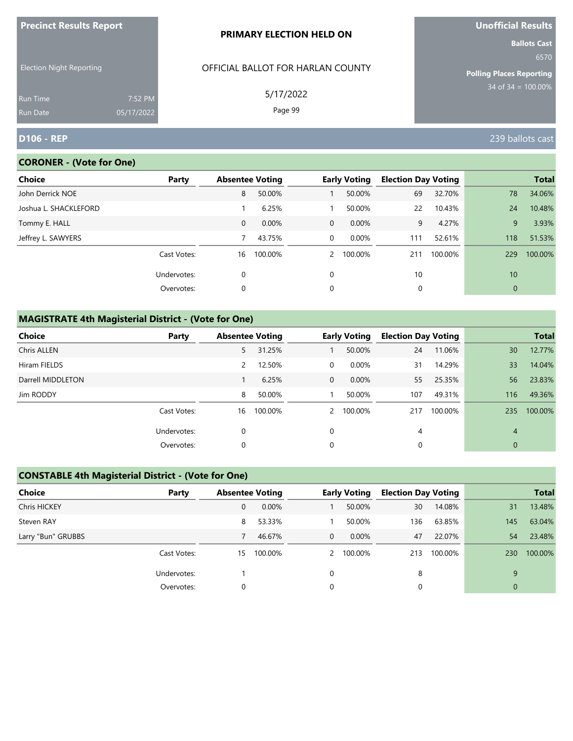**Precinct Results Report**

Election Night Reporting

Run Time 7:52 PM
Run Date 05/17/2022

**PRIMARY ELECTION HELD ON**

OFFICIAL BALLOT FOR HARLAN COUNTY

5/17/2022

**Unofficial Results**

**Ballots Cast** 6570

**Polling Places Reporting** 34 of 34 = 100.00%

## D106 - REP

239 ballots cast

### CORONER - (Vote for One)

| Choice | Party | Absentee Voting | | Early Voting | | Election Day Voting | | Total | |
|---|---|---|---|---|---|---|---|---|---|
| John Derrick NOE | | 8 | 50.00% | 1 | 50.00% | 69 | 32.70% | 78 | 34.06% |
| Joshua L. SHACKLEFORD | | 1 | 6.25% | 1 | 50.00% | 22 | 10.43% | 24 | 10.48% |
| Tommy E. HALL | | 0 | 0.00% | 0 | 0.00% | 9 | 4.27% | 9 | 3.93% |
| Jeffrey L. SAWYERS | | 7 | 43.75% | 0 | 0.00% | 111 | 52.61% | 118 | 51.53% |
| | Cast Votes: | 16 | 100.00% | 2 | 100.00% | 211 | 100.00% | 229 | 100.00% |
| | Undervotes: | 0 | | 0 | | 10 | | 10 | |
| | Overvotes: | 0 | | 0 | | 0 | | 0 | |

### MAGISTRATE 4th Magisterial District - (Vote for One)

| Choice | Party | Absentee Voting | | Early Voting | | Election Day Voting | | Total | |
|---|---|---|---|---|---|---|---|---|---|
| Chris ALLEN | | 5 | 31.25% | 1 | 50.00% | 24 | 11.06% | 30 | 12.77% |
| Hiram FIELDS | | 2 | 12.50% | 0 | 0.00% | 31 | 14.29% | 33 | 14.04% |
| Darrell MIDDLETON | | 1 | 6.25% | 0 | 0.00% | 55 | 25.35% | 56 | 23.83% |
| Jim RODDY | | 8 | 50.00% | 1 | 50.00% | 107 | 49.31% | 116 | 49.36% |
| | Cast Votes: | 16 | 100.00% | 2 | 100.00% | 217 | 100.00% | 235 | 100.00% |
| | Undervotes: | 0 | | 0 | | 4 | | 4 | |
| | Overvotes: | 0 | | 0 | | 0 | | 0 | |

### CONSTABLE 4th Magisterial District - (Vote for One)

| Choice | Party | Absentee Voting | | Early Voting | | Election Day Voting | | Total | |
|---|---|---|---|---|---|---|---|---|---|
| Chris HICKEY | | 0 | 0.00% | 1 | 50.00% | 30 | 14.08% | 31 | 13.48% |
| Steven RAY | | 8 | 53.33% | 1 | 50.00% | 136 | 63.85% | 145 | 63.04% |
| Larry "Bun" GRUBBS | | 7 | 46.67% | 0 | 0.00% | 47 | 22.07% | 54 | 23.48% |
| | Cast Votes: | 15 | 100.00% | 2 | 100.00% | 213 | 100.00% | 230 | 100.00% |
| | Undervotes: | 1 | | 0 | | 8 | | 9 | |
| | Overvotes: | 0 | | 0 | | 0 | | 0 | |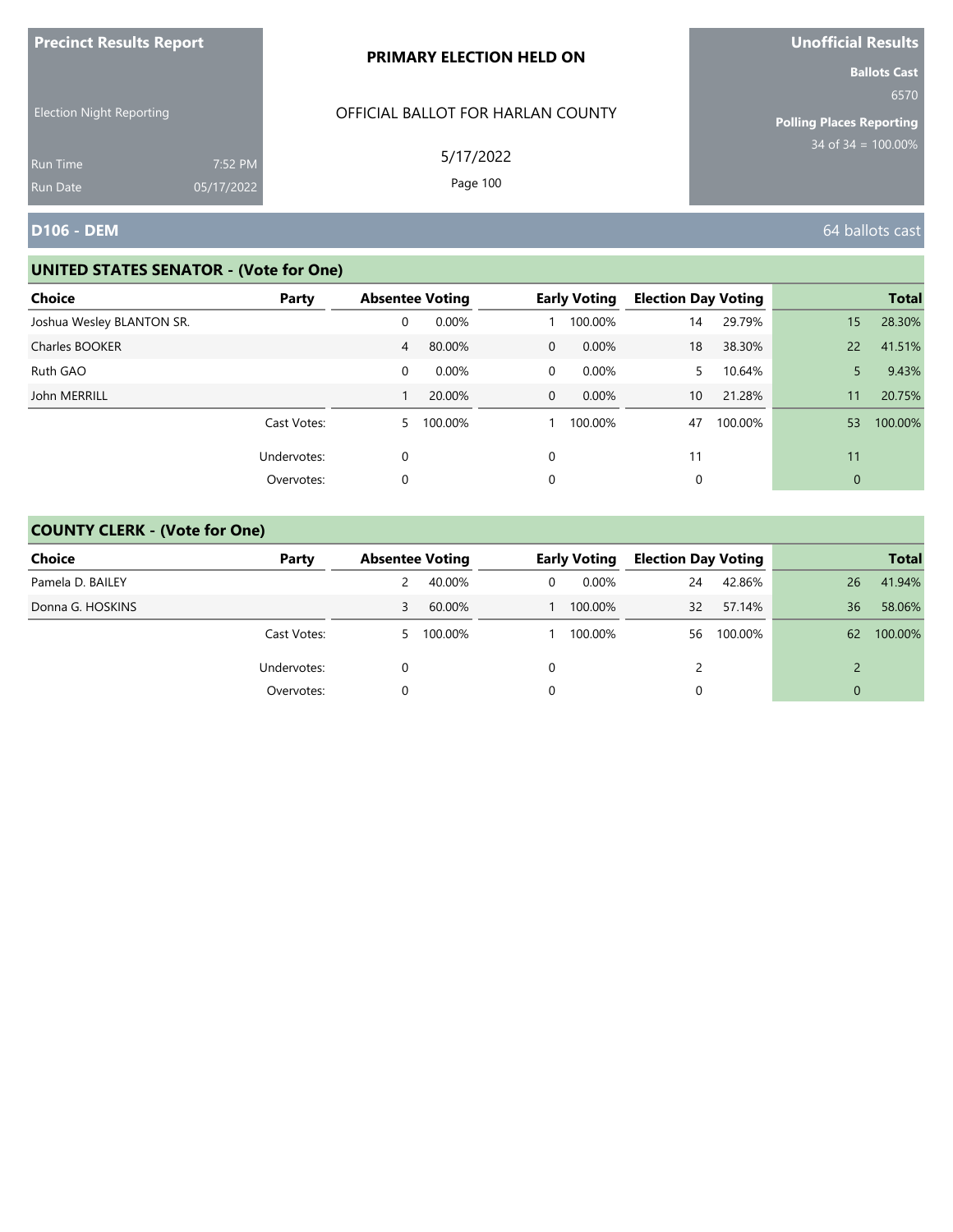**Precinct Results Report**

Election Night Reporting

Run Time 7:52 PM
Run Date 05/17/2022

**PRIMARY ELECTION HELD ON**

OFFICIAL BALLOT FOR HARLAN COUNTY

5/17/2022

**Unofficial Results**

**Ballots Cast**
6570

**Polling Places Reporting**
34 of 34 = 100.00%

## D106 - DEM

64 ballots cast

### UNITED STATES SENATOR - (Vote for One)

| Choice | Party | Absentee Voting | | Early Voting | | Election Day Voting | | Total | |
|---|---|---|---|---|---|---|---|---|---|
| Joshua Wesley BLANTON SR. | | 0 | 0.00% | 1 | 100.00% | 14 | 29.79% | 15 | 28.30% |
| Charles BOOKER | | 4 | 80.00% | 0 | 0.00% | 18 | 38.30% | 22 | 41.51% |
| Ruth GAO | | 0 | 0.00% | 0 | 0.00% | 5 | 10.64% | 5 | 9.43% |
| John MERRILL | | 1 | 20.00% | 0 | 0.00% | 10 | 21.28% | 11 | 20.75% |
| | Cast Votes: | 5 | 100.00% | 1 | 100.00% | 47 | 100.00% | 53 | 100.00% |
| | Undervotes: | 0 | | 0 | | 11 | | 11 | |
| | Overvotes: | 0 | | 0 | | 0 | | 0 | |

### COUNTY CLERK - (Vote for One)

| Choice | Party | Absentee Voting | | Early Voting | | Election Day Voting | | Total | |
|---|---|---|---|---|---|---|---|---|---|
| Pamela D. BAILEY | | 2 | 40.00% | 0 | 0.00% | 24 | 42.86% | 26 | 41.94% |
| Donna G. HOSKINS | | 3 | 60.00% | 1 | 100.00% | 32 | 57.14% | 36 | 58.06% |
| | Cast Votes: | 5 | 100.00% | 1 | 100.00% | 56 | 100.00% | 62 | 100.00% |
| | Undervotes: | 0 | | 0 | | 2 | | 2 | |
| | Overvotes: | 0 | | 0 | | 0 | | 0 | |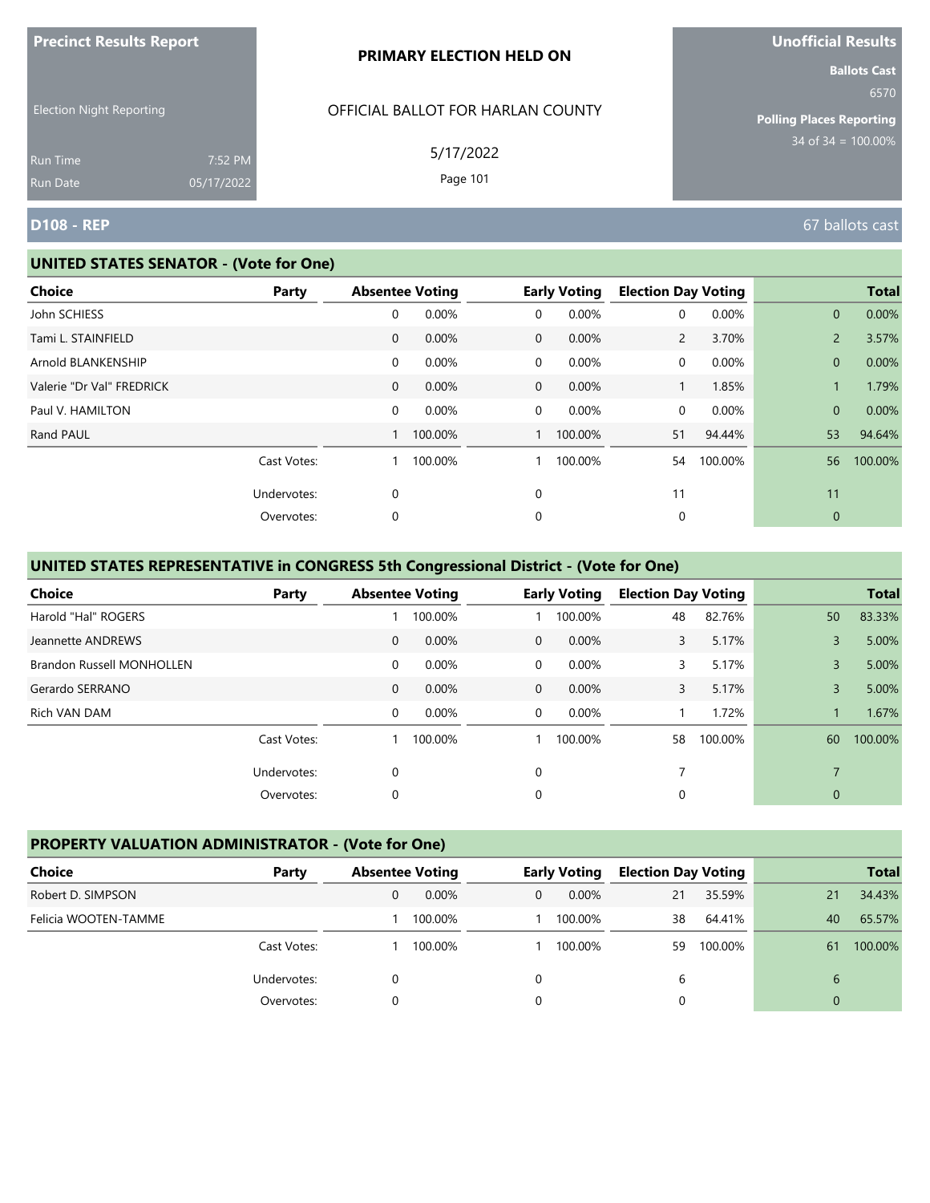**Precinct Results Report**

Election Night Reporting

Run Time 7:52 PM
Run Date 05/17/2022

**PRIMARY ELECTION HELD ON**

OFFICIAL BALLOT FOR HARLAN COUNTY

5/17/2022

**Unofficial Results**

**Ballots Cast**
6570

**Polling Places Reporting**
34 of 34 = 100.00%

## D108 - REP

67 ballots cast

### UNITED STATES SENATOR - (Vote for One)

| Choice | Party | Absentee Voting | | Early Voting | | Election Day Voting | | Total | |
|---|---|---|---|---|---|---|---|---|---|
| John SCHIESS | | 0 | 0.00% | 0 | 0.00% | 0 | 0.00% | 0 | 0.00% |
| Tami L. STAINFIELD | | 0 | 0.00% | 0 | 0.00% | 2 | 3.70% | 2 | 3.57% |
| Arnold BLANKENSHIP | | 0 | 0.00% | 0 | 0.00% | 0 | 0.00% | 0 | 0.00% |
| Valerie "Dr Val" FREDRICK | | 0 | 0.00% | 0 | 0.00% | 1 | 1.85% | 1 | 1.79% |
| Paul V. HAMILTON | | 0 | 0.00% | 0 | 0.00% | 0 | 0.00% | 0 | 0.00% |
| Rand PAUL | | 1 | 100.00% | 1 | 100.00% | 51 | 94.44% | 53 | 94.64% |
| | Cast Votes: | 1 | 100.00% | 1 | 100.00% | 54 | 100.00% | 56 | 100.00% |
| | Undervotes: | 0 | | 0 | | 11 | | 11 | |
| | Overvotes: | 0 | | 0 | | 0 | | 0 | |

### UNITED STATES REPRESENTATIVE in CONGRESS 5th Congressional District - (Vote for One)

| Choice | Party | Absentee Voting | | Early Voting | | Election Day Voting | | Total | |
|---|---|---|---|---|---|---|---|---|---|
| Harold "Hal" ROGERS | | 1 | 100.00% | 1 | 100.00% | 48 | 82.76% | 50 | 83.33% |
| Jeannette ANDREWS | | 0 | 0.00% | 0 | 0.00% | 3 | 5.17% | 3 | 5.00% |
| Brandon Russell MONHOLLEN | | 0 | 0.00% | 0 | 0.00% | 3 | 5.17% | 3 | 5.00% |
| Gerardo SERRANO | | 0 | 0.00% | 0 | 0.00% | 3 | 5.17% | 3 | 5.00% |
| Rich VAN DAM | | 0 | 0.00% | 0 | 0.00% | 1 | 1.72% | 1 | 1.67% |
| | Cast Votes: | 1 | 100.00% | 1 | 100.00% | 58 | 100.00% | 60 | 100.00% |
| | Undervotes: | 0 | | 0 | | 7 | | 7 | |
| | Overvotes: | 0 | | 0 | | 0 | | 0 | |

### PROPERTY VALUATION ADMINISTRATOR - (Vote for One)

| Choice | Party | Absentee Voting | | Early Voting | | Election Day Voting | | Total | |
|---|---|---|---|---|---|---|---|---|---|
| Robert D. SIMPSON | | 0 | 0.00% | 0 | 0.00% | 21 | 35.59% | 21 | 34.43% |
| Felicia WOOTEN-TAMME | | 1 | 100.00% | 1 | 100.00% | 38 | 64.41% | 40 | 65.57% |
| | Cast Votes: | 1 | 100.00% | 1 | 100.00% | 59 | 100.00% | 61 | 100.00% |
| | Undervotes: | 0 | | 0 | | 6 | | 6 | |
| | Overvotes: | 0 | | 0 | | 0 | | 0 | |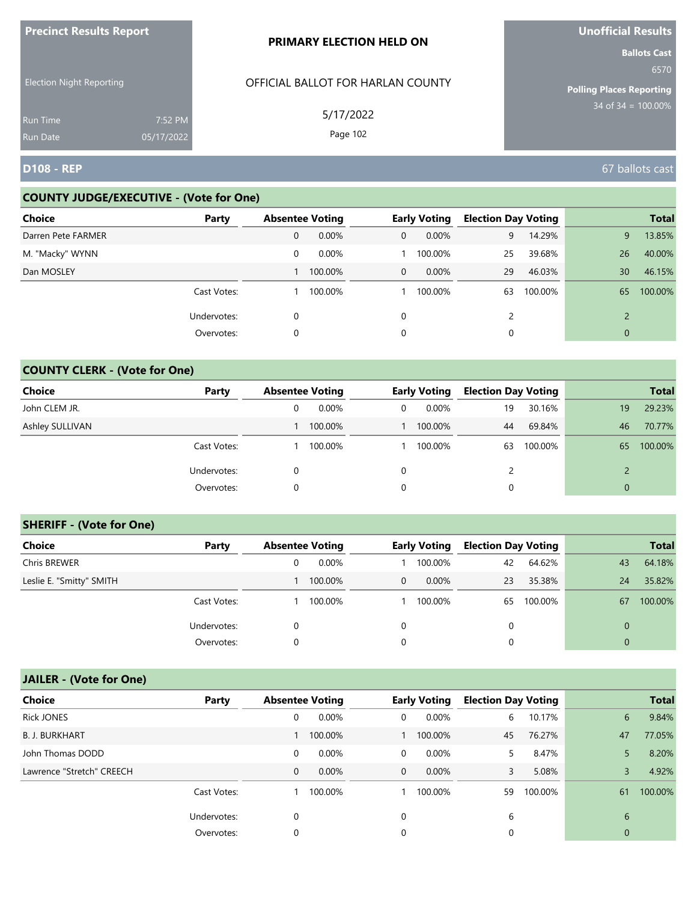**Precinct Results Report**

Election Night Reporting

Run Time 7:52 PM
Run Date 05/17/2022

**PRIMARY ELECTION HELD ON**

OFFICIAL BALLOT FOR HARLAN COUNTY

5/17/2022

**Unofficial Results**

**Ballots Cast**
6570

**Polling Places Reporting**
34 of 34 = 100.00%

## D108 - REP

67 ballots cast

### COUNTY JUDGE/EXECUTIVE - (Vote for One)

| Choice | Party | Absentee Voting | | Early Voting | | Election Day Voting | | Total | |
|---|---|---|---|---|---|---|---|---|---|
| Darren Pete FARMER | | 0 | 0.00% | 0 | 0.00% | 9 | 14.29% | 9 | 13.85% |
| M. "Macky" WYNN | | 0 | 0.00% | 1 | 100.00% | 25 | 39.68% | 26 | 40.00% |
| Dan MOSLEY | | 1 | 100.00% | 0 | 0.00% | 29 | 46.03% | 30 | 46.15% |
| | Cast Votes: | 1 | 100.00% | 1 | 100.00% | 63 | 100.00% | 65 | 100.00% |
| | Undervotes: | 0 | | 0 | | 2 | | 2 | |
| | Overvotes: | 0 | | 0 | | 0 | | 0 | |

### COUNTY CLERK - (Vote for One)

| Choice | Party | Absentee Voting | | Early Voting | | Election Day Voting | | Total | |
|---|---|---|---|---|---|---|---|---|---|
| John CLEM JR. | | 0 | 0.00% | 0 | 0.00% | 19 | 30.16% | 19 | 29.23% |
| Ashley SULLIVAN | | 1 | 100.00% | 1 | 100.00% | 44 | 69.84% | 46 | 70.77% |
| | Cast Votes: | 1 | 100.00% | 1 | 100.00% | 63 | 100.00% | 65 | 100.00% |
| | Undervotes: | 0 | | 0 | | 2 | | 2 | |
| | Overvotes: | 0 | | 0 | | 0 | | 0 | |

### SHERIFF - (Vote for One)

| Choice | Party | Absentee Voting | | Early Voting | | Election Day Voting | | Total | |
|---|---|---|---|---|---|---|---|---|---|
| Chris BREWER | | 0 | 0.00% | 1 | 100.00% | 42 | 64.62% | 43 | 64.18% |
| Leslie E. "Smitty" SMITH | | 1 | 100.00% | 0 | 0.00% | 23 | 35.38% | 24 | 35.82% |
| | Cast Votes: | 1 | 100.00% | 1 | 100.00% | 65 | 100.00% | 67 | 100.00% |
| | Undervotes: | 0 | | 0 | | 0 | | 0 | |
| | Overvotes: | 0 | | 0 | | 0 | | 0 | |

### JAILER - (Vote for One)

| Choice | Party | Absentee Voting | | Early Voting | | Election Day Voting | | Total | |
|---|---|---|---|---|---|---|---|---|---|
| Rick JONES | | 0 | 0.00% | 0 | 0.00% | 6 | 10.17% | 6 | 9.84% |
| B. J. BURKHART | | 1 | 100.00% | 1 | 100.00% | 45 | 76.27% | 47 | 77.05% |
| John Thomas DODD | | 0 | 0.00% | 0 | 0.00% | 5 | 8.47% | 5 | 8.20% |
| Lawrence "Stretch" CREECH | | 0 | 0.00% | 0 | 0.00% | 3 | 5.08% | 3 | 4.92% |
| | Cast Votes: | 1 | 100.00% | 1 | 100.00% | 59 | 100.00% | 61 | 100.00% |
| | Undervotes: | 0 | | 0 | | 6 | | 6 | |
| | Overvotes: | 0 | | 0 | | 0 | | 0 | |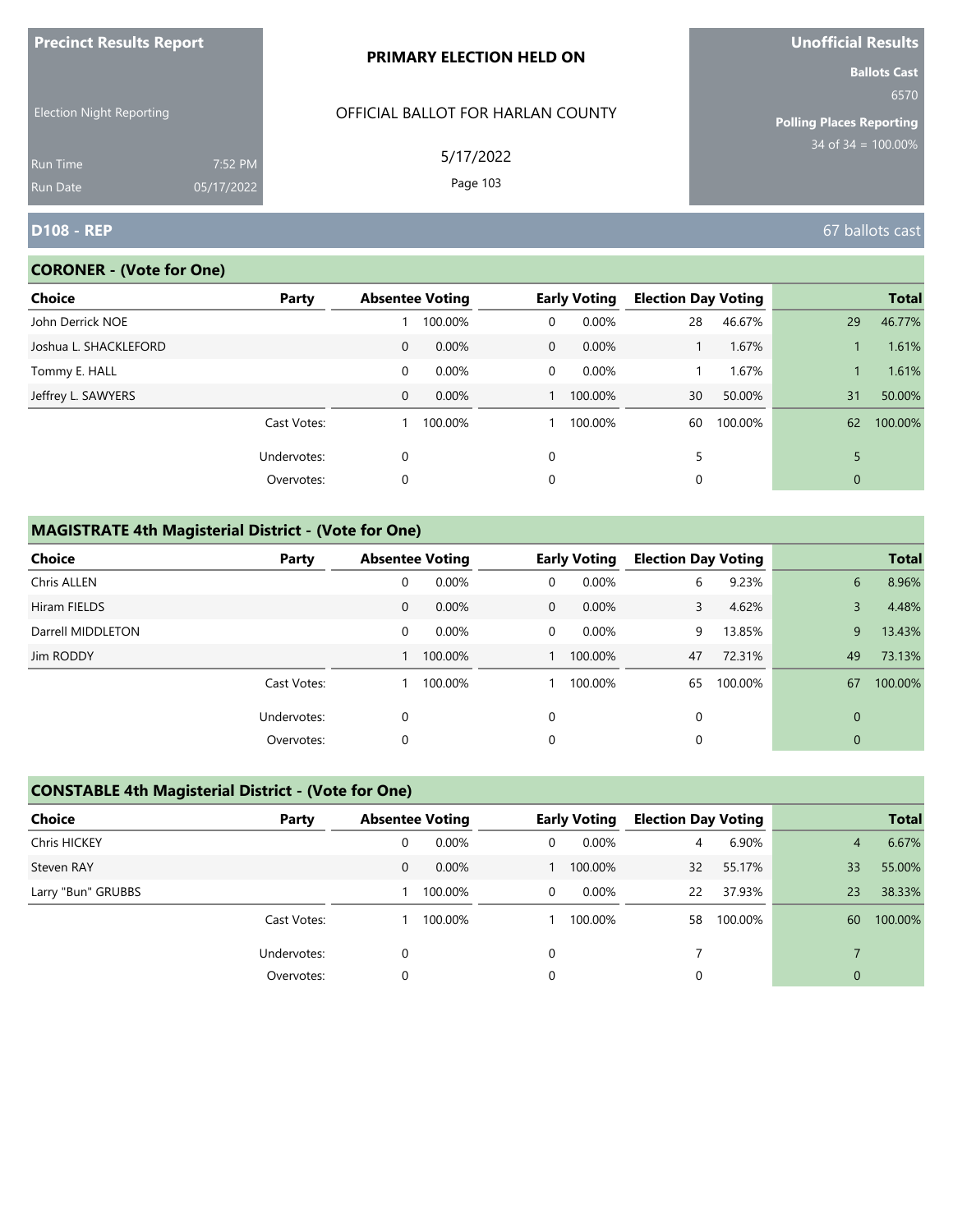**Precinct Results Report**

Election Night Reporting

Run Time 7:52 PM
Run Date 05/17/2022

**PRIMARY ELECTION HELD ON**

OFFICIAL BALLOT FOR HARLAN COUNTY

5/17/2022

**Unofficial Results**

**Ballots Cast**
6570

**Polling Places Reporting**
34 of 34 = 100.00%

## D108 - REP

67 ballots cast

### CORONER - (Vote for One)

| Choice | Party | Absentee Voting | | Early Voting | | Election Day Voting | | Total | |
|---|---|---|---|---|---|---|---|---|---|
| John Derrick NOE | | 1 | 100.00% | 0 | 0.00% | 28 | 46.67% | 29 | 46.77% |
| Joshua L. SHACKLEFORD | | 0 | 0.00% | 0 | 0.00% | 1 | 1.67% | 1 | 1.61% |
| Tommy E. HALL | | 0 | 0.00% | 0 | 0.00% | 1 | 1.67% | 1 | 1.61% |
| Jeffrey L. SAWYERS | | 0 | 0.00% | 1 | 100.00% | 30 | 50.00% | 31 | 50.00% |
| | Cast Votes: | 1 | 100.00% | 1 | 100.00% | 60 | 100.00% | 62 | 100.00% |
| | Undervotes: | 0 | | 0 | | 5 | | 5 | |
| | Overvotes: | 0 | | 0 | | 0 | | 0 | |

### MAGISTRATE 4th Magisterial District - (Vote for One)

| Choice | Party | Absentee Voting | | Early Voting | | Election Day Voting | | Total | |
|---|---|---|---|---|---|---|---|---|---|
| Chris ALLEN | | 0 | 0.00% | 0 | 0.00% | 6 | 9.23% | 6 | 8.96% |
| Hiram FIELDS | | 0 | 0.00% | 0 | 0.00% | 3 | 4.62% | 3 | 4.48% |
| Darrell MIDDLETON | | 0 | 0.00% | 0 | 0.00% | 9 | 13.85% | 9 | 13.43% |
| Jim RODDY | | 1 | 100.00% | 1 | 100.00% | 47 | 72.31% | 49 | 73.13% |
| | Cast Votes: | 1 | 100.00% | 1 | 100.00% | 65 | 100.00% | 67 | 100.00% |
| | Undervotes: | 0 | | 0 | | 0 | | 0 | |
| | Overvotes: | 0 | | 0 | | 0 | | 0 | |

### CONSTABLE 4th Magisterial District - (Vote for One)

| Choice | Party | Absentee Voting | | Early Voting | | Election Day Voting | | Total | |
|---|---|---|---|---|---|---|---|---|---|
| Chris HICKEY | | 0 | 0.00% | 0 | 0.00% | 4 | 6.90% | 4 | 6.67% |
| Steven RAY | | 0 | 0.00% | 1 | 100.00% | 32 | 55.17% | 33 | 55.00% |
| Larry "Bun" GRUBBS | | 1 | 100.00% | 0 | 0.00% | 22 | 37.93% | 23 | 38.33% |
| | Cast Votes: | 1 | 100.00% | 1 | 100.00% | 58 | 100.00% | 60 | 100.00% |
| | Undervotes: | 0 | | 0 | | 7 | | 7 | |
| | Overvotes: | 0 | | 0 | | 0 | | 0 | |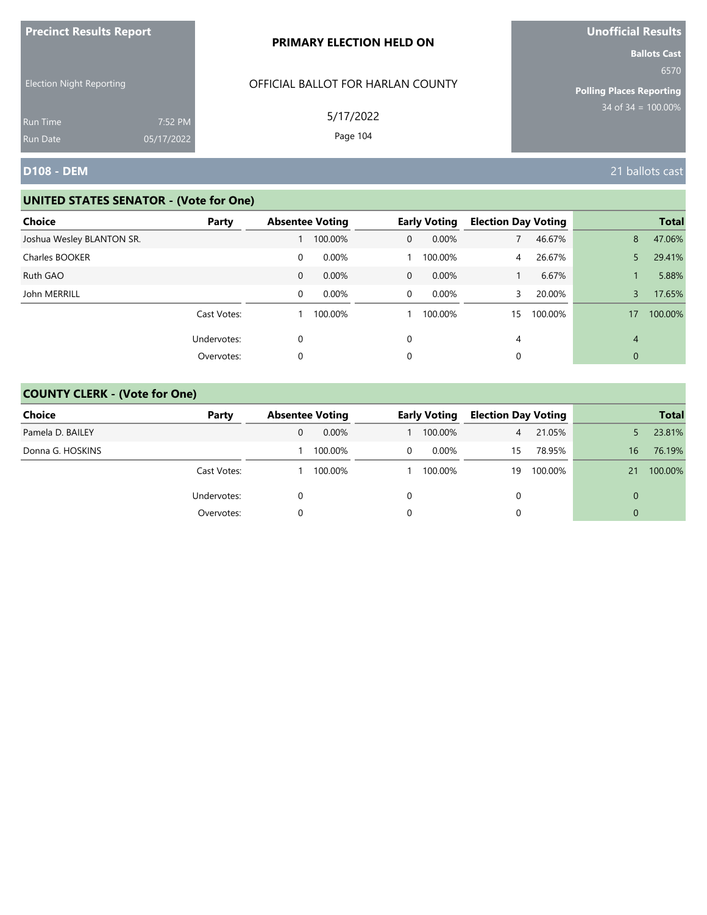**Precinct Results Report**

Election Night Reporting

Run Time 7:52 PM
Run Date 05/17/2022

**PRIMARY ELECTION HELD ON**

OFFICIAL BALLOT FOR HARLAN COUNTY

5/17/2022

**Unofficial Results**

**Ballots Cast**
6570

**Polling Places Reporting**
34 of 34 = 100.00%

## D108 - DEM

21 ballots cast

### UNITED STATES SENATOR - (Vote for One)

| Choice | Party | Absentee Voting | | Early Voting | | Election Day Voting | | Total | |
|---|---|---|---|---|---|---|---|---|---|
| Joshua Wesley BLANTON SR. | | 1 | 100.00% | 0 | 0.00% | 7 | 46.67% | 8 | 47.06% |
| Charles BOOKER | | 0 | 0.00% | 1 | 100.00% | 4 | 26.67% | 5 | 29.41% |
| Ruth GAO | | 0 | 0.00% | 0 | 0.00% | 1 | 6.67% | 1 | 5.88% |
| John MERRILL | | 0 | 0.00% | 0 | 0.00% | 3 | 20.00% | 3 | 17.65% |
| | Cast Votes: | 1 | 100.00% | 1 | 100.00% | 15 | 100.00% | 17 | 100.00% |
| | Undervotes: | 0 | | 0 | | 4 | | 4 | |
| | Overvotes: | 0 | | 0 | | 0 | | 0 | |

### COUNTY CLERK - (Vote for One)

| Choice | Party | Absentee Voting | | Early Voting | | Election Day Voting | | Total | |
|---|---|---|---|---|---|---|---|---|---|
| Pamela D. BAILEY | | 0 | 0.00% | 1 | 100.00% | 4 | 21.05% | 5 | 23.81% |
| Donna G. HOSKINS | | 1 | 100.00% | 0 | 0.00% | 15 | 78.95% | 16 | 76.19% |
| | Cast Votes: | 1 | 100.00% | 1 | 100.00% | 19 | 100.00% | 21 | 100.00% |
| | Undervotes: | 0 | | 0 | | 0 | | 0 | |
| | Overvotes: | 0 | | 0 | | 0 | | 0 | |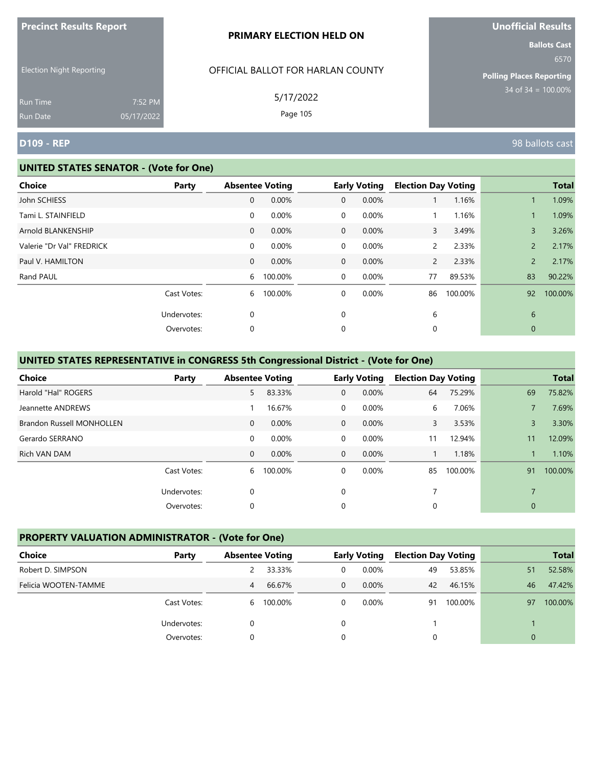**Precinct Results Report**

Election Night Reporting

Run Time 7:52 PM
Run Date 05/17/2022

**PRIMARY ELECTION HELD ON**

OFFICIAL BALLOT FOR HARLAN COUNTY

5/17/2022

**Unofficial Results**

**Ballots Cast**
6570

**Polling Places Reporting**
34 of 34 = 100.00%

## D109 - REP

98 ballots cast

### UNITED STATES SENATOR - (Vote for One)

| Choice | Party | Absentee Voting | | Early Voting | | Election Day Voting | | Total | |
|---|---|---|---|---|---|---|---|---|---|
| John SCHIESS | | 0 | 0.00% | 0 | 0.00% | 1 | 1.16% | 1 | 1.09% |
| Tami L. STAINFIELD | | 0 | 0.00% | 0 | 0.00% | 1 | 1.16% | 1 | 1.09% |
| Arnold BLANKENSHIP | | 0 | 0.00% | 0 | 0.00% | 3 | 3.49% | 3 | 3.26% |
| Valerie "Dr Val" FREDRICK | | 0 | 0.00% | 0 | 0.00% | 2 | 2.33% | 2 | 2.17% |
| Paul V. HAMILTON | | 0 | 0.00% | 0 | 0.00% | 2 | 2.33% | 2 | 2.17% |
| Rand PAUL | | 6 | 100.00% | 0 | 0.00% | 77 | 89.53% | 83 | 90.22% |
| | Cast Votes: | 6 | 100.00% | 0 | 0.00% | 86 | 100.00% | 92 | 100.00% |
| | Undervotes: | 0 | | 0 | | 6 | | 6 | |
| | Overvotes: | 0 | | 0 | | 0 | | 0 | |

### UNITED STATES REPRESENTATIVE in CONGRESS 5th Congressional District - (Vote for One)

| Choice | Party | Absentee Voting | | Early Voting | | Election Day Voting | | Total | |
|---|---|---|---|---|---|---|---|---|---|
| Harold "Hal" ROGERS | | 5 | 83.33% | 0 | 0.00% | 64 | 75.29% | 69 | 75.82% |
| Jeannette ANDREWS | | 1 | 16.67% | 0 | 0.00% | 6 | 7.06% | 7 | 7.69% |
| Brandon Russell MONHOLLEN | | 0 | 0.00% | 0 | 0.00% | 3 | 3.53% | 3 | 3.30% |
| Gerardo SERRANO | | 0 | 0.00% | 0 | 0.00% | 11 | 12.94% | 11 | 12.09% |
| Rich VAN DAM | | 0 | 0.00% | 0 | 0.00% | 1 | 1.18% | 1 | 1.10% |
| | Cast Votes: | 6 | 100.00% | 0 | 0.00% | 85 | 100.00% | 91 | 100.00% |
| | Undervotes: | 0 | | 0 | | 7 | | 7 | |
| | Overvotes: | 0 | | 0 | | 0 | | 0 | |

### PROPERTY VALUATION ADMINISTRATOR - (Vote for One)

| Choice | Party | Absentee Voting | | Early Voting | | Election Day Voting | | Total | |
|---|---|---|---|---|---|---|---|---|---|
| Robert D. SIMPSON | | 2 | 33.33% | 0 | 0.00% | 49 | 53.85% | 51 | 52.58% |
| Felicia WOOTEN-TAMME | | 4 | 66.67% | 0 | 0.00% | 42 | 46.15% | 46 | 47.42% |
| | Cast Votes: | 6 | 100.00% | 0 | 0.00% | 91 | 100.00% | 97 | 100.00% |
| | Undervotes: | 0 | | 0 | | 1 | | 1 | |
| | Overvotes: | 0 | | 0 | | 0 | | 0 | |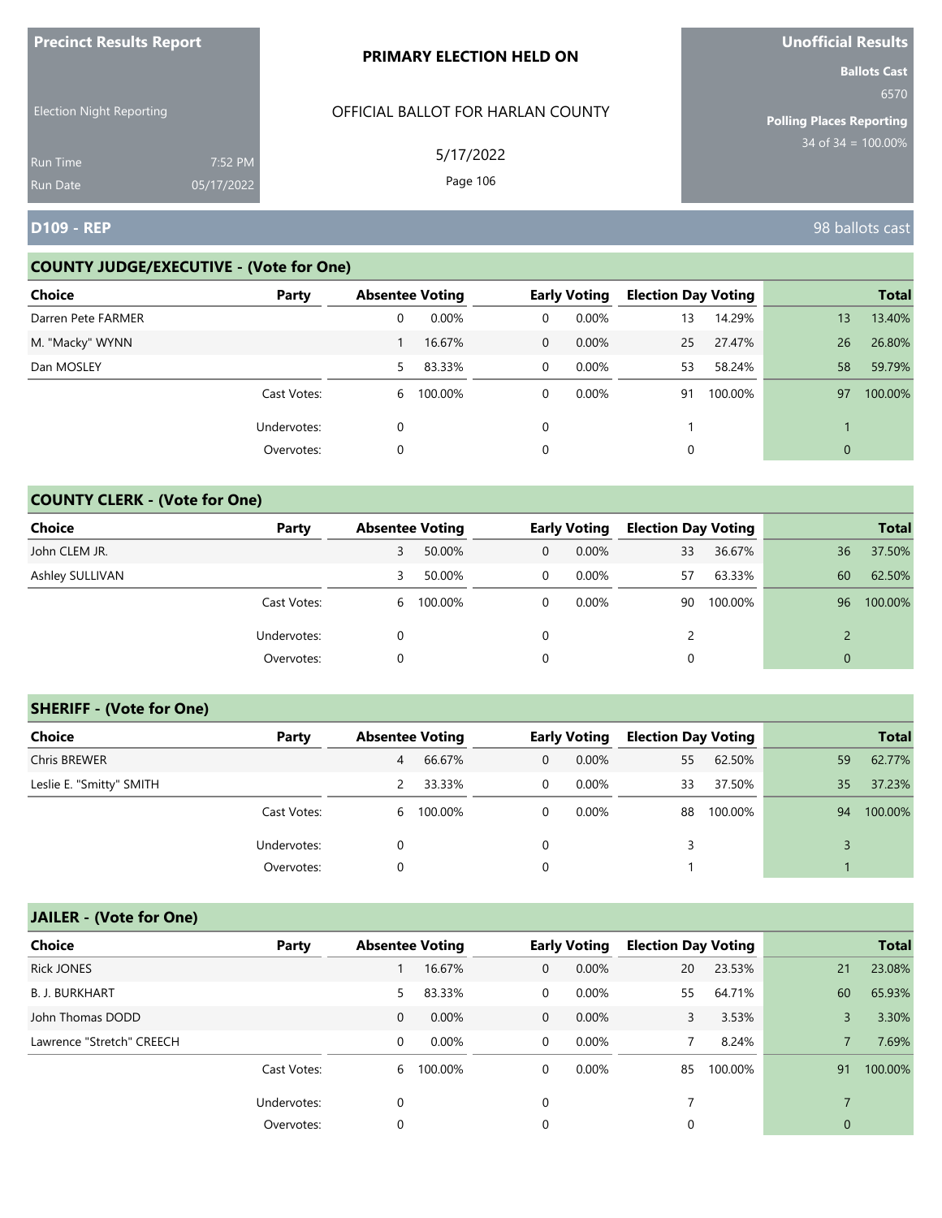**Precinct Results Report**

Election Night Reporting

Run Time 7:52 PM
Run Date 05/17/2022

**PRIMARY ELECTION HELD ON**

OFFICIAL BALLOT FOR HARLAN COUNTY

5/17/2022

**Unofficial Results**

**Ballots Cast**
6570

**Polling Places Reporting**
34 of 34 = 100.00%

## D109 - REP

98 ballots cast

### COUNTY JUDGE/EXECUTIVE - (Vote for One)

| Choice | Party | Absentee Voting | | Early Voting | | Election Day Voting | | Total | |
|---|---|---|---|---|---|---|---|---|---|
| Darren Pete FARMER | | 0 | 0.00% | 0 | 0.00% | 13 | 14.29% | 13 | 13.40% |
| M. "Macky" WYNN | | 1 | 16.67% | 0 | 0.00% | 25 | 27.47% | 26 | 26.80% |
| Dan MOSLEY | | 5 | 83.33% | 0 | 0.00% | 53 | 58.24% | 58 | 59.79% |
| | Cast Votes: | 6 | 100.00% | 0 | 0.00% | 91 | 100.00% | 97 | 100.00% |
| | Undervotes: | 0 | | 0 | | 1 | | 1 | |
| | Overvotes: | 0 | | 0 | | 0 | | 0 | |

### COUNTY CLERK - (Vote for One)

| Choice | Party | Absentee Voting | | Early Voting | | Election Day Voting | | Total | |
|---|---|---|---|---|---|---|---|---|---|
| John CLEM JR. | | 3 | 50.00% | 0 | 0.00% | 33 | 36.67% | 36 | 37.50% |
| Ashley SULLIVAN | | 3 | 50.00% | 0 | 0.00% | 57 | 63.33% | 60 | 62.50% |
| | Cast Votes: | 6 | 100.00% | 0 | 0.00% | 90 | 100.00% | 96 | 100.00% |
| | Undervotes: | 0 | | 0 | | 2 | | 2 | |
| | Overvotes: | 0 | | 0 | | 0 | | 0 | |

### SHERIFF - (Vote for One)

| Choice | Party | Absentee Voting | | Early Voting | | Election Day Voting | | Total | |
|---|---|---|---|---|---|---|---|---|---|
| Chris BREWER | | 4 | 66.67% | 0 | 0.00% | 55 | 62.50% | 59 | 62.77% |
| Leslie E. "Smitty" SMITH | | 2 | 33.33% | 0 | 0.00% | 33 | 37.50% | 35 | 37.23% |
| | Cast Votes: | 6 | 100.00% | 0 | 0.00% | 88 | 100.00% | 94 | 100.00% |
| | Undervotes: | 0 | | 0 | | 3 | | 3 | |
| | Overvotes: | 0 | | 0 | | 1 | | 1 | |

### JAILER - (Vote for One)

| Choice | Party | Absentee Voting | | Early Voting | | Election Day Voting | | Total | |
|---|---|---|---|---|---|---|---|---|---|
| Rick JONES | | 1 | 16.67% | 0 | 0.00% | 20 | 23.53% | 21 | 23.08% |
| B. J. BURKHART | | 5 | 83.33% | 0 | 0.00% | 55 | 64.71% | 60 | 65.93% |
| John Thomas DODD | | 0 | 0.00% | 0 | 0.00% | 3 | 3.53% | 3 | 3.30% |
| Lawrence "Stretch" CREECH | | 0 | 0.00% | 0 | 0.00% | 7 | 8.24% | 7 | 7.69% |
| | Cast Votes: | 6 | 100.00% | 0 | 0.00% | 85 | 100.00% | 91 | 100.00% |
| | Undervotes: | 0 | | 0 | | 7 | | 7 | |
| | Overvotes: | 0 | | 0 | | 0 | | 0 | |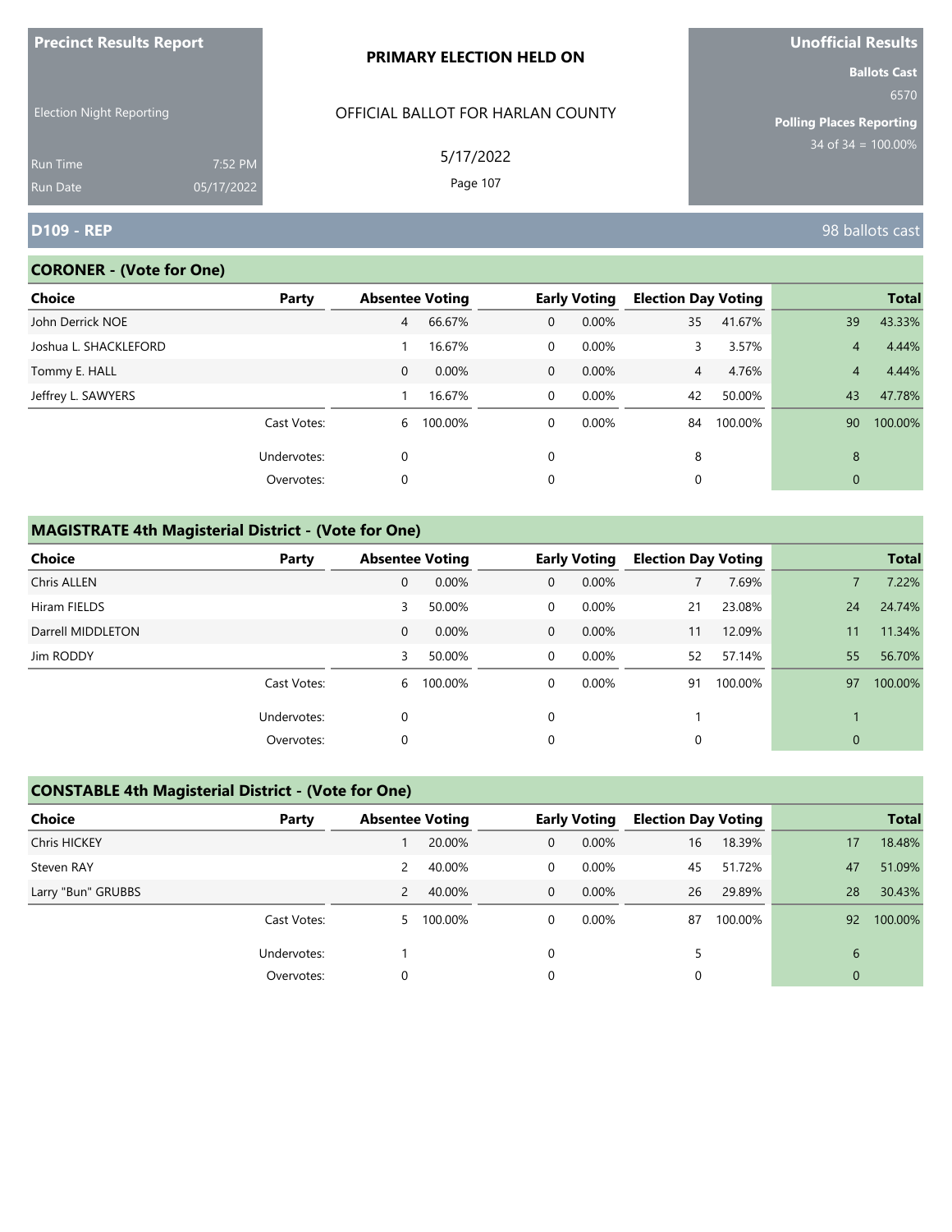**Precinct Results Report**

Election Night Reporting

Run Time 7:52 PM
Run Date 05/17/2022

**PRIMARY ELECTION HELD ON**

OFFICIAL BALLOT FOR HARLAN COUNTY

5/17/2022

**Unofficial Results**

**Ballots Cast**
6570

**Polling Places Reporting**
34 of 34 = 100.00%

## D109 - REP

98 ballots cast

### CORONER - (Vote for One)

| Choice | Party | Absentee Voting | | Early Voting | | Election Day Voting | | Total | |
|---|---|---|---|---|---|---|---|---|---|
| John Derrick NOE | | 4 | 66.67% | 0 | 0.00% | 35 | 41.67% | 39 | 43.33% |
| Joshua L. SHACKLEFORD | | 1 | 16.67% | 0 | 0.00% | 3 | 3.57% | 4 | 4.44% |
| Tommy E. HALL | | 0 | 0.00% | 0 | 0.00% | 4 | 4.76% | 4 | 4.44% |
| Jeffrey L. SAWYERS | | 1 | 16.67% | 0 | 0.00% | 42 | 50.00% | 43 | 47.78% |
| | Cast Votes: | 6 | 100.00% | 0 | 0.00% | 84 | 100.00% | 90 | 100.00% |
| | Undervotes: | 0 | | 0 | | 8 | | 8 | |
| | Overvotes: | 0 | | 0 | | 0 | | 0 | |

### MAGISTRATE 4th Magisterial District - (Vote for One)

| Choice | Party | Absentee Voting | | Early Voting | | Election Day Voting | | Total | |
|---|---|---|---|---|---|---|---|---|---|
| Chris ALLEN | | 0 | 0.00% | 0 | 0.00% | 7 | 7.69% | 7 | 7.22% |
| Hiram FIELDS | | 3 | 50.00% | 0 | 0.00% | 21 | 23.08% | 24 | 24.74% |
| Darrell MIDDLETON | | 0 | 0.00% | 0 | 0.00% | 11 | 12.09% | 11 | 11.34% |
| Jim RODDY | | 3 | 50.00% | 0 | 0.00% | 52 | 57.14% | 55 | 56.70% |
| | Cast Votes: | 6 | 100.00% | 0 | 0.00% | 91 | 100.00% | 97 | 100.00% |
| | Undervotes: | 0 | | 0 | | 1 | | 1 | |
| | Overvotes: | 0 | | 0 | | 0 | | 0 | |

### CONSTABLE 4th Magisterial District - (Vote for One)

| Choice | Party | Absentee Voting | | Early Voting | | Election Day Voting | | Total | |
|---|---|---|---|---|---|---|---|---|---|
| Chris HICKEY | | 1 | 20.00% | 0 | 0.00% | 16 | 18.39% | 17 | 18.48% |
| Steven RAY | | 2 | 40.00% | 0 | 0.00% | 45 | 51.72% | 47 | 51.09% |
| Larry "Bun" GRUBBS | | 2 | 40.00% | 0 | 0.00% | 26 | 29.89% | 28 | 30.43% |
| | Cast Votes: | 5 | 100.00% | 0 | 0.00% | 87 | 100.00% | 92 | 100.00% |
| | Undervotes: | 1 | | 0 | | 5 | | 6 | |
| | Overvotes: | 0 | | 0 | | 0 | | 0 | |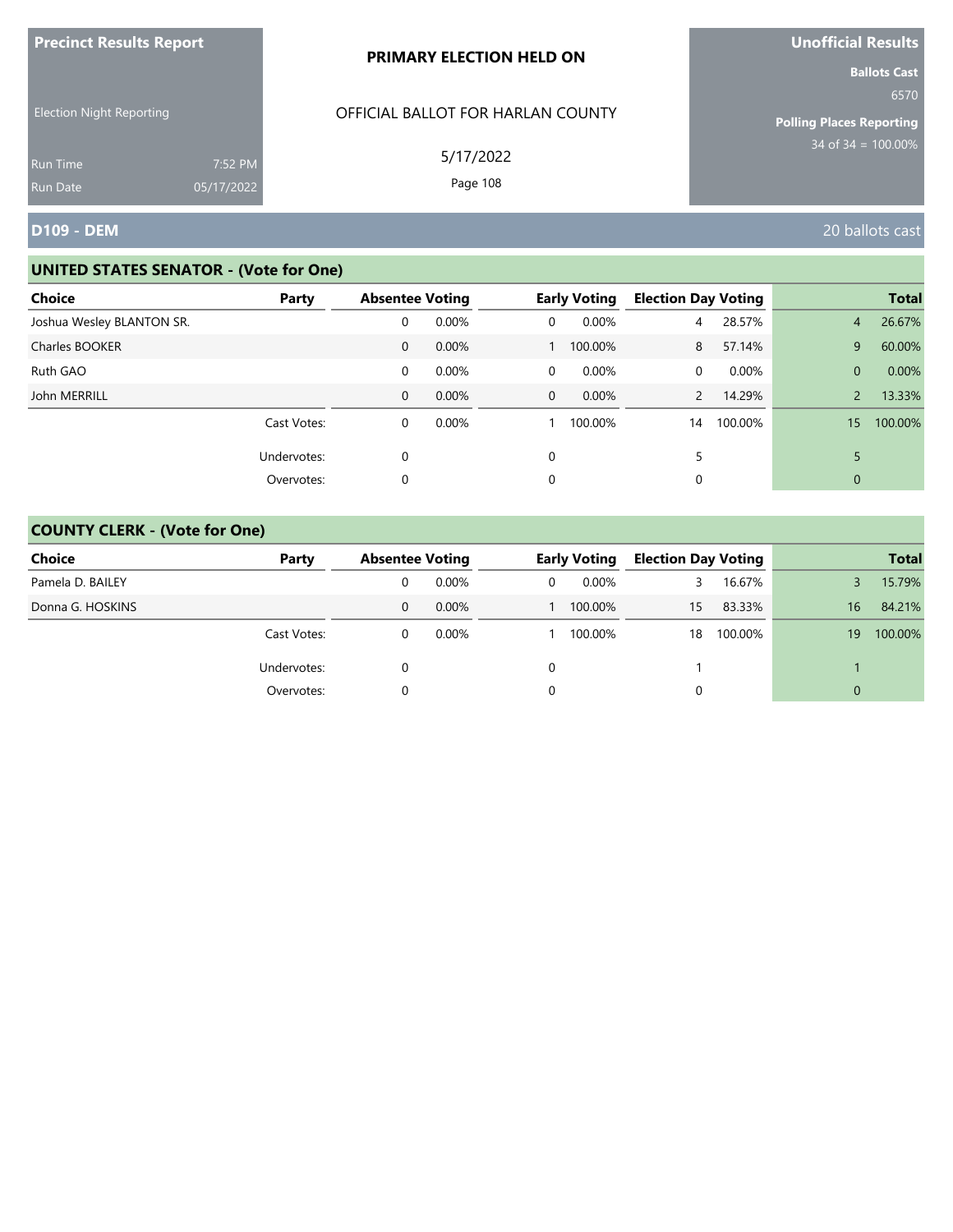**Precinct Results Report**

Election Night Reporting

Run Time 7:52 PM
Run Date 05/17/2022

**PRIMARY ELECTION HELD ON**

OFFICIAL BALLOT FOR HARLAN COUNTY

5/17/2022

**Unofficial Results**

**Ballots Cast**
6570

**Polling Places Reporting**
34 of 34 = 100.00%

## D109 - DEM

20 ballots cast

### UNITED STATES SENATOR - (Vote for One)

| Choice | Party | Absentee Voting | | Early Voting | | Election Day Voting | | Total | |
|---|---|---|---|---|---|---|---|---|---|
| Joshua Wesley BLANTON SR. | | 0 | 0.00% | 0 | 0.00% | 4 | 28.57% | 4 | 26.67% |
| Charles BOOKER | | 0 | 0.00% | 1 | 100.00% | 8 | 57.14% | 9 | 60.00% |
| Ruth GAO | | 0 | 0.00% | 0 | 0.00% | 0 | 0.00% | 0 | 0.00% |
| John MERRILL | | 0 | 0.00% | 0 | 0.00% | 2 | 14.29% | 2 | 13.33% |
| | Cast Votes: | 0 | 0.00% | 1 | 100.00% | 14 | 100.00% | 15 | 100.00% |
| | Undervotes: | 0 | | 0 | | 5 | | 5 | |
| | Overvotes: | 0 | | 0 | | 0 | | 0 | |

### COUNTY CLERK - (Vote for One)

| Choice | Party | Absentee Voting | | Early Voting | | Election Day Voting | | Total | |
|---|---|---|---|---|---|---|---|---|---|
| Pamela D. BAILEY | | 0 | 0.00% | 0 | 0.00% | 3 | 16.67% | 3 | 15.79% |
| Donna G. HOSKINS | | 0 | 0.00% | 1 | 100.00% | 15 | 83.33% | 16 | 84.21% |
| | Cast Votes: | 0 | 0.00% | 1 | 100.00% | 18 | 100.00% | 19 | 100.00% |
| | Undervotes: | 0 | | 0 | | 1 | | 1 | |
| | Overvotes: | 0 | | 0 | | 0 | | 0 | |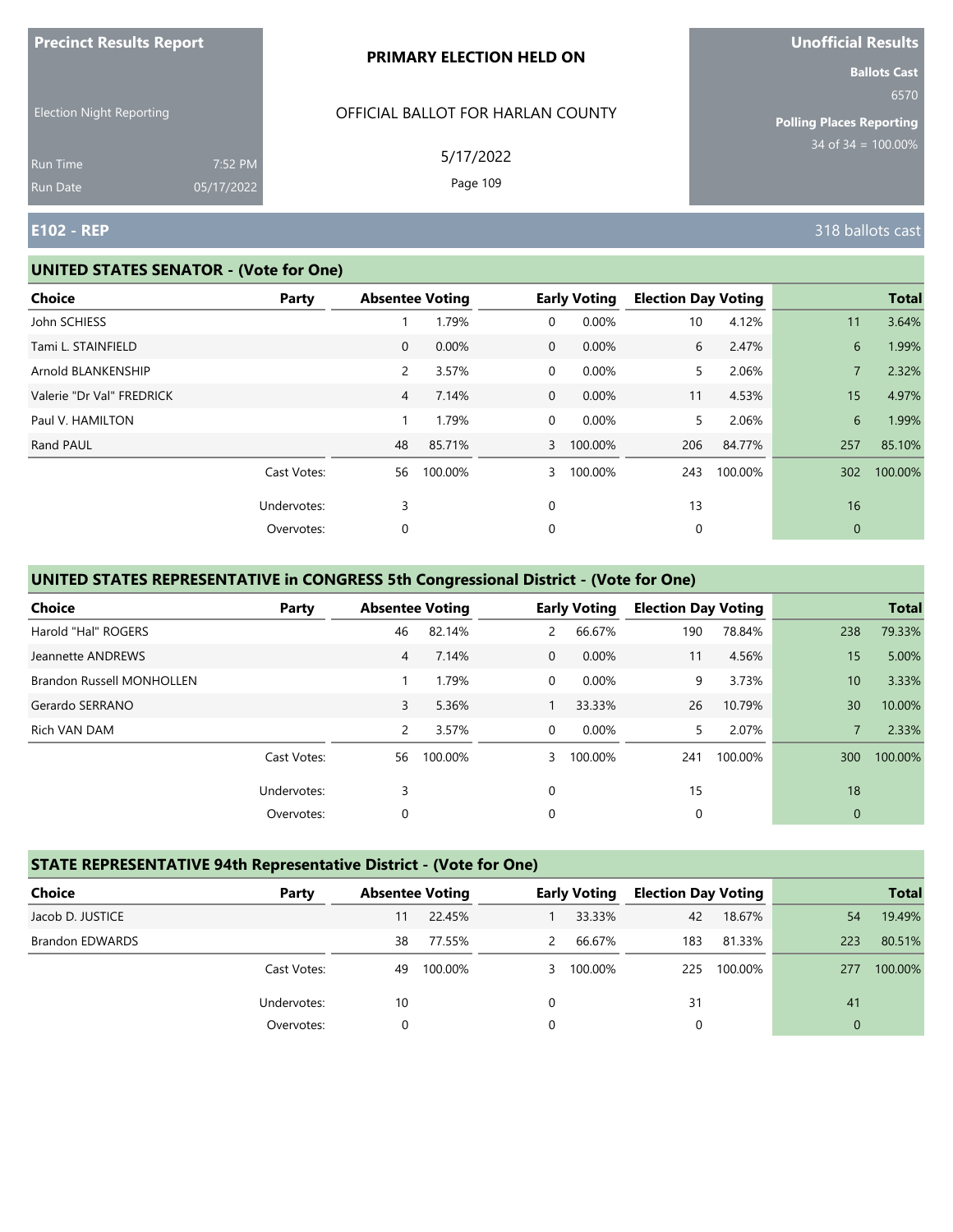**Precinct Results Report**

Election Night Reporting

Run Time 7:52 PM
Run Date 05/17/2022

**PRIMARY ELECTION HELD ON**

OFFICIAL BALLOT FOR HARLAN COUNTY

5/17/2022

**Unofficial Results**

**Ballots Cast**
6570

**Polling Places Reporting**
34 of 34 = 100.00%

## E102 - REP

318 ballots cast

### UNITED STATES SENATOR - (Vote for One)

| Choice | Party | Absentee Voting | | Early Voting | | Election Day Voting | | Total | |
|---|---|---|---|---|---|---|---|---|---|
| John SCHIESS | | 1 | 1.79% | 0 | 0.00% | 10 | 4.12% | 11 | 3.64% |
| Tami L. STAINFIELD | | 0 | 0.00% | 0 | 0.00% | 6 | 2.47% | 6 | 1.99% |
| Arnold BLANKENSHIP | | 2 | 3.57% | 0 | 0.00% | 5 | 2.06% | 7 | 2.32% |
| Valerie "Dr Val" FREDRICK | | 4 | 7.14% | 0 | 0.00% | 11 | 4.53% | 15 | 4.97% |
| Paul V. HAMILTON | | 1 | 1.79% | 0 | 0.00% | 5 | 2.06% | 6 | 1.99% |
| Rand PAUL | | 48 | 85.71% | 3 | 100.00% | 206 | 84.77% | 257 | 85.10% |
| | Cast Votes: | 56 | 100.00% | 3 | 100.00% | 243 | 100.00% | 302 | 100.00% |
| | Undervotes: | 3 | | 0 | | 13 | | 16 | |
| | Overvotes: | 0 | | 0 | | 0 | | 0 | |

### UNITED STATES REPRESENTATIVE in CONGRESS 5th Congressional District - (Vote for One)

| Choice | Party | Absentee Voting | | Early Voting | | Election Day Voting | | Total | |
|---|---|---|---|---|---|---|---|---|---|
| Harold "Hal" ROGERS | | 46 | 82.14% | 2 | 66.67% | 190 | 78.84% | 238 | 79.33% |
| Jeannette ANDREWS | | 4 | 7.14% | 0 | 0.00% | 11 | 4.56% | 15 | 5.00% |
| Brandon Russell MONHOLLEN | | 1 | 1.79% | 0 | 0.00% | 9 | 3.73% | 10 | 3.33% |
| Gerardo SERRANO | | 3 | 5.36% | 1 | 33.33% | 26 | 10.79% | 30 | 10.00% |
| Rich VAN DAM | | 2 | 3.57% | 0 | 0.00% | 5 | 2.07% | 7 | 2.33% |
| | Cast Votes: | 56 | 100.00% | 3 | 100.00% | 241 | 100.00% | 300 | 100.00% |
| | Undervotes: | 3 | | 0 | | 15 | | 18 | |
| | Overvotes: | 0 | | 0 | | 0 | | 0 | |

### STATE REPRESENTATIVE 94th Representative District - (Vote for One)

| Choice | Party | Absentee Voting | | Early Voting | | Election Day Voting | | Total | |
|---|---|---|---|---|---|---|---|---|---|
| Jacob D. JUSTICE | | 11 | 22.45% | 1 | 33.33% | 42 | 18.67% | 54 | 19.49% |
| Brandon EDWARDS | | 38 | 77.55% | 2 | 66.67% | 183 | 81.33% | 223 | 80.51% |
| | Cast Votes: | 49 | 100.00% | 3 | 100.00% | 225 | 100.00% | 277 | 100.00% |
| | Undervotes: | 10 | | 0 | | 31 | | 41 | |
| | Overvotes: | 0 | | 0 | | 0 | | 0 | |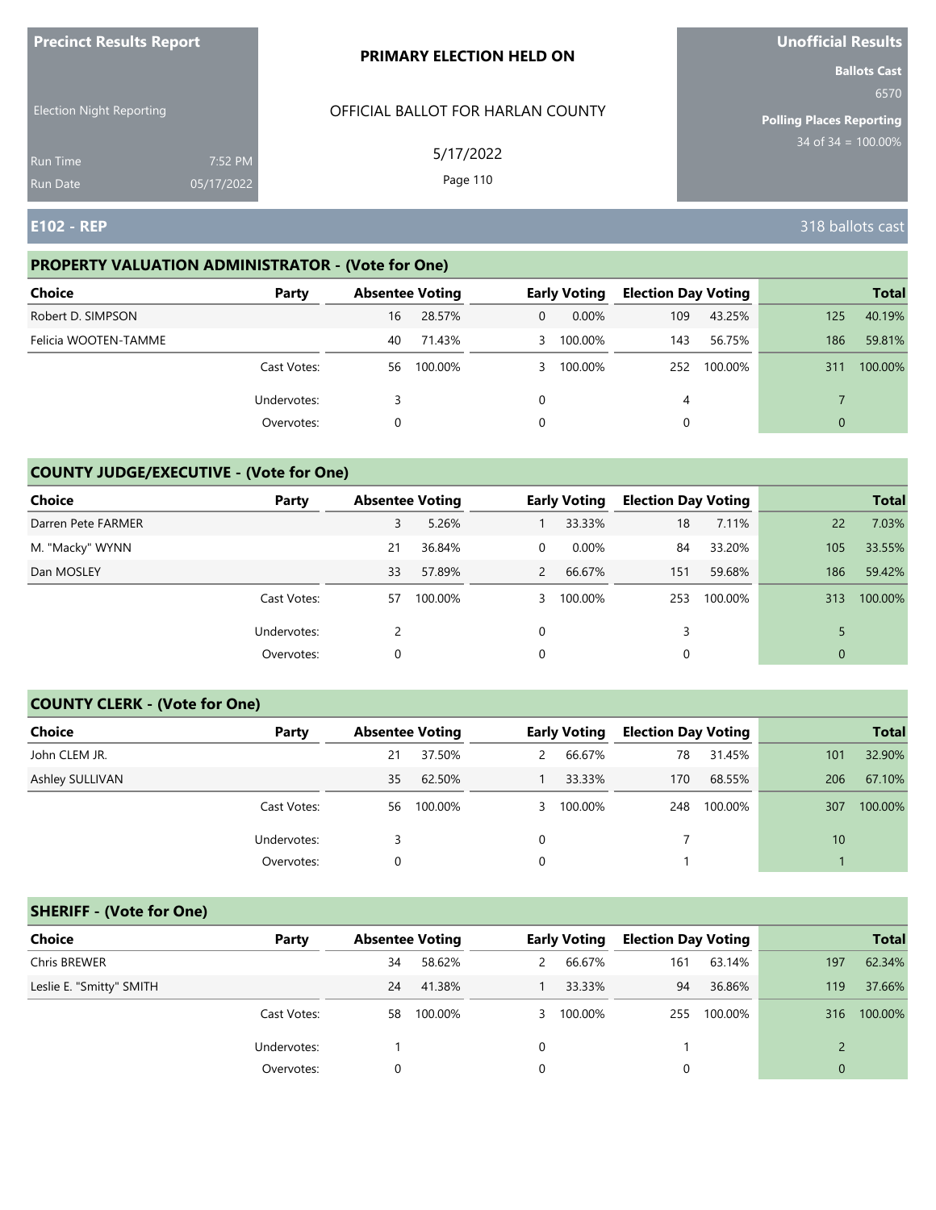**Precinct Results Report**

Election Night Reporting

Run Time 7:52 PM
Run Date 05/17/2022

**PRIMARY ELECTION HELD ON**

OFFICIAL BALLOT FOR HARLAN COUNTY

5/17/2022

**Unofficial Results**

**Ballots Cast**
6570

**Polling Places Reporting**
34 of 34 = 100.00%

## E102 - REP

318 ballots cast

### PROPERTY VALUATION ADMINISTRATOR - (Vote for One)

| Choice | Party | Absentee Voting | | Early Voting | | Election Day Voting | | Total | |
|---|---|---|---|---|---|---|---|---|---|
| Robert D. SIMPSON | | 16 | 28.57% | 0 | 0.00% | 109 | 43.25% | 125 | 40.19% |
| Felicia WOOTEN-TAMME | | 40 | 71.43% | 3 | 100.00% | 143 | 56.75% | 186 | 59.81% |
| | Cast Votes: | 56 | 100.00% | 3 | 100.00% | 252 | 100.00% | 311 | 100.00% |
| | Undervotes: | 3 | | 0 | | 4 | | 7 | |
| | Overvotes: | 0 | | 0 | | 0 | | 0 | |

### COUNTY JUDGE/EXECUTIVE - (Vote for One)

| Choice | Party | Absentee Voting | | Early Voting | | Election Day Voting | | Total | |
|---|---|---|---|---|---|---|---|---|---|
| Darren Pete FARMER | | 3 | 5.26% | 1 | 33.33% | 18 | 7.11% | 22 | 7.03% |
| M. "Macky" WYNN | | 21 | 36.84% | 0 | 0.00% | 84 | 33.20% | 105 | 33.55% |
| Dan MOSLEY | | 33 | 57.89% | 2 | 66.67% | 151 | 59.68% | 186 | 59.42% |
| | Cast Votes: | 57 | 100.00% | 3 | 100.00% | 253 | 100.00% | 313 | 100.00% |
| | Undervotes: | 2 | | 0 | | 3 | | 5 | |
| | Overvotes: | 0 | | 0 | | 0 | | 0 | |

### COUNTY CLERK - (Vote for One)

| Choice | Party | Absentee Voting | | Early Voting | | Election Day Voting | | Total | |
|---|---|---|---|---|---|---|---|---|---|
| John CLEM JR. | | 21 | 37.50% | 2 | 66.67% | 78 | 31.45% | 101 | 32.90% |
| Ashley SULLIVAN | | 35 | 62.50% | 1 | 33.33% | 170 | 68.55% | 206 | 67.10% |
| | Cast Votes: | 56 | 100.00% | 3 | 100.00% | 248 | 100.00% | 307 | 100.00% |
| | Undervotes: | 3 | | 0 | | 7 | | 10 | |
| | Overvotes: | 0 | | 0 | | 1 | | 1 | |

### SHERIFF - (Vote for One)

| Choice | Party | Absentee Voting | | Early Voting | | Election Day Voting | | Total | |
|---|---|---|---|---|---|---|---|---|---|
| Chris BREWER | | 34 | 58.62% | 2 | 66.67% | 161 | 63.14% | 197 | 62.34% |
| Leslie E. "Smitty" SMITH | | 24 | 41.38% | 1 | 33.33% | 94 | 36.86% | 119 | 37.66% |
| | Cast Votes: | 58 | 100.00% | 3 | 100.00% | 255 | 100.00% | 316 | 100.00% |
| | Undervotes: | 1 | | 0 | | 1 | | 2 | |
| | Overvotes: | 0 | | 0 | | 0 | | 0 | |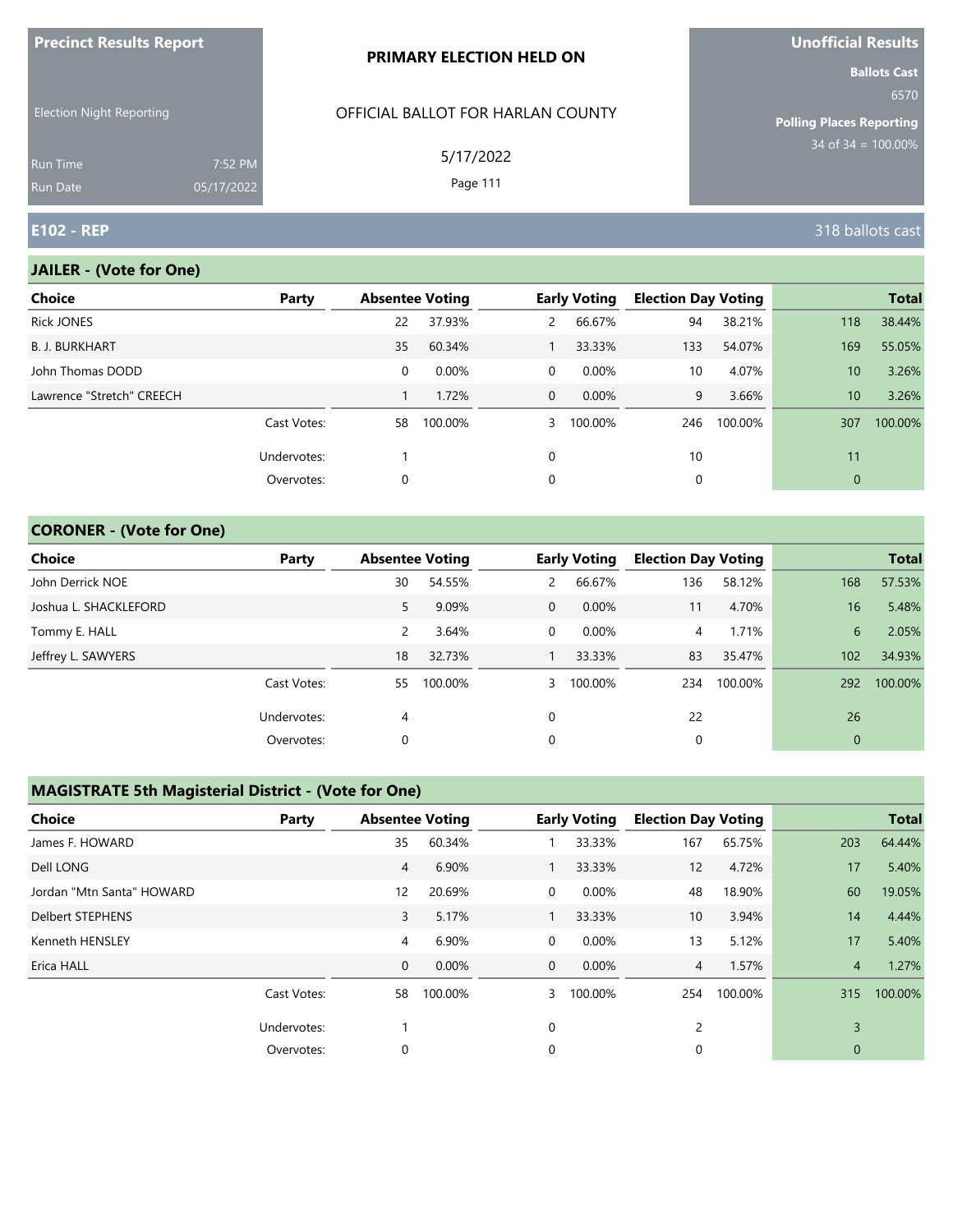**Precinct Results Report**

Election Night Reporting

Run Time 7:52 PM
Run Date 05/17/2022

**PRIMARY ELECTION HELD ON**

OFFICIAL BALLOT FOR HARLAN COUNTY

5/17/2022

**Unofficial Results**

**Ballots Cast** 6570

**Polling Places Reporting** 34 of 34 = 100.00%

## E102 - REP

318 ballots cast

### JAILER - (Vote for One)

| Choice | Party | Absentee Voting | | Early Voting | | Election Day Voting | | Total | |
|---|---|---|---|---|---|---|---|---|---|
| Rick JONES | | 22 | 37.93% | 2 | 66.67% | 94 | 38.21% | 118 | 38.44% |
| B. J. BURKHART | | 35 | 60.34% | 1 | 33.33% | 133 | 54.07% | 169 | 55.05% |
| John Thomas DODD | | 0 | 0.00% | 0 | 0.00% | 10 | 4.07% | 10 | 3.26% |
| Lawrence "Stretch" CREECH | | 1 | 1.72% | 0 | 0.00% | 9 | 3.66% | 10 | 3.26% |
| | Cast Votes: | 58 | 100.00% | 3 | 100.00% | 246 | 100.00% | 307 | 100.00% |
| | Undervotes: | 1 | | 0 | | 10 | | 11 | |
| | Overvotes: | 0 | | 0 | | 0 | | 0 | |

### CORONER - (Vote for One)

| Choice | Party | Absentee Voting | | Early Voting | | Election Day Voting | | Total | |
|---|---|---|---|---|---|---|---|---|---|
| John Derrick NOE | | 30 | 54.55% | 2 | 66.67% | 136 | 58.12% | 168 | 57.53% |
| Joshua L. SHACKLEFORD | | 5 | 9.09% | 0 | 0.00% | 11 | 4.70% | 16 | 5.48% |
| Tommy E. HALL | | 2 | 3.64% | 0 | 0.00% | 4 | 1.71% | 6 | 2.05% |
| Jeffrey L. SAWYERS | | 18 | 32.73% | 1 | 33.33% | 83 | 35.47% | 102 | 34.93% |
| | Cast Votes: | 55 | 100.00% | 3 | 100.00% | 234 | 100.00% | 292 | 100.00% |
| | Undervotes: | 4 | | 0 | | 22 | | 26 | |
| | Overvotes: | 0 | | 0 | | 0 | | 0 | |

### MAGISTRATE 5th Magisterial District - (Vote for One)

| Choice | Party | Absentee Voting | | Early Voting | | Election Day Voting | | Total | |
|---|---|---|---|---|---|---|---|---|---|
| James F. HOWARD | | 35 | 60.34% | 1 | 33.33% | 167 | 65.75% | 203 | 64.44% |
| Dell LONG | | 4 | 6.90% | 1 | 33.33% | 12 | 4.72% | 17 | 5.40% |
| Jordan "Mtn Santa" HOWARD | | 12 | 20.69% | 0 | 0.00% | 48 | 18.90% | 60 | 19.05% |
| Delbert STEPHENS | | 3 | 5.17% | 1 | 33.33% | 10 | 3.94% | 14 | 4.44% |
| Kenneth HENSLEY | | 4 | 6.90% | 0 | 0.00% | 13 | 5.12% | 17 | 5.40% |
| Erica HALL | | 0 | 0.00% | 0 | 0.00% | 4 | 1.57% | 4 | 1.27% |
| | Cast Votes: | 58 | 100.00% | 3 | 100.00% | 254 | 100.00% | 315 | 100.00% |
| | Undervotes: | 1 | | 0 | | 2 | | 3 | |
| | Overvotes: | 0 | | 0 | | 0 | | 0 | |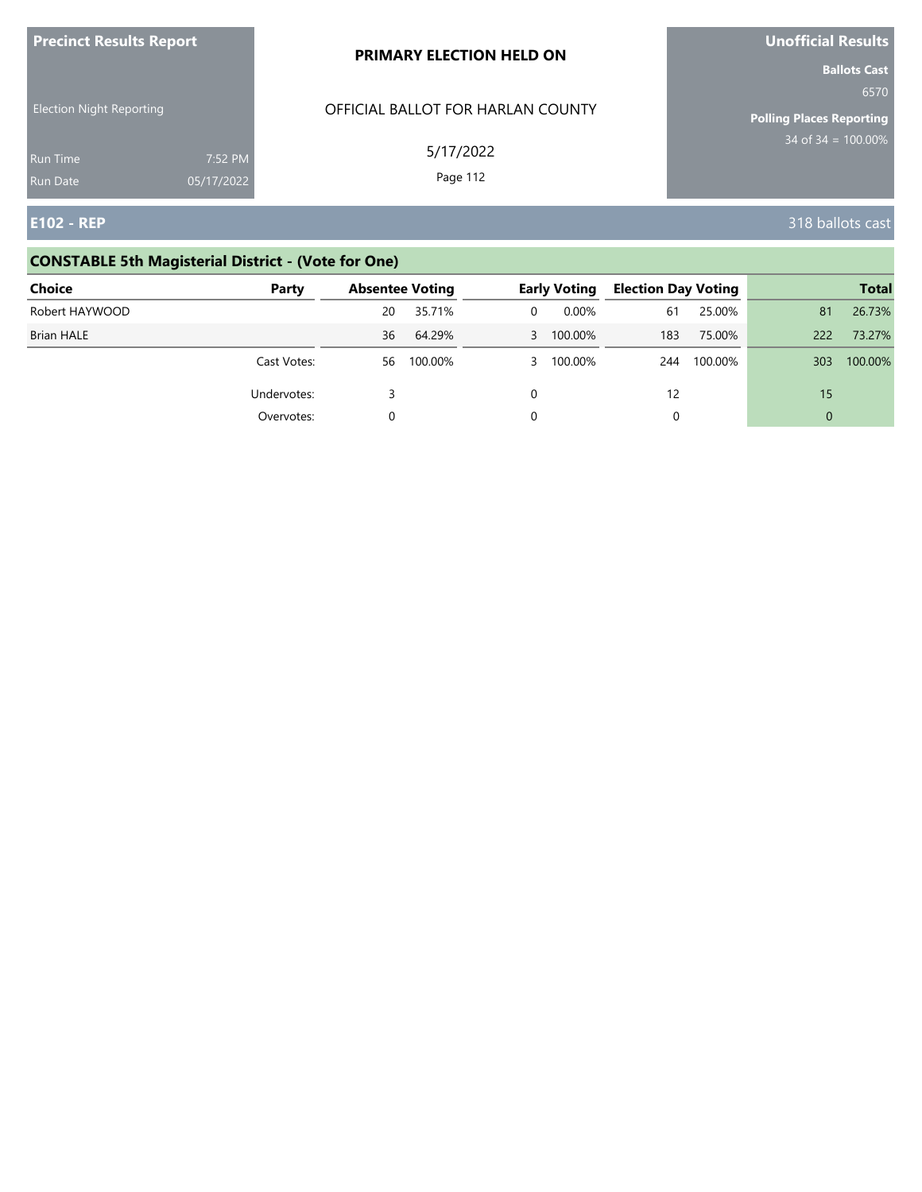**Precinct Results Report**

Election Night Reporting

Run Time 7:52 PM
Run Date 05/17/2022

**PRIMARY ELECTION HELD ON**

OFFICIAL BALLOT FOR HARLAN COUNTY

5/17/2022

**Unofficial Results**

**Ballots Cast**
6570

**Polling Places Reporting**
34 of 34 = 100.00%

## E102 - REP

318 ballots cast

### CONSTABLE 5th Magisterial District - (Vote for One)

| Choice | Party | Absentee Voting | | Early Voting | | Election Day Voting | | Total | |
|---|---|---|---|---|---|---|---|---|---|
| Robert HAYWOOD | | 20 | 35.71% | 0 | 0.00% | 61 | 25.00% | 81 | 26.73% |
| Brian HALE | | 36 | 64.29% | 3 | 100.00% | 183 | 75.00% | 222 | 73.27% |
| | Cast Votes: | 56 | 100.00% | 3 | 100.00% | 244 | 100.00% | 303 | 100.00% |
| | Undervotes: | 3 | | 0 | | 12 | | 15 | |
| | Overvotes: | 0 | | 0 | | 0 | | 0 | |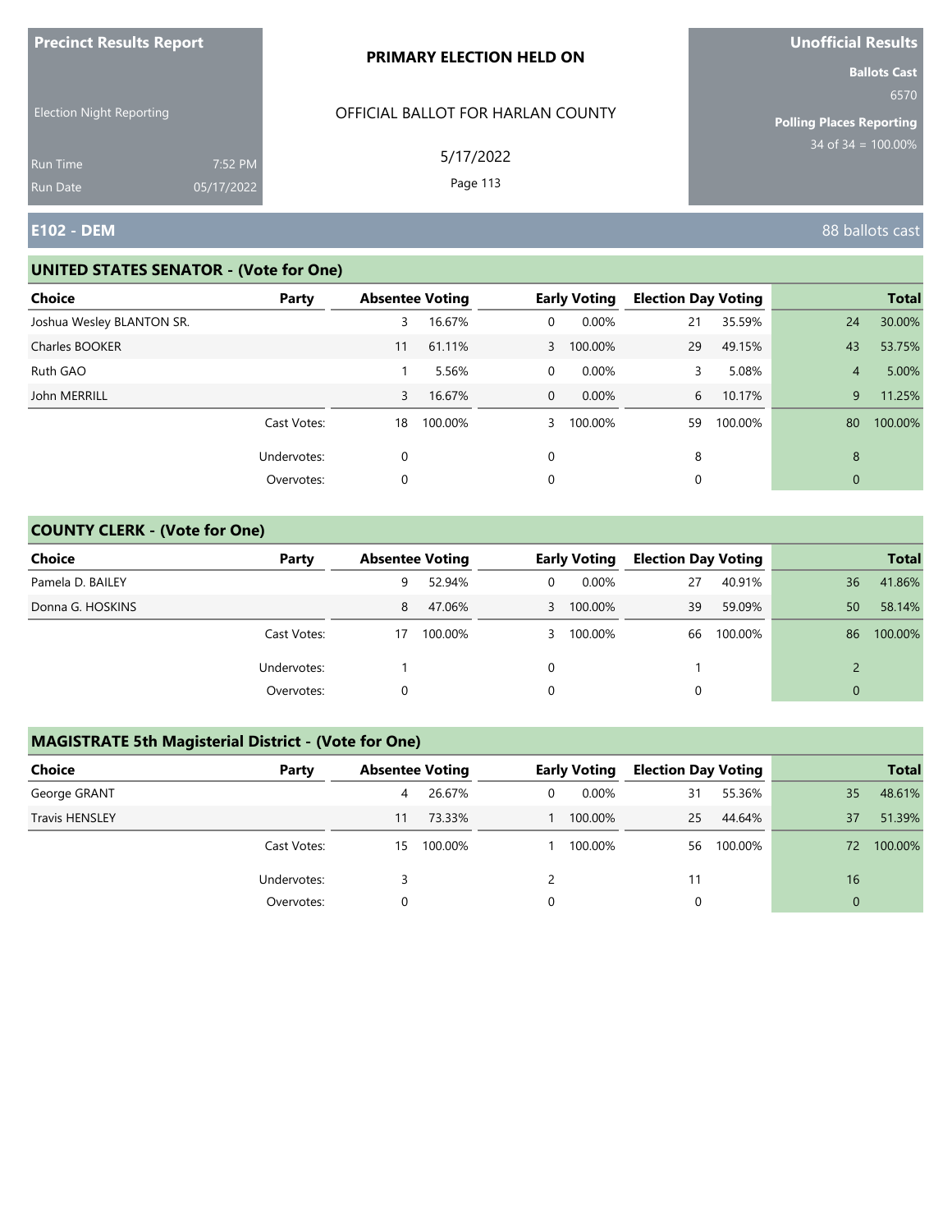**Precinct Results Report**

Election Night Reporting

Run Time 7:52 PM
Run Date 05/17/2022

**PRIMARY ELECTION HELD ON**

OFFICIAL BALLOT FOR HARLAN COUNTY

5/17/2022

**Unofficial Results**

**Ballots Cast**
6570

**Polling Places Reporting**
34 of 34 = 100.00%

## E102 - DEM

88 ballots cast

### UNITED STATES SENATOR - (Vote for One)

| Choice | Party | Absentee Voting | | Early Voting | | Election Day Voting | | Total | |
|---|---|---|---|---|---|---|---|---|---|
| Joshua Wesley BLANTON SR. | | 3 | 16.67% | 0 | 0.00% | 21 | 35.59% | 24 | 30.00% |
| Charles BOOKER | | 11 | 61.11% | 3 | 100.00% | 29 | 49.15% | 43 | 53.75% |
| Ruth GAO | | 1 | 5.56% | 0 | 0.00% | 3 | 5.08% | 4 | 5.00% |
| John MERRILL | | 3 | 16.67% | 0 | 0.00% | 6 | 10.17% | 9 | 11.25% |
| | Cast Votes: | 18 | 100.00% | 3 | 100.00% | 59 | 100.00% | 80 | 100.00% |
| | Undervotes: | 0 | | 0 | | 8 | | 8 | |
| | Overvotes: | 0 | | 0 | | 0 | | 0 | |

### COUNTY CLERK - (Vote for One)

| Choice | Party | Absentee Voting | | Early Voting | | Election Day Voting | | Total | |
|---|---|---|---|---|---|---|---|---|---|
| Pamela D. BAILEY | | 9 | 52.94% | 0 | 0.00% | 27 | 40.91% | 36 | 41.86% |
| Donna G. HOSKINS | | 8 | 47.06% | 3 | 100.00% | 39 | 59.09% | 50 | 58.14% |
| | Cast Votes: | 17 | 100.00% | 3 | 100.00% | 66 | 100.00% | 86 | 100.00% |
| | Undervotes: | 1 | | 0 | | 1 | | 2 | |
| | Overvotes: | 0 | | 0 | | 0 | | 0 | |

### MAGISTRATE 5th Magisterial District - (Vote for One)

| Choice | Party | Absentee Voting | | Early Voting | | Election Day Voting | | Total | |
|---|---|---|---|---|---|---|---|---|---|
| George GRANT | | 4 | 26.67% | 0 | 0.00% | 31 | 55.36% | 35 | 48.61% |
| Travis HENSLEY | | 11 | 73.33% | 1 | 100.00% | 25 | 44.64% | 37 | 51.39% |
| | Cast Votes: | 15 | 100.00% | 1 | 100.00% | 56 | 100.00% | 72 | 100.00% |
| | Undervotes: | 3 | | 2 | | 11 | | 16 | |
| | Overvotes: | 0 | | 0 | | 0 | | 0 | |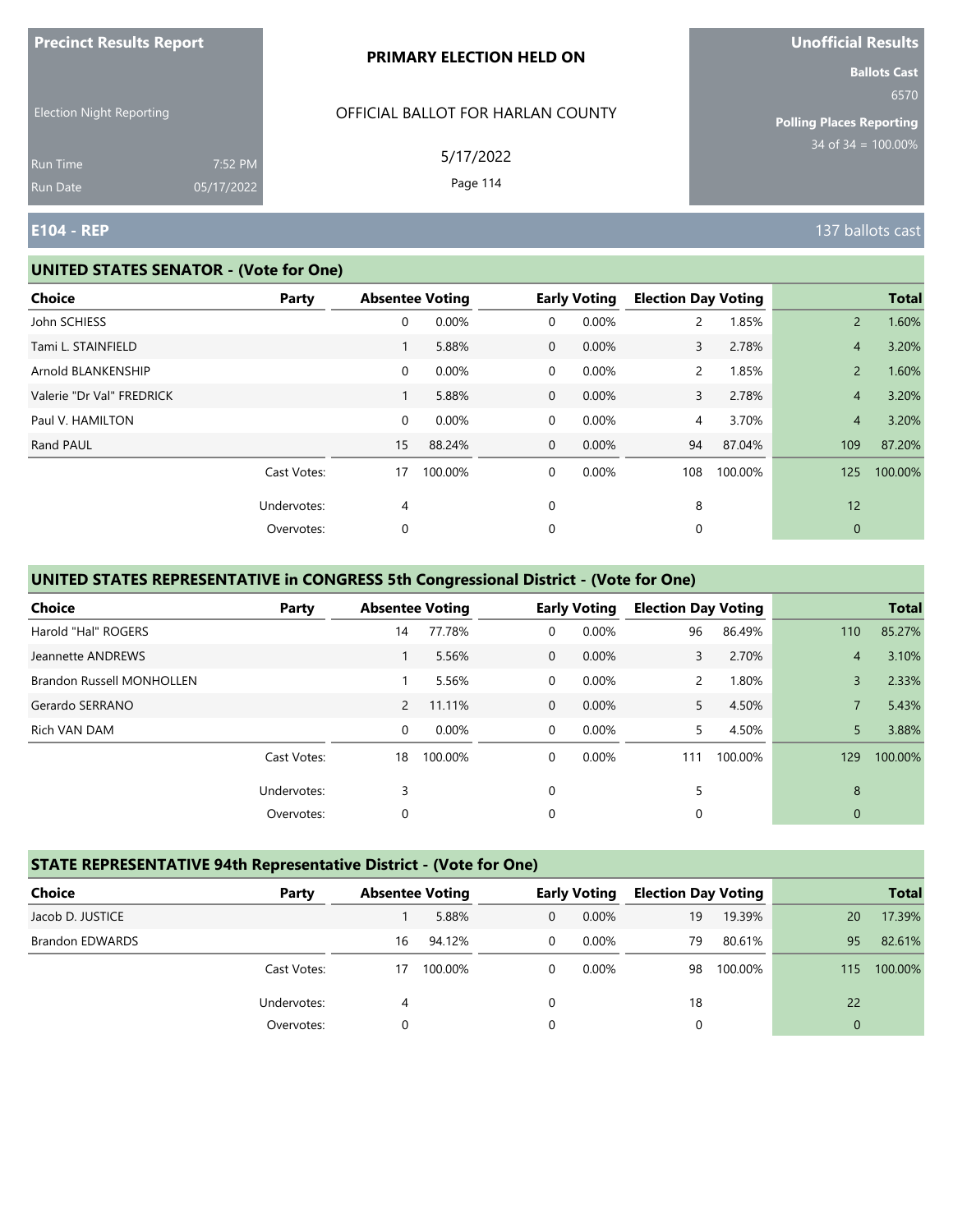**Precinct Results Report**

Election Night Reporting

Run Time 7:52 PM
Run Date 05/17/2022

**PRIMARY ELECTION HELD ON**

OFFICIAL BALLOT FOR HARLAN COUNTY

5/17/2022

**Unofficial Results**

**Ballots Cast**
6570

**Polling Places Reporting**
34 of 34 = 100.00%

## E104 - REP

137 ballots cast

### UNITED STATES SENATOR - (Vote for One)

| Choice | Party | Absentee Voting | | Early Voting | | Election Day Voting | | Total | |
|---|---|---|---|---|---|---|---|---|---|
| John SCHIESS | | 0 | 0.00% | 0 | 0.00% | 2 | 1.85% | 2 | 1.60% |
| Tami L. STAINFIELD | | 1 | 5.88% | 0 | 0.00% | 3 | 2.78% | 4 | 3.20% |
| Arnold BLANKENSHIP | | 0 | 0.00% | 0 | 0.00% | 2 | 1.85% | 2 | 1.60% |
| Valerie "Dr Val" FREDRICK | | 1 | 5.88% | 0 | 0.00% | 3 | 2.78% | 4 | 3.20% |
| Paul V. HAMILTON | | 0 | 0.00% | 0 | 0.00% | 4 | 3.70% | 4 | 3.20% |
| Rand PAUL | | 15 | 88.24% | 0 | 0.00% | 94 | 87.04% | 109 | 87.20% |
| | Cast Votes: | 17 | 100.00% | 0 | 0.00% | 108 | 100.00% | 125 | 100.00% |
| | Undervotes: | 4 | | 0 | | 8 | | 12 | |
| | Overvotes: | 0 | | 0 | | 0 | | 0 | |

### UNITED STATES REPRESENTATIVE in CONGRESS 5th Congressional District - (Vote for One)

| Choice | Party | Absentee Voting | | Early Voting | | Election Day Voting | | Total | |
|---|---|---|---|---|---|---|---|---|---|
| Harold "Hal" ROGERS | | 14 | 77.78% | 0 | 0.00% | 96 | 86.49% | 110 | 85.27% |
| Jeannette ANDREWS | | 1 | 5.56% | 0 | 0.00% | 3 | 2.70% | 4 | 3.10% |
| Brandon Russell MONHOLLEN | | 1 | 5.56% | 0 | 0.00% | 2 | 1.80% | 3 | 2.33% |
| Gerardo SERRANO | | 2 | 11.11% | 0 | 0.00% | 5 | 4.50% | 7 | 5.43% |
| Rich VAN DAM | | 0 | 0.00% | 0 | 0.00% | 5 | 4.50% | 5 | 3.88% |
| | Cast Votes: | 18 | 100.00% | 0 | 0.00% | 111 | 100.00% | 129 | 100.00% |
| | Undervotes: | 3 | | 0 | | 5 | | 8 | |
| | Overvotes: | 0 | | 0 | | 0 | | 0 | |

### STATE REPRESENTATIVE 94th Representative District - (Vote for One)

| Choice | Party | Absentee Voting | | Early Voting | | Election Day Voting | | Total | |
|---|---|---|---|---|---|---|---|---|---|
| Jacob D. JUSTICE | | 1 | 5.88% | 0 | 0.00% | 19 | 19.39% | 20 | 17.39% |
| Brandon EDWARDS | | 16 | 94.12% | 0 | 0.00% | 79 | 80.61% | 95 | 82.61% |
| | Cast Votes: | 17 | 100.00% | 0 | 0.00% | 98 | 100.00% | 115 | 100.00% |
| | Undervotes: | 4 | | 0 | | 18 | | 22 | |
| | Overvotes: | 0 | | 0 | | 0 | | 0 | |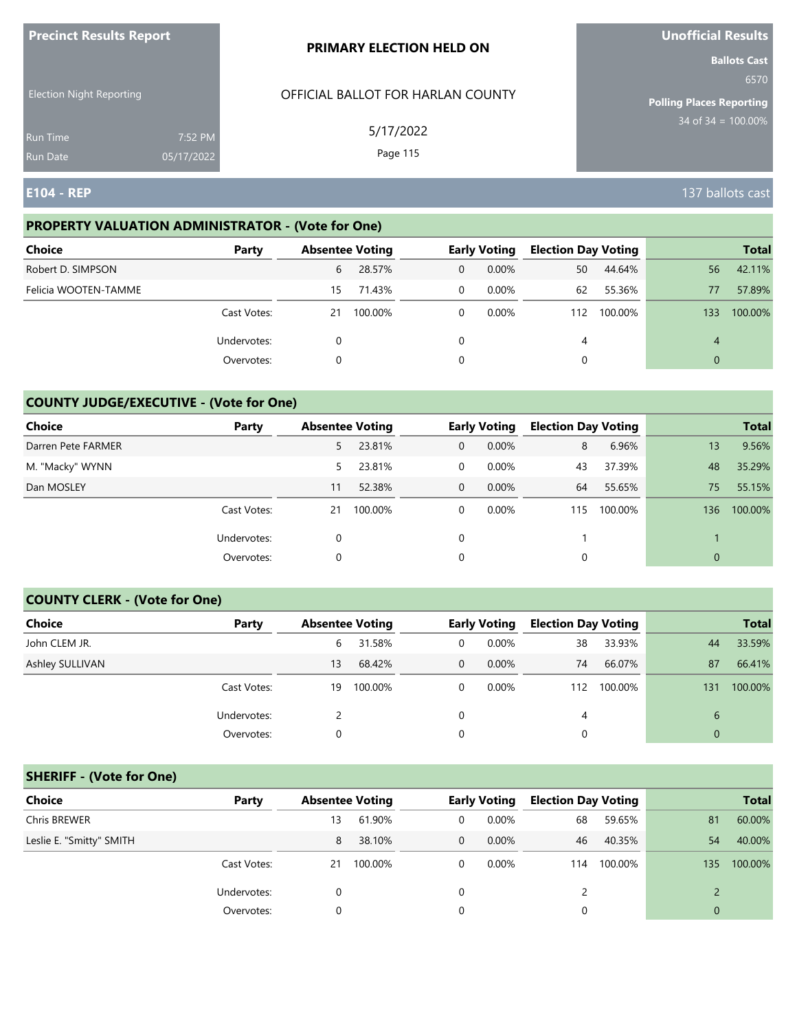**Precinct Results Report**

Election Night Reporting

Run Time 7:52 PM
Run Date 05/17/2022

**PRIMARY ELECTION HELD ON**

OFFICIAL BALLOT FOR HARLAN COUNTY

5/17/2022

**Unofficial Results**

**Ballots Cast**
6570

**Polling Places Reporting**
34 of 34 = 100.00%

## E104 - REP

137 ballots cast

### PROPERTY VALUATION ADMINISTRATOR - (Vote for One)

| Choice | Party | Absentee Voting | | Early Voting | | Election Day Voting | | Total | |
|---|---|---|---|---|---|---|---|---|---|
| Robert D. SIMPSON | | 6 | 28.57% | 0 | 0.00% | 50 | 44.64% | 56 | 42.11% |
| Felicia WOOTEN-TAMME | | 15 | 71.43% | 0 | 0.00% | 62 | 55.36% | 77 | 57.89% |
| | Cast Votes: | 21 | 100.00% | 0 | 0.00% | 112 | 100.00% | 133 | 100.00% |
| | Undervotes: | 0 | | 0 | | 4 | | 4 | |
| | Overvotes: | 0 | | 0 | | 0 | | 0 | |

### COUNTY JUDGE/EXECUTIVE - (Vote for One)

| Choice | Party | Absentee Voting | | Early Voting | | Election Day Voting | | Total | |
|---|---|---|---|---|---|---|---|---|---|
| Darren Pete FARMER | | 5 | 23.81% | 0 | 0.00% | 8 | 6.96% | 13 | 9.56% |
| M. "Macky" WYNN | | 5 | 23.81% | 0 | 0.00% | 43 | 37.39% | 48 | 35.29% |
| Dan MOSLEY | | 11 | 52.38% | 0 | 0.00% | 64 | 55.65% | 75 | 55.15% |
| | Cast Votes: | 21 | 100.00% | 0 | 0.00% | 115 | 100.00% | 136 | 100.00% |
| | Undervotes: | 0 | | 0 | | 1 | | 1 | |
| | Overvotes: | 0 | | 0 | | 0 | | 0 | |

### COUNTY CLERK - (Vote for One)

| Choice | Party | Absentee Voting | | Early Voting | | Election Day Voting | | Total | |
|---|---|---|---|---|---|---|---|---|---|
| John CLEM JR. | | 6 | 31.58% | 0 | 0.00% | 38 | 33.93% | 44 | 33.59% |
| Ashley SULLIVAN | | 13 | 68.42% | 0 | 0.00% | 74 | 66.07% | 87 | 66.41% |
| | Cast Votes: | 19 | 100.00% | 0 | 0.00% | 112 | 100.00% | 131 | 100.00% |
| | Undervotes: | 2 | | 0 | | 4 | | 6 | |
| | Overvotes: | 0 | | 0 | | 0 | | 0 | |

### SHERIFF - (Vote for One)

| Choice | Party | Absentee Voting | | Early Voting | | Election Day Voting | | Total | |
|---|---|---|---|---|---|---|---|---|---|
| Chris BREWER | | 13 | 61.90% | 0 | 0.00% | 68 | 59.65% | 81 | 60.00% |
| Leslie E. "Smitty" SMITH | | 8 | 38.10% | 0 | 0.00% | 46 | 40.35% | 54 | 40.00% |
| | Cast Votes: | 21 | 100.00% | 0 | 0.00% | 114 | 100.00% | 135 | 100.00% |
| | Undervotes: | 0 | | 0 | | 2 | | 2 | |
| | Overvotes: | 0 | | 0 | | 0 | | 0 | |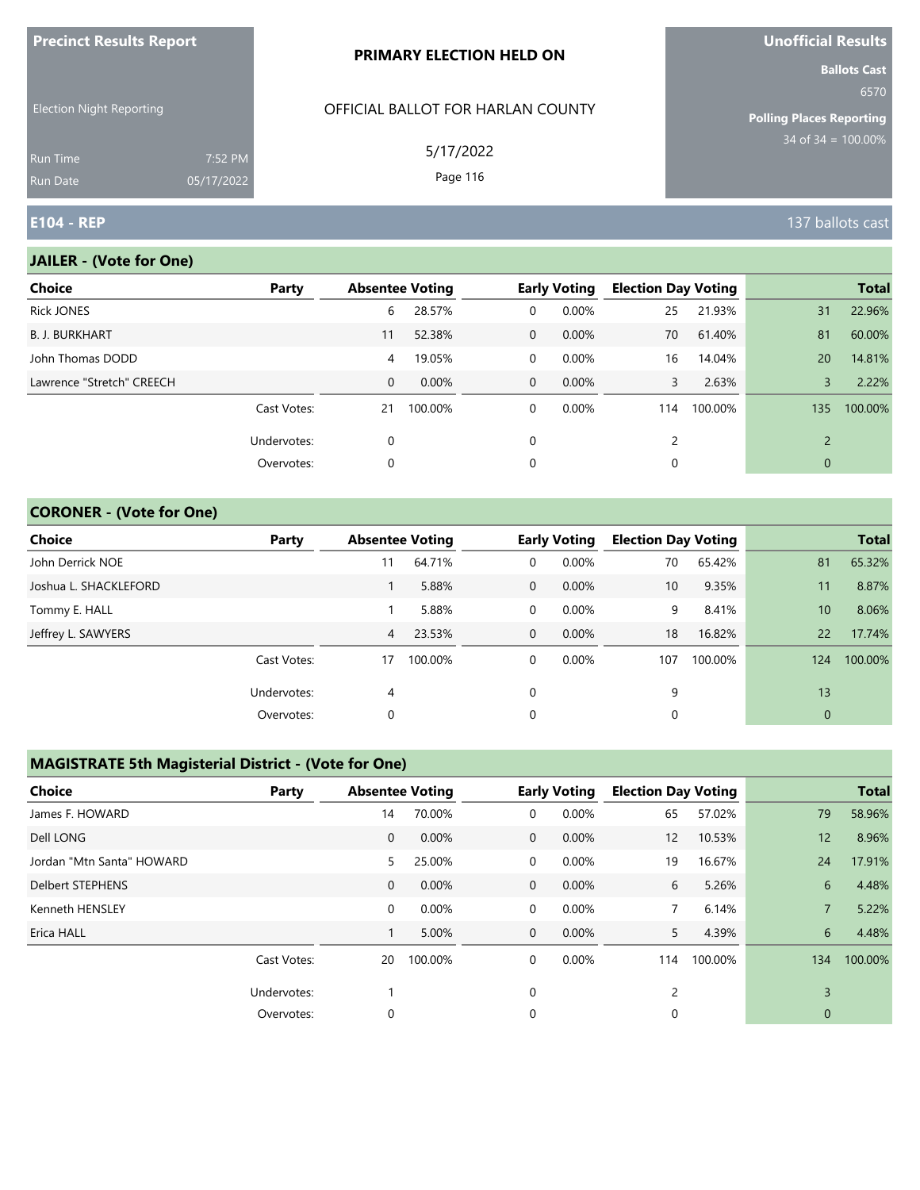Precinct Results Report

Election Night Reporting

Run Time 7:52 PM
Run Date 05/17/2022

**PRIMARY ELECTION HELD ON**

OFFICIAL BALLOT FOR HARLAN COUNTY

5/17/2022

**Unofficial Results**

Ballots Cast
6570

Polling Places Reporting
34 of 34 = 100.00%

## E104 - REP

137 ballots cast

### JAILER - (Vote for One)

| Choice | Party | Absentee Voting | | Early Voting | | Election Day Voting | | Total | |
|---|---|---|---|---|---|---|---|---|---|
| Rick JONES | | 6 | 28.57% | 0 | 0.00% | 25 | 21.93% | 31 | 22.96% |
| B. J. BURKHART | | 11 | 52.38% | 0 | 0.00% | 70 | 61.40% | 81 | 60.00% |
| John Thomas DODD | | 4 | 19.05% | 0 | 0.00% | 16 | 14.04% | 20 | 14.81% |
| Lawrence "Stretch" CREECH | | 0 | 0.00% | 0 | 0.00% | 3 | 2.63% | 3 | 2.22% |
| | Cast Votes: | 21 | 100.00% | 0 | 0.00% | 114 | 100.00% | 135 | 100.00% |
| | Undervotes: | 0 | | 0 | | 2 | | 2 | |
| | Overvotes: | 0 | | 0 | | 0 | | 0 | |

### CORONER - (Vote for One)

| Choice | Party | Absentee Voting | | Early Voting | | Election Day Voting | | Total | |
|---|---|---|---|---|---|---|---|---|---|
| John Derrick NOE | | 11 | 64.71% | 0 | 0.00% | 70 | 65.42% | 81 | 65.32% |
| Joshua L. SHACKLEFORD | | 1 | 5.88% | 0 | 0.00% | 10 | 9.35% | 11 | 8.87% |
| Tommy E. HALL | | 1 | 5.88% | 0 | 0.00% | 9 | 8.41% | 10 | 8.06% |
| Jeffrey L. SAWYERS | | 4 | 23.53% | 0 | 0.00% | 18 | 16.82% | 22 | 17.74% |
| | Cast Votes: | 17 | 100.00% | 0 | 0.00% | 107 | 100.00% | 124 | 100.00% |
| | Undervotes: | 4 | | 0 | | 9 | | 13 | |
| | Overvotes: | 0 | | 0 | | 0 | | 0 | |

### MAGISTRATE 5th Magisterial District - (Vote for One)

| Choice | Party | Absentee Voting | | Early Voting | | Election Day Voting | | Total | |
|---|---|---|---|---|---|---|---|---|---|
| James F. HOWARD | | 14 | 70.00% | 0 | 0.00% | 65 | 57.02% | 79 | 58.96% |
| Dell LONG | | 0 | 0.00% | 0 | 0.00% | 12 | 10.53% | 12 | 8.96% |
| Jordan "Mtn Santa" HOWARD | | 5 | 25.00% | 0 | 0.00% | 19 | 16.67% | 24 | 17.91% |
| Delbert STEPHENS | | 0 | 0.00% | 0 | 0.00% | 6 | 5.26% | 6 | 4.48% |
| Kenneth HENSLEY | | 0 | 0.00% | 0 | 0.00% | 7 | 6.14% | 7 | 5.22% |
| Erica HALL | | 1 | 5.00% | 0 | 0.00% | 5 | 4.39% | 6 | 4.48% |
| | Cast Votes: | 20 | 100.00% | 0 | 0.00% | 114 | 100.00% | 134 | 100.00% |
| | Undervotes: | 1 | | 0 | | 2 | | 3 | |
| | Overvotes: | 0 | | 0 | | 0 | | 0 | |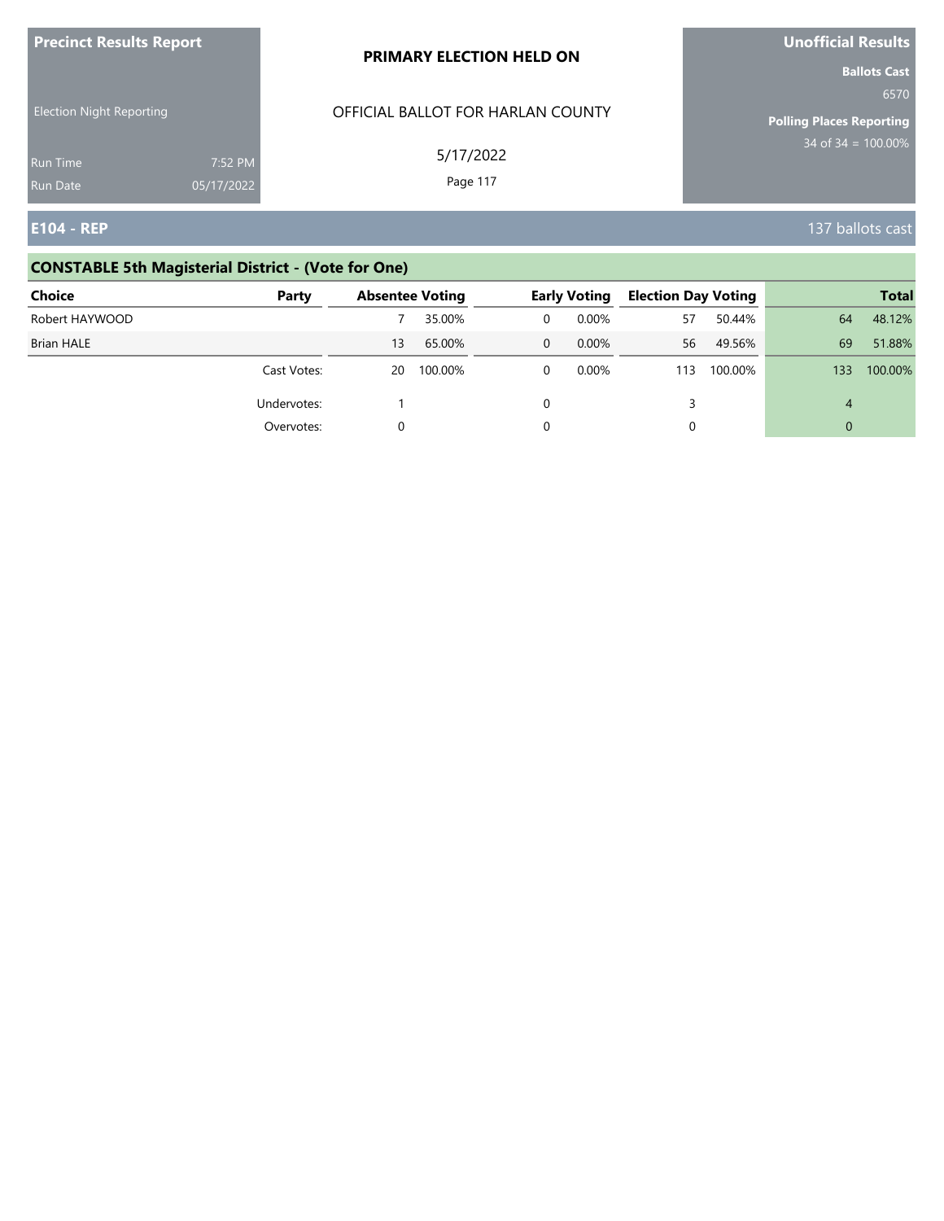**Precinct Results Report**

Election Night Reporting

Run Time 7:52 PM
Run Date 05/17/2022

**PRIMARY ELECTION HELD ON**

OFFICIAL BALLOT FOR HARLAN COUNTY

5/17/2022

**Unofficial Results**

**Ballots Cast**
6570

**Polling Places Reporting**
34 of 34 = 100.00%

## E104 - REP

137 ballots cast

### CONSTABLE 5th Magisterial District - (Vote for One)

| Choice | Party | Absentee Voting | | Early Voting | | Election Day Voting | | Total | |
|---|---|---|---|---|---|---|---|---|---|
| Robert HAYWOOD | | 7 | 35.00% | 0 | 0.00% | 57 | 50.44% | 64 | 48.12% |
| Brian HALE | | 13 | 65.00% | 0 | 0.00% | 56 | 49.56% | 69 | 51.88% |
| | Cast Votes: | 20 | 100.00% | 0 | 0.00% | 113 | 100.00% | 133 | 100.00% |
| | Undervotes: | 1 | | 0 | | 3 | | 4 | |
| | Overvotes: | 0 | | 0 | | 0 | | 0 | |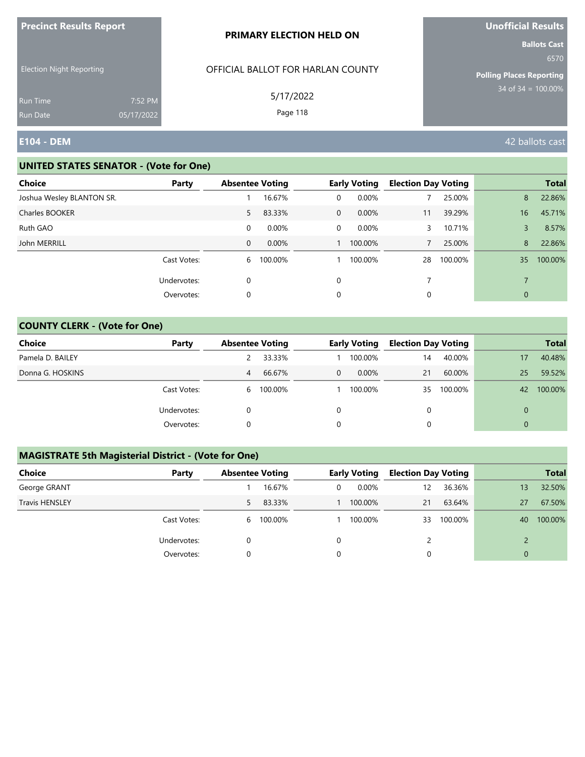Precinct Results Report

Election Night Reporting

Run Time 7:52 PM
Run Date 05/17/2022

**PRIMARY ELECTION HELD ON**

OFFICIAL BALLOT FOR HARLAN COUNTY

5/17/2022

**Unofficial Results**

**Ballots Cast** 6570

**Polling Places Reporting** 34 of 34 = 100.00%

## E104 - DEM

42 ballots cast

### UNITED STATES SENATOR - (Vote for One)

| Choice | Party | Absentee Voting | | Early Voting | | Election Day Voting | | Total | |
|---|---|---|---|---|---|---|---|---|---|
| Joshua Wesley BLANTON SR. | | 1 | 16.67% | 0 | 0.00% | 7 | 25.00% | 8 | 22.86% |
| Charles BOOKER | | 5 | 83.33% | 0 | 0.00% | 11 | 39.29% | 16 | 45.71% |
| Ruth GAO | | 0 | 0.00% | 0 | 0.00% | 3 | 10.71% | 3 | 8.57% |
| John MERRILL | | 0 | 0.00% | 1 | 100.00% | 7 | 25.00% | 8 | 22.86% |
| | Cast Votes: | 6 | 100.00% | 1 | 100.00% | 28 | 100.00% | 35 | 100.00% |
| | Undervotes: | 0 | | 0 | | 7 | | 7 | |
| | Overvotes: | 0 | | 0 | | 0 | | 0 | |

### COUNTY CLERK - (Vote for One)

| Choice | Party | Absentee Voting | | Early Voting | | Election Day Voting | | Total | |
|---|---|---|---|---|---|---|---|---|---|
| Pamela D. BAILEY | | 2 | 33.33% | 1 | 100.00% | 14 | 40.00% | 17 | 40.48% |
| Donna G. HOSKINS | | 4 | 66.67% | 0 | 0.00% | 21 | 60.00% | 25 | 59.52% |
| | Cast Votes: | 6 | 100.00% | 1 | 100.00% | 35 | 100.00% | 42 | 100.00% |
| | Undervotes: | 0 | | 0 | | 0 | | 0 | |
| | Overvotes: | 0 | | 0 | | 0 | | 0 | |

### MAGISTRATE 5th Magisterial District - (Vote for One)

| Choice | Party | Absentee Voting | | Early Voting | | Election Day Voting | | Total | |
|---|---|---|---|---|---|---|---|---|---|
| George GRANT | | 1 | 16.67% | 0 | 0.00% | 12 | 36.36% | 13 | 32.50% |
| Travis HENSLEY | | 5 | 83.33% | 1 | 100.00% | 21 | 63.64% | 27 | 67.50% |
| | Cast Votes: | 6 | 100.00% | 1 | 100.00% | 33 | 100.00% | 40 | 100.00% |
| | Undervotes: | 0 | | 0 | | 2 | | 2 | |
| | Overvotes: | 0 | | 0 | | 0 | | 0 | |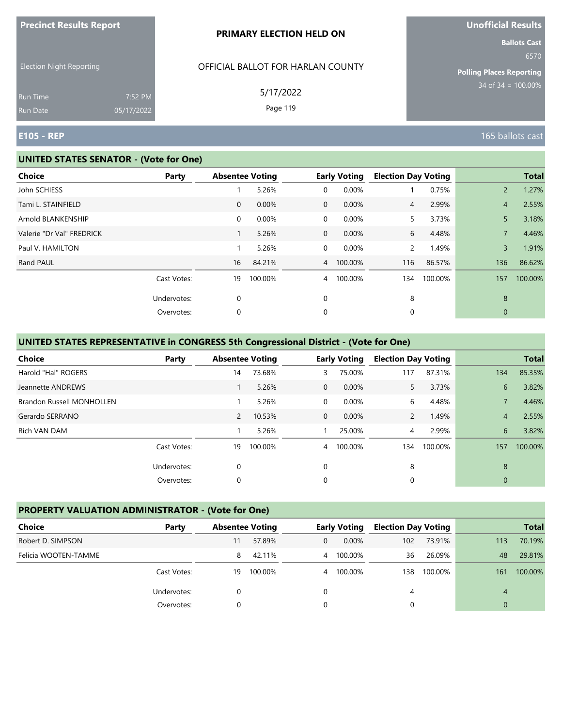Precinct Results Report

Election Night Reporting

Run Time 7:52 PM
Run Date 05/17/2022

**PRIMARY ELECTION HELD ON**

OFFICIAL BALLOT FOR HARLAN COUNTY

5/17/2022

**Unofficial Results**

**Ballots Cast**
6570

**Polling Places Reporting**
34 of 34 = 100.00%

## E105 - REP

165 ballots cast

### UNITED STATES SENATOR - (Vote for One)

| Choice | Party | Absentee Voting | | Early Voting | | Election Day Voting | | Total | |
|---|---|---|---|---|---|---|---|---|---|
| John SCHIESS | | 1 | 5.26% | 0 | 0.00% | 1 | 0.75% | 2 | 1.27% |
| Tami L. STAINFIELD | | 0 | 0.00% | 0 | 0.00% | 4 | 2.99% | 4 | 2.55% |
| Arnold BLANKENSHIP | | 0 | 0.00% | 0 | 0.00% | 5 | 3.73% | 5 | 3.18% |
| Valerie "Dr Val" FREDRICK | | 1 | 5.26% | 0 | 0.00% | 6 | 4.48% | 7 | 4.46% |
| Paul V. HAMILTON | | 1 | 5.26% | 0 | 0.00% | 2 | 1.49% | 3 | 1.91% |
| Rand PAUL | | 16 | 84.21% | 4 | 100.00% | 116 | 86.57% | 136 | 86.62% |
| | Cast Votes: | 19 | 100.00% | 4 | 100.00% | 134 | 100.00% | 157 | 100.00% |
| | Undervotes: | 0 | | 0 | | 8 | | 8 | |
| | Overvotes: | 0 | | 0 | | 0 | | 0 | |

### UNITED STATES REPRESENTATIVE in CONGRESS 5th Congressional District - (Vote for One)

| Choice | Party | Absentee Voting | | Early Voting | | Election Day Voting | | Total | |
|---|---|---|---|---|---|---|---|---|---|
| Harold "Hal" ROGERS | | 14 | 73.68% | 3 | 75.00% | 117 | 87.31% | 134 | 85.35% |
| Jeannette ANDREWS | | 1 | 5.26% | 0 | 0.00% | 5 | 3.73% | 6 | 3.82% |
| Brandon Russell MONHOLLEN | | 1 | 5.26% | 0 | 0.00% | 6 | 4.48% | 7 | 4.46% |
| Gerardo SERRANO | | 2 | 10.53% | 0 | 0.00% | 2 | 1.49% | 4 | 2.55% |
| Rich VAN DAM | | 1 | 5.26% | 1 | 25.00% | 4 | 2.99% | 6 | 3.82% |
| | Cast Votes: | 19 | 100.00% | 4 | 100.00% | 134 | 100.00% | 157 | 100.00% |
| | Undervotes: | 0 | | 0 | | 8 | | 8 | |
| | Overvotes: | 0 | | 0 | | 0 | | 0 | |

### PROPERTY VALUATION ADMINISTRATOR - (Vote for One)

| Choice | Party | Absentee Voting | | Early Voting | | Election Day Voting | | Total | |
|---|---|---|---|---|---|---|---|---|---|
| Robert D. SIMPSON | | 11 | 57.89% | 0 | 0.00% | 102 | 73.91% | 113 | 70.19% |
| Felicia WOOTEN-TAMME | | 8 | 42.11% | 4 | 100.00% | 36 | 26.09% | 48 | 29.81% |
| | Cast Votes: | 19 | 100.00% | 4 | 100.00% | 138 | 100.00% | 161 | 100.00% |
| | Undervotes: | 0 | | 0 | | 4 | | 4 | |
| | Overvotes: | 0 | | 0 | | 0 | | 0 | |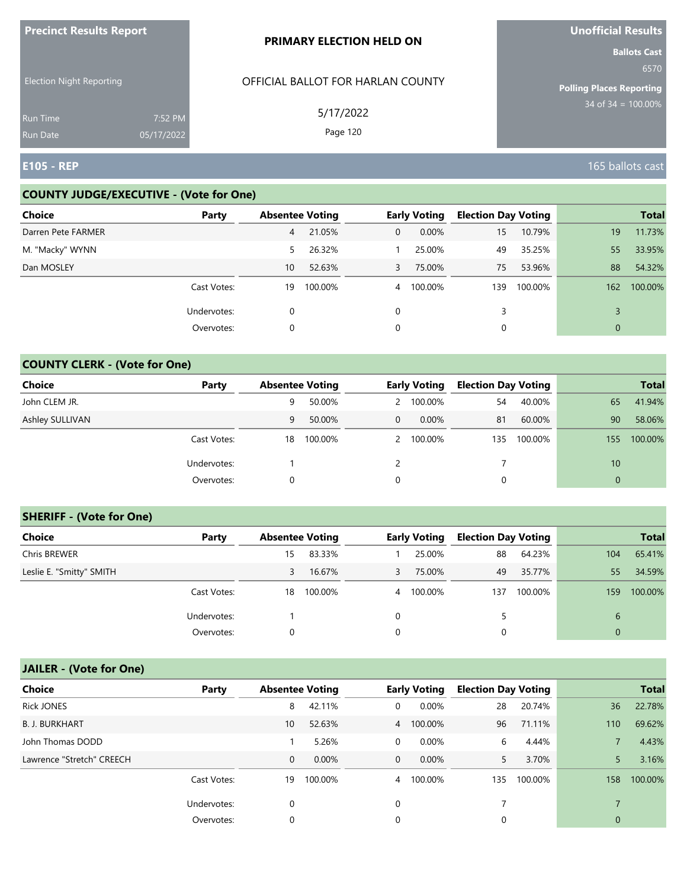**Precinct Results Report**

Election Night Reporting

Run Time 7:52 PM
Run Date 05/17/2022

**PRIMARY ELECTION HELD ON**

OFFICIAL BALLOT FOR HARLAN COUNTY

5/17/2022

**Unofficial Results**

**Ballots Cast**
6570

**Polling Places Reporting**
34 of 34 = 100.00%

## E105 - REP

165 ballots cast

### COUNTY JUDGE/EXECUTIVE - (Vote for One)

| Choice | Party | Absentee Voting | | Early Voting | | Election Day Voting | | Total | |
|---|---|---|---|---|---|---|---|---|---|
| Darren Pete FARMER | | 4 | 21.05% | 0 | 0.00% | 15 | 10.79% | 19 | 11.73% |
| M. "Macky" WYNN | | 5 | 26.32% | 1 | 25.00% | 49 | 35.25% | 55 | 33.95% |
| Dan MOSLEY | | 10 | 52.63% | 3 | 75.00% | 75 | 53.96% | 88 | 54.32% |
| | Cast Votes: | 19 | 100.00% | 4 | 100.00% | 139 | 100.00% | 162 | 100.00% |
| | Undervotes: | 0 | | 0 | | 3 | | 3 | |
| | Overvotes: | 0 | | 0 | | 0 | | 0 | |

### COUNTY CLERK - (Vote for One)

| Choice | Party | Absentee Voting | | Early Voting | | Election Day Voting | | Total | |
|---|---|---|---|---|---|---|---|---|---|
| John CLEM JR. | | 9 | 50.00% | 2 | 100.00% | 54 | 40.00% | 65 | 41.94% |
| Ashley SULLIVAN | | 9 | 50.00% | 0 | 0.00% | 81 | 60.00% | 90 | 58.06% |
| | Cast Votes: | 18 | 100.00% | 2 | 100.00% | 135 | 100.00% | 155 | 100.00% |
| | Undervotes: | 1 | | 2 | | 7 | | 10 | |
| | Overvotes: | 0 | | 0 | | 0 | | 0 | |

### SHERIFF - (Vote for One)

| Choice | Party | Absentee Voting | | Early Voting | | Election Day Voting | | Total | |
|---|---|---|---|---|---|---|---|---|---|
| Chris BREWER | | 15 | 83.33% | 1 | 25.00% | 88 | 64.23% | 104 | 65.41% |
| Leslie E. "Smitty" SMITH | | 3 | 16.67% | 3 | 75.00% | 49 | 35.77% | 55 | 34.59% |
| | Cast Votes: | 18 | 100.00% | 4 | 100.00% | 137 | 100.00% | 159 | 100.00% |
| | Undervotes: | 1 | | 0 | | 5 | | 6 | |
| | Overvotes: | 0 | | 0 | | 0 | | 0 | |

### JAILER - (Vote for One)

| Choice | Party | Absentee Voting | | Early Voting | | Election Day Voting | | Total | |
|---|---|---|---|---|---|---|---|---|---|
| Rick JONES | | 8 | 42.11% | 0 | 0.00% | 28 | 20.74% | 36 | 22.78% |
| B. J. BURKHART | | 10 | 52.63% | 4 | 100.00% | 96 | 71.11% | 110 | 69.62% |
| John Thomas DODD | | 1 | 5.26% | 0 | 0.00% | 6 | 4.44% | 7 | 4.43% |
| Lawrence "Stretch" CREECH | | 0 | 0.00% | 0 | 0.00% | 5 | 3.70% | 5 | 3.16% |
| | Cast Votes: | 19 | 100.00% | 4 | 100.00% | 135 | 100.00% | 158 | 100.00% |
| | Undervotes: | 0 | | 0 | | 7 | | 7 | |
| | Overvotes: | 0 | | 0 | | 0 | | 0 | |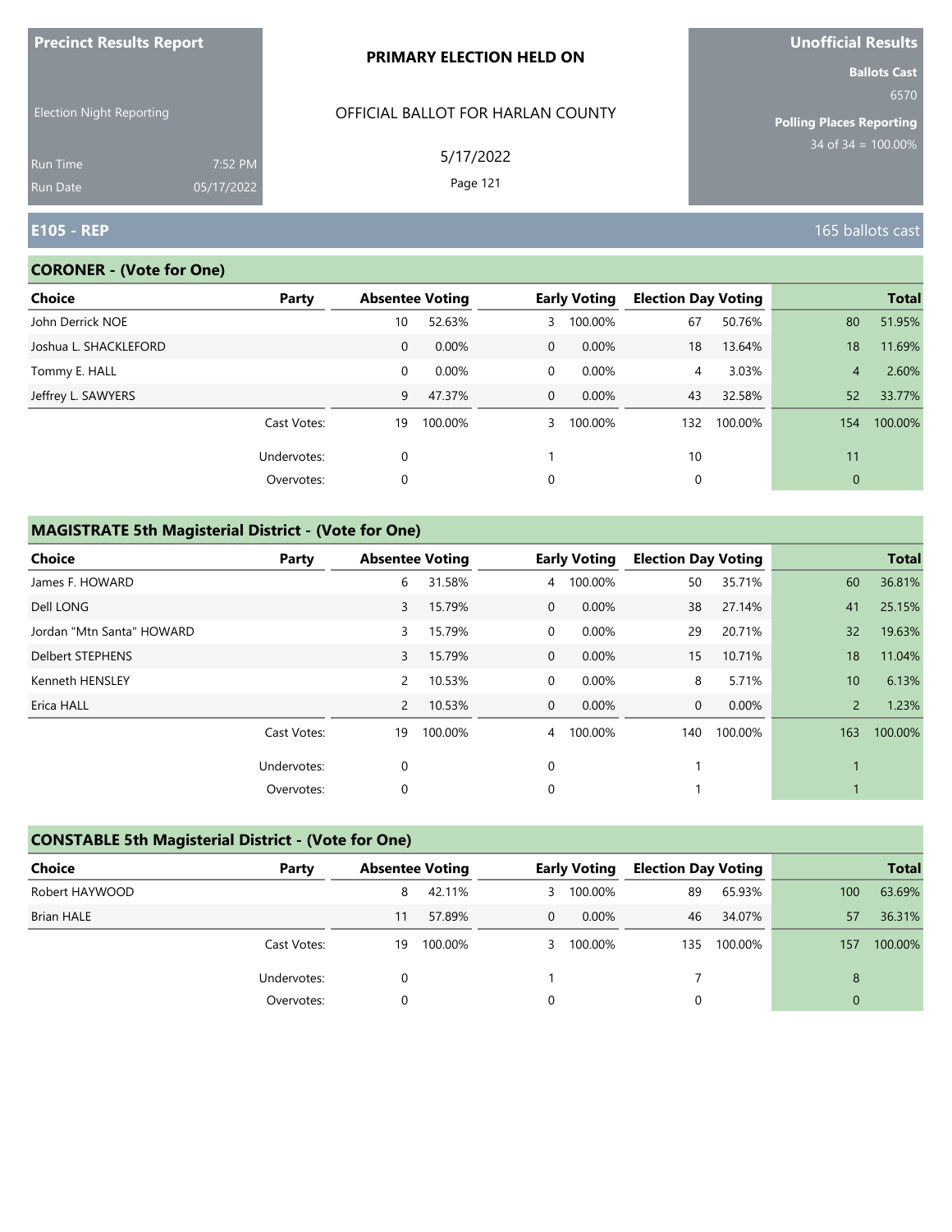Precinct Results Report

Election Night Reporting

Run Time 7:52 PM
Run Date 05/17/2022

**PRIMARY ELECTION HELD ON**

OFFICIAL BALLOT FOR HARLAN COUNTY

5/17/2022

**Unofficial Results**

**Ballots Cast** 6570

**Polling Places Reporting** 34 of 34 = 100.00%

## E105 - REP

165 ballots cast

### CORONER - (Vote for One)

| Choice | Party | Absentee Voting | | Early Voting | | Election Day Voting | | Total | |
|---|---|---|---|---|---|---|---|---|---|
| John Derrick NOE | | 10 | 52.63% | 3 | 100.00% | 67 | 50.76% | 80 | 51.95% |
| Joshua L. SHACKLEFORD | | 0 | 0.00% | 0 | 0.00% | 18 | 13.64% | 18 | 11.69% |
| Tommy E. HALL | | 0 | 0.00% | 0 | 0.00% | 4 | 3.03% | 4 | 2.60% |
| Jeffrey L. SAWYERS | | 9 | 47.37% | 0 | 0.00% | 43 | 32.58% | 52 | 33.77% |
| | Cast Votes: | 19 | 100.00% | 3 | 100.00% | 132 | 100.00% | 154 | 100.00% |
| | Undervotes: | 0 | | 1 | | 10 | | 11 | |
| | Overvotes: | 0 | | 0 | | 0 | | 0 | |

### MAGISTRATE 5th Magisterial District - (Vote for One)

| Choice | Party | Absentee Voting | | Early Voting | | Election Day Voting | | Total | |
|---|---|---|---|---|---|---|---|---|---|
| James F. HOWARD | | 6 | 31.58% | 4 | 100.00% | 50 | 35.71% | 60 | 36.81% |
| Dell LONG | | 3 | 15.79% | 0 | 0.00% | 38 | 27.14% | 41 | 25.15% |
| Jordan "Mtn Santa" HOWARD | | 3 | 15.79% | 0 | 0.00% | 29 | 20.71% | 32 | 19.63% |
| Delbert STEPHENS | | 3 | 15.79% | 0 | 0.00% | 15 | 10.71% | 18 | 11.04% |
| Kenneth HENSLEY | | 2 | 10.53% | 0 | 0.00% | 8 | 5.71% | 10 | 6.13% |
| Erica HALL | | 2 | 10.53% | 0 | 0.00% | 0 | 0.00% | 2 | 1.23% |
| | Cast Votes: | 19 | 100.00% | 4 | 100.00% | 140 | 100.00% | 163 | 100.00% |
| | Undervotes: | 0 | | 0 | | 1 | | 1 | |
| | Overvotes: | 0 | | 0 | | 1 | | 1 | |

### CONSTABLE 5th Magisterial District - (Vote for One)

| Choice | Party | Absentee Voting | | Early Voting | | Election Day Voting | | Total | |
|---|---|---|---|---|---|---|---|---|---|
| Robert HAYWOOD | | 8 | 42.11% | 3 | 100.00% | 89 | 65.93% | 100 | 63.69% |
| Brian HALE | | 11 | 57.89% | 0 | 0.00% | 46 | 34.07% | 57 | 36.31% |
| | Cast Votes: | 19 | 100.00% | 3 | 100.00% | 135 | 100.00% | 157 | 100.00% |
| | Undervotes: | 0 | | 1 | | 7 | | 8 | |
| | Overvotes: | 0 | | 0 | | 0 | | 0 | |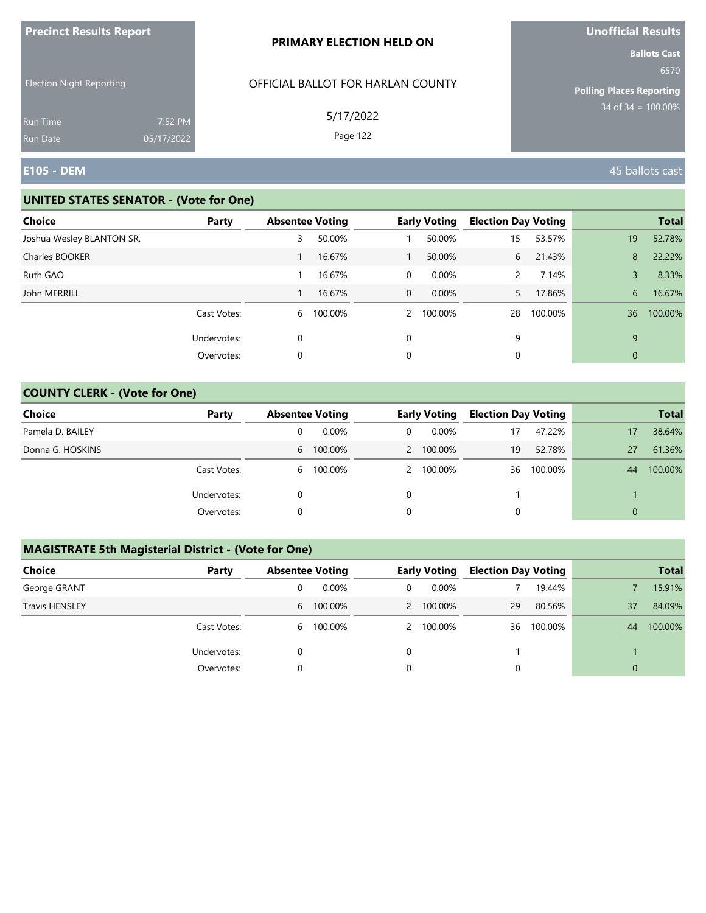**Precinct Results Report**

Election Night Reporting

Run Time 7:52 PM
Run Date 05/17/2022

**PRIMARY ELECTION HELD ON**

OFFICIAL BALLOT FOR HARLAN COUNTY

5/17/2022

**Unofficial Results**

**Ballots Cast**
6570

**Polling Places Reporting**
34 of 34 = 100.00%

## E105 - DEM

45 ballots cast

### UNITED STATES SENATOR - (Vote for One)

| Choice | Party | Absentee Voting | | Early Voting | | Election Day Voting | | Total | |
|---|---|---|---|---|---|---|---|---|---|
| Joshua Wesley BLANTON SR. | | 3 | 50.00% | 1 | 50.00% | 15 | 53.57% | 19 | 52.78% |
| Charles BOOKER | | 1 | 16.67% | 1 | 50.00% | 6 | 21.43% | 8 | 22.22% |
| Ruth GAO | | 1 | 16.67% | 0 | 0.00% | 2 | 7.14% | 3 | 8.33% |
| John MERRILL | | 1 | 16.67% | 0 | 0.00% | 5 | 17.86% | 6 | 16.67% |
| | Cast Votes: | 6 | 100.00% | 2 | 100.00% | 28 | 100.00% | 36 | 100.00% |
| | Undervotes: | 0 | | 0 | | 9 | | 9 | |
| | Overvotes: | 0 | | 0 | | 0 | | 0 | |

### COUNTY CLERK - (Vote for One)

| Choice | Party | Absentee Voting | | Early Voting | | Election Day Voting | | Total | |
|---|---|---|---|---|---|---|---|---|---|
| Pamela D. BAILEY | | 0 | 0.00% | 0 | 0.00% | 17 | 47.22% | 17 | 38.64% |
| Donna G. HOSKINS | | 6 | 100.00% | 2 | 100.00% | 19 | 52.78% | 27 | 61.36% |
| | Cast Votes: | 6 | 100.00% | 2 | 100.00% | 36 | 100.00% | 44 | 100.00% |
| | Undervotes: | 0 | | 0 | | 1 | | 1 | |
| | Overvotes: | 0 | | 0 | | 0 | | 0 | |

### MAGISTRATE 5th Magisterial District - (Vote for One)

| Choice | Party | Absentee Voting | | Early Voting | | Election Day Voting | | Total | |
|---|---|---|---|---|---|---|---|---|---|
| George GRANT | | 0 | 0.00% | 0 | 0.00% | 7 | 19.44% | 7 | 15.91% |
| Travis HENSLEY | | 6 | 100.00% | 2 | 100.00% | 29 | 80.56% | 37 | 84.09% |
| | Cast Votes: | 6 | 100.00% | 2 | 100.00% | 36 | 100.00% | 44 | 100.00% |
| | Undervotes: | 0 | | 0 | | 1 | | 1 | |
| | Overvotes: | 0 | | 0 | | 0 | | 0 | |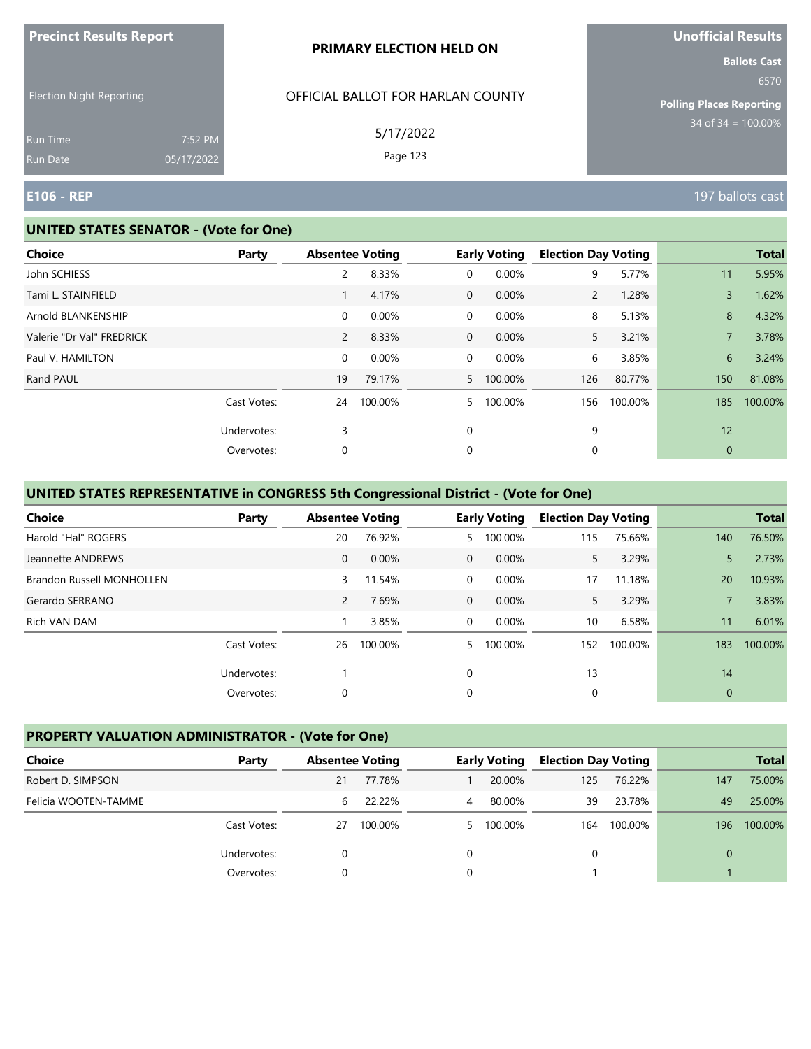**Precinct Results Report**

Election Night Reporting

Run Time 7:52 PM
Run Date 05/17/2022

**PRIMARY ELECTION HELD ON**

OFFICIAL BALLOT FOR HARLAN COUNTY

5/17/2022

**Unofficial Results**

**Ballots Cast**
6570

**Polling Places Reporting**
34 of 34 = 100.00%

## E106 - REP

197 ballots cast

### UNITED STATES SENATOR - (Vote for One)

| Choice | Party | Absentee Voting | | Early Voting | | Election Day Voting | | Total | |
|---|---|---|---|---|---|---|---|---|---|
| John SCHIESS | | 2 | 8.33% | 0 | 0.00% | 9 | 5.77% | 11 | 5.95% |
| Tami L. STAINFIELD | | 1 | 4.17% | 0 | 0.00% | 2 | 1.28% | 3 | 1.62% |
| Arnold BLANKENSHIP | | 0 | 0.00% | 0 | 0.00% | 8 | 5.13% | 8 | 4.32% |
| Valerie "Dr Val" FREDRICK | | 2 | 8.33% | 0 | 0.00% | 5 | 3.21% | 7 | 3.78% |
| Paul V. HAMILTON | | 0 | 0.00% | 0 | 0.00% | 6 | 3.85% | 6 | 3.24% |
| Rand PAUL | | 19 | 79.17% | 5 | 100.00% | 126 | 80.77% | 150 | 81.08% |
| | Cast Votes: | 24 | 100.00% | 5 | 100.00% | 156 | 100.00% | 185 | 100.00% |
| | Undervotes: | 3 | | 0 | | 9 | | 12 | |
| | Overvotes: | 0 | | 0 | | 0 | | 0 | |

### UNITED STATES REPRESENTATIVE in CONGRESS 5th Congressional District - (Vote for One)

| Choice | Party | Absentee Voting | | Early Voting | | Election Day Voting | | Total | |
|---|---|---|---|---|---|---|---|---|---|
| Harold "Hal" ROGERS | | 20 | 76.92% | 5 | 100.00% | 115 | 75.66% | 140 | 76.50% |
| Jeannette ANDREWS | | 0 | 0.00% | 0 | 0.00% | 5 | 3.29% | 5 | 2.73% |
| Brandon Russell MONHOLLEN | | 3 | 11.54% | 0 | 0.00% | 17 | 11.18% | 20 | 10.93% |
| Gerardo SERRANO | | 2 | 7.69% | 0 | 0.00% | 5 | 3.29% | 7 | 3.83% |
| Rich VAN DAM | | 1 | 3.85% | 0 | 0.00% | 10 | 6.58% | 11 | 6.01% |
| | Cast Votes: | 26 | 100.00% | 5 | 100.00% | 152 | 100.00% | 183 | 100.00% |
| | Undervotes: | 1 | | 0 | | 13 | | 14 | |
| | Overvotes: | 0 | | 0 | | 0 | | 0 | |

### PROPERTY VALUATION ADMINISTRATOR - (Vote for One)

| Choice | Party | Absentee Voting | | Early Voting | | Election Day Voting | | Total | |
|---|---|---|---|---|---|---|---|---|---|
| Robert D. SIMPSON | | 21 | 77.78% | 1 | 20.00% | 125 | 76.22% | 147 | 75.00% |
| Felicia WOOTEN-TAMME | | 6 | 22.22% | 4 | 80.00% | 39 | 23.78% | 49 | 25.00% |
| | Cast Votes: | 27 | 100.00% | 5 | 100.00% | 164 | 100.00% | 196 | 100.00% |
| | Undervotes: | 0 | | 0 | | 0 | | 0 | |
| | Overvotes: | 0 | | 0 | | 1 | | 1 | |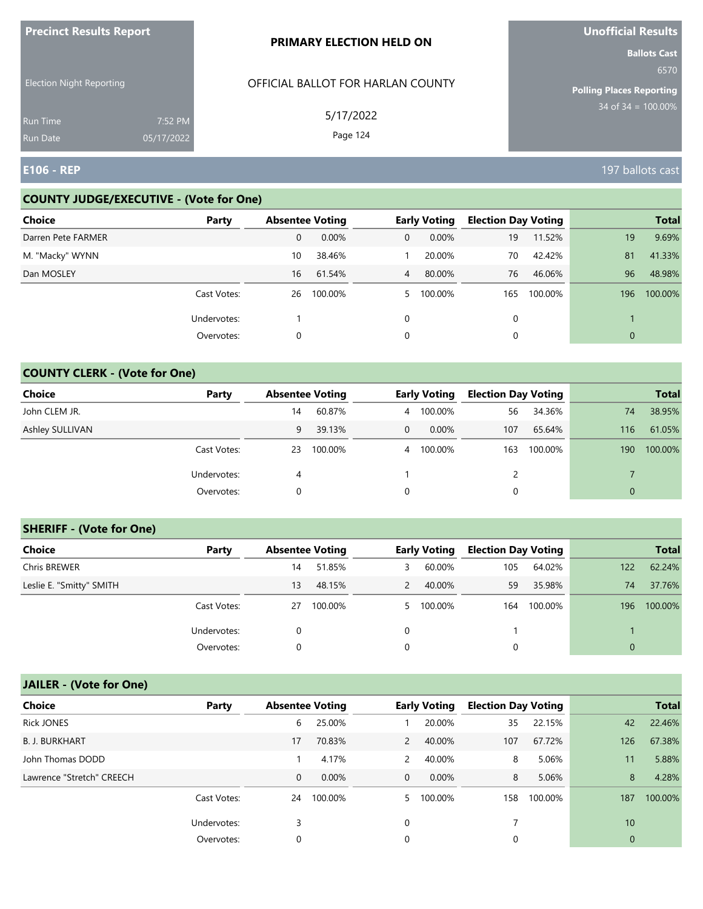**Precinct Results Report**

Election Night Reporting

Run Time 7:52 PM
Run Date 05/17/2022

**PRIMARY ELECTION HELD ON**

OFFICIAL BALLOT FOR HARLAN COUNTY

5/17/2022

**Unofficial Results**

**Ballots Cast**
6570

**Polling Places Reporting**
34 of 34 = 100.00%

## E106 - REP

197 ballots cast

### COUNTY JUDGE/EXECUTIVE - (Vote for One)

| Choice | Party | Absentee Voting | | Early Voting | | Election Day Voting | | Total | |
|---|---|---|---|---|---|---|---|---|---|
| Darren Pete FARMER | | 0 | 0.00% | 0 | 0.00% | 19 | 11.52% | 19 | 9.69% |
| M. "Macky" WYNN | | 10 | 38.46% | 1 | 20.00% | 70 | 42.42% | 81 | 41.33% |
| Dan MOSLEY | | 16 | 61.54% | 4 | 80.00% | 76 | 46.06% | 96 | 48.98% |
| | Cast Votes: | 26 | 100.00% | 5 | 100.00% | 165 | 100.00% | 196 | 100.00% |
| | Undervotes: | 1 | | 0 | | 0 | | 1 | |
| | Overvotes: | 0 | | 0 | | 0 | | 0 | |

### COUNTY CLERK - (Vote for One)

| Choice | Party | Absentee Voting | | Early Voting | | Election Day Voting | | Total | |
|---|---|---|---|---|---|---|---|---|---|
| John CLEM JR. | | 14 | 60.87% | 4 | 100.00% | 56 | 34.36% | 74 | 38.95% |
| Ashley SULLIVAN | | 9 | 39.13% | 0 | 0.00% | 107 | 65.64% | 116 | 61.05% |
| | Cast Votes: | 23 | 100.00% | 4 | 100.00% | 163 | 100.00% | 190 | 100.00% |
| | Undervotes: | 4 | | 1 | | 2 | | 7 | |
| | Overvotes: | 0 | | 0 | | 0 | | 0 | |

### SHERIFF - (Vote for One)

| Choice | Party | Absentee Voting | | Early Voting | | Election Day Voting | | Total | |
|---|---|---|---|---|---|---|---|---|---|
| Chris BREWER | | 14 | 51.85% | 3 | 60.00% | 105 | 64.02% | 122 | 62.24% |
| Leslie E. "Smitty" SMITH | | 13 | 48.15% | 2 | 40.00% | 59 | 35.98% | 74 | 37.76% |
| | Cast Votes: | 27 | 100.00% | 5 | 100.00% | 164 | 100.00% | 196 | 100.00% |
| | Undervotes: | 0 | | 0 | | 1 | | 1 | |
| | Overvotes: | 0 | | 0 | | 0 | | 0 | |

### JAILER - (Vote for One)

| Choice | Party | Absentee Voting | | Early Voting | | Election Day Voting | | Total | |
|---|---|---|---|---|---|---|---|---|---|
| Rick JONES | | 6 | 25.00% | 1 | 20.00% | 35 | 22.15% | 42 | 22.46% |
| B. J. BURKHART | | 17 | 70.83% | 2 | 40.00% | 107 | 67.72% | 126 | 67.38% |
| John Thomas DODD | | 1 | 4.17% | 2 | 40.00% | 8 | 5.06% | 11 | 5.88% |
| Lawrence "Stretch" CREECH | | 0 | 0.00% | 0 | 0.00% | 8 | 5.06% | 8 | 4.28% |
| | Cast Votes: | 24 | 100.00% | 5 | 100.00% | 158 | 100.00% | 187 | 100.00% |
| | Undervotes: | 3 | | 0 | | 7 | | 10 | |
| | Overvotes: | 0 | | 0 | | 0 | | 0 | |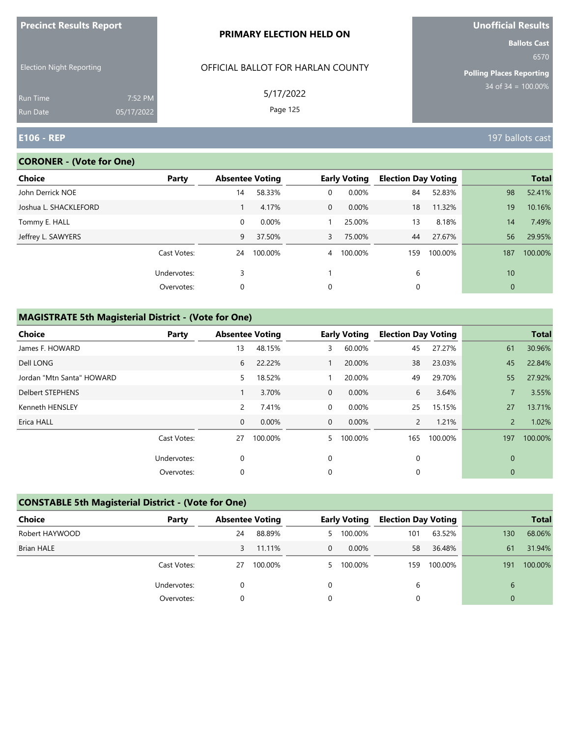**Precinct Results Report**

Election Night Reporting

Run Time 7:52 PM
Run Date 05/17/2022

**PRIMARY ELECTION HELD ON**

OFFICIAL BALLOT FOR HARLAN COUNTY

5/17/2022

**Unofficial Results**

**Ballots Cast**
6570

**Polling Places Reporting**
34 of 34 = 100.00%

## E106 - REP

197 ballots cast

### CORONER - (Vote for One)

| Choice | Party | Absentee Voting | | Early Voting | | Election Day Voting | | Total | |
|---|---|---|---|---|---|---|---|---|---|
| John Derrick NOE | | 14 | 58.33% | 0 | 0.00% | 84 | 52.83% | 98 | 52.41% |
| Joshua L. SHACKLEFORD | | 1 | 4.17% | 0 | 0.00% | 18 | 11.32% | 19 | 10.16% |
| Tommy E. HALL | | 0 | 0.00% | 1 | 25.00% | 13 | 8.18% | 14 | 7.49% |
| Jeffrey L. SAWYERS | | 9 | 37.50% | 3 | 75.00% | 44 | 27.67% | 56 | 29.95% |
| | Cast Votes: | 24 | 100.00% | 4 | 100.00% | 159 | 100.00% | 187 | 100.00% |
| | Undervotes: | 3 | | 1 | | 6 | | 10 | |
| | Overvotes: | 0 | | 0 | | 0 | | 0 | |

### MAGISTRATE 5th Magisterial District - (Vote for One)

| Choice | Party | Absentee Voting | | Early Voting | | Election Day Voting | | Total | |
|---|---|---|---|---|---|---|---|---|---|
| James F. HOWARD | | 13 | 48.15% | 3 | 60.00% | 45 | 27.27% | 61 | 30.96% |
| Dell LONG | | 6 | 22.22% | 1 | 20.00% | 38 | 23.03% | 45 | 22.84% |
| Jordan "Mtn Santa" HOWARD | | 5 | 18.52% | 1 | 20.00% | 49 | 29.70% | 55 | 27.92% |
| Delbert STEPHENS | | 1 | 3.70% | 0 | 0.00% | 6 | 3.64% | 7 | 3.55% |
| Kenneth HENSLEY | | 2 | 7.41% | 0 | 0.00% | 25 | 15.15% | 27 | 13.71% |
| Erica HALL | | 0 | 0.00% | 0 | 0.00% | 2 | 1.21% | 2 | 1.02% |
| | Cast Votes: | 27 | 100.00% | 5 | 100.00% | 165 | 100.00% | 197 | 100.00% |
| | Undervotes: | 0 | | 0 | | 0 | | 0 | |
| | Overvotes: | 0 | | 0 | | 0 | | 0 | |

### CONSTABLE 5th Magisterial District - (Vote for One)

| Choice | Party | Absentee Voting | | Early Voting | | Election Day Voting | | Total | |
|---|---|---|---|---|---|---|---|---|---|
| Robert HAYWOOD | | 24 | 88.89% | 5 | 100.00% | 101 | 63.52% | 130 | 68.06% |
| Brian HALE | | 3 | 11.11% | 0 | 0.00% | 58 | 36.48% | 61 | 31.94% |
| | Cast Votes: | 27 | 100.00% | 5 | 100.00% | 159 | 100.00% | 191 | 100.00% |
| | Undervotes: | 0 | | 0 | | 6 | | 6 | |
| | Overvotes: | 0 | | 0 | | 0 | | 0 | |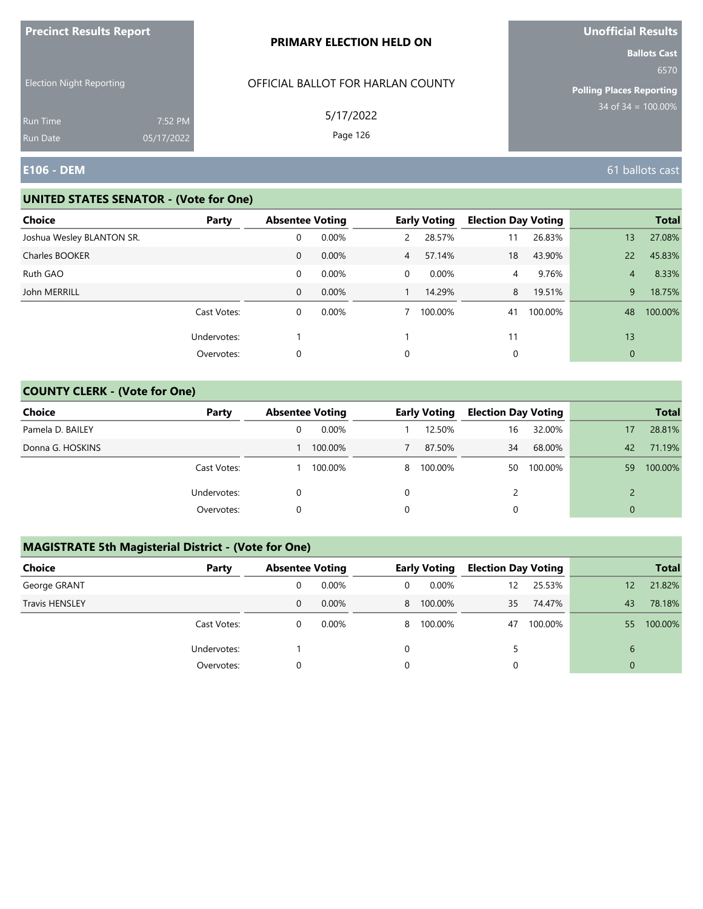Precinct Results Report

Election Night Reporting

Run Time 7:52 PM
Run Date 05/17/2022

**PRIMARY ELECTION HELD ON**

OFFICIAL BALLOT FOR HARLAN COUNTY

5/17/2022

Page 126

**Unofficial Results**

**Ballots Cast**
6570

**Polling Places Reporting**
34 of 34 = 100.00%

## E106 - DEM

61 ballots cast

### UNITED STATES SENATOR - (Vote for One)

| Choice | Party | Absentee Voting | | Early Voting | | Election Day Voting | | Total | |
|---|---|---|---|---|---|---|---|---|---|
| Joshua Wesley BLANTON SR. | | 0 | 0.00% | 2 | 28.57% | 11 | 26.83% | 13 | 27.08% |
| Charles BOOKER | | 0 | 0.00% | 4 | 57.14% | 18 | 43.90% | 22 | 45.83% |
| Ruth GAO | | 0 | 0.00% | 0 | 0.00% | 4 | 9.76% | 4 | 8.33% |
| John MERRILL | | 0 | 0.00% | 1 | 14.29% | 8 | 19.51% | 9 | 18.75% |
| | Cast Votes: | 0 | 0.00% | 7 | 100.00% | 41 | 100.00% | 48 | 100.00% |
| | Undervotes: | 1 | | 1 | | 11 | | 13 | |
| | Overvotes: | 0 | | 0 | | 0 | | 0 | |

### COUNTY CLERK - (Vote for One)

| Choice | Party | Absentee Voting | | Early Voting | | Election Day Voting | | Total | |
|---|---|---|---|---|---|---|---|---|---|
| Pamela D. BAILEY | | 0 | 0.00% | 1 | 12.50% | 16 | 32.00% | 17 | 28.81% |
| Donna G. HOSKINS | | 1 | 100.00% | 7 | 87.50% | 34 | 68.00% | 42 | 71.19% |
| | Cast Votes: | 1 | 100.00% | 8 | 100.00% | 50 | 100.00% | 59 | 100.00% |
| | Undervotes: | 0 | | 0 | | 2 | | 2 | |
| | Overvotes: | 0 | | 0 | | 0 | | 0 | |

### MAGISTRATE 5th Magisterial District - (Vote for One)

| Choice | Party | Absentee Voting | | Early Voting | | Election Day Voting | | Total | |
|---|---|---|---|---|---|---|---|---|---|
| George GRANT | | 0 | 0.00% | 0 | 0.00% | 12 | 25.53% | 12 | 21.82% |
| Travis HENSLEY | | 0 | 0.00% | 8 | 100.00% | 35 | 74.47% | 43 | 78.18% |
| | Cast Votes: | 0 | 0.00% | 8 | 100.00% | 47 | 100.00% | 55 | 100.00% |
| | Undervotes: | 1 | | 0 | | 5 | | 6 | |
| | Overvotes: | 0 | | 0 | | 0 | | 0 | |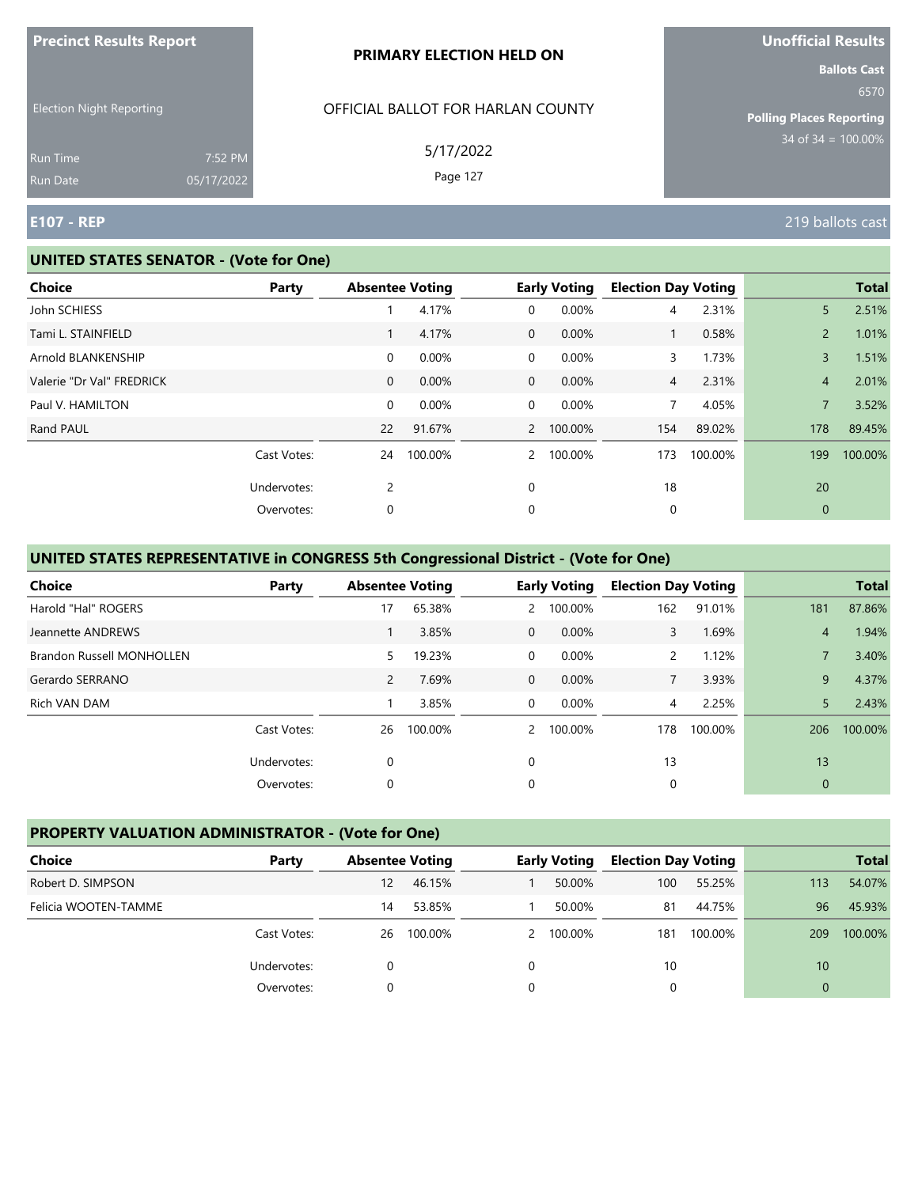**Precinct Results Report**

Election Night Reporting

Run Time 7:52 PM
Run Date 05/17/2022

**PRIMARY ELECTION HELD ON**

OFFICIAL BALLOT FOR HARLAN COUNTY

5/17/2022

**Unofficial Results**

**Ballots Cast**
6570

**Polling Places Reporting**
34 of 34 = 100.00%

## E107 - REP

219 ballots cast

### UNITED STATES SENATOR - (Vote for One)

| Choice | Party | Absentee Voting | | Early Voting | | Election Day Voting | | Total | |
|---|---|---|---|---|---|---|---|---|---|
| John SCHIESS | | 1 | 4.17% | 0 | 0.00% | 4 | 2.31% | 5 | 2.51% |
| Tami L. STAINFIELD | | 1 | 4.17% | 0 | 0.00% | 1 | 0.58% | 2 | 1.01% |
| Arnold BLANKENSHIP | | 0 | 0.00% | 0 | 0.00% | 3 | 1.73% | 3 | 1.51% |
| Valerie "Dr Val" FREDRICK | | 0 | 0.00% | 0 | 0.00% | 4 | 2.31% | 4 | 2.01% |
| Paul V. HAMILTON | | 0 | 0.00% | 0 | 0.00% | 7 | 4.05% | 7 | 3.52% |
| Rand PAUL | | 22 | 91.67% | 2 | 100.00% | 154 | 89.02% | 178 | 89.45% |
| | Cast Votes: | 24 | 100.00% | 2 | 100.00% | 173 | 100.00% | 199 | 100.00% |
| | Undervotes: | 2 | | 0 | | 18 | | 20 | |
| | Overvotes: | 0 | | 0 | | 0 | | 0 | |

### UNITED STATES REPRESENTATIVE in CONGRESS 5th Congressional District - (Vote for One)

| Choice | Party | Absentee Voting | | Early Voting | | Election Day Voting | | Total | |
|---|---|---|---|---|---|---|---|---|---|
| Harold "Hal" ROGERS | | 17 | 65.38% | 2 | 100.00% | 162 | 91.01% | 181 | 87.86% |
| Jeannette ANDREWS | | 1 | 3.85% | 0 | 0.00% | 3 | 1.69% | 4 | 1.94% |
| Brandon Russell MONHOLLEN | | 5 | 19.23% | 0 | 0.00% | 2 | 1.12% | 7 | 3.40% |
| Gerardo SERRANO | | 2 | 7.69% | 0 | 0.00% | 7 | 3.93% | 9 | 4.37% |
| Rich VAN DAM | | 1 | 3.85% | 0 | 0.00% | 4 | 2.25% | 5 | 2.43% |
| | Cast Votes: | 26 | 100.00% | 2 | 100.00% | 178 | 100.00% | 206 | 100.00% |
| | Undervotes: | 0 | | 0 | | 13 | | 13 | |
| | Overvotes: | 0 | | 0 | | 0 | | 0 | |

### PROPERTY VALUATION ADMINISTRATOR - (Vote for One)

| Choice | Party | Absentee Voting | | Early Voting | | Election Day Voting | | Total | |
|---|---|---|---|---|---|---|---|---|---|
| Robert D. SIMPSON | | 12 | 46.15% | 1 | 50.00% | 100 | 55.25% | 113 | 54.07% |
| Felicia WOOTEN-TAMME | | 14 | 53.85% | 1 | 50.00% | 81 | 44.75% | 96 | 45.93% |
| | Cast Votes: | 26 | 100.00% | 2 | 100.00% | 181 | 100.00% | 209 | 100.00% |
| | Undervotes: | 0 | | 0 | | 10 | | 10 | |
| | Overvotes: | 0 | | 0 | | 0 | | 0 | |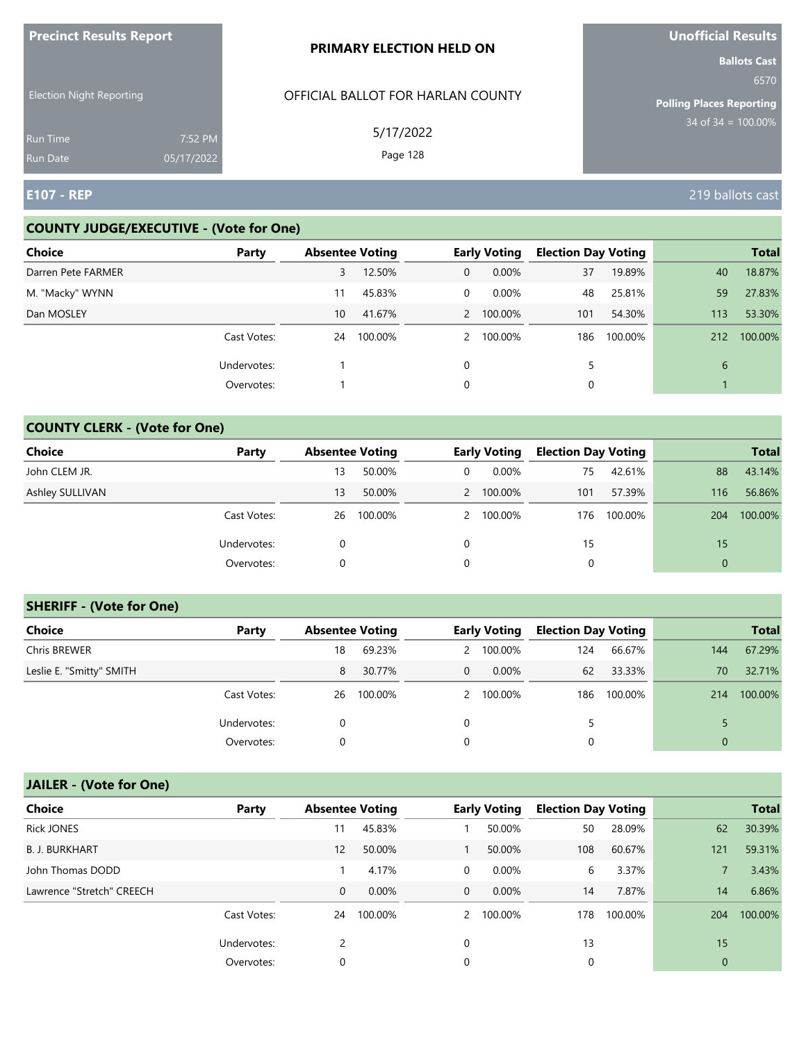**Precinct Results Report**

Election Night Reporting

Run Time 7:52 PM
Run Date 05/17/2022

**PRIMARY ELECTION HELD ON**

OFFICIAL BALLOT FOR HARLAN COUNTY

5/17/2022

**Unofficial Results**

**Ballots Cast** 6570

**Polling Places Reporting** 34 of 34 = 100.00%

## E107 - REP

219 ballots cast

### COUNTY JUDGE/EXECUTIVE - (Vote for One)

| Choice | Party | Absentee Voting | | Early Voting | | Election Day Voting | | Total | |
|---|---|---|---|---|---|---|---|---|---|
| Darren Pete FARMER | | 3 | 12.50% | 0 | 0.00% | 37 | 19.89% | 40 | 18.87% |
| M. "Macky" WYNN | | 11 | 45.83% | 0 | 0.00% | 48 | 25.81% | 59 | 27.83% |
| Dan MOSLEY | | 10 | 41.67% | 2 | 100.00% | 101 | 54.30% | 113 | 53.30% |
| | Cast Votes: | 24 | 100.00% | 2 | 100.00% | 186 | 100.00% | 212 | 100.00% |
| | Undervotes: | 1 | | 0 | | 5 | | 6 | |
| | Overvotes: | 1 | | 0 | | 0 | | 1 | |

### COUNTY CLERK - (Vote for One)

| Choice | Party | Absentee Voting | | Early Voting | | Election Day Voting | | Total | |
|---|---|---|---|---|---|---|---|---|---|
| John CLEM JR. | | 13 | 50.00% | 0 | 0.00% | 75 | 42.61% | 88 | 43.14% |
| Ashley SULLIVAN | | 13 | 50.00% | 2 | 100.00% | 101 | 57.39% | 116 | 56.86% |
| | Cast Votes: | 26 | 100.00% | 2 | 100.00% | 176 | 100.00% | 204 | 100.00% |
| | Undervotes: | 0 | | 0 | | 15 | | 15 | |
| | Overvotes: | 0 | | 0 | | 0 | | 0 | |

### SHERIFF - (Vote for One)

| Choice | Party | Absentee Voting | | Early Voting | | Election Day Voting | | Total | |
|---|---|---|---|---|---|---|---|---|---|
| Chris BREWER | | 18 | 69.23% | 2 | 100.00% | 124 | 66.67% | 144 | 67.29% |
| Leslie E. "Smitty" SMITH | | 8 | 30.77% | 0 | 0.00% | 62 | 33.33% | 70 | 32.71% |
| | Cast Votes: | 26 | 100.00% | 2 | 100.00% | 186 | 100.00% | 214 | 100.00% |
| | Undervotes: | 0 | | 0 | | 5 | | 5 | |
| | Overvotes: | 0 | | 0 | | 0 | | 0 | |

### JAILER - (Vote for One)

| Choice | Party | Absentee Voting | | Early Voting | | Election Day Voting | | Total | |
|---|---|---|---|---|---|---|---|---|---|
| Rick JONES | | 11 | 45.83% | 1 | 50.00% | 50 | 28.09% | 62 | 30.39% |
| B. J. BURKHART | | 12 | 50.00% | 1 | 50.00% | 108 | 60.67% | 121 | 59.31% |
| John Thomas DODD | | 1 | 4.17% | 0 | 0.00% | 6 | 3.37% | 7 | 3.43% |
| Lawrence "Stretch" CREECH | | 0 | 0.00% | 0 | 0.00% | 14 | 7.87% | 14 | 6.86% |
| | Cast Votes: | 24 | 100.00% | 2 | 100.00% | 178 | 100.00% | 204 | 100.00% |
| | Undervotes: | 2 | | 0 | | 13 | | 15 | |
| | Overvotes: | 0 | | 0 | | 0 | | 0 | |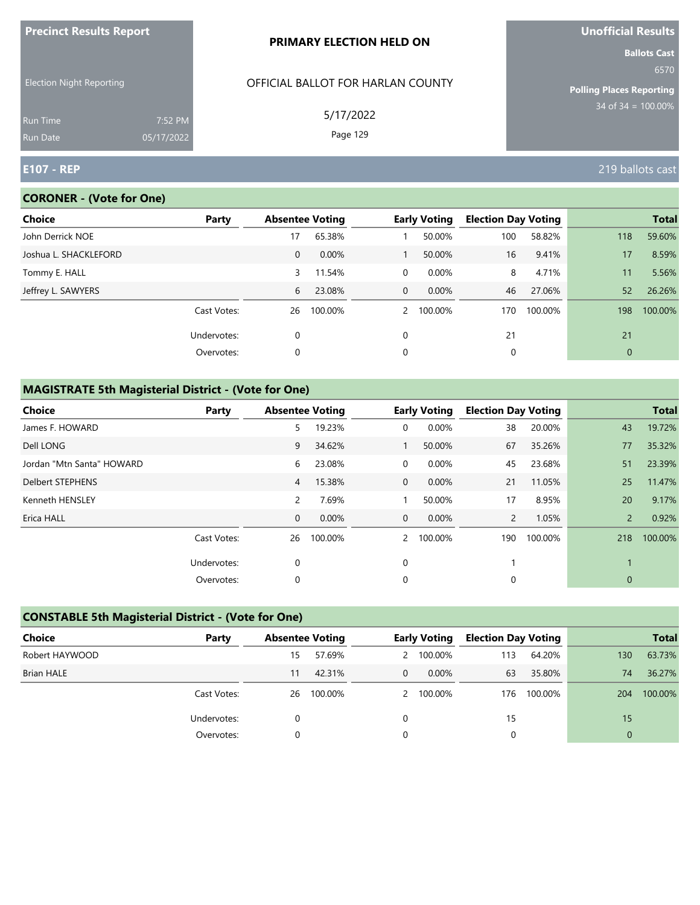Precinct Results Report

Election Night Reporting

Run Time 7:52 PM
Run Date 05/17/2022

**PRIMARY ELECTION HELD ON**

OFFICIAL BALLOT FOR HARLAN COUNTY

5/17/2022

Unofficial Results

Ballots Cast 6570

Polling Places Reporting 34 of 34 = 100.00%

## E107 - REP

219 ballots cast

### CORONER - (Vote for One)

| Choice | Party | Absentee Voting | | Early Voting | | Election Day Voting | | Total | |
|---|---|---|---|---|---|---|---|---|---|
| John Derrick NOE | | 17 | 65.38% | 1 | 50.00% | 100 | 58.82% | 118 | 59.60% |
| Joshua L. SHACKLEFORD | | 0 | 0.00% | 1 | 50.00% | 16 | 9.41% | 17 | 8.59% |
| Tommy E. HALL | | 3 | 11.54% | 0 | 0.00% | 8 | 4.71% | 11 | 5.56% |
| Jeffrey L. SAWYERS | | 6 | 23.08% | 0 | 0.00% | 46 | 27.06% | 52 | 26.26% |
| | Cast Votes: | 26 | 100.00% | 2 | 100.00% | 170 | 100.00% | 198 | 100.00% |
| | Undervotes: | 0 | | 0 | | 21 | | 21 | |
| | Overvotes: | 0 | | 0 | | 0 | | 0 | |

### MAGISTRATE 5th Magisterial District - (Vote for One)

| Choice | Party | Absentee Voting | | Early Voting | | Election Day Voting | | Total | |
|---|---|---|---|---|---|---|---|---|---|
| James F. HOWARD | | 5 | 19.23% | 0 | 0.00% | 38 | 20.00% | 43 | 19.72% |
| Dell LONG | | 9 | 34.62% | 1 | 50.00% | 67 | 35.26% | 77 | 35.32% |
| Jordan "Mtn Santa" HOWARD | | 6 | 23.08% | 0 | 0.00% | 45 | 23.68% | 51 | 23.39% |
| Delbert STEPHENS | | 4 | 15.38% | 0 | 0.00% | 21 | 11.05% | 25 | 11.47% |
| Kenneth HENSLEY | | 2 | 7.69% | 1 | 50.00% | 17 | 8.95% | 20 | 9.17% |
| Erica HALL | | 0 | 0.00% | 0 | 0.00% | 2 | 1.05% | 2 | 0.92% |
| | Cast Votes: | 26 | 100.00% | 2 | 100.00% | 190 | 100.00% | 218 | 100.00% |
| | Undervotes: | 0 | | 0 | | 1 | | 1 | |
| | Overvotes: | 0 | | 0 | | 0 | | 0 | |

### CONSTABLE 5th Magisterial District - (Vote for One)

| Choice | Party | Absentee Voting | | Early Voting | | Election Day Voting | | Total | |
|---|---|---|---|---|---|---|---|---|---|
| Robert HAYWOOD | | 15 | 57.69% | 2 | 100.00% | 113 | 64.20% | 130 | 63.73% |
| Brian HALE | | 11 | 42.31% | 0 | 0.00% | 63 | 35.80% | 74 | 36.27% |
| | Cast Votes: | 26 | 100.00% | 2 | 100.00% | 176 | 100.00% | 204 | 100.00% |
| | Undervotes: | 0 | | 0 | | 15 | | 15 | |
| | Overvotes: | 0 | | 0 | | 0 | | 0 | |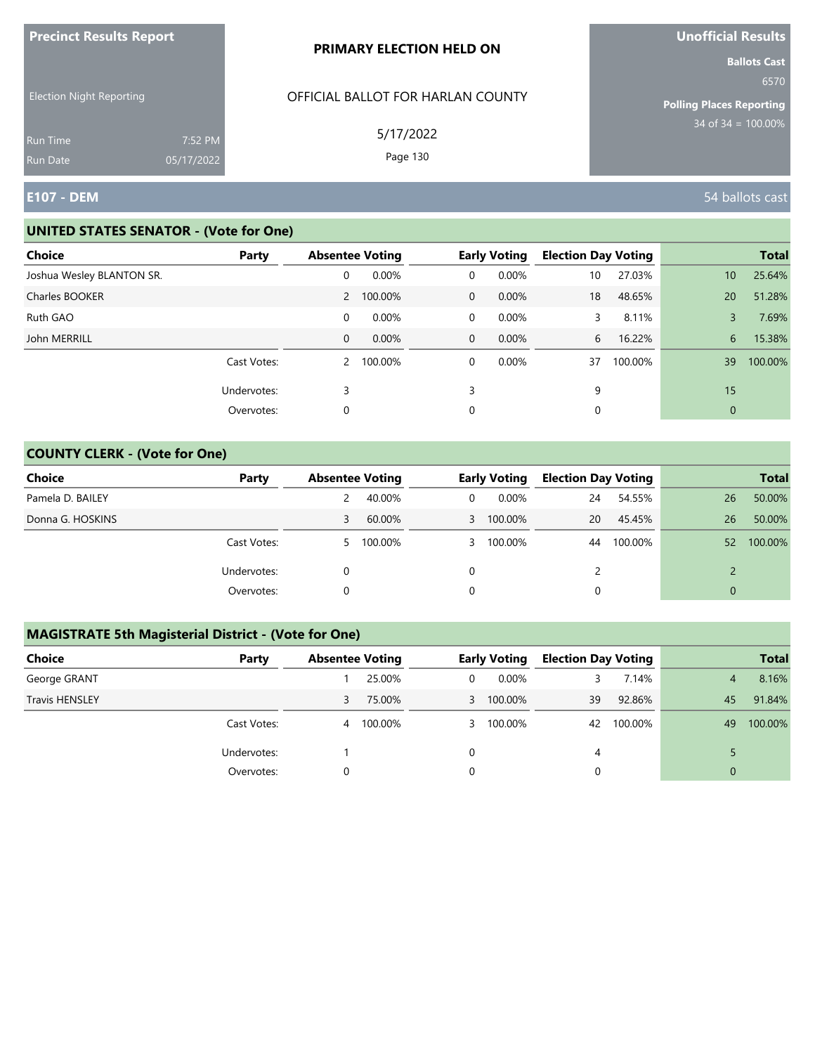**Precinct Results Report**

Election Night Reporting

Run Time 7:52 PM
Run Date 05/17/2022

**PRIMARY ELECTION HELD ON**

OFFICIAL BALLOT FOR HARLAN COUNTY

5/17/2022

**Unofficial Results**

**Ballots Cast**
6570

**Polling Places Reporting**
34 of 34 = 100.00%

## E107 - DEM

54 ballots cast

### UNITED STATES SENATOR - (Vote for One)

| Choice | Party | Absentee Voting | | Early Voting | | Election Day Voting | | Total | |
|---|---|---|---|---|---|---|---|---|---|
| Joshua Wesley BLANTON SR. | | 0 | 0.00% | 0 | 0.00% | 10 | 27.03% | 10 | 25.64% |
| Charles BOOKER | | 2 | 100.00% | 0 | 0.00% | 18 | 48.65% | 20 | 51.28% |
| Ruth GAO | | 0 | 0.00% | 0 | 0.00% | 3 | 8.11% | 3 | 7.69% |
| John MERRILL | | 0 | 0.00% | 0 | 0.00% | 6 | 16.22% | 6 | 15.38% |
| | Cast Votes: | 2 | 100.00% | 0 | 0.00% | 37 | 100.00% | 39 | 100.00% |
| | Undervotes: | 3 | | 3 | | 9 | | 15 | |
| | Overvotes: | 0 | | 0 | | 0 | | 0 | |

### COUNTY CLERK - (Vote for One)

| Choice | Party | Absentee Voting | | Early Voting | | Election Day Voting | | Total | |
|---|---|---|---|---|---|---|---|---|---|
| Pamela D. BAILEY | | 2 | 40.00% | 0 | 0.00% | 24 | 54.55% | 26 | 50.00% |
| Donna G. HOSKINS | | 3 | 60.00% | 3 | 100.00% | 20 | 45.45% | 26 | 50.00% |
| | Cast Votes: | 5 | 100.00% | 3 | 100.00% | 44 | 100.00% | 52 | 100.00% |
| | Undervotes: | 0 | | 0 | | 2 | | 2 | |
| | Overvotes: | 0 | | 0 | | 0 | | 0 | |

### MAGISTRATE 5th Magisterial District - (Vote for One)

| Choice | Party | Absentee Voting | | Early Voting | | Election Day Voting | | Total | |
|---|---|---|---|---|---|---|---|---|---|
| George GRANT | | 1 | 25.00% | 0 | 0.00% | 3 | 7.14% | 4 | 8.16% |
| Travis HENSLEY | | 3 | 75.00% | 3 | 100.00% | 39 | 92.86% | 45 | 91.84% |
| | Cast Votes: | 4 | 100.00% | 3 | 100.00% | 42 | 100.00% | 49 | 100.00% |
| | Undervotes: | 1 | | 0 | | 4 | | 5 | |
| | Overvotes: | 0 | | 0 | | 0 | | 0 | |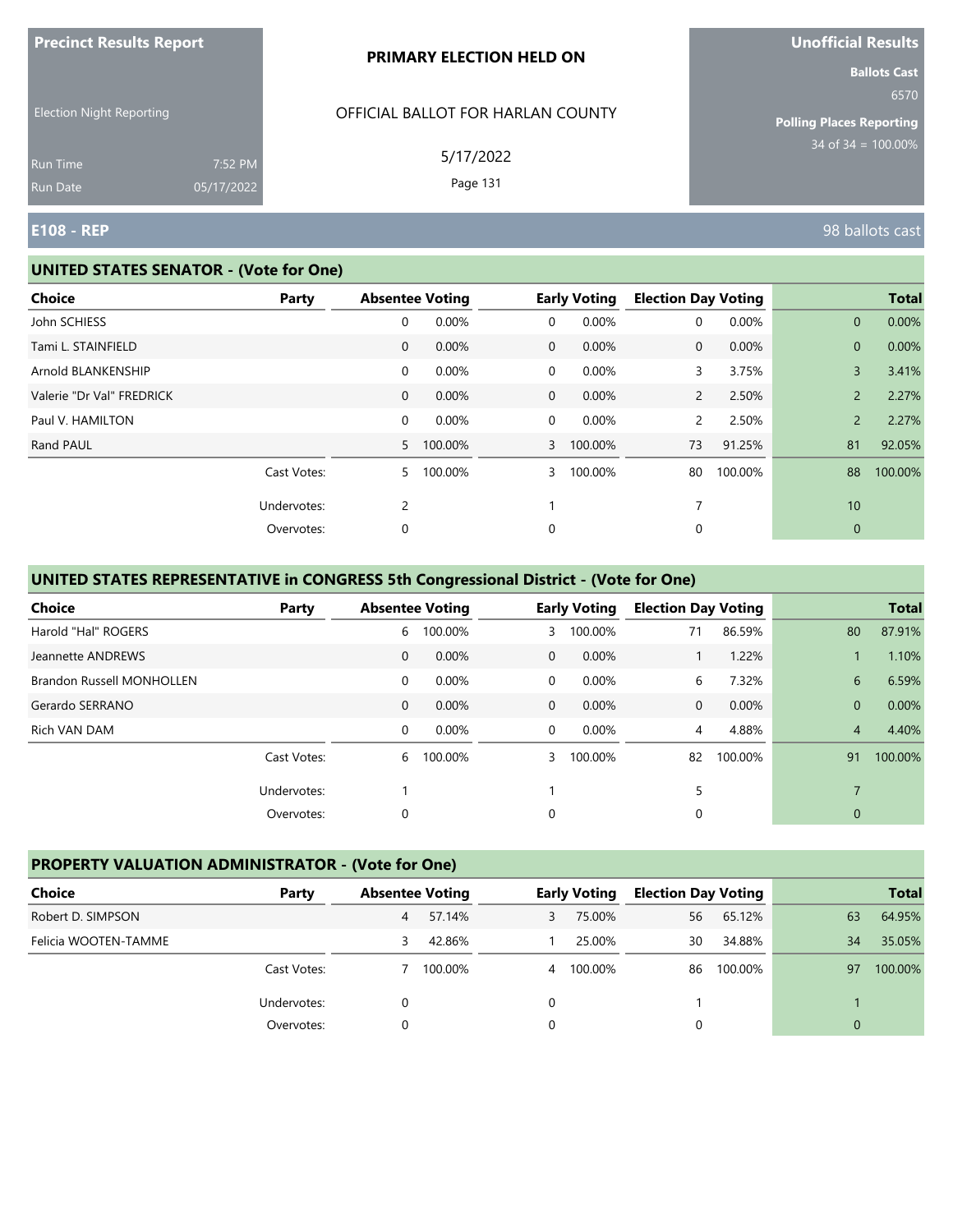Precinct Results Report

Election Night Reporting

Run Time 7:52 PM
Run Date 05/17/2022

**PRIMARY ELECTION HELD ON**

OFFICIAL BALLOT FOR HARLAN COUNTY

5/17/2022

Unofficial Results

Ballots Cast 6570

Polling Places Reporting 34 of 34 = 100.00%

## E108 - REP

98 ballots cast

### UNITED STATES SENATOR - (Vote for One)

| Choice | Party | Absentee Voting | | Early Voting | | Election Day Voting | | Total | |
|---|---|---|---|---|---|---|---|---|---|
| John SCHIESS | | 0 | 0.00% | 0 | 0.00% | 0 | 0.00% | 0 | 0.00% |
| Tami L. STAINFIELD | | 0 | 0.00% | 0 | 0.00% | 0 | 0.00% | 0 | 0.00% |
| Arnold BLANKENSHIP | | 0 | 0.00% | 0 | 0.00% | 3 | 3.75% | 3 | 3.41% |
| Valerie "Dr Val" FREDRICK | | 0 | 0.00% | 0 | 0.00% | 2 | 2.50% | 2 | 2.27% |
| Paul V. HAMILTON | | 0 | 0.00% | 0 | 0.00% | 2 | 2.50% | 2 | 2.27% |
| Rand PAUL | | 5 | 100.00% | 3 | 100.00% | 73 | 91.25% | 81 | 92.05% |
| | Cast Votes: | 5 | 100.00% | 3 | 100.00% | 80 | 100.00% | 88 | 100.00% |
| | Undervotes: | 2 | | 1 | | 7 | | 10 | |
| | Overvotes: | 0 | | 0 | | 0 | | 0 | |

### UNITED STATES REPRESENTATIVE in CONGRESS 5th Congressional District - (Vote for One)

| Choice | Party | Absentee Voting | | Early Voting | | Election Day Voting | | Total | |
|---|---|---|---|---|---|---|---|---|---|
| Harold "Hal" ROGERS | | 6 | 100.00% | 3 | 100.00% | 71 | 86.59% | 80 | 87.91% |
| Jeannette ANDREWS | | 0 | 0.00% | 0 | 0.00% | 1 | 1.22% | 1 | 1.10% |
| Brandon Russell MONHOLLEN | | 0 | 0.00% | 0 | 0.00% | 6 | 7.32% | 6 | 6.59% |
| Gerardo SERRANO | | 0 | 0.00% | 0 | 0.00% | 0 | 0.00% | 0 | 0.00% |
| Rich VAN DAM | | 0 | 0.00% | 0 | 0.00% | 4 | 4.88% | 4 | 4.40% |
| | Cast Votes: | 6 | 100.00% | 3 | 100.00% | 82 | 100.00% | 91 | 100.00% |
| | Undervotes: | 1 | | 1 | | 5 | | 7 | |
| | Overvotes: | 0 | | 0 | | 0 | | 0 | |

### PROPERTY VALUATION ADMINISTRATOR - (Vote for One)

| Choice | Party | Absentee Voting | | Early Voting | | Election Day Voting | | Total | |
|---|---|---|---|---|---|---|---|---|---|
| Robert D. SIMPSON | | 4 | 57.14% | 3 | 75.00% | 56 | 65.12% | 63 | 64.95% |
| Felicia WOOTEN-TAMME | | 3 | 42.86% | 1 | 25.00% | 30 | 34.88% | 34 | 35.05% |
| | Cast Votes: | 7 | 100.00% | 4 | 100.00% | 86 | 100.00% | 97 | 100.00% |
| | Undervotes: | 0 | | 0 | | 1 | | 1 | |
| | Overvotes: | 0 | | 0 | | 0 | | 0 | |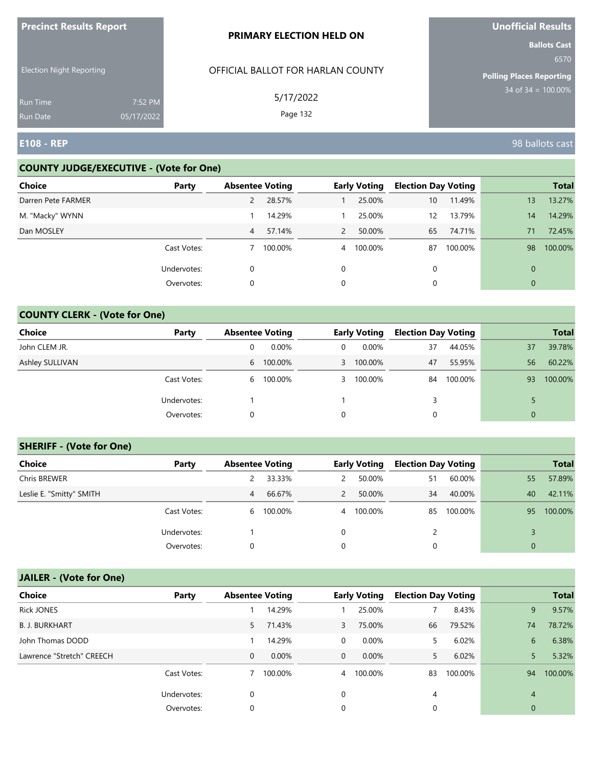**Precinct Results Report**

Election Night Reporting

Run Time 7:52 PM
Run Date 05/17/2022

**PRIMARY ELECTION HELD ON**

OFFICIAL BALLOT FOR HARLAN COUNTY

5/17/2022

**Unofficial Results**

**Ballots Cast**
6570

**Polling Places Reporting**
34 of 34 = 100.00%

## E108 - REP

98 ballots cast

### COUNTY JUDGE/EXECUTIVE - (Vote for One)

| Choice | Party | Absentee Voting | | Early Voting | | Election Day Voting | | Total | |
|---|---|---|---|---|---|---|---|---|---|
| Darren Pete FARMER | | 2 | 28.57% | 1 | 25.00% | 10 | 11.49% | 13 | 13.27% |
| M. "Macky" WYNN | | 1 | 14.29% | 1 | 25.00% | 12 | 13.79% | 14 | 14.29% |
| Dan MOSLEY | | 4 | 57.14% | 2 | 50.00% | 65 | 74.71% | 71 | 72.45% |
| | Cast Votes: | 7 | 100.00% | 4 | 100.00% | 87 | 100.00% | 98 | 100.00% |
| | Undervotes: | 0 | | 0 | | 0 | | 0 | |
| | Overvotes: | 0 | | 0 | | 0 | | 0 | |

### COUNTY CLERK - (Vote for One)

| Choice | Party | Absentee Voting | | Early Voting | | Election Day Voting | | Total | |
|---|---|---|---|---|---|---|---|---|---|
| John CLEM JR. | | 0 | 0.00% | 0 | 0.00% | 37 | 44.05% | 37 | 39.78% |
| Ashley SULLIVAN | | 6 | 100.00% | 3 | 100.00% | 47 | 55.95% | 56 | 60.22% |
| | Cast Votes: | 6 | 100.00% | 3 | 100.00% | 84 | 100.00% | 93 | 100.00% |
| | Undervotes: | 1 | | 1 | | 3 | | 5 | |
| | Overvotes: | 0 | | 0 | | 0 | | 0 | |

### SHERIFF - (Vote for One)

| Choice | Party | Absentee Voting | | Early Voting | | Election Day Voting | | Total | |
|---|---|---|---|---|---|---|---|---|---|
| Chris BREWER | | 2 | 33.33% | 2 | 50.00% | 51 | 60.00% | 55 | 57.89% |
| Leslie E. "Smitty" SMITH | | 4 | 66.67% | 2 | 50.00% | 34 | 40.00% | 40 | 42.11% |
| | Cast Votes: | 6 | 100.00% | 4 | 100.00% | 85 | 100.00% | 95 | 100.00% |
| | Undervotes: | 1 | | 0 | | 2 | | 3 | |
| | Overvotes: | 0 | | 0 | | 0 | | 0 | |

### JAILER - (Vote for One)

| Choice | Party | Absentee Voting | | Early Voting | | Election Day Voting | | Total | |
|---|---|---|---|---|---|---|---|---|---|
| Rick JONES | | 1 | 14.29% | 1 | 25.00% | 7 | 8.43% | 9 | 9.57% |
| B. J. BURKHART | | 5 | 71.43% | 3 | 75.00% | 66 | 79.52% | 74 | 78.72% |
| John Thomas DODD | | 1 | 14.29% | 0 | 0.00% | 5 | 6.02% | 6 | 6.38% |
| Lawrence "Stretch" CREECH | | 0 | 0.00% | 0 | 0.00% | 5 | 6.02% | 5 | 5.32% |
| | Cast Votes: | 7 | 100.00% | 4 | 100.00% | 83 | 100.00% | 94 | 100.00% |
| | Undervotes: | 0 | | 0 | | 4 | | 4 | |
| | Overvotes: | 0 | | 0 | | 0 | | 0 | |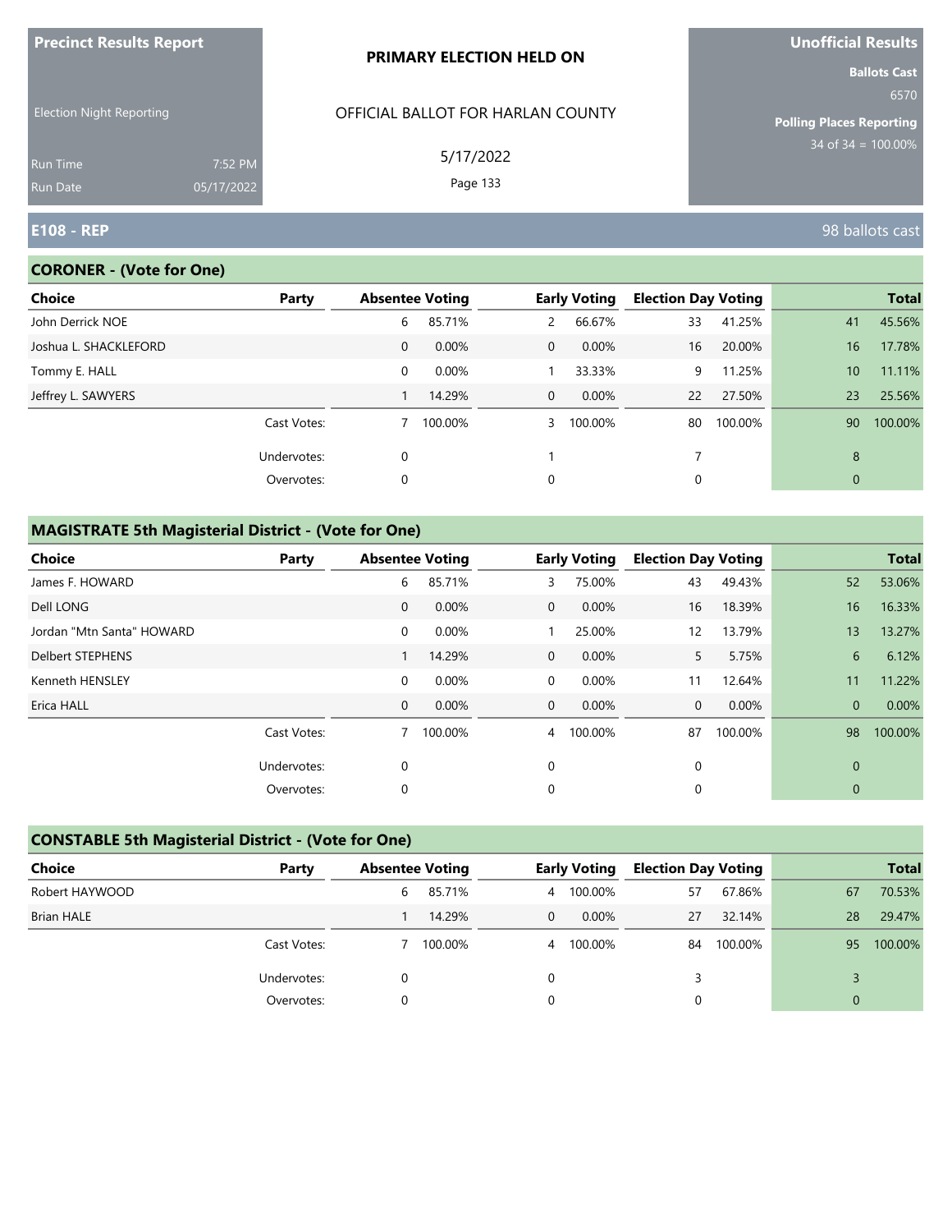Precinct Results Report

Election Night Reporting

Run Time 7:52 PM
Run Date 05/17/2022

**PRIMARY ELECTION HELD ON**

OFFICIAL BALLOT FOR HARLAN COUNTY

5/17/2022

Unofficial Results

Ballots Cast 6570

Polling Places Reporting 34 of 34 = 100.00%

## E108 - REP

98 ballots cast

### CORONER - (Vote for One)

| Choice | Party | Absentee Voting | | Early Voting | | Election Day Voting | | Total | |
|---|---|---|---|---|---|---|---|---|---|
| John Derrick NOE | | 6 | 85.71% | 2 | 66.67% | 33 | 41.25% | 41 | 45.56% |
| Joshua L. SHACKLEFORD | | 0 | 0.00% | 0 | 0.00% | 16 | 20.00% | 16 | 17.78% |
| Tommy E. HALL | | 0 | 0.00% | 1 | 33.33% | 9 | 11.25% | 10 | 11.11% |
| Jeffrey L. SAWYERS | | 1 | 14.29% | 0 | 0.00% | 22 | 27.50% | 23 | 25.56% |
| | Cast Votes: | 7 | 100.00% | 3 | 100.00% | 80 | 100.00% | 90 | 100.00% |
| | Undervotes: | 0 | | 1 | | 7 | | 8 | |
| | Overvotes: | 0 | | 0 | | 0 | | 0 | |

### MAGISTRATE 5th Magisterial District - (Vote for One)

| Choice | Party | Absentee Voting | | Early Voting | | Election Day Voting | | Total | |
|---|---|---|---|---|---|---|---|---|---|
| James F. HOWARD | | 6 | 85.71% | 3 | 75.00% | 43 | 49.43% | 52 | 53.06% |
| Dell LONG | | 0 | 0.00% | 0 | 0.00% | 16 | 18.39% | 16 | 16.33% |
| Jordan "Mtn Santa" HOWARD | | 0 | 0.00% | 1 | 25.00% | 12 | 13.79% | 13 | 13.27% |
| Delbert STEPHENS | | 1 | 14.29% | 0 | 0.00% | 5 | 5.75% | 6 | 6.12% |
| Kenneth HENSLEY | | 0 | 0.00% | 0 | 0.00% | 11 | 12.64% | 11 | 11.22% |
| Erica HALL | | 0 | 0.00% | 0 | 0.00% | 0 | 0.00% | 0 | 0.00% |
| | Cast Votes: | 7 | 100.00% | 4 | 100.00% | 87 | 100.00% | 98 | 100.00% |
| | Undervotes: | 0 | | 0 | | 0 | | 0 | |
| | Overvotes: | 0 | | 0 | | 0 | | 0 | |

### CONSTABLE 5th Magisterial District - (Vote for One)

| Choice | Party | Absentee Voting | | Early Voting | | Election Day Voting | | Total | |
|---|---|---|---|---|---|---|---|---|---|
| Robert HAYWOOD | | 6 | 85.71% | 4 | 100.00% | 57 | 67.86% | 67 | 70.53% |
| Brian HALE | | 1 | 14.29% | 0 | 0.00% | 27 | 32.14% | 28 | 29.47% |
| | Cast Votes: | 7 | 100.00% | 4 | 100.00% | 84 | 100.00% | 95 | 100.00% |
| | Undervotes: | 0 | | 0 | | 3 | | 3 | |
| | Overvotes: | 0 | | 0 | | 0 | | 0 | |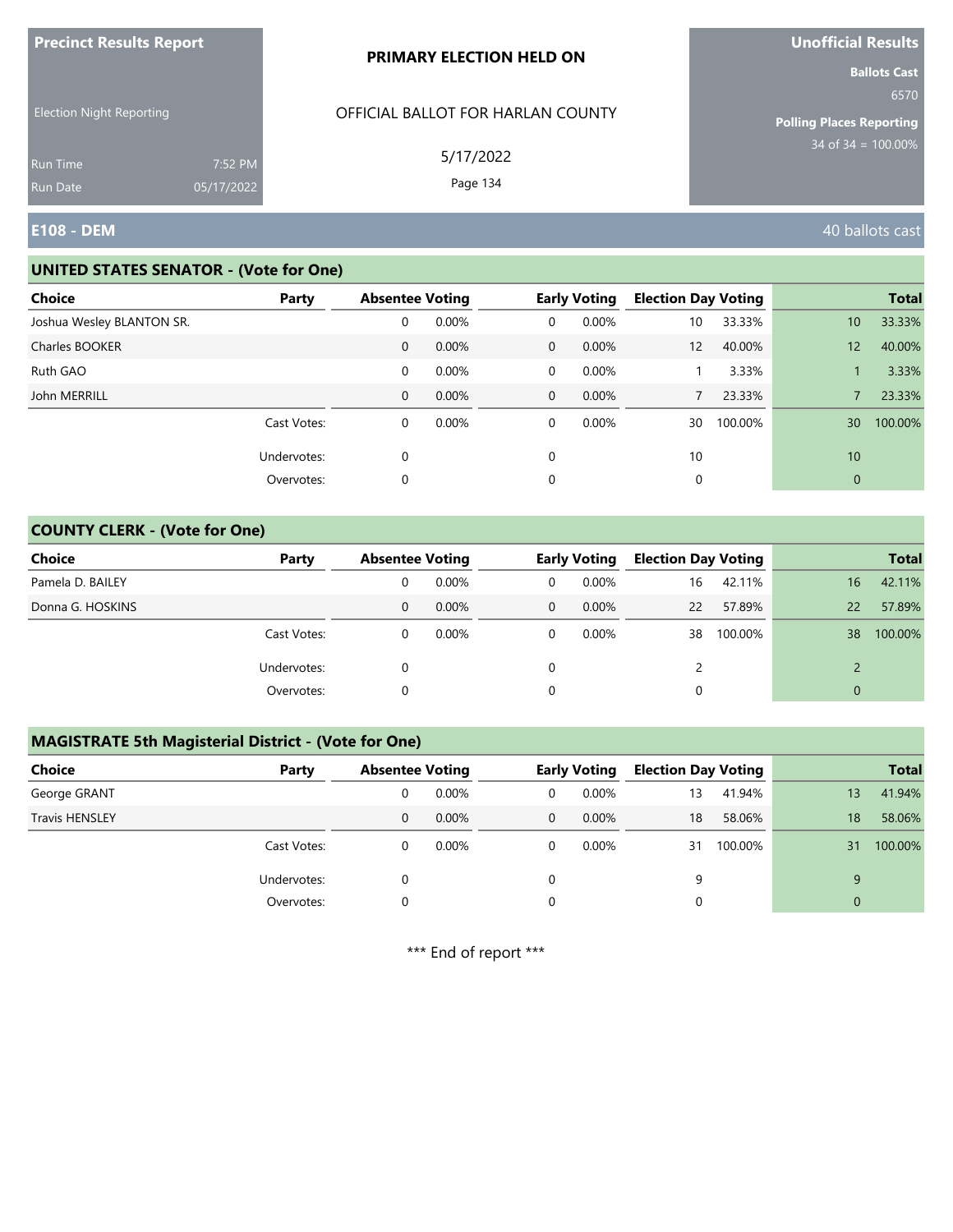Precinct Results Report

Election Night Reporting

Run Time 7:52 PM
Run Date 05/17/2022

**PRIMARY ELECTION HELD ON**

OFFICIAL BALLOT FOR HARLAN COUNTY

5/17/2022

**Unofficial Results**

**Ballots Cast**
6570

**Polling Places Reporting**
34 of 34 = 100.00%

## E108 - DEM

40 ballots cast

### UNITED STATES SENATOR - (Vote for One)

| Choice | Party | Absentee Voting | | Early Voting | | Election Day Voting | | Total | |
|---|---|---|---|---|---|---|---|---|---|
| Joshua Wesley BLANTON SR. | | 0 | 0.00% | 0 | 0.00% | 10 | 33.33% | 10 | 33.33% |
| Charles BOOKER | | 0 | 0.00% | 0 | 0.00% | 12 | 40.00% | 12 | 40.00% |
| Ruth GAO | | 0 | 0.00% | 0 | 0.00% | 1 | 3.33% | 1 | 3.33% |
| John MERRILL | | 0 | 0.00% | 0 | 0.00% | 7 | 23.33% | 7 | 23.33% |
| | Cast Votes: | 0 | 0.00% | 0 | 0.00% | 30 | 100.00% | 30 | 100.00% |
| | Undervotes: | 0 | | 0 | | 10 | | 10 | |
| | Overvotes: | 0 | | 0 | | 0 | | 0 | |

### COUNTY CLERK - (Vote for One)

| Choice | Party | Absentee Voting | | Early Voting | | Election Day Voting | | Total | |
|---|---|---|---|---|---|---|---|---|---|
| Pamela D. BAILEY | | 0 | 0.00% | 0 | 0.00% | 16 | 42.11% | 16 | 42.11% |
| Donna G. HOSKINS | | 0 | 0.00% | 0 | 0.00% | 22 | 57.89% | 22 | 57.89% |
| | Cast Votes: | 0 | 0.00% | 0 | 0.00% | 38 | 100.00% | 38 | 100.00% |
| | Undervotes: | 0 | | 0 | | 2 | | 2 | |
| | Overvotes: | 0 | | 0 | | 0 | | 0 | |

### MAGISTRATE 5th Magisterial District - (Vote for One)

| Choice | Party | Absentee Voting | | Early Voting | | Election Day Voting | | Total | |
|---|---|---|---|---|---|---|---|---|---|
| George GRANT | | 0 | 0.00% | 0 | 0.00% | 13 | 41.94% | 13 | 41.94% |
| Travis HENSLEY | | 0 | 0.00% | 0 | 0.00% | 18 | 58.06% | 18 | 58.06% |
| | Cast Votes: | 0 | 0.00% | 0 | 0.00% | 31 | 100.00% | 31 | 100.00% |
| | Undervotes: | 0 | | 0 | | 9 | | 9 | |
| | Overvotes: | 0 | | 0 | | 0 | | 0 | |

*** End of report ***